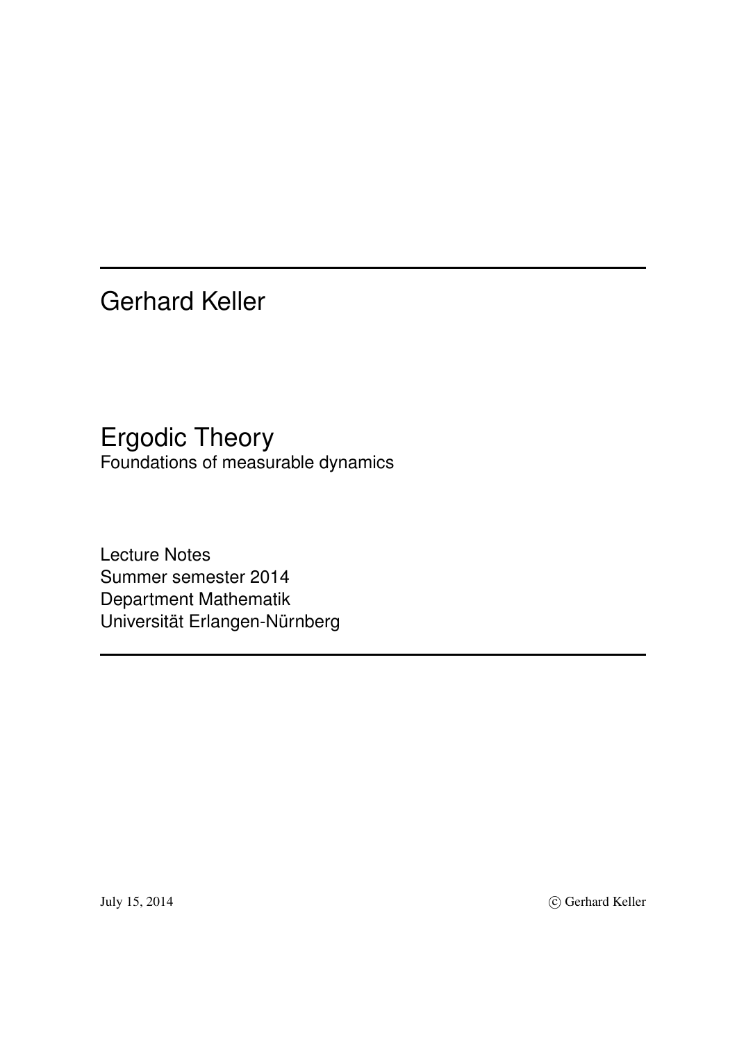# Gerhard Keller

## Ergodic Theory

Foundations of measurable dynamics

Lecture Notes
Summer semester 2014
Department Mathematik
Universität Erlangen-Nürnberg

July 15, 2014

© Gerhard Keller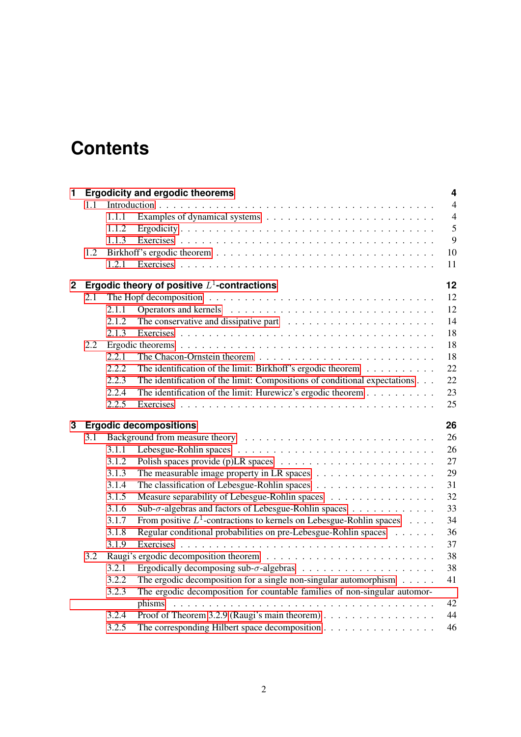# Contents

**1 Ergodicity and ergodic theorems** **4**

- 1.1 Introduction . . . 4
  - 1.1.1 Examples of dynamical systems . . . 4
  - 1.1.2 Ergodicity . . . 5
  - 1.1.3 Exercises . . . 9
- 1.2 Birkhoff's ergodic theorem . . . 10
  - 1.2.1 Exercises . . . 11

**2 Ergodic theory of positive $L^1$-contractions** **12**

- 2.1 The Hopf decomposition . . . 12
  - 2.1.1 Operators and kernels . . . 12
  - 2.1.2 The conservative and dissipative part . . . 14
  - 2.1.3 Exercises . . . 18
- 2.2 Ergodic theorems . . . 18
  - 2.2.1 The Chacon-Ornstein theorem . . . 18
  - 2.2.2 The identification of the limit: Birkhoff's ergodic theorem . . . 22
  - 2.2.3 The identification of the limit: Compositions of conditional expectations . . . 22
  - 2.2.4 The identification of the limit: Hurewicz's ergodic theorem . . . 23
  - 2.2.5 Exercises . . . 25

**3 Ergodic decompositions** **26**

- 3.1 Background from measure theory . . . 26
  - 3.1.1 Lebesgue-Rohlin spaces . . . 26
  - 3.1.2 Polish spaces provide (p)LR spaces . . . 27
  - 3.1.3 The measurable image property in LR spaces . . . 29
  - 3.1.4 The classification of Lebesgue-Rohlin spaces . . . 31
  - 3.1.5 Measure separability of Lebesgue-Rohlin spaces . . . 32
  - 3.1.6 Sub-$\sigma$-algebras and factors of Lebesgue-Rohlin spaces . . . 33
  - 3.1.7 From positive $L^1$-contractions to kernels on Lebesgue-Rohlin spaces . . . 34
  - 3.1.8 Regular conditional probabilities on pre-Lebesgue-Rohlin spaces . . . 36
  - 3.1.9 Exercises . . . 37
- 3.2 Raugi's ergodic decomposition theorem . . . 38
  - 3.2.1 Ergodically decomposing sub-$\sigma$-algebras . . . 38
  - 3.2.2 The ergodic decomposition for a single non-singular automorphism . . . 41
  - 3.2.3 The ergodic decomposition for countable families of non-singular automorphisms . . . 42
  - 3.2.4 Proof of Theorem 3.2.9 (Raugi's main theorem) . . . 44
  - 3.2.5 The corresponding Hilbert space decomposition . . . 46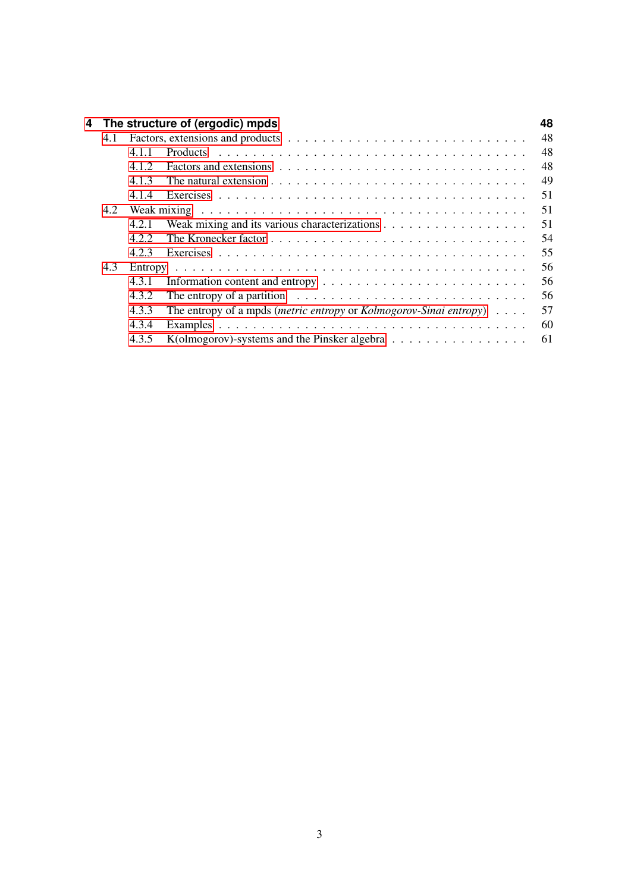**4 The structure of (ergodic) mpds** **48**

- 4.1 Factors, extensions and products . . . . . 48
  - 4.1.1 Products . . . . . 48
  - 4.1.2 Factors and extensions . . . . . 48
  - 4.1.3 The natural extension . . . . . 49
  - 4.1.4 Exercises . . . . . 51
- 4.2 Weak mixing . . . . . 51
  - 4.2.1 Weak mixing and its various characterizations . . . . . 51
  - 4.2.2 The Kronecker factor . . . . . 54
  - 4.2.3 Exercises . . . . . 55
- 4.3 Entropy . . . . . 56
  - 4.3.1 Information content and entropy . . . . . 56
  - 4.3.2 The entropy of a partition . . . . . 56
  - 4.3.3 The entropy of a mpds (*metric entropy* or *Kolmogorov-Sinai entropy*) . . . . . 57
  - 4.3.4 Examples . . . . . 60
  - 4.3.5 K(olmogorov)-systems and the Pinsker algebra . . . . . 61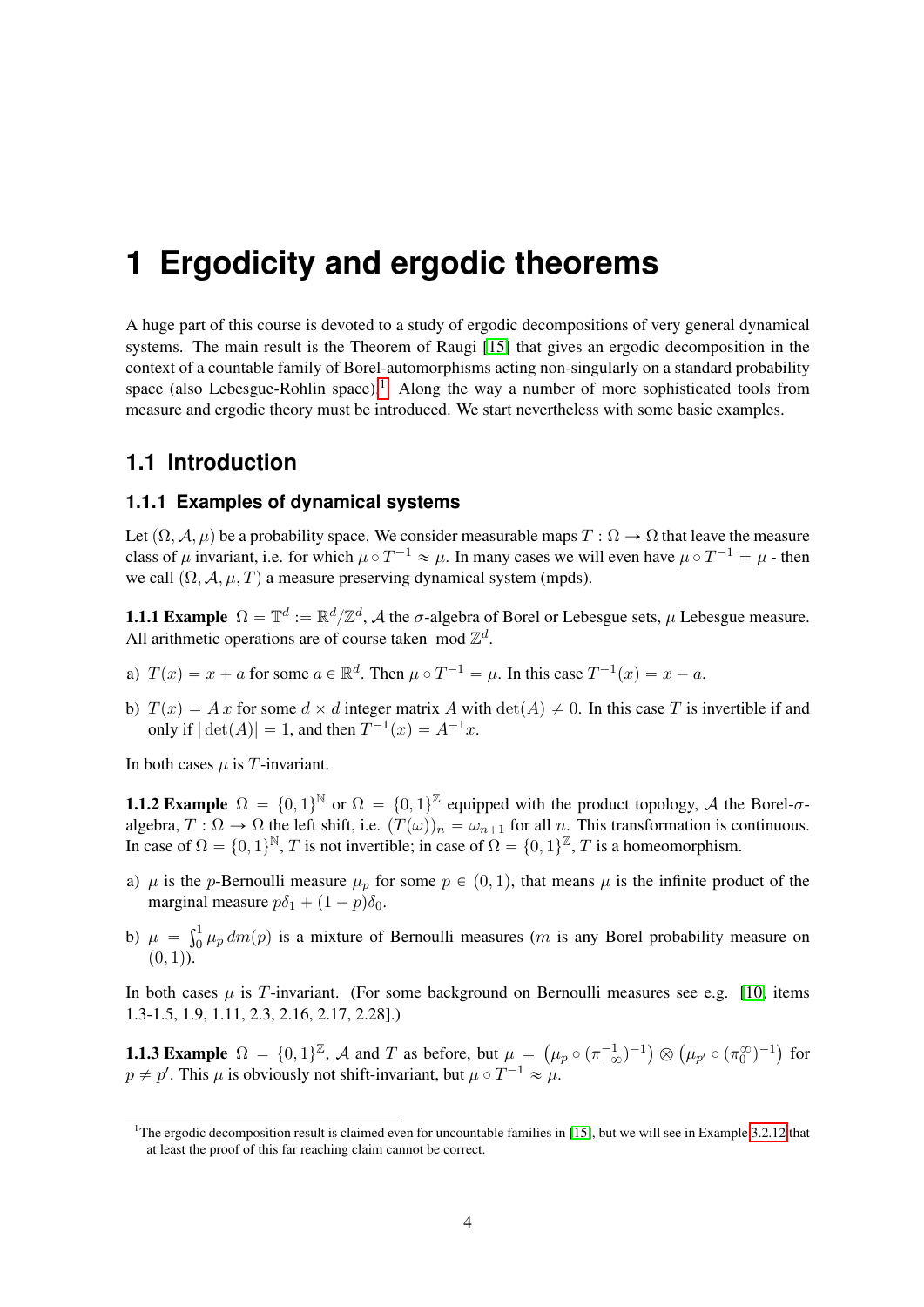# 1 Ergodicity and ergodic theorems

A huge part of this course is devoted to a study of ergodic decompositions of very general dynamical systems. The main result is the Theorem of Raugi [15] that gives an ergodic decomposition in the context of a countable family of Borel-automorphisms acting non-singularly on a standard probability space (also Lebesgue-Rohlin space).[1] Along the way a number of more sophisticated tools from measure and ergodic theory must be introduced. We start nevertheless with some basic examples.

## 1.1 Introduction

### 1.1.1 Examples of dynamical systems

Let $(\Omega, \mathcal{A}, \mu)$ be a probability space. We consider measurable maps $T : \Omega \to \Omega$ that leave the measure class of $\mu$ invariant, i.e. for which $\mu \circ T^{-1} \approx \mu$. In many cases we will even have $\mu \circ T^{-1} = \mu$ - then we call $(\Omega, \mathcal{A}, \mu, T)$ a measure preserving dynamical system (mpds).

**1.1.1 Example** $\Omega = \mathbb{T}^d := \mathbb{R}^d/\mathbb{Z}^d$, $\mathcal{A}$ the $\sigma$-algebra of Borel or Lebesgue sets, $\mu$ Lebesgue measure. All arithmetic operations are of course taken $\mod \mathbb{Z}^d$.

a) $T(x) = x + a$ for some $a \in \mathbb{R}^d$. Then $\mu \circ T^{-1} = \mu$. In this case $T^{-1}(x) = x - a$.

b) $T(x) = A\,x$ for some $d \times d$ integer matrix $A$ with $\det(A) \neq 0$. In this case $T$ is invertible if and only if $|\det(A)| = 1$, and then $T^{-1}(x) = A^{-1}x$.

In both cases $\mu$ is $T$-invariant.

**1.1.2 Example** $\Omega = \{0,1\}^{\mathbb{N}}$ or $\Omega = \{0,1\}^{\mathbb{Z}}$ equipped with the product topology, $\mathcal{A}$ the Borel-$\sigma$-algebra, $T : \Omega \to \Omega$ the left shift, i.e. $(T(\omega))_n = \omega_{n+1}$ for all $n$. This transformation is continuous. In case of $\Omega = \{0,1\}^{\mathbb{N}}$, $T$ is not invertible; in case of $\Omega = \{0,1\}^{\mathbb{Z}}$, $T$ is a homeomorphism.

a) $\mu$ is the $p$-Bernoulli measure $\mu_p$ for some $p \in (0,1)$, that means $\mu$ is the infinite product of the marginal measure $p\delta_1 + (1-p)\delta_0$.

b) $\mu = \int_0^1 \mu_p \, dm(p)$ is a mixture of Bernoulli measures ($m$ is any Borel probability measure on $(0,1)$).

In both cases $\mu$ is $T$-invariant. (For some background on Bernoulli measures see e.g. [10, items 1.3-1.5, 1.9, 1.11, 2.3, 2.16, 2.17, 2.28].)

**1.1.3 Example** $\Omega = \{0,1\}^{\mathbb{Z}}$, $\mathcal{A}$ and $T$ as before, but $\mu = \left(\mu_p \circ (\pi_{-\infty}^{-1})^{-1}\right) \otimes \left(\mu_{p'} \circ (\pi_0^{\infty})^{-1}\right)$ for $p \neq p'$. This $\mu$ is obviously not shift-invariant, but $\mu \circ T^{-1} \approx \mu$.

[1] The ergodic decomposition result is claimed even for uncountable families in [15], but we will see in Example 3.2.12 that at least the proof of this far reaching claim cannot be correct.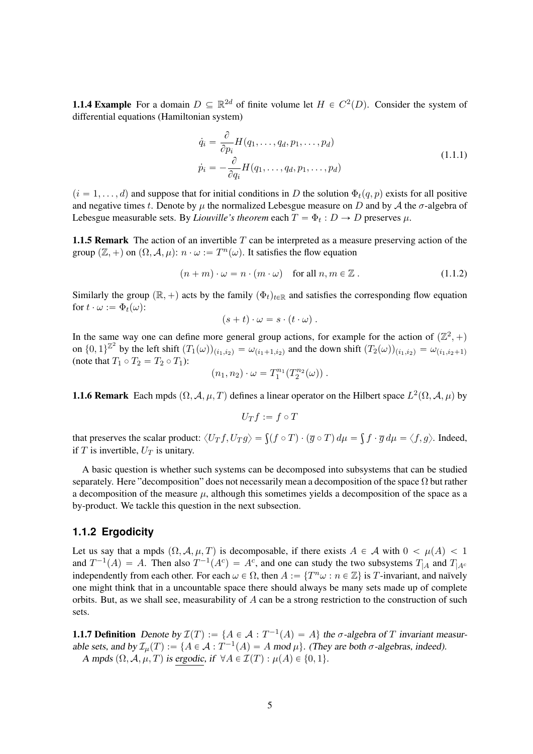**1.1.4 Example** For a domain $D \subseteq \mathbb{R}^{2d}$ of finite volume let $H \in C^2(D)$. Consider the system of differential equations (Hamiltonian system)

$$
\begin{aligned}
\dot{q}_i &= \frac{\partial}{\partial p_i} H(q_1, \ldots, q_d, p_1, \ldots, p_d) \\
\dot{p}_i &= -\frac{\partial}{\partial q_i} H(q_1, \ldots, q_d, p_1, \ldots, p_d)
\end{aligned}
\tag{1.1.1}
$$

$(i = 1, \ldots, d)$ and suppose that for initial conditions in $D$ the solution $\Phi_t(q, p)$ exists for all positive and negative times $t$. Denote by $\mu$ the normalized Lebesgue measure on $D$ and by $\mathcal{A}$ the $\sigma$-algebra of Lebesgue measurable sets. By *Liouville's theorem* each $T = \Phi_t : D \to D$ preserves $\mu$.

**1.1.5 Remark** The action of an invertible $T$ can be interpreted as a measure preserving action of the group $(\mathbb{Z}, +)$ on $(\Omega, \mathcal{A}, \mu)$: $n \cdot \omega := T^n(\omega)$. It satisfies the flow equation

$$
(n + m) \cdot \omega = n \cdot (m \cdot \omega) \quad \text{for all } n, m \in \mathbb{Z} . \tag{1.1.2}
$$

Similarly the group $(\mathbb{R}, +)$ acts by the family $(\Phi_t)_{t \in \mathbb{R}}$ and satisfies the corresponding flow equation for $t \cdot \omega := \Phi_t(\omega)$:

$$
(s + t) \cdot \omega = s \cdot (t \cdot \omega) .
$$

In the same way one can define more general group actions, for example for the action of $(\mathbb{Z}^2, +)$ on $\{0, 1\}^{\mathbb{Z}^2}$ by the left shift $(T_1(\omega))_{(i_1, i_2)} = \omega_{(i_1+1, i_2)}$ and the down shift $(T_2(\omega))_{(i_1, i_2)} = \omega_{(i_1, i_2+1)}$ (note that $T_1 \circ T_2 = T_2 \circ T_1$):

$$
(n_1, n_2) \cdot \omega = T_1^{n_1}(T_2^{n_2}(\omega)) .
$$

**1.1.6 Remark** Each mpds $(\Omega, \mathcal{A}, \mu, T)$ defines a linear operator on the Hilbert space $L^2(\Omega, \mathcal{A}, \mu)$ by

$$
U_T f := f \circ T
$$

that preserves the scalar product: $\langle U_T f, U_T g \rangle = \int (f \circ T) \cdot (\overline{g} \circ T) \, d\mu = \int f \cdot \overline{g} \, d\mu = \langle f, g \rangle$. Indeed, if $T$ is invertible, $U_T$ is unitary.

A basic question is whether such systems can be decomposed into subsystems that can be studied separately. Here "decomposition" does not necessarily mean a decomposition of the space $\Omega$ but rather a decomposition of the measure $\mu$, although this sometimes yields a decomposition of the space as a by-product. We tackle this question in the next subsection.

### 1.1.2 Ergodicity

Let us say that a mpds $(\Omega, \mathcal{A}, \mu, T)$ is decomposable, if there exists $A \in \mathcal{A}$ with $0 < \mu(A) < 1$ and $T^{-1}(A) = A$. Then also $T^{-1}(A^c) = A^c$, and one can study the two subsystems $T_{|A}$ and $T_{|A^c}$ independently from each other. For each $\omega \in \Omega$, then $A := \{T^n \omega : n \in \mathbb{Z}\}$ is $T$-invariant, and naïvely one might think that in a uncountable space there should always be many sets made up of complete orbits. But, as we shall see, measurability of $A$ can be a strong restriction to the construction of such sets.

**1.1.7 Definition** *Denote by $\mathcal{I}(T) := \{A \in \mathcal{A} : T^{-1}(A) = A\}$ the $\sigma$-algebra of $T$ invariant measurable sets, and by $\mathcal{I}_\mu(T) := \{A \in \mathcal{A} : T^{-1}(A) = A \text{ mod } \mu\}$. (They are both $\sigma$-algebras, indeed).*
*A mpds $(\Omega, \mathcal{A}, \mu, T)$ is* <u>*ergodic*</u>*, if $\forall A \in \mathcal{I}(T) : \mu(A) \in \{0, 1\}$.*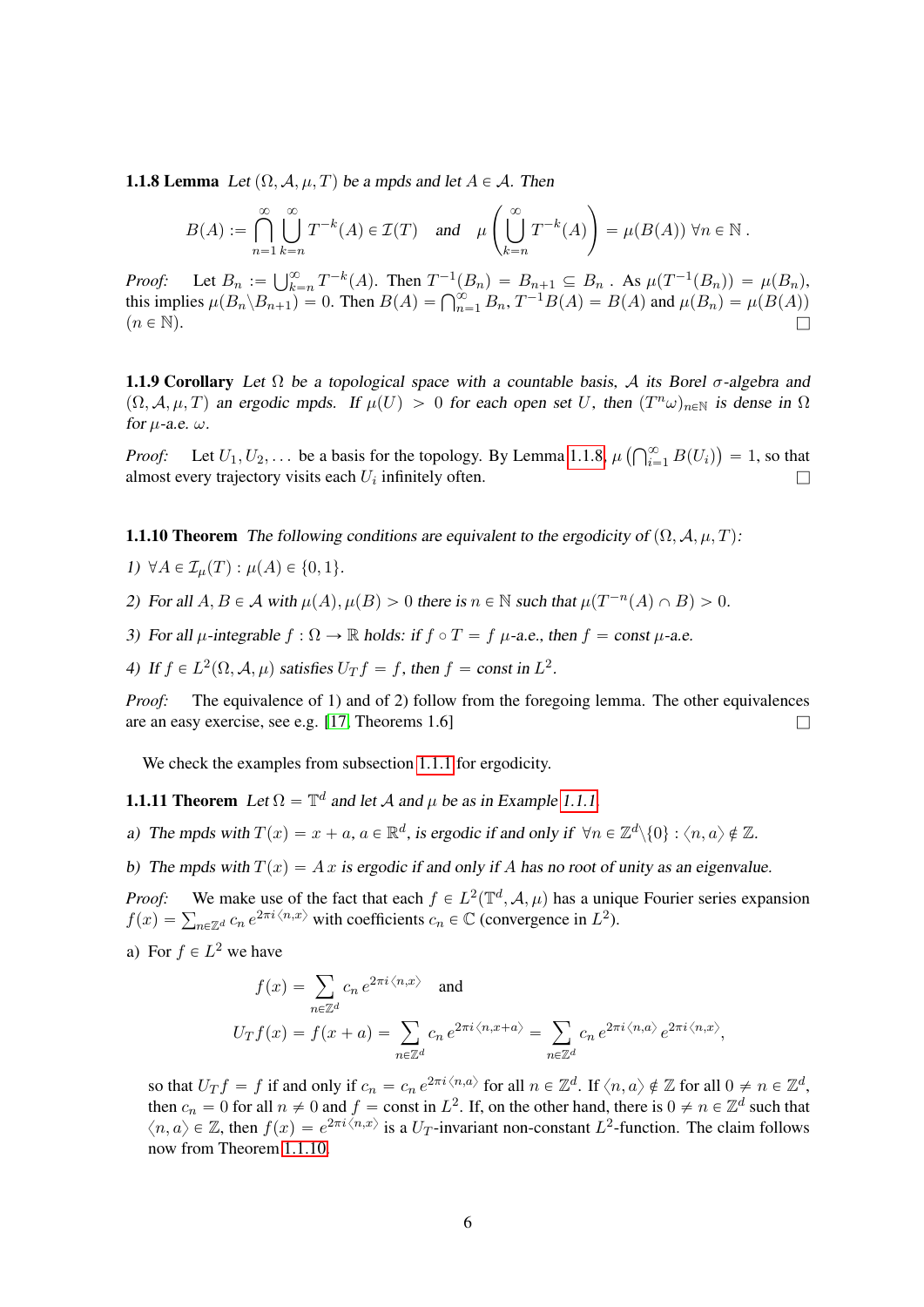**1.1.8 Lemma** *Let $(\Omega, \mathcal{A}, \mu, T)$ be a mpds and let $A \in \mathcal{A}$. Then*

$$B(A) := \bigcap_{n=1}^{\infty} \bigcup_{k=n}^{\infty} T^{-k}(A) \in \mathcal{I}(T) \quad \text{and} \quad \mu\left(\bigcup_{k=n}^{\infty} T^{-k}(A)\right) = \mu(B(A)) \; \forall n \in \mathbb{N}\,.$$

*Proof:* Let $B_n := \bigcup_{k=n}^{\infty} T^{-k}(A)$. Then $T^{-1}(B_n) = B_{n+1} \subseteq B_n$ . As $\mu(T^{-1}(B_n)) = \mu(B_n)$, this implies $\mu(B_n \backslash B_{n+1}) = 0$. Then $B(A) = \bigcap_{n=1}^{\infty} B_n$, $T^{-1}B(A) = B(A)$ and $\mu(B_n) = \mu(B(A))$ $(n \in \mathbb{N})$. □

**1.1.9 Corollary** *Let $\Omega$ be a topological space with a countable basis, $\mathcal{A}$ its Borel $\sigma$-algebra and $(\Omega, \mathcal{A}, \mu, T)$ an ergodic mpds. If $\mu(U) > 0$ for each open set $U$, then $(T^n\omega)_{n \in \mathbb{N}}$ is dense in $\Omega$ for $\mu$-a.e. $\omega$.*

*Proof:* Let $U_1, U_2, \dots$ be a basis for the topology. By Lemma 1.1.8, $\mu\left(\bigcap_{i=1}^{\infty} B(U_i)\right) = 1$, so that almost every trajectory visits each $U_i$ infinitely often. □

**1.1.10 Theorem** *The following conditions are equivalent to the ergodicity of $(\Omega, \mathcal{A}, \mu, T)$:*

*1) $\forall A \in \mathcal{I}_\mu(T) : \mu(A) \in \{0, 1\}$.*

*2) For all $A, B \in \mathcal{A}$ with $\mu(A), \mu(B) > 0$ there is $n \in \mathbb{N}$ such that $\mu(T^{-n}(A) \cap B) > 0$.*

*3) For all $\mu$-integrable $f : \Omega \to \mathbb{R}$ holds: if $f \circ T = f$ $\mu$-a.e., then $f = const$ $\mu$-a.e.*

*4) If $f \in L^2(\Omega, \mathcal{A}, \mu)$ satisfies $U_T f = f$, then $f = const$ in $L^2$.*

*Proof:* The equivalence of 1) and of 2) follow from the foregoing lemma. The other equivalences are an easy exercise, see e.g. [17, Theorems 1.6] □

We check the examples from subsection 1.1.1 for ergodicity.

**1.1.11 Theorem** *Let $\Omega = \mathbb{T}^d$ and let $\mathcal{A}$ and $\mu$ be as in Example 1.1.1.*

*a) The mpds with $T(x) = x + a$, $a \in \mathbb{R}^d$, is ergodic if and only if $\forall n \in \mathbb{Z}^d \backslash \{0\} : \langle n, a \rangle \notin \mathbb{Z}$.*

*b) The mpds with $T(x) = A\,x$ is ergodic if and only if $A$ has no root of unity as an eigenvalue.*

*Proof:* We make use of the fact that each $f \in L^2(\mathbb{T}^d, \mathcal{A}, \mu)$ has a unique Fourier series expansion $f(x) = \sum_{n \in \mathbb{Z}^d} c_n\, e^{2\pi i \langle n, x \rangle}$ with coefficients $c_n \in \mathbb{C}$ (convergence in $L^2$).

a) For $f \in L^2$ we have

$$\begin{aligned} f(x) &= \sum_{n \in \mathbb{Z}^d} c_n\, e^{2\pi i \langle n, x \rangle} \quad \text{and} \\ U_T f(x) = f(x + a) &= \sum_{n \in \mathbb{Z}^d} c_n\, e^{2\pi i \langle n, x + a \rangle} = \sum_{n \in \mathbb{Z}^d} c_n\, e^{2\pi i \langle n, a \rangle}\, e^{2\pi i \langle n, x \rangle}, \end{aligned}$$

so that $U_T f = f$ if and only if $c_n = c_n\, e^{2\pi i \langle n, a \rangle}$ for all $n \in \mathbb{Z}^d$. If $\langle n, a \rangle \notin \mathbb{Z}$ for all $0 \neq n \in \mathbb{Z}^d$, then $c_n = 0$ for all $n \neq 0$ and $f = \text{const}$ in $L^2$. If, on the other hand, there is $0 \neq n \in \mathbb{Z}^d$ such that $\langle n, a \rangle \in \mathbb{Z}$, then $f(x) = e^{2\pi i \langle n, x \rangle}$ is a $U_T$-invariant non-constant $L^2$-function. The claim follows now from Theorem 1.1.10.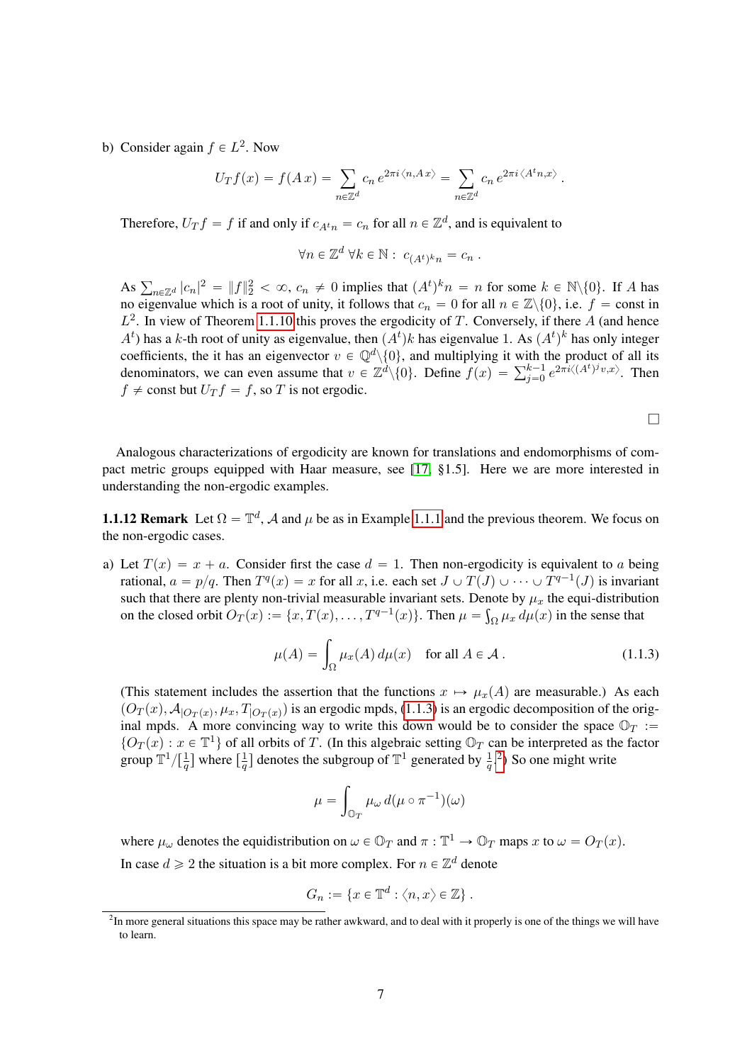b) Consider again $f \in L^2$. Now

$$U_T f(x) = f(A\,x) = \sum_{n\in\mathbb{Z}^d} c_n\, e^{2\pi i\langle n, A\,x\rangle} = \sum_{n\in\mathbb{Z}^d} c_n\, e^{2\pi i\langle A^t n, x\rangle}\,.$$

Therefore, $U_T f = f$ if and only if $c_{A^t n} = c_n$ for all $n \in \mathbb{Z}^d$, and is equivalent to

$$\forall n \in \mathbb{Z}^d\ \forall k \in \mathbb{N}: \ c_{(A^t)^k n} = c_n\,.$$

As $\sum_{n\in\mathbb{Z}^d} |c_n|^2 = \|f\|_2^2 < \infty$, $c_n \neq 0$ implies that $(A^t)^k n = n$ for some $k \in \mathbb{N}\backslash\{0\}$. If $A$ has no eigenvalue which is a root of unity, it follows that $c_n = 0$ for all $n \in \mathbb{Z}\backslash\{0\}$, i.e. $f = \text{const}$ in $L^2$. In view of Theorem 1.1.10 this proves the ergodicity of $T$. Conversely, if there $A$ (and hence $A^t$) has a $k$-th root of unity as eigenvalue, then $(A^t)k$ has eigenvalue 1. As $(A^t)^k$ has only integer coefficients, the it has an eigenvector $v \in \mathbb{Q}^d\backslash\{0\}$, and multiplying it with the product of all its denominators, we can even assume that $v \in \mathbb{Z}^d\backslash\{0\}$. Define $f(x) = \sum_{j=0}^{k-1} e^{2\pi i\langle (A^t)^j v, x\rangle}$. Then $f \neq \text{const}$ but $U_T f = f$, so $T$ is not ergodic.

□

Analogous characterizations of ergodicity are known for translations and endomorphisms of compact metric groups equipped with Haar measure, see [17, §1.5]. Here we are more interested in understanding the non-ergodic examples.

**1.1.12 Remark** Let $\Omega = \mathbb{T}^d$, $\mathcal{A}$ and $\mu$ be as in Example 1.1.1 and the previous theorem. We focus on the non-ergodic cases.

a) Let $T(x) = x + a$. Consider first the case $d = 1$. Then non-ergodicity is equivalent to $a$ being rational, $a = p/q$. Then $T^q(x) = x$ for all $x$, i.e. each set $J \cup T(J) \cup \cdots \cup T^{q-1}(J)$ is invariant such that there are plenty non-trivial measurable invariant sets. Denote by $\mu_x$ the equi-distribution on the closed orbit $O_T(x) := \{x, T(x), \ldots, T^{q-1}(x)\}$. Then $\mu = \int_\Omega \mu_x\, d\mu(x)$ in the sense that

$$\mu(A) = \int_\Omega \mu_x(A)\, d\mu(x) \quad \text{for all } A \in \mathcal{A}\,. \tag{1.1.3}$$

(This statement includes the assertion that the functions $x \mapsto \mu_x(A)$ are measurable.) As each $(O_T(x), \mathcal{A}_{|O_T(x)}, \mu_x, T_{|O_T(x)})$ is an ergodic mpds, (1.1.3) is an ergodic decomposition of the original mpds. A more convincing way to write this down would be to consider the space $\mathbb{O}_T := \{O_T(x) : x \in \mathbb{T}^1\}$ of all orbits of $T$. (In this algebraic setting $\mathbb{O}_T$ can be interpreted as the factor group $\mathbb{T}^1/[\frac{1}{q}]$ where $[\frac{1}{q}]$ denotes the subgroup of $\mathbb{T}^1$ generated by $\frac{1}{q}$.[2]) So one might write

$$\mu = \int_{\mathbb{O}_T} \mu_\omega\, d(\mu \circ \pi^{-1})(\omega)$$

where $\mu_\omega$ denotes the equidistribution on $\omega \in \mathbb{O}_T$ and $\pi : \mathbb{T}^1 \to \mathbb{O}_T$ maps $x$ to $\omega = O_T(x)$.

In case $d \geqslant 2$ the situation is a bit more complex. For $n \in \mathbb{Z}^d$ denote

$$G_n := \{x \in \mathbb{T}^d : \langle n, x\rangle \in \mathbb{Z}\}\,.$$

[2] In more general situations this space may be rather awkward, and to deal with it properly is one of the things we will have to learn.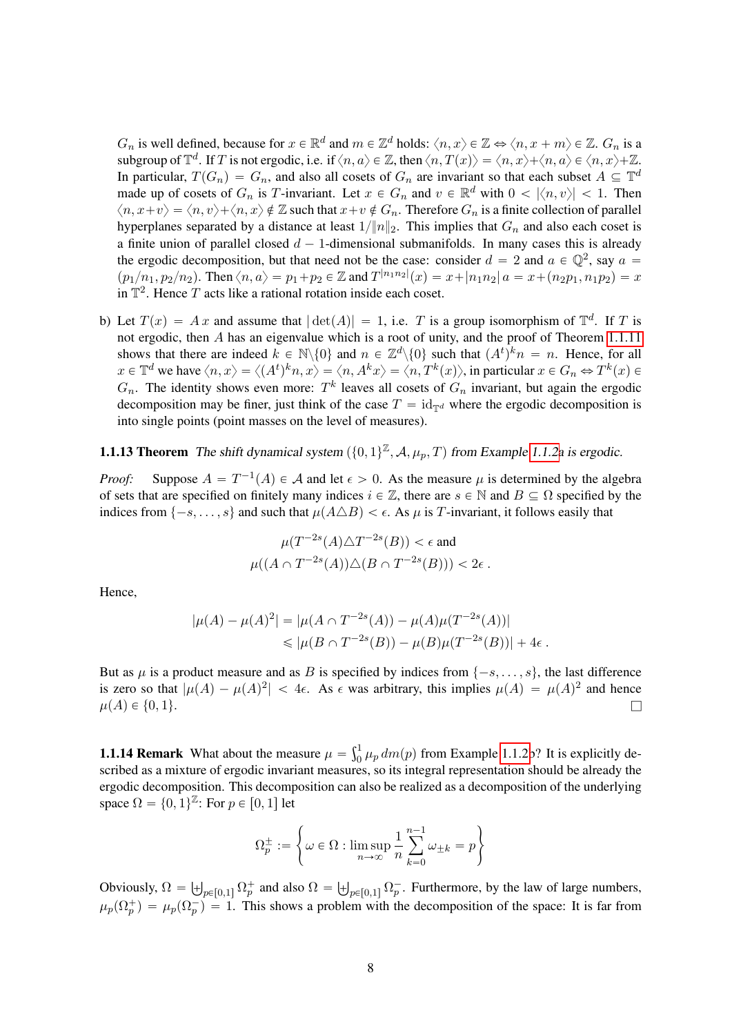$G_n$ is well defined, because for $x \in \mathbb{R}^d$ and $m \in \mathbb{Z}^d$ holds: $\langle n, x\rangle \in \mathbb{Z} \Leftrightarrow \langle n, x+m\rangle \in \mathbb{Z}$. $G_n$ is a subgroup of $\mathbb{T}^d$. If $T$ is not ergodic, i.e. if $\langle n, a\rangle \in \mathbb{Z}$, then $\langle n, T(x)\rangle = \langle n, x\rangle + \langle n, a\rangle \in \langle n, x\rangle + \mathbb{Z}$. In particular, $T(G_n) = G_n$, and also all cosets of $G_n$ are invariant so that each subset $A \subseteq \mathbb{T}^d$ made up of cosets of $G_n$ is $T$-invariant. Let $x \in G_n$ and $v \in \mathbb{R}^d$ with $0 < |\langle n, v\rangle| < 1$. Then $\langle n, x+v\rangle = \langle n, v\rangle + \langle n, x\rangle \notin \mathbb{Z}$ such that $x+v \notin G_n$. Therefore $G_n$ is a finite collection of parallel hyperplanes separated by a distance at least $1/\|n\|_2$. This implies that $G_n$ and also each coset is a finite union of parallel closed $d-1$-dimensional submanifolds. In many cases this is already the ergodic decomposition, but that need not be the case: consider $d = 2$ and $a \in \mathbb{Q}^2$, say $a = (p_1/n_1, p_2/n_2)$. Then $\langle n, a\rangle = p_1 + p_2 \in \mathbb{Z}$ and $T^{|n_1 n_2|}(x) = x + |n_1 n_2|\, a = x + (n_2 p_1, n_1 p_2) = x$ in $\mathbb{T}^2$. Hence $T$ acts like a rational rotation inside each coset.

b) Let $T(x) = A\,x$ and assume that $|\det(A)| = 1$, i.e. $T$ is a group isomorphism of $\mathbb{T}^d$. If $T$ is not ergodic, then $A$ has an eigenvalue which is a root of unity, and the proof of Theorem 1.1.11 shows that there are indeed $k \in \mathbb{N}\backslash\{0\}$ and $n \in \mathbb{Z}^d\backslash\{0\}$ such that $(A^t)^k n = n$. Hence, for all $x \in \mathbb{T}^d$ we have $\langle n, x\rangle = \langle (A^t)^k n, x\rangle = \langle n, A^k x\rangle = \langle n, T^k(x)\rangle$, in particular $x \in G_n \Leftrightarrow T^k(x) \in G_n$. The identity shows even more: $T^k$ leaves all cosets of $G_n$ invariant, but again the ergodic decomposition may be finer, just think of the case $T = \mathrm{id}_{\mathbb{T}^d}$ where the ergodic decomposition is into single points (point masses on the level of measures).

**1.1.13 Theorem** *The shift dynamical system $(\{0,1\}^{\mathbb{Z}}, \mathcal{A}, \mu_p, T)$ from Example 1.1.2a is ergodic.*

*Proof:* Suppose $A = T^{-1}(A) \in \mathcal{A}$ and let $\epsilon > 0$. As the measure $\mu$ is determined by the algebra of sets that are specified on finitely many indices $i \in \mathbb{Z}$, there are $s \in \mathbb{N}$ and $B \subseteq \Omega$ specified by the indices from $\{-s, \ldots, s\}$ and such that $\mu(A \triangle B) < \epsilon$. As $\mu$ is $T$-invariant, it follows easily that

$$\mu(T^{-2s}(A) \triangle T^{-2s}(B)) < \epsilon \text{ and}$$
$$\mu((A \cap T^{-2s}(A)) \triangle (B \cap T^{-2s}(B))) < 2\epsilon\,.$$

Hence,

$$\begin{aligned}|\mu(A) - \mu(A)^2| &= |\mu(A \cap T^{-2s}(A)) - \mu(A)\mu(T^{-2s}(A))| \\ &\leqslant |\mu(B \cap T^{-2s}(B)) - \mu(B)\mu(T^{-2s}(B))| + 4\epsilon\,.\end{aligned}$$

But as $\mu$ is a product measure and as $B$ is specified by indices from $\{-s, \ldots, s\}$, the last difference is zero so that $|\mu(A) - \mu(A)^2| < 4\epsilon$. As $\epsilon$ was arbitrary, this implies $\mu(A) = \mu(A)^2$ and hence $\mu(A) \in \{0, 1\}$. □

**1.1.14 Remark** What about the measure $\mu = \int_0^1 \mu_p\, dm(p)$ from Example 1.1.2b? It is explicitly described as a mixture of ergodic invariant measures, so its integral representation should be already the ergodic decomposition. This decomposition can also be realized as a decomposition of the underlying space $\Omega = \{0,1\}^{\mathbb{Z}}$: For $p \in [0,1]$ let

$$\Omega_p^{\pm} := \left\{\omega \in \Omega : \limsup_{n\to\infty} \frac{1}{n}\sum_{k=0}^{n-1} \omega_{\pm k} = p\right\}$$

Obviously, $\Omega = \biguplus_{p\in[0,1]} \Omega_p^+$ and also $\Omega = \biguplus_{p\in[0,1]} \Omega_p^-$. Furthermore, by the law of large numbers, $\mu_p(\Omega_p^+) = \mu_p(\Omega_p^-) = 1$. This shows a problem with the decomposition of the space: It is far from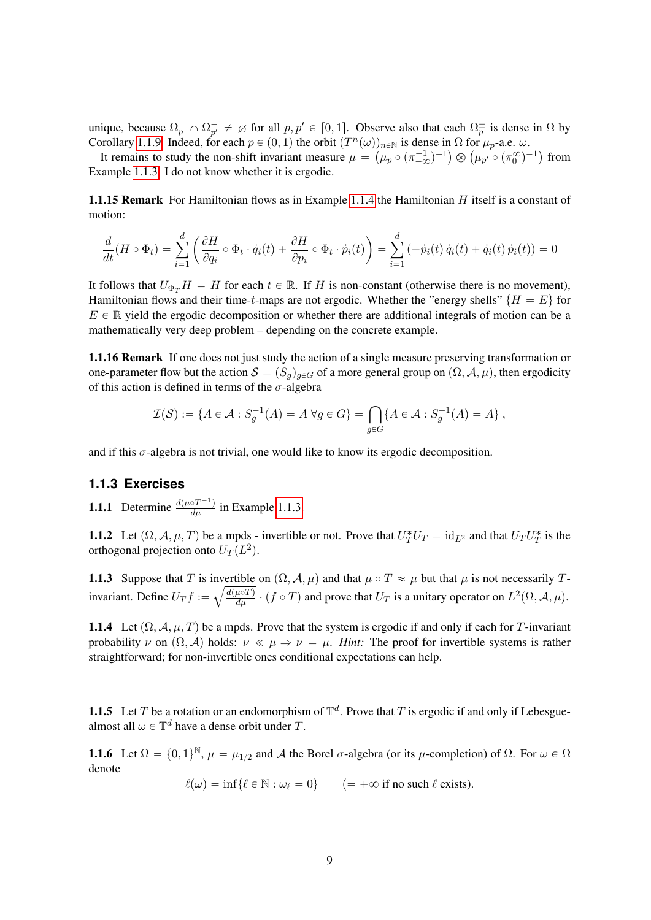unique, because $\Omega_p^+ \cap \Omega_{p'}^- \neq \varnothing$ for all $p, p' \in [0,1]$. Observe also that each $\Omega_p^\pm$ is dense in $\Omega$ by Corollary 1.1.9. Indeed, for each $p \in (0,1)$ the orbit $(T^n(\omega))_{n\in\mathbb{N}}$ is dense in $\Omega$ for $\mu_p$-a.e. $\omega$.

It remains to study the non-shift invariant measure $\mu = \left(\mu_p \circ (\pi_{-\infty}^{-1})^{-1}\right) \otimes \left(\mu_{p'} \circ (\pi_0^\infty)^{-1}\right)$ from Example 1.1.3. I do not know whether it is ergodic.

**1.1.15 Remark** For Hamiltonian flows as in Example 1.1.4 the Hamiltonian $H$ itself is a constant of motion:

$$\frac{d}{dt}(H \circ \Phi_t) = \sum_{i=1}^d \left( \frac{\partial H}{\partial q_i} \circ \Phi_t \cdot \dot{q}_i(t) + \frac{\partial H}{\partial p_i} \circ \Phi_t \cdot \dot{p}_i(t) \right) = \sum_{i=1}^d \left(-\dot{p}_i(t)\,\dot{q}_i(t) + \dot{q}_i(t)\,\dot{p}_i(t)\right) = 0$$

It follows that $U_{\Phi_T} H = H$ for each $t \in \mathbb{R}$. If $H$ is non-constant (otherwise there is no movement), Hamiltonian flows and their time-$t$-maps are not ergodic. Whether the "energy shells" $\{H = E\}$ for $E \in \mathbb{R}$ yield the ergodic decomposition or whether there are additional integrals of motion can be a mathematically very deep problem – depending on the concrete example.

**1.1.16 Remark** If one does not just study the action of a single measure preserving transformation or one-parameter flow but the action $\mathcal{S} = (S_g)_{g\in G}$ of a more general group on $(\Omega, \mathcal{A}, \mu)$, then ergodicity of this action is defined in terms of the $\sigma$-algebra

$$\mathcal{I}(\mathcal{S}) := \{A \in \mathcal{A} : S_g^{-1}(A) = A \;\forall g \in G\} = \bigcap_{g\in G} \{A \in \mathcal{A} : S_g^{-1}(A) = A\},$$

and if this $\sigma$-algebra is not trivial, one would like to know its ergodic decomposition.

### 1.1.3 Exercises

**1.1.1** Determine $\frac{d(\mu\circ T^{-1})}{d\mu}$ in Example 1.1.3.

**1.1.2** Let $(\Omega, \mathcal{A}, \mu, T)$ be a mpds - invertible or not. Prove that $U_T^* U_T = \mathrm{id}_{L^2}$ and that $U_T U_T^*$ is the orthogonal projection onto $U_T(L^2)$.

**1.1.3** Suppose that $T$ is invertible on $(\Omega, \mathcal{A}, \mu)$ and that $\mu \circ T \approx \mu$ but that $\mu$ is not necessarily $T$-invariant. Define $U_T f := \sqrt{\frac{d(\mu\circ T)}{d\mu}} \cdot (f \circ T)$ and prove that $U_T$ is a unitary operator on $L^2(\Omega, \mathcal{A}, \mu)$.

**1.1.4** Let $(\Omega, \mathcal{A}, \mu, T)$ be a mpds. Prove that the system is ergodic if and only if each for $T$-invariant probability $\nu$ on $(\Omega, \mathcal{A})$ holds: $\nu \ll \mu \Rightarrow \nu = \mu$. *Hint:* The proof for invertible systems is rather straightforward; for non-invertible ones conditional expectations can help.

**1.1.5** Let $T$ be a rotation or an endomorphism of $\mathbb{T}^d$. Prove that $T$ is ergodic if and only if Lebesgue-almost all $\omega \in \mathbb{T}^d$ have a dense orbit under $T$.

**1.1.6** Let $\Omega = \{0,1\}^{\mathbb{N}}$, $\mu = \mu_{1/2}$ and $\mathcal{A}$ the Borel $\sigma$-algebra (or its $\mu$-completion) of $\Omega$. For $\omega \in \Omega$ denote

$$\ell(\omega) = \inf\{\ell \in \mathbb{N} : \omega_\ell = 0\} \qquad (= +\infty \text{ if no such } \ell \text{ exists}).$$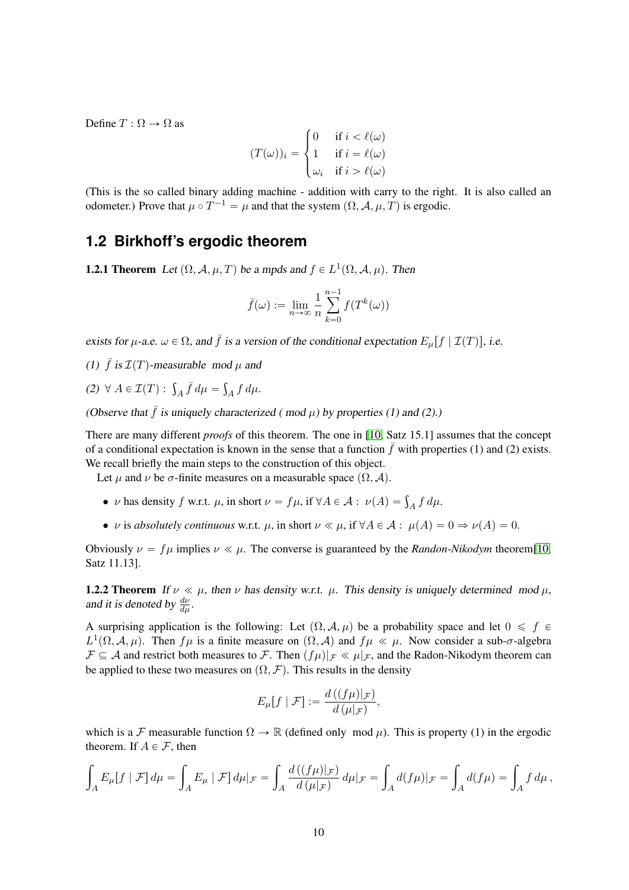Define $T : \Omega \to \Omega$ as

$$(T(\omega))_i = \begin{cases} 0 & \text{if } i < \ell(\omega) \\ 1 & \text{if } i = \ell(\omega) \\ \omega_i & \text{if } i > \ell(\omega) \end{cases}$$

(This is the so called binary adding machine - addition with carry to the right. It is also called an odometer.) Prove that $\mu \circ T^{-1} = \mu$ and that the system $(\Omega, \mathcal{A}, \mu, T)$ is ergodic.

## 1.2 Birkhoff's ergodic theorem

**1.2.1 Theorem** *Let $(\Omega, \mathcal{A}, \mu, T)$ be a mpds and $f \in L^1(\Omega, \mathcal{A}, \mu)$. Then*

$$\bar{f}(\omega) := \lim_{n\to\infty} \frac{1}{n} \sum_{k=0}^{n-1} f(T^k(\omega))$$

*exists for $\mu$-a.e. $\omega \in \Omega$, and $\bar{f}$ is a version of the conditional expectation $E_\mu[f \mid \mathcal{I}(T)]$, i.e.*

*(1) $\bar{f}$ is $\mathcal{I}(T)$-measurable $\mod \mu$ and*

*(2) $\forall\, A \in \mathcal{I}(T) : \int_A \bar{f}\, d\mu = \int_A f\, d\mu$.*

*(Observe that $\bar{f}$ is uniquely characterized ( $\mod \mu$) by properties (1) and (2).)*

There are many different *proofs* of this theorem. The one in [10, Satz 15.1] assumes that the concept of a conditional expectation is known in the sense that a function $\bar{f}$ with properties (1) and (2) exists. We recall briefly the main steps to the construction of this object.

Let $\mu$ and $\nu$ be $\sigma$-finite measures on a measurable space $(\Omega, \mathcal{A})$.

- $\nu$ has density $f$ w.r.t. $\mu$, in short $\nu = f\mu$, if $\forall A \in \mathcal{A} : \nu(A) = \int_A f\, d\mu$.
- $\nu$ is *absolutely continuous* w.r.t. $\mu$, in short $\nu \ll \mu$, if $\forall A \in \mathcal{A} : \mu(A) = 0 \Rightarrow \nu(A) = 0$.

Obviously $\nu = f\mu$ implies $\nu \ll \mu$. The converse is guaranteed by the *Randon-Nikodym* theorem[10, Satz 11.13].

**1.2.2 Theorem** *If $\nu \ll \mu$, then $\nu$ has density w.r.t. $\mu$. This density is uniquely determined $\mod \mu$, and it is denoted by $\frac{d\nu}{d\mu}$.*

A surprising application is the following: Let $(\Omega, \mathcal{A}, \mu)$ be a probability space and let $0 \leqslant f \in L^1(\Omega, \mathcal{A}, \mu)$. Then $f\mu$ is a finite measure on $(\Omega, \mathcal{A})$ and $f\mu \ll \mu$. Now consider a sub-$\sigma$-algebra $\mathcal{F} \subseteq \mathcal{A}$ and restrict both measures to $\mathcal{F}$. Then $(f\mu)|_\mathcal{F} \ll \mu|_\mathcal{F}$, and the Radon-Nikodym theorem can be applied to these two measures on $(\Omega, \mathcal{F})$. This results in the density

$$E_\mu[f \mid \mathcal{F}] := \frac{d\left((f\mu)|_\mathcal{F}\right)}{d\left(\mu|_\mathcal{F}\right)},$$

which is a $\mathcal{F}$ measurable function $\Omega \to \mathbb{R}$ (defined only $\mod \mu$). This is property (1) in the ergodic theorem. If $A \in \mathcal{F}$, then

$$\int_A E_\mu[f \mid \mathcal{F}]\, d\mu = \int_A E_\mu \mid \mathcal{F}]\, d\mu|_\mathcal{F} = \int_A \frac{d\left((f\mu)|_\mathcal{F}\right)}{d\left(\mu|_\mathcal{F}\right)}\, d\mu|_\mathcal{F} = \int_A d(f\mu)|_\mathcal{F} = \int_A d(f\mu) = \int_A f\, d\mu\,,$$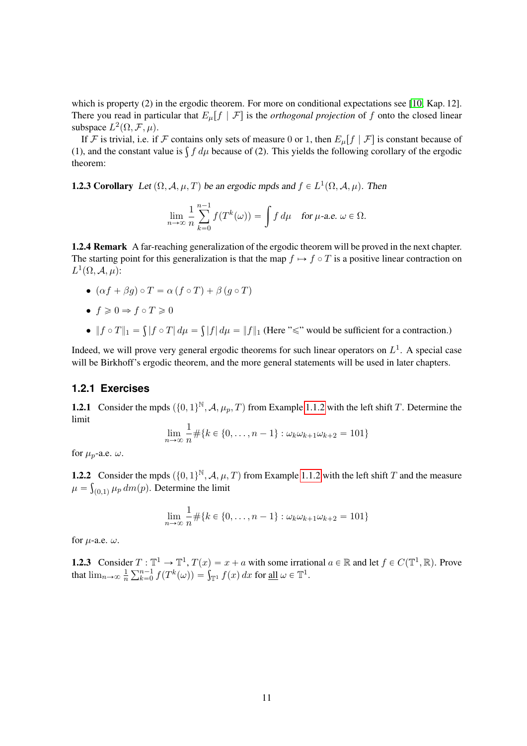which is property (2) in the ergodic theorem. For more on conditional expectations see [10, Kap. 12]. There you read in particular that $E_\mu[f \mid \mathcal{F}]$ is the *orthogonal projection* of $f$ onto the closed linear subspace $L^2(\Omega, \mathcal{F}, \mu)$.

If $\mathcal{F}$ is trivial, i.e. if $\mathcal{F}$ contains only sets of measure 0 or 1, then $E_\mu[f \mid \mathcal{F}]$ is constant because of (1), and the constant value is $\int f\,d\mu$ because of (2). This yields the following corollary of the ergodic theorem:

**1.2.3 Corollary** *Let $(\Omega, \mathcal{A}, \mu, T)$ be an ergodic mpds and $f \in L^1(\Omega, \mathcal{A}, \mu)$. Then*

$$\lim_{n\to\infty} \frac{1}{n} \sum_{k=0}^{n-1} f(T^k(\omega)) = \int f\,d\mu \quad \text{for } \mu\text{-a.e. } \omega \in \Omega.$$

**1.2.4 Remark** A far-reaching generalization of the ergodic theorem will be proved in the next chapter. The starting point for this generalization is that the map $f \mapsto f \circ T$ is a positive linear contraction on $L^1(\Omega, \mathcal{A}, \mu)$:

- $(\alpha f + \beta g) \circ T = \alpha\,(f \circ T) + \beta\,(g \circ T)$
- $f \geqslant 0 \Rightarrow f \circ T \geqslant 0$
- $\|f \circ T\|_1 = \int |f \circ T|\,d\mu = \int |f|\,d\mu = \|f\|_1$ (Here "$\leqslant$" would be sufficient for a contraction.)

Indeed, we will prove very general ergodic theorems for such linear operators on $L^1$. A special case will be Birkhoff's ergodic theorem, and the more general statements will be used in later chapters.

### 1.2.1 Exercises

**1.2.1** Consider the mpds $(\{0,1\}^{\mathbb{N}}, \mathcal{A}, \mu_p, T)$ from Example 1.1.2 with the left shift $T$. Determine the limit

$$\lim_{n\to\infty} \frac{1}{n} \#\{k \in \{0, \ldots, n-1\} : \omega_k \omega_{k+1} \omega_{k+2} = 101\}$$

for $\mu_p$-a.e. $\omega$.

**1.2.2** Consider the mpds $(\{0,1\}^{\mathbb{N}}, \mathcal{A}, \mu, T)$ from Example 1.1.2 with the left shift $T$ and the measure $\mu = \int_{(0,1)} \mu_p\,dm(p)$. Determine the limit

$$\lim_{n\to\infty} \frac{1}{n} \#\{k \in \{0, \ldots, n-1\} : \omega_k \omega_{k+1} \omega_{k+2} = 101\}$$

for $\mu$-a.e. $\omega$.

**1.2.3** Consider $T : \mathbb{T}^1 \to \mathbb{T}^1$, $T(x) = x + a$ with some irrational $a \in \mathbb{R}$ and let $f \in C(\mathbb{T}^1, \mathbb{R})$. Prove that $\lim_{n\to\infty} \frac{1}{n} \sum_{k=0}^{n-1} f(T^k(\omega)) = \int_{\mathbb{T}^1} f(x)\,dx$ for <u>all</u> $\omega \in \mathbb{T}^1$.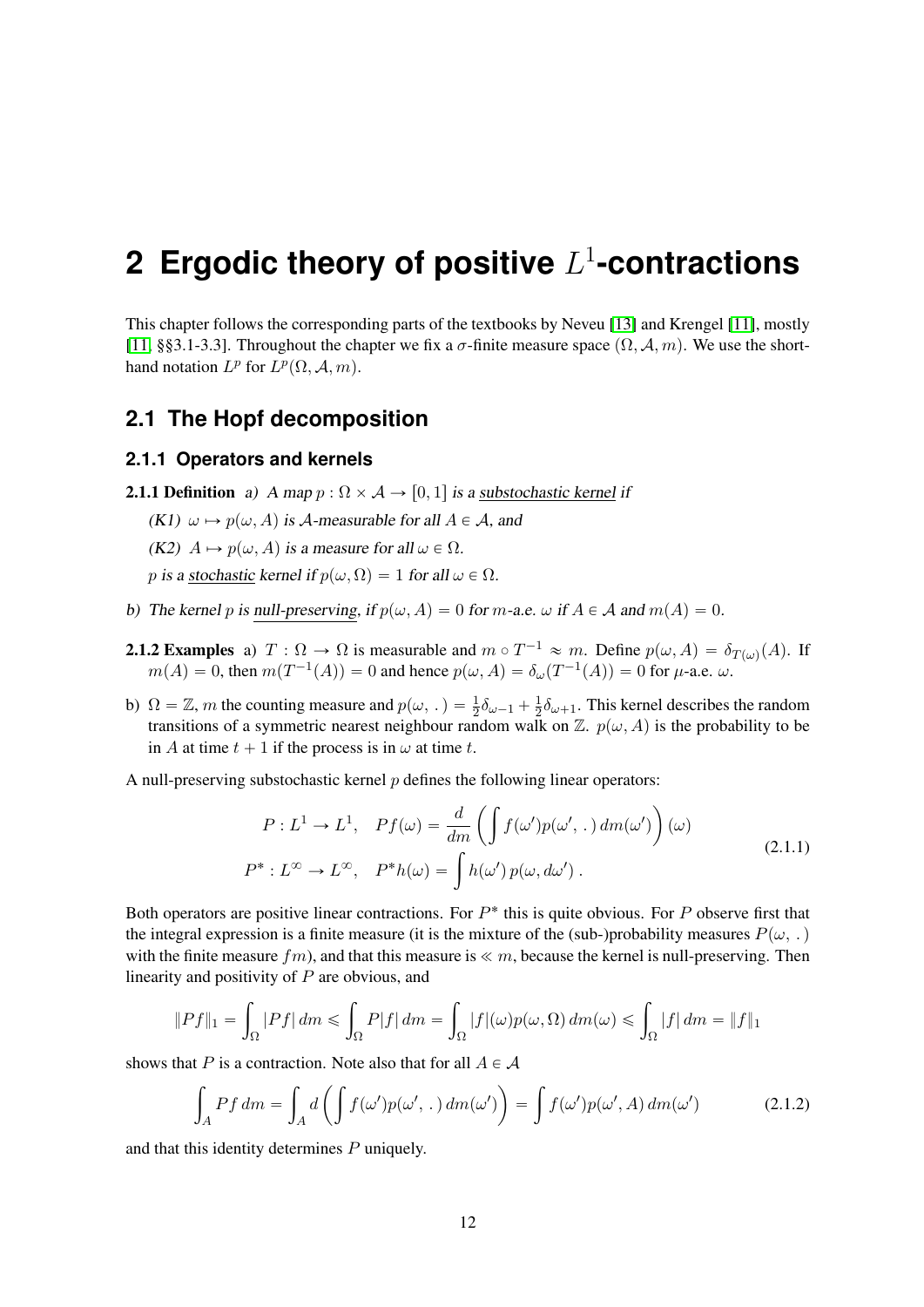# 2 Ergodic theory of positive $L^1$-contractions

This chapter follows the corresponding parts of the textbooks by Neveu [13] and Krengel [11], mostly [11, §§3.1-3.3]. Throughout the chapter we fix a $\sigma$-finite measure space $(\Omega, \mathcal{A}, m)$. We use the shorthand notation $L^p$ for $L^p(\Omega, \mathcal{A}, m)$.

## 2.1 The Hopf decomposition

### 2.1.1 Operators and kernels

**2.1.1 Definition** *a) A map $p : \Omega \times \mathcal{A} \to [0, 1]$ is a substochastic kernel if*

*(K1) $\omega \mapsto p(\omega, A)$ is $\mathcal{A}$-measurable for all $A \in \mathcal{A}$, and*

*(K2) $A \mapsto p(\omega, A)$ is a measure for all $\omega \in \Omega$.*

*$p$ is a stochastic kernel if $p(\omega, \Omega) = 1$ for all $\omega \in \Omega$.*

*b) The kernel $p$ is null-preserving, if $p(\omega, A) = 0$ for $m$-a.e. $\omega$ if $A \in \mathcal{A}$ and $m(A) = 0$.*

**2.1.2 Examples** a) $T : \Omega \to \Omega$ is measurable and $m \circ T^{-1} \approx m$. Define $p(\omega, A) = \delta_{T(\omega)}(A)$. If $m(A) = 0$, then $m(T^{-1}(A)) = 0$ and hence $p(\omega, A) = \delta_\omega(T^{-1}(A)) = 0$ for $\mu$-a.e. $\omega$.

b) $\Omega = \mathbb{Z}$, $m$ the counting measure and $p(\omega, \,.\,) = \frac{1}{2}\delta_{\omega-1} + \frac{1}{2}\delta_{\omega+1}$. This kernel describes the random transitions of a symmetric nearest neighbour random walk on $\mathbb{Z}$. $p(\omega, A)$ is the probability to be in $A$ at time $t + 1$ if the process is in $\omega$ at time $t$.

A null-preserving substochastic kernel $p$ defines the following linear operators:

$$
\begin{aligned}
P : L^1 \to L^1, \quad Pf(\omega) &= \frac{d}{dm}\left(\int f(\omega')p(\omega', \,.\,)\, dm(\omega')\right)(\omega) \\
P^* : L^\infty \to L^\infty, \quad P^*h(\omega) &= \int h(\omega')\, p(\omega, d\omega')\ .
\end{aligned}
\tag{2.1.1}
$$

Both operators are positive linear contractions. For $P^*$ this is quite obvious. For $P$ observe first that the integral expression is a finite measure (it is the mixture of the (sub-)probability measures $P(\omega, \,.\,)$ with the finite measure $fm$), and that this measure is $\ll m$, because the kernel is null-preserving. Then linearity and positivity of $P$ are obvious, and

$$
\|Pf\|_1 = \int_\Omega |Pf|\, dm \leqslant \int_\Omega P|f|\, dm = \int_\Omega |f|(\omega)p(\omega, \Omega)\, dm(\omega) \leqslant \int_\Omega |f|\, dm = \|f\|_1
$$

shows that $P$ is a contraction. Note also that for all $A \in \mathcal{A}$

$$
\int_A Pf\, dm = \int_A d\left(\int f(\omega')p(\omega', \,.\,)\, dm(\omega')\right) = \int f(\omega')p(\omega', A)\, dm(\omega')
\tag{2.1.2}
$$

and that this identity determines $P$ uniquely.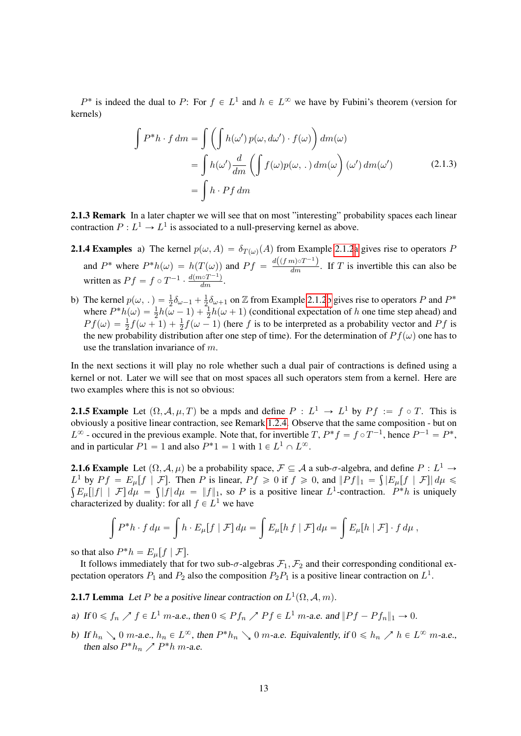$P^*$ is indeed the dual to $P$: For $f \in L^1$ and $h \in L^\infty$ we have by Fubini's theorem (version for kernels)

$$\begin{aligned}
\int P^*h \cdot f\, dm &= \int \left( \left( \int h(\omega')\, p(\omega, d\omega') \cdot f(\omega) \right) dm(\omega) \right. \\
&= \int h(\omega') \frac{d}{dm} \left( \int f(\omega) p(\omega, .\,)\, dm(\omega) \right) (\omega')\, dm(\omega') \\
&= \int h \cdot Pf\, dm
\end{aligned} \tag{2.1.3}$$

**2.1.3 Remark** In a later chapter we will see that on most "interesting" probability spaces each linear contraction $P : L^1 \to L^1$ is associated to a null-preserving kernel as above.

**2.1.4 Examples** a) The kernel $p(\omega, A) = \delta_{T(\omega)}(A)$ from Example 2.1.2a gives rise to operators $P$ and $P^*$ where $P^*h(\omega) = h(T(\omega))$ and $Pf = \frac{d\left((f\,m)\circ T^{-1}\right)}{dm}$. If $T$ is invertible this can also be written as $Pf = f \circ T^{-1} \cdot \frac{d(m\circ T^{-1})}{dm}$.

b) The kernel $p(\omega, .\,) = \frac{1}{2}\delta_{\omega-1} + \frac{1}{2}\delta_{\omega+1}$ on $\mathbb{Z}$ from Example 2.1.2b gives rise to operators $P$ and $P^*$ where $P^*h(\omega) = \frac{1}{2}h(\omega-1) + \frac{1}{2}h(\omega+1)$ (conditional expectation of $h$ one time step ahead) and $Pf(\omega) = \frac{1}{2}f(\omega+1) + \frac{1}{2}f(\omega-1)$ (here $f$ is to be interpreted as a probability vector and $Pf$ is the new probability distribution after one step of time). For the determination of $Pf(\omega)$ one has to use the translation invariance of $m$.

In the next sections it will play no role whether such a dual pair of contractions is defined using a kernel or not. Later we will see that on most spaces all such operators stem from a kernel. Here are two examples where this is not so obvious:

**2.1.5 Example** Let $(\Omega, \mathcal{A}, \mu, T)$ be a mpds and define $P : L^1 \to L^1$ by $Pf := f \circ T$. This is obviously a positive linear contraction, see Remark 1.2.4. Observe that the same composition - but on $L^\infty$ - occured in the previous example. Note that, for invertible $T$, $P^*f = f \circ T^{-1}$, hence $P^{-1} = P^*$, and in particular $P1 = 1$ and also $P^*1 = 1$ with $1 \in L^1 \cap L^\infty$.

**2.1.6 Example** Let $(\Omega, \mathcal{A}, \mu)$ be a probability space, $\mathcal{F} \subseteq \mathcal{A}$ a sub-$\sigma$-algebra, and define $P : L^1 \to L^1$ by $Pf = E_\mu[f \mid \mathcal{F}]$. Then $P$ is linear, $Pf \geqslant 0$ if $f \geqslant 0$, and $\|Pf\|_1 = \int |E_\mu[f \mid \mathcal{F}]|\, d\mu \leqslant \int E_\mu[|f| \mid \mathcal{F}]\, d\mu = \int |f|\, d\mu = \|f\|_1$, so $P$ is a positive linear $L^1$-contraction. $P^*h$ is uniquely characterized by duality: for all $f \in L^1$ we have

$$\int P^*h \cdot f\, d\mu = \int h \cdot E_\mu[f \mid \mathcal{F}]\, d\mu = \int E_\mu[h\, f \mid \mathcal{F}]\, d\mu = \int E_\mu[h \mid \mathcal{F}] \cdot f\, d\mu\,,$$

so that also $P^*h = E_\mu[f \mid \mathcal{F}]$.

It follows immediately that for two sub-$\sigma$-algebras $\mathcal{F}_1, \mathcal{F}_2$ and their corresponding conditional expectation operators $P_1$ and $P_2$ also the composition $P_2P_1$ is a positive linear contraction on $L^1$.

**2.1.7 Lemma** *Let $P$ be a positive linear contraction on $L^1(\Omega, \mathcal{A}, m)$.*

*a) If $0 \leqslant f_n \nearrow f \in L^1$ $m$-a.e., then $0 \leqslant Pf_n \nearrow Pf \in L^1$ $m$-a.e. and $\|Pf - Pf_n\|_1 \to 0$.*

*b) If $h_n \searrow 0$ $m$-a.e., $h_n \in L^\infty$, then $P^*h_n \searrow 0$ $m$-a.e. Equivalently, if $0 \leqslant h_n \nearrow h \in L^\infty$ $m$-a.e., then also $P^*h_n \nearrow P^*h$ $m$-a.e.*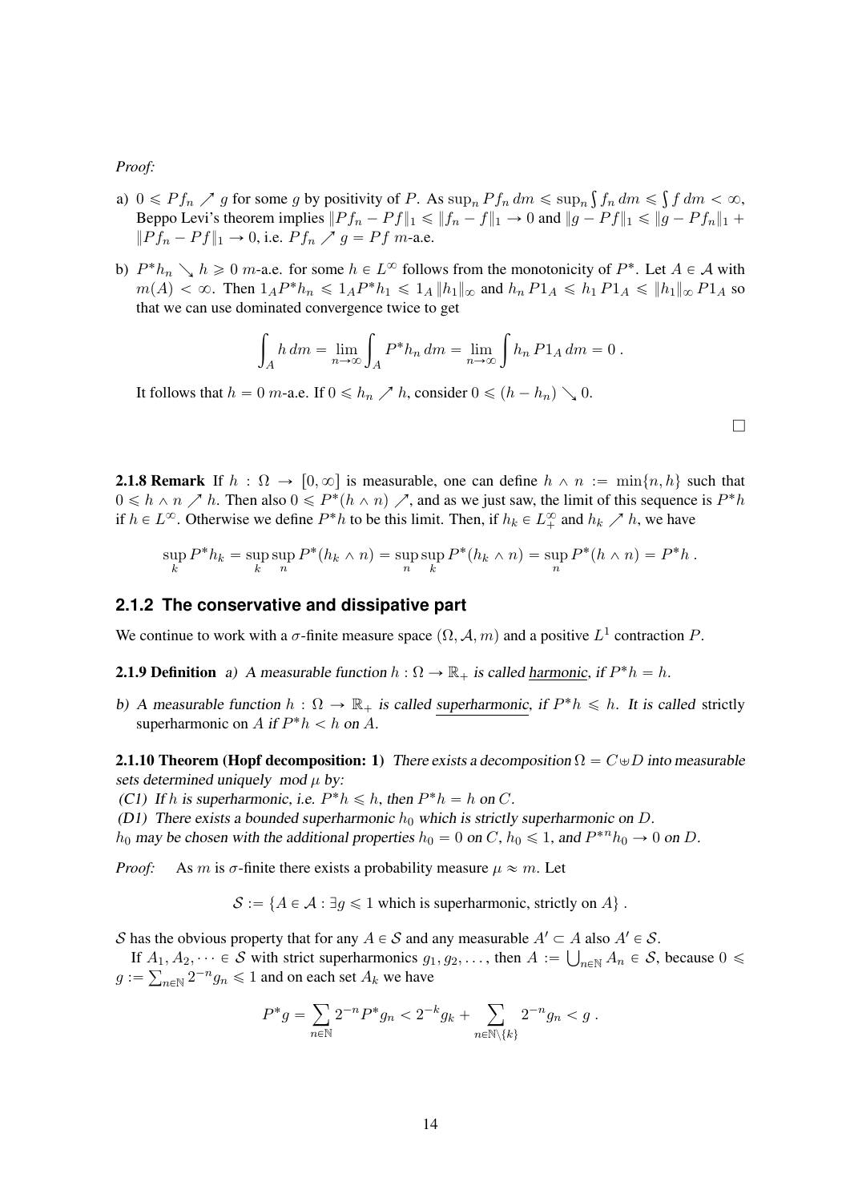*Proof:*

a) $0 \leqslant Pf_n \nearrow g$ for some $g$ by positivity of $P$. As $\sup_n Pf_n\,dm \leqslant \sup_n \int f_n\,dm \leqslant \int f\,dm < \infty$, Beppo Levi's theorem implies $\|Pf_n - Pf\|_1 \leqslant \|f_n - f\|_1 \to 0$ and $\|g - Pf\|_1 \leqslant \|g - Pf_n\|_1 + \|Pf_n - Pf\|_1 \to 0$, i.e. $Pf_n \nearrow g = Pf$ $m$-a.e.

b) $P^*h_n \searrow h \geqslant 0$ $m$-a.e. for some $h \in L^\infty$ follows from the monotonicity of $P^*$. Let $A \in \mathcal{A}$ with $m(A) < \infty$. Then $1_A P^* h_n \leqslant 1_A P^* h_1 \leqslant 1_A \|h_1\|_\infty$ and $h_n\, P1_A \leqslant h_1\, P1_A \leqslant \|h_1\|_\infty\, P1_A$ so that we can use dominated convergence twice to get

$$\int_A h\,dm = \lim_{n\to\infty} \int_A P^*h_n\,dm = \lim_{n\to\infty} \int h_n\, P1_A\,dm = 0\,.$$

It follows that $h = 0$ $m$-a.e. If $0 \leqslant h_n \nearrow h$, consider $0 \leqslant (h - h_n) \searrow 0$.

□

**2.1.8 Remark** If $h : \Omega \to [0, \infty]$ is measurable, one can define $h \wedge n := \min\{n, h\}$ such that $0 \leqslant h \wedge n \nearrow h$. Then also $0 \leqslant P^*(h \wedge n) \nearrow$, and as we just saw, the limit of this sequence is $P^*h$ if $h \in L^\infty$. Otherwise we define $P^*h$ to be this limit. Then, if $h_k \in L^\infty_+$ and $h_k \nearrow h$, we have

$$\sup_k P^*h_k = \sup_k \sup_n P^*(h_k \wedge n) = \sup_n \sup_k P^*(h_k \wedge n) = \sup_n P^*(h \wedge n) = P^*h\,.$$

### 2.1.2 The conservative and dissipative part

We continue to work with a $\sigma$-finite measure space $(\Omega, \mathcal{A}, m)$ and a positive $L^1$ contraction $P$.

**2.1.9 Definition** *a) A measurable function $h : \Omega \to \mathbb{R}_+$ is called harmonic, if $P^*h = h$.*

*b) A measurable function $h : \Omega \to \mathbb{R}_+$ is called superharmonic, if $P^*h \leqslant h$. It is called* strictly superharmonic on $A$ *if $P^*h < h$ on $A$.*

**2.1.10 Theorem (Hopf decomposition: 1)** *There exists a decomposition $\Omega = C \uplus D$ into measurable sets determined uniquely mod $\mu$ by:*
*(C1) If $h$ is superharmonic, i.e. $P^*h \leqslant h$, then $P^*h = h$ on $C$.*
*(D1) There exists a bounded superharmonic $h_0$ which is strictly superharmonic on $D$.*
*$h_0$ may be chosen with the additional properties $h_0 = 0$ on $C$, $h_0 \leqslant 1$, and $P^{*n}h_0 \to 0$ on $D$.*

*Proof:* As $m$ is $\sigma$-finite there exists a probability measure $\mu \approx m$. Let

$$\mathcal{S} := \{A \in \mathcal{A} : \exists g \leqslant 1 \text{ which is superharmonic, strictly on } A\}\,.$$

$\mathcal{S}$ has the obvious property that for any $A \in \mathcal{S}$ and any measurable $A' \subset A$ also $A' \in \mathcal{S}$.

If $A_1, A_2, \dots \in \mathcal{S}$ with strict superharmonics $g_1, g_2, \dots$, then $A := \bigcup_{n\in\mathbb{N}} A_n \in \mathcal{S}$, because $0 \leqslant g := \sum_{n\in\mathbb{N}} 2^{-n} g_n \leqslant 1$ and on each set $A_k$ we have

$$P^*g = \sum_{n\in\mathbb{N}} 2^{-n} P^* g_n < 2^{-k} g_k + \sum_{n\in\mathbb{N}\setminus\{k\}} 2^{-n} g_n < g\,.$$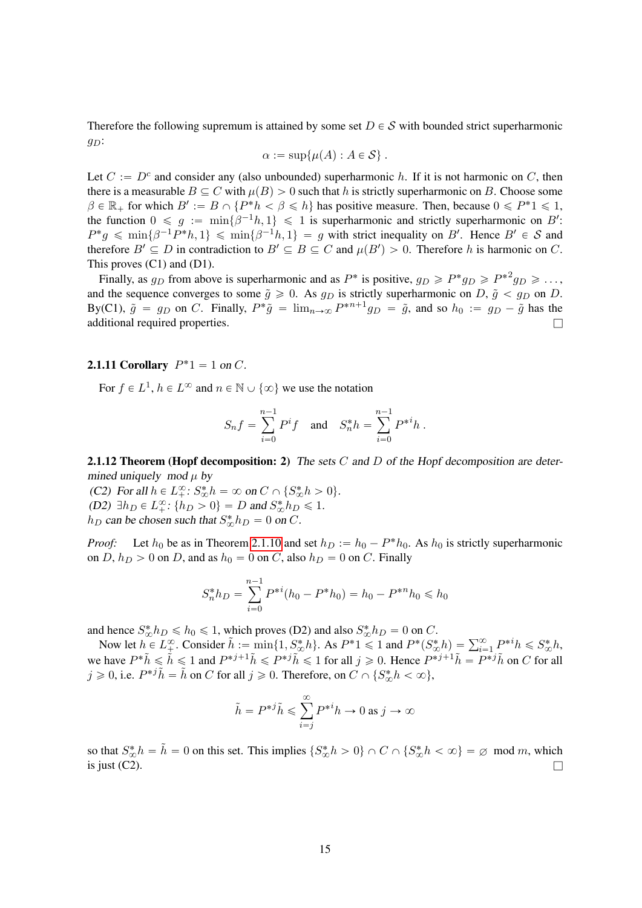Therefore the following supremum is attained by some set $D \in \mathcal{S}$ with bounded strict superharmonic $g_D$:

$$\alpha := \sup\{\mu(A) : A \in \mathcal{S}\} .$$

Let $C := D^c$ and consider any (also unbounded) superharmonic $h$. If it is not harmonic on $C$, then there is a measurable $B \subseteq C$ with $\mu(B) > 0$ such that $h$ is strictly superharmonic on $B$. Choose some $\beta \in \mathbb{R}_+$ for which $B' := B \cap \{P^* h < \beta \leqslant h\}$ has positive measure. Then, because $0 \leqslant P^*1 \leqslant 1$, the function $0 \leqslant g := \min\{\beta^{-1}h, 1\} \leqslant 1$ is superharmonic and strictly superharmonic on $B'$: $P^* g \leqslant \min\{\beta^{-1}P^*h, 1\} \leqslant \min\{\beta^{-1}h, 1\} = g$ with strict inequality on $B'$. Hence $B' \in \mathcal{S}$ and therefore $B' \subseteq D$ in contradiction to $B' \subseteq B \subseteq C$ and $\mu(B') > 0$. Therefore $h$ is harmonic on $C$. This proves (C1) and (D1).

Finally, as $g_D$ from above is superharmonic and as $P^*$ is positive, $g_D \geqslant P^* g_D \geqslant {P^*}^2 g_D \geqslant \ldots$, and the sequence converges to some $\tilde{g} \geqslant 0$. As $g_D$ is strictly superharmonic on $D$, $\tilde{g} < g_D$ on $D$. By(C1), $\tilde{g} = g_D$ on $C$. Finally, $P^*\tilde{g} = \lim_{n\to\infty} {P^*}^{n+1} g_D = \tilde{g}$, and so $h_0 := g_D - \tilde{g}$ has the additional required properties. □

**2.1.11 Corollary** *$P^*1 = 1$ on $C$.*

For $f \in L^1$, $h \in L^\infty$ and $n \in \mathbb{N} \cup \{\infty\}$ we use the notation

$$S_n f = \sum_{i=0}^{n-1} P^i f \quad \text{and} \quad S_n^* h = \sum_{i=0}^{n-1} {P^*}^i h .$$

**2.1.12 Theorem (Hopf decomposition: 2)** *The sets $C$ and $D$ of the Hopf decomposition are determined uniquely mod $\mu$ by*
*(C2) For all $h \in L_+^\infty$: $S_\infty^* h = \infty$ on $C \cap \{S_\infty^* h > 0\}$.*
*(D2) $\exists h_D \in L_+^\infty$: $\{h_D > 0\} = D$ and $S_\infty^* h_D \leqslant 1$.*
*$h_D$ can be chosen such that $S_\infty^* h_D = 0$ on $C$.*

*Proof:* Let $h_0$ be as in Theorem 2.1.10 and set $h_D := h_0 - P^* h_0$. As $h_0$ is strictly superharmonic on $D$, $h_D > 0$ on $D$, and as $h_0 = 0$ on $C$, also $h_D = 0$ on $C$. Finally

$$S_n^* h_D = \sum_{i=0}^{n-1} {P^*}^i (h_0 - P^* h_0) = h_0 - {P^*}^n h_0 \leqslant h_0$$

and hence $S_\infty^* h_D \leqslant h_0 \leqslant 1$, which proves (D2) and also $S_\infty^* h_D = 0$ on $C$.

Now let $h \in L_+^\infty$. Consider $\tilde{h} := \min\{1, S_\infty^* h\}$. As $P^*1 \leqslant 1$ and $P^*(S_\infty^* h) = \sum_{i=1}^\infty {P^*}^i h \leqslant S_\infty^* h$, we have $P^*\tilde{h} \leqslant \tilde{h} \leqslant 1$ and ${P^*}^{j+1}\tilde{h} \leqslant {P^*}^j \tilde{h} \leqslant 1$ for all $j \geqslant 0$. Hence ${P^*}^{j+1}\tilde{h} = {P^*}^j \tilde{h}$ on $C$ for all $j \geqslant 0$, i.e. ${P^*}^j \tilde{h} = \tilde{h}$ on $C$ for all $j \geqslant 0$. Therefore, on $C \cap \{S_\infty^* h < \infty\}$,

$$\tilde{h} = {P^*}^j \tilde{h} \leqslant \sum_{i=j}^\infty {P^*}^i h \to 0 \text{ as } j \to \infty$$

so that $S_\infty^* h = \tilde{h} = 0$ on this set. This implies $\{S_\infty^* h > 0\} \cap C \cap \{S_\infty^* h < \infty\} = \varnothing \mod m$, which is just (C2). □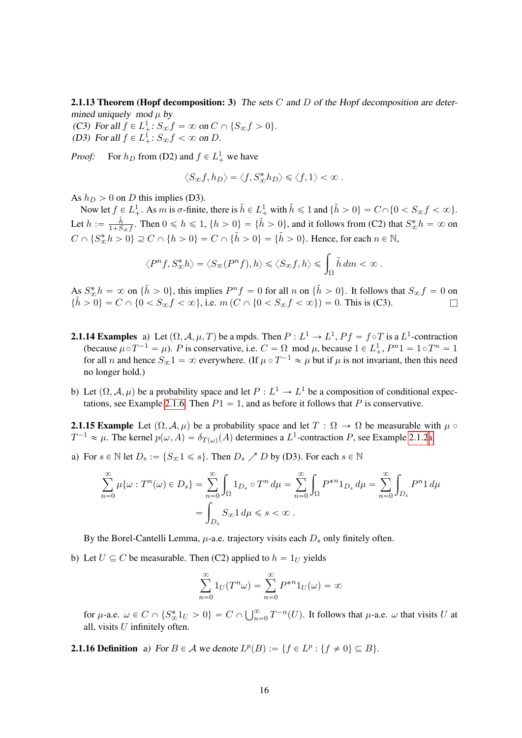**2.1.13 Theorem (Hopf decomposition: 3)** *The sets $C$ and $D$ of the Hopf decomposition are determined uniquely mod $\mu$ by*
*(C3) For all $f \in L^1_+$: $S_\infty f = \infty$ on $C \cap \{S_\infty f > 0\}$.*
*(D3) For all $f \in L^1_+$: $S_\infty f < \infty$ on $D$.*

*Proof:* For $h_D$ from (D2) and $f \in L^1_+$ we have

$$\langle S_\infty f, h_D \rangle = \langle f, S^*_\infty h_D \rangle \leqslant \langle f, 1 \rangle < \infty \,.$$

As $h_D > 0$ on $D$ this implies (D3).

Now let $f \in L^1_+$. As $m$ is $\sigma$-finite, there is $\tilde{h} \in L^1_+$ with $\tilde{h} \leqslant 1$ and $\{\tilde{h} > 0\} = C \cap \{0 < S_\infty f < \infty\}$. Let $h := \frac{\tilde{h}}{1+S_\infty f}$. Then $0 \leqslant h \leqslant 1$, $\{h > 0\} = \{\tilde{h} > 0\}$, and it follows from (C2) that $S^*_\infty h = \infty$ on $C \cap \{S^*_\infty h > 0\} \supseteq C \cap \{h > 0\} = C \cap \{\tilde{h} > 0\} = \{\tilde{h} > 0\}$. Hence, for each $n \in \mathbb{N}$,

$$\langle P^n f, S^*_\infty h \rangle = \langle S_\infty (P^n f), h \rangle \leqslant \langle S_\infty f, h \rangle \leqslant \int_\Omega \tilde{h}\, dm < \infty \,.$$

As $S^*_\infty h = \infty$ on $\{\tilde{h} > 0\}$, this implies $P^n f = 0$ for all $n$ on $\{\tilde{h} > 0\}$. It follows that $S_\infty f = 0$ on $\{\tilde{h} > 0\} = C \cap \{0 < S_\infty f < \infty\}$, i.e. $m\,(C \cap \{0 < S_\infty f < \infty\}) = 0$. This is (C3). □

**2.1.14 Examples** a) Let $(\Omega, \mathcal{A}, \mu, T)$ be a mpds. Then $P : L^1 \to L^1$, $Pf = f \circ T$ is a $L^1$-contraction (because $\mu \circ T^{-1} = \mu$). $P$ is conservative, i.e. $C = \Omega \mod \mu$, because $1 \in L^1_+$, $P^n 1 = 1 \circ T^n = 1$ for all $n$ and hence $S_\infty 1 = \infty$ everywhere. (If $\mu \circ T^{-1} \approx \mu$ but if $\mu$ is not invariant, then this need no longer hold.)

b) Let $(\Omega, \mathcal{A}, \mu)$ be a probability space and let $P : L^1 \to L^1$ be a composition of conditional expectations, see Example 2.1.6. Then $P1 = 1$, and as before it follows that $P$ is conservative.

**2.1.15 Example** Let $(\Omega, \mathcal{A}, \mu)$ be a probability space and let $T : \Omega \to \Omega$ be measurable with $\mu \circ T^{-1} \approx \mu$. The kernel $p(\omega, A) = \delta_{T(\omega)}(A)$ determines a $L^1$-contraction $P$, see Example 2.1.2a.

a) For $s \in \mathbb{N}$ let $D_s := \{S_\infty 1 \leqslant s\}$. Then $D_s \nearrow D$ by (D3). For each $s \in \mathbb{N}$

$$\sum_{n=0}^\infty \mu\{\omega : T^n(\omega) \in D_s\} = \sum_{n=0}^\infty \int_\Omega 1_{D_s} \circ T^n \, d\mu = \sum_{n=0}^\infty \int_\Omega P^{*n} 1_{D_s} \, d\mu = \sum_{n=0}^\infty \int_{D_s} P^n 1 \, d\mu$$
$$= \int_{D_s} S_\infty 1 \, d\mu \leqslant s < \infty \,.$$

By the Borel-Cantelli Lemma, $\mu$-a.e. trajectory visits each $D_s$ only finitely often.

b) Let $U \subseteq C$ be measurable. Then (C2) applied to $h = 1_U$ yields

$$\sum_{n=0}^\infty 1_U(T^n \omega) = \sum_{n=0}^\infty P^{*n} 1_U(\omega) = \infty$$

for $\mu$-a.e. $\omega \in C \cap \{S^*_\infty 1_U > 0\} = C \cap \bigcup_{n=0}^\infty T^{-n}(U)$. It follows that $\mu$-a.e. $\omega$ that visits $U$ at all, visits $U$ infinitely often.

**2.1.16 Definition** *a) For $B \in \mathcal{A}$ we denote $L^p(B) := \{f \in L^p : \{f \neq 0\} \subseteq B\}$.*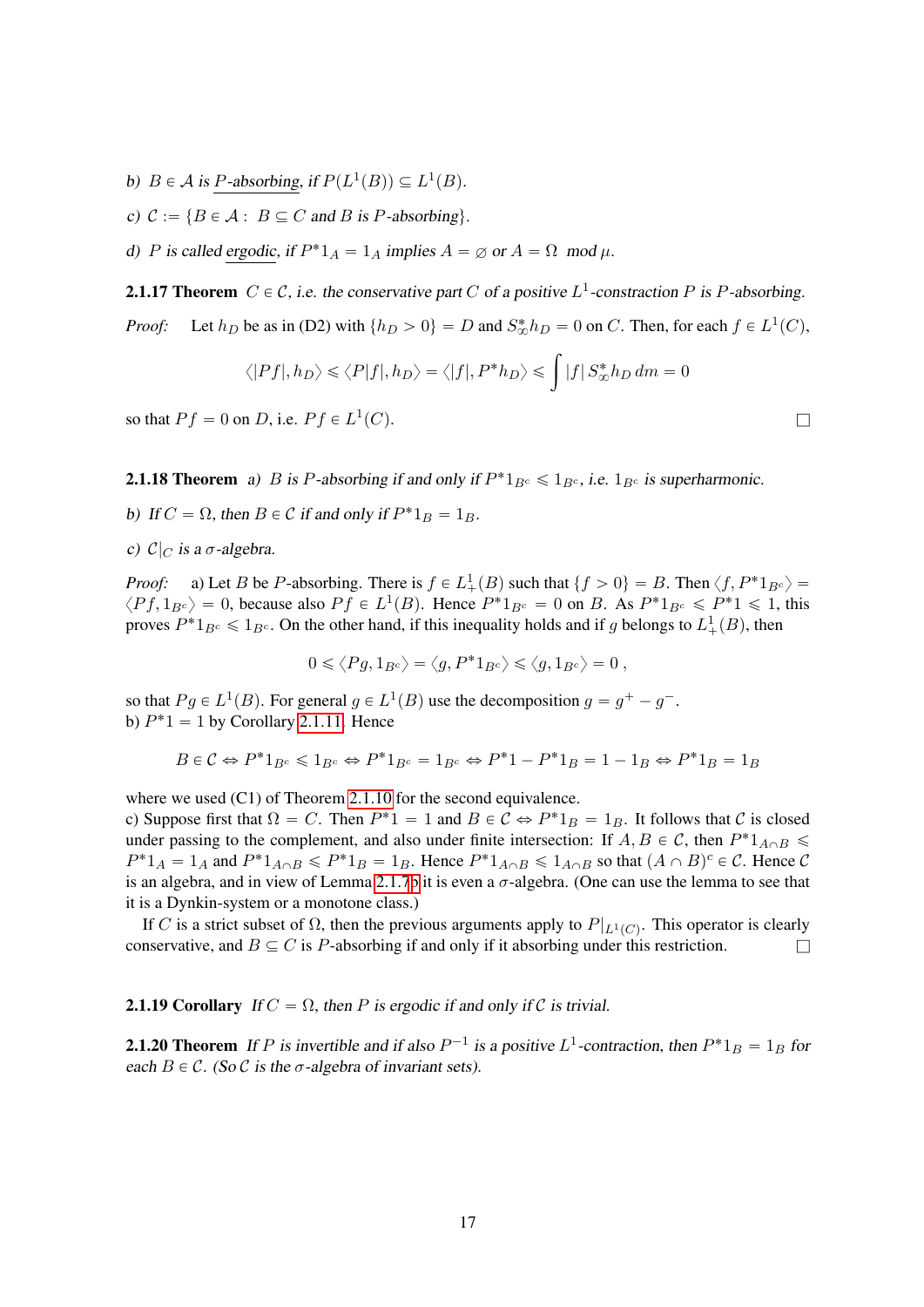b) $B \in \mathcal{A}$ is P-absorbing, if $P(L^1(B)) \subseteq L^1(B)$.

c) $\mathcal{C} := \{B \in \mathcal{A} : B \subseteq C \text{ and } B \text{ is } P\text{-absorbing}\}$.

d) $P$ is called ergodic, if $P^* 1_A = 1_A$ implies $A = \varnothing$ or $A = \Omega \mod \mu$.

**2.1.17 Theorem** *$C \in \mathcal{C}$, i.e. the conservative part $C$ of a positive $L^1$-constraction $P$ is $P$-absorbing.*

*Proof:* Let $h_D$ be as in (D2) with $\{h_D > 0\} = D$ and $S^*_\infty h_D = 0$ on $C$. Then, for each $f \in L^1(C)$,

$$\langle |Pf|, h_D \rangle \leqslant \langle P|f|, h_D \rangle = \langle |f|, P^* h_D \rangle \leqslant \int |f| \, S^*_\infty h_D \, dm = 0$$

so that $Pf = 0$ on $D$, i.e. $Pf \in L^1(C)$. □

**2.1.18 Theorem** *a) $B$ is $P$-absorbing if and only if $P^* 1_{B^c} \leqslant 1_{B^c}$, i.e. $1_{B^c}$ is superharmonic.*

*b) If $C = \Omega$, then $B \in \mathcal{C}$ if and only if $P^* 1_B = 1_B$.*

*c) $\mathcal{C}|_C$ is a $\sigma$-algebra.*

*Proof:* a) Let $B$ be $P$-absorbing. There is $f \in L^1_+(B)$ such that $\{f > 0\} = B$. Then $\langle f, P^* 1_{B^c} \rangle = \langle Pf, 1_{B^c} \rangle = 0$, because also $Pf \in L^1(B)$. Hence $P^* 1_{B^c} = 0$ on $B$. As $P^* 1_{B^c} \leqslant P^* 1 \leqslant 1$, this proves $P^* 1_{B^c} \leqslant 1_{B^c}$. On the other hand, if this inequality holds and if $g$ belongs to $L^1_+(B)$, then

$$0 \leqslant \langle Pg, 1_{B^c} \rangle = \langle g, P^* 1_{B^c} \rangle \leqslant \langle g, 1_{B^c} \rangle = 0 \, ,$$

so that $Pg \in L^1(B)$. For general $g \in L^1(B)$ use the decomposition $g = g^+ - g^-$.
b) $P^* 1 = 1$ by Corollary 2.1.11. Hence

$$B \in \mathcal{C} \Leftrightarrow P^* 1_{B^c} \leqslant 1_{B^c} \Leftrightarrow P^* 1_{B^c} = 1_{B^c} \Leftrightarrow P^* 1 - P^* 1_B = 1 - 1_B \Leftrightarrow P^* 1_B = 1_B$$

where we used (C1) of Theorem 2.1.10 for the second equivalence.
c) Suppose first that $\Omega = C$. Then $P^* 1 = 1$ and $B \in \mathcal{C} \Leftrightarrow P^* 1_B = 1_B$. It follows that $\mathcal{C}$ is closed under passing to the complement, and also under finite intersection: If $A, B \in \mathcal{C}$, then $P^* 1_{A \cap B} \leqslant P^* 1_A = 1_A$ and $P^* 1_{A \cap B} \leqslant P^* 1_B = 1_B$. Hence $P^* 1_{A \cap B} \leqslant 1_{A \cap B}$ so that $(A \cap B)^c \in \mathcal{C}$. Hence $\mathcal{C}$ is an algebra, and in view of Lemma 2.1.7b it is even a $\sigma$-algebra. (One can use the lemma to see that it is a Dynkin-system or a monotone class.)

If $C$ is a strict subset of $\Omega$, then the previous arguments apply to $P|_{L^1(C)}$. This operator is clearly conservative, and $B \subseteq C$ is $P$-absorbing if and only if absorbing under this restriction. □

**2.1.19 Corollary** *If $C = \Omega$, then $P$ is ergodic if and only if $\mathcal{C}$ is trivial.*

**2.1.20 Theorem** *If $P$ is invertible and if also $P^{-1}$ is a positive $L^1$-contraction, then $P^* 1_B = 1_B$ for each $B \in \mathcal{C}$. (So $\mathcal{C}$ is the $\sigma$-algebra of invariant sets).*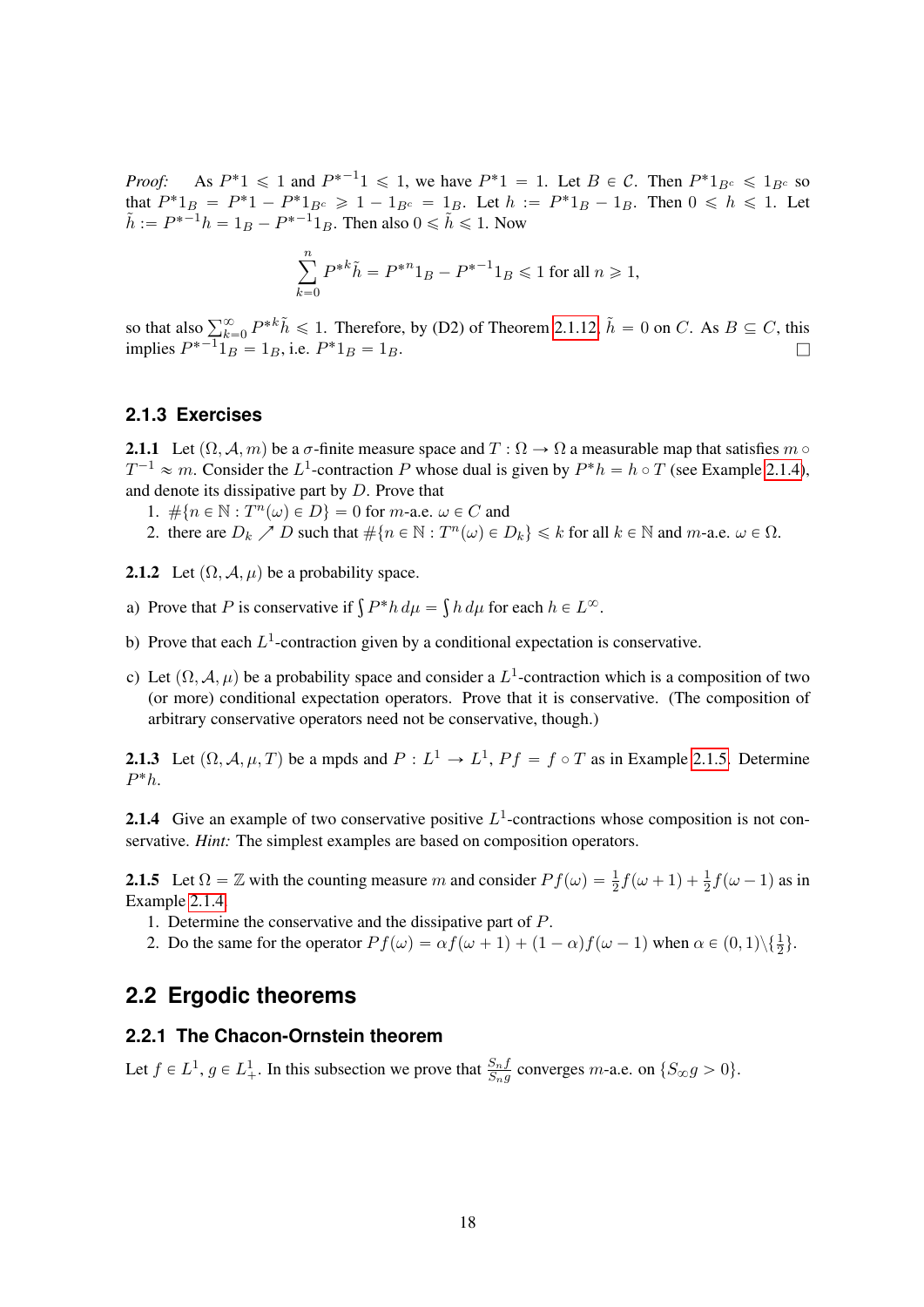*Proof:* As $P^*1 \leqslant 1$ and $P^{*-1}1 \leqslant 1$, we have $P^*1 = 1$. Let $B \in \mathcal{C}$. Then $P^*1_{B^c} \leqslant 1_{B^c}$ so that $P^*1_B = P^*1 - P^*1_{B^c} \geqslant 1 - 1_{B^c} = 1_B$. Let $h := P^*1_B - 1_B$. Then $0 \leqslant h \leqslant 1$. Let $\tilde{h} := P^{*-1}h = 1_B - P^{*-1}1_B$. Then also $0 \leqslant \tilde{h} \leqslant 1$. Now

$$\sum_{k=0}^{n} P^{*k}\tilde{h} = P^{*n}1_B - P^{*-1}1_B \leqslant 1 \text{ for all } n \geqslant 1,$$

so that also $\sum_{k=0}^{\infty} P^{*k}\tilde{h} \leqslant 1$. Therefore, by (D2) of Theorem 2.1.12, $\tilde{h} = 0$ on $C$. As $B \subseteq C$, this implies $P^{*-1}1_B = 1_B$, i.e. $P^*1_B = 1_B$. □

### 2.1.3 Exercises

**2.1.1** Let $(\Omega, \mathcal{A}, m)$ be a $\sigma$-finite measure space and $T : \Omega \to \Omega$ a measurable map that satisfies $m \circ T^{-1} \approx m$. Consider the $L^1$-contraction $P$ whose dual is given by $P^*h = h \circ T$ (see Example 2.1.4), and denote its dissipative part by $D$. Prove that

1. $\#\{n \in \mathbb{N} : T^n(\omega) \in D\} = 0$ for $m$-a.e. $\omega \in C$ and
2. there are $D_k \nearrow D$ such that $\#\{n \in \mathbb{N} : T^n(\omega) \in D_k\} \leqslant k$ for all $k \in \mathbb{N}$ and $m$-a.e. $\omega \in \Omega$.

**2.1.2** Let $(\Omega, \mathcal{A}, \mu)$ be a probability space.

a) Prove that $P$ is conservative if $\int P^*h \, d\mu = \int h \, d\mu$ for each $h \in L^\infty$.

b) Prove that each $L^1$-contraction given by a conditional expectation is conservative.

c) Let $(\Omega, \mathcal{A}, \mu)$ be a probability space and consider a $L^1$-contraction which is a composition of two (or more) conditional expectation operators. Prove that it is conservative. (The composition of arbitrary conservative operators need not be conservative, though.)

**2.1.3** Let $(\Omega, \mathcal{A}, \mu, T)$ be a mpds and $P : L^1 \to L^1$, $Pf = f \circ T$ as in Example 2.1.5. Determine $P^*h$.

**2.1.4** Give an example of two conservative positive $L^1$-contractions whose composition is not conservative. *Hint:* The simplest examples are based on composition operators.

**2.1.5** Let $\Omega = \mathbb{Z}$ with the counting measure $m$ and consider $Pf(\omega) = \frac{1}{2}f(\omega+1) + \frac{1}{2}f(\omega-1)$ as in Example 2.1.4.

1. Determine the conservative and the dissipative part of $P$.
2. Do the same for the operator $Pf(\omega) = \alpha f(\omega+1) + (1-\alpha)f(\omega-1)$ when $\alpha \in (0,1)\backslash\{\frac{1}{2}\}$.

## 2.2 Ergodic theorems

### 2.2.1 The Chacon-Ornstein theorem

Let $f \in L^1$, $g \in L^1_+$. In this subsection we prove that $\frac{S_n f}{S_n g}$ converges $m$-a.e. on $\{S_\infty g > 0\}$.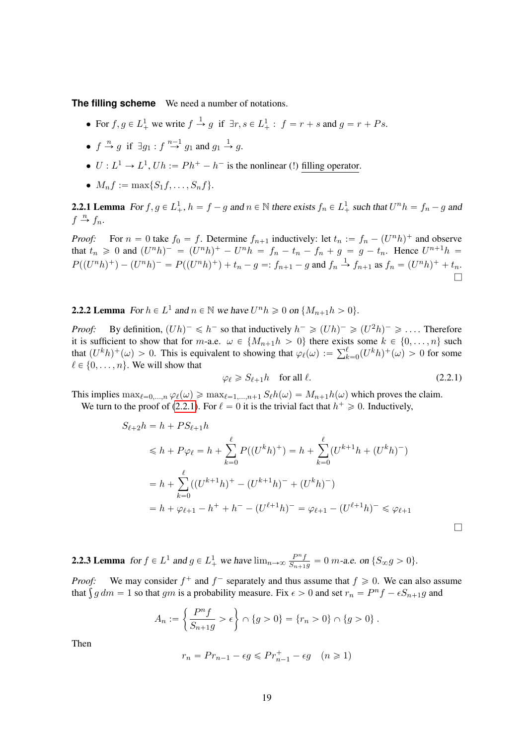**The filling scheme** We need a number of notations.

- For $f, g \in L^1_+$ we write $f \xrightarrow{1} g$ if $\exists r, s \in L^1_+ :\ f = r + s$ and $g = r + Ps$.
- $f \xrightarrow{n} g$ if $\exists g_1 : f \xrightarrow{n-1} g_1$ and $g_1 \xrightarrow{1} g$.
- $U : L^1 \to L^1, Uh := Ph^+ - h^-$ is the nonlinear (!) filling operator.
- $M_n f := \max\{S_1 f, \ldots, S_n f\}$.

**2.2.1 Lemma** *For $f, g \in L^1_+$, $h = f - g$ and $n \in \mathbb{N}$ there exists $f_n \in L^1_+$ such that $U^n h = f_n - g$ and $f \xrightarrow{n} f_n$.*

*Proof:* For $n = 0$ take $f_0 = f$. Determine $f_{n+1}$ inductively: let $t_n := f_n - (U^n h)^+$ and observe that $t_n \geqslant 0$ and $(U^n h)^- = (U^n h)^+ - U^n h = f_n - t_n - f_n + g = g - t_n$. Hence $U^{n+1}h = P((U^n h)^+) - (U^n h)^- = P((U^n h)^+) + t_n - g =: f_{n+1} - g$ and $f_n \xrightarrow{1} f_{n+1}$ as $f_n = (U^n h)^+ + t_n$. □

**2.2.2 Lemma** *For $h \in L^1$ and $n \in \mathbb{N}$ we have $U^n h \geqslant 0$ on $\{M_{n+1}h > 0\}$.*

*Proof:* By definition, $(Uh)^- \leqslant h^-$ so that inductively $h^- \geqslant (Uh)^- \geqslant (U^2 h)^- \geqslant \ldots$. Therefore it is sufficient to show that for $m$-a.e. $\omega \in \{M_{n+1}h > 0\}$ there exists some $k \in \{0, \ldots, n\}$ such that $(U^k h)^+(\omega) > 0$. This is equivalent to showing that $\varphi_\ell(\omega) := \sum_{k=0}^{\ell} (U^k h)^+(\omega) > 0$ for some $\ell \in \{0, \ldots, n\}$. We will show that

$$\varphi_\ell \geqslant S_{\ell+1} h \quad \text{for all } \ell. \tag{2.2.1}$$

This implies $\max_{\ell=0,\ldots,n} \varphi_\ell(\omega) \geqslant \max_{\ell=1,\ldots,n+1} S_\ell h(\omega) = M_{n+1}h(\omega)$ which proves the claim.

We turn to the proof of (2.2.1). For $\ell = 0$ it is the trivial fact that $h^+ \geqslant 0$. Inductively,

$$\begin{aligned}
S_{\ell+2}h &= h + PS_{\ell+1}h \\
&\leqslant h + P\varphi_\ell = h + \sum_{k=0}^{\ell} P((U^k h)^+) = h + \sum_{k=0}^{\ell} (U^{k+1}h + (U^k h)^-) \\
&= h + \sum_{k=0}^{\ell} ((U^{k+1}h)^+ - (U^{k+1}h)^- + (U^k h)^-) \\
&= h + \varphi_{\ell+1} - h^+ + h^- - (U^{\ell+1}h)^- = \varphi_{\ell+1} - (U^{\ell+1}h)^- \leqslant \varphi_{\ell+1}
\end{aligned}$$

□

**2.2.3 Lemma** *for $f \in L^1$ and $g \in L^1_+$ we have $\lim_{n\to\infty} \frac{P^n f}{S_{n+1}g} = 0$ $m$-a.e. on $\{S_\infty g > 0\}$.*

*Proof:* We may consider $f^+$ and $f^-$ separately and thus assume that $f \geqslant 0$. We can also assume that $\int g\, dm = 1$ so that $gm$ is a probability measure. Fix $\epsilon > 0$ and set $r_n = P^n f - \epsilon S_{n+1} g$ and

$$A_n := \left\{ \frac{P^n f}{S_{n+1}g} > \epsilon \right\} \cap \{g > 0\} = \{r_n > 0\} \cap \{g > 0\}\,.$$

Then

$$r_n = Pr_{n-1} - \epsilon g \leqslant Pr_{n-1}^+ - \epsilon g \quad (n \geqslant 1)$$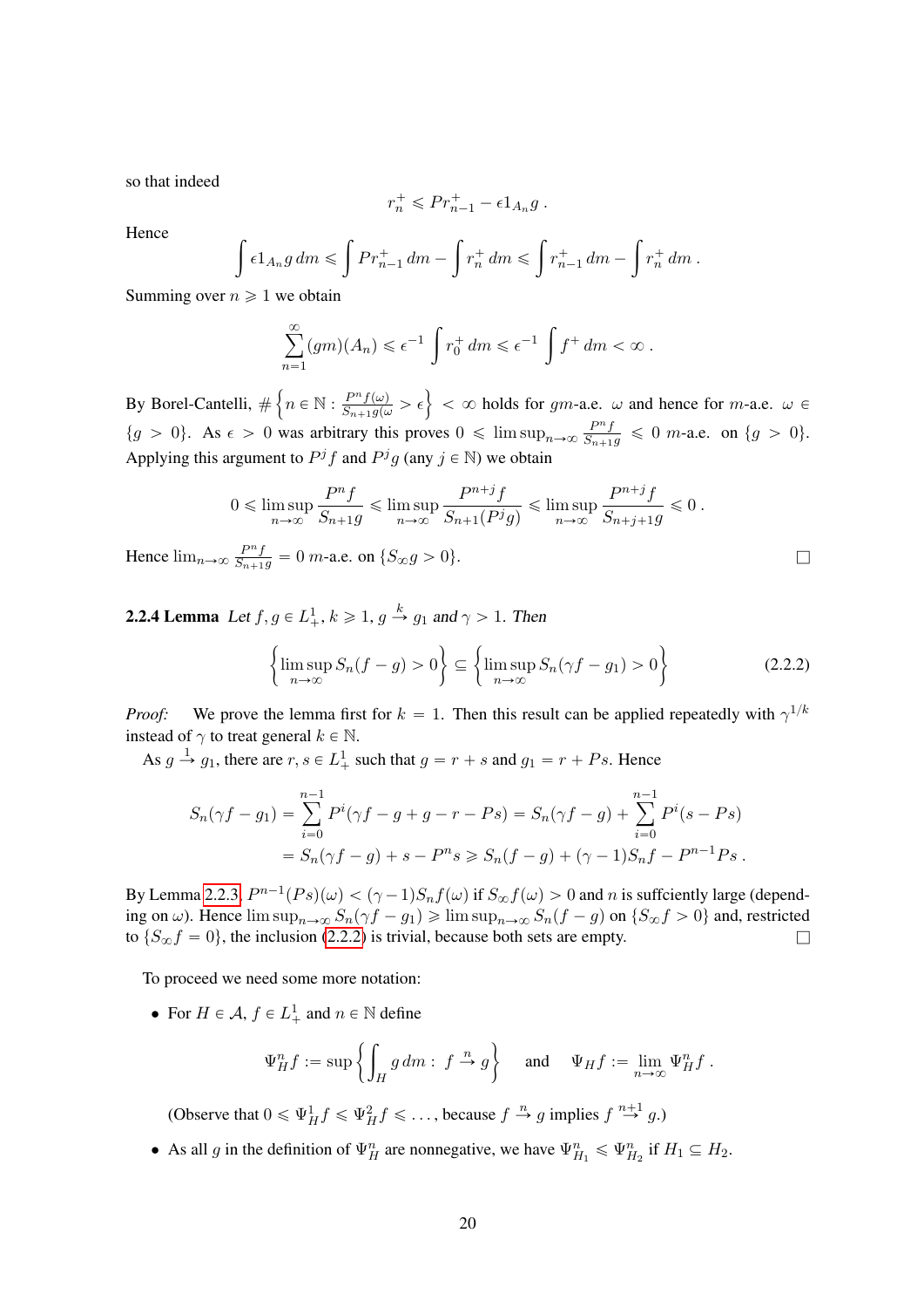so that indeed

$$r_n^+ \leqslant Pr_{n-1}^+ - \epsilon 1_{A_n} g\,.$$

Hence

$$\int \epsilon 1_{A_n} g\,dm \leqslant \int Pr_{n-1}^+\,dm - \int r_n^+\,dm \leqslant \int r_{n-1}^+\,dm - \int r_n^+\,dm\,.$$

Summing over $n \geqslant 1$ we obtain

$$\sum_{n=1}^{\infty} (gm)(A_n) \leqslant \epsilon^{-1} \int r_0^+\,dm \leqslant \epsilon^{-1} \int f^+\,dm < \infty\,.$$

By Borel-Cantelli, $\#\left\{n \in \mathbb{N} : \frac{P^n f(\omega)}{S_{n+1}g(\omega} > \epsilon\right\} < \infty$ holds for $gm$-a.e. $\omega$ and hence for $m$-a.e. $\omega \in \{g > 0\}$. As $\epsilon > 0$ was arbitrary this proves $0 \leqslant \limsup_{n\to\infty} \frac{P^n f}{S_{n+1}g} \leqslant 0$ $m$-a.e. on $\{g > 0\}$. Applying this argument to $P^j f$ and $P^j g$ (any $j \in \mathbb{N}$) we obtain

$$0 \leqslant \limsup_{n\to\infty} \frac{P^n f}{S_{n+1}g} \leqslant \limsup_{n\to\infty} \frac{P^{n+j} f}{S_{n+1}(P^j g)} \leqslant \limsup_{n\to\infty} \frac{P^{n+j} f}{S_{n+j+1}g} \leqslant 0\,.$$

Hence $\lim_{n\to\infty} \frac{P^n f}{S_{n+1}g} = 0$ $m$-a.e. on $\{S_\infty g > 0\}$. □

**2.2.4 Lemma** *Let $f, g \in L_+^1$, $k \geqslant 1$, $g \stackrel{k}{\to} g_1$ and $\gamma > 1$. Then*

$$\left\{\limsup_{n\to\infty} S_n(f-g) > 0\right\} \subseteq \left\{\limsup_{n\to\infty} S_n(\gamma f - g_1) > 0\right\} \tag{2.2.2}$$

*Proof:* We prove the lemma first for $k = 1$. Then this result can be applied repeatedly with $\gamma^{1/k}$ instead of $\gamma$ to treat general $k \in \mathbb{N}$.

As $g \stackrel{1}{\to} g_1$, there are $r, s \in L_+^1$ such that $g = r + s$ and $g_1 = r + Ps$. Hence

$$\begin{aligned} S_n(\gamma f - g_1) &= \sum_{i=0}^{n-1} P^i(\gamma f - g + g - r - Ps) = S_n(\gamma f - g) + \sum_{i=0}^{n-1} P^i(s - Ps) \\ &= S_n(\gamma f - g) + s - P^n s \geqslant S_n(f-g) + (\gamma - 1)S_n f - P^{n-1}Ps\,. \end{aligned}$$

By Lemma 2.2.3, $P^{n-1}(Ps)(\omega) < (\gamma-1)S_n f(\omega)$ if $S_\infty f(\omega) > 0$ and $n$ is suffciently large (depending on $\omega$). Hence $\limsup_{n\to\infty} S_n(\gamma f - g_1) \geqslant \limsup_{n\to\infty} S_n(f-g)$ on $\{S_\infty f > 0\}$ and, restricted to $\{S_\infty f = 0\}$, the inclusion (2.2.2) is trivial, because both sets are empty. □

To proceed we need some more notation:

- For $H \in \mathcal{A}$, $f \in L_+^1$ and $n \in \mathbb{N}$ define

$$\Psi_H^n f := \sup\left\{\int_H g\,dm : f \stackrel{n}{\to} g\right\} \quad \text{and} \quad \Psi_H f := \lim_{n\to\infty} \Psi_H^n f\,.$$

  (Observe that $0 \leqslant \Psi_H^1 f \leqslant \Psi_H^2 f \leqslant \dots$, because $f \stackrel{n}{\to} g$ implies $f \stackrel{n+1}{\to} g$.)

- As all $g$ in the definition of $\Psi_H^n$ are nonnegative, we have $\Psi_{H_1}^n \leqslant \Psi_{H_2}^n$ if $H_1 \subseteq H_2$.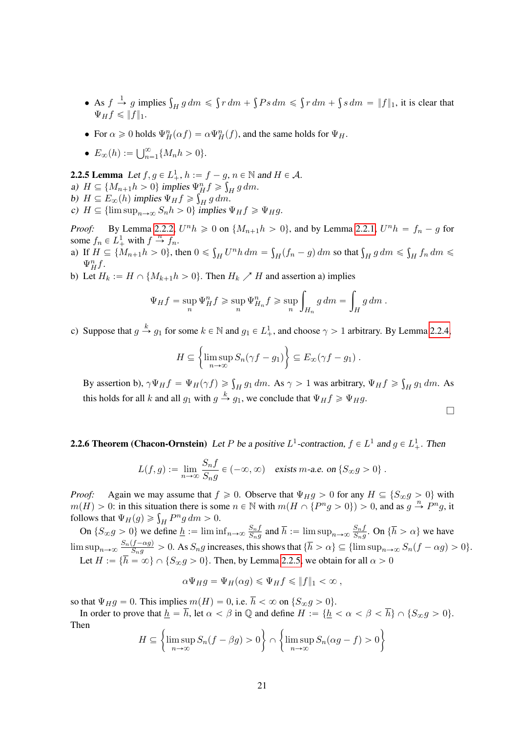- As $f \xrightarrow{1} g$ implies $\int_H g\,dm \leqslant \int r\,dm + \int Ps\,dm \leqslant \int r\,dm + \int s\,dm = \|f\|_1$, it is clear that $\Psi_H f \leqslant \|f\|_1$.
- For $\alpha \geqslant 0$ holds $\Psi_H^n(\alpha f) = \alpha \Psi_H^n(f)$, and the same holds for $\Psi_H$.
- $E_\infty(h) := \bigcup_{n=1}^\infty \{M_n h > 0\}$.

**2.2.5 Lemma** *Let $f, g \in L^1_+$, $h := f - g$, $n \in \mathbb{N}$ and $H \in \mathcal{A}$.*
*a) $H \subseteq \{M_{n+1}h > 0\}$ implies $\Psi_H^n f \geqslant \int_H g\,dm$.*
*b) $H \subseteq E_\infty(h)$ implies $\Psi_H f \geqslant \int_H g\,dm$.*
*c) $H \subseteq \{\limsup_{n\to\infty} S_n h > 0\}$ implies $\Psi_H f \geqslant \Psi_H g$.*

*Proof:* By Lemma 2.2.2, $U^n h \geqslant 0$ on $\{M_{n+1}h > 0\}$, and by Lemma 2.2.1, $U^n h = f_n - g$ for some $f_n \in L^1_+$ with $f \xrightarrow{n} f_n$.
a) If $H \subseteq \{M_{n+1}h > 0\}$, then $0 \leqslant \int_H U^n h\,dm = \int_H (f_n - g)\,dm$ so that $\int_H g\,dm \leqslant \int_H f_n\,dm \leqslant \Psi_H^n f$.
b) Let $H_k := H \cap \{M_{k+1}h > 0\}$. Then $H_k \nearrow H$ and assertion a) implies

$$\Psi_H f = \sup_n \Psi_H^n f \geqslant \sup_n \Psi_{H_n}^n f \geqslant \sup_n \int_{H_n} g\,dm = \int_H g\,dm\,.$$

c) Suppose that $g \xrightarrow{k} g_1$ for some $k \in \mathbb{N}$ and $g_1 \in L^1_+$, and choose $\gamma > 1$ arbitrary. By Lemma 2.2.4,

$$H \subseteq \left\{\limsup_{n\to\infty} S_n(\gamma f - g_1)\right\} \subseteq E_\infty(\gamma f - g_1)\,.$$

By assertion b), $\gamma \Psi_H f = \Psi_H(\gamma f) \geqslant \int_H g_1\,dm$. As $\gamma > 1$ was arbitrary, $\Psi_H f \geqslant \int_H g_1\,dm$. As this holds for all $k$ and all $g_1$ with $g \xrightarrow{k} g_1$, we conclude that $\Psi_H f \geqslant \Psi_H g$.

□

**2.2.6 Theorem (Chacon-Ornstein)** *Let $P$ be a positive $L^1$-contraction, $f \in L^1$ and $g \in L^1_+$. Then*

$$L(f,g) := \lim_{n\to\infty} \frac{S_n f}{S_n g} \in (-\infty, \infty) \quad \textit{exists } m\textit{-a.e. on } \{S_\infty g > 0\}\,.$$

*Proof:* Again we may assume that $f \geqslant 0$. Observe that $\Psi_H g > 0$ for any $H \subseteq \{S_\infty g > 0\}$ with $m(H) > 0$: in this situation there is some $n \in \mathbb{N}$ with $m(H \cap \{P^n g > 0\}) > 0$, and as $g \xrightarrow{n} P^n g$, it follows that $\Psi_H(g) \geqslant \int_H P^n g\,dm > 0$.

On $\{S_\infty g > 0\}$ we define $\underline{h} := \liminf_{n\to\infty} \frac{S_n f}{S_n g}$ and $\overline{h} := \limsup_{n\to\infty} \frac{S_n f}{S_n g}$. On $\{\overline{h} > \alpha\}$ we have $\limsup_{n\to\infty} \frac{S_n(f-\alpha g)}{S_n g} > 0$. As $S_n g$ increases, this shows that $\{\overline{h} > \alpha\} \subseteq \{\limsup_{n\to\infty} S_n(f - \alpha g) > 0\}$.

Let $H := \{\overline{h} = \infty\} \cap \{S_\infty g > 0\}$. Then, by Lemma 2.2.5, we obtain for all $\alpha > 0$

$$\alpha \Psi_H g = \Psi_H(\alpha g) \leqslant \Psi_H f \leqslant \|f\|_1 < \infty\,,$$

so that $\Psi_H g = 0$. This implies $m(H) = 0$, i.e. $\overline{h} < \infty$ on $\{S_\infty g > 0\}$.

In order to prove that $\underline{h} = \overline{h}$, let $\alpha < \beta$ in $\mathbb{Q}$ and define $H := \{\underline{h} < \alpha < \beta < \overline{h}\} \cap \{S_\infty g > 0\}$. Then

$$H \subseteq \left\{\limsup_{n\to\infty} S_n(f - \beta g) > 0\right\} \cap \left\{\limsup_{n\to\infty} S_n(\alpha g - f) > 0\right\}$$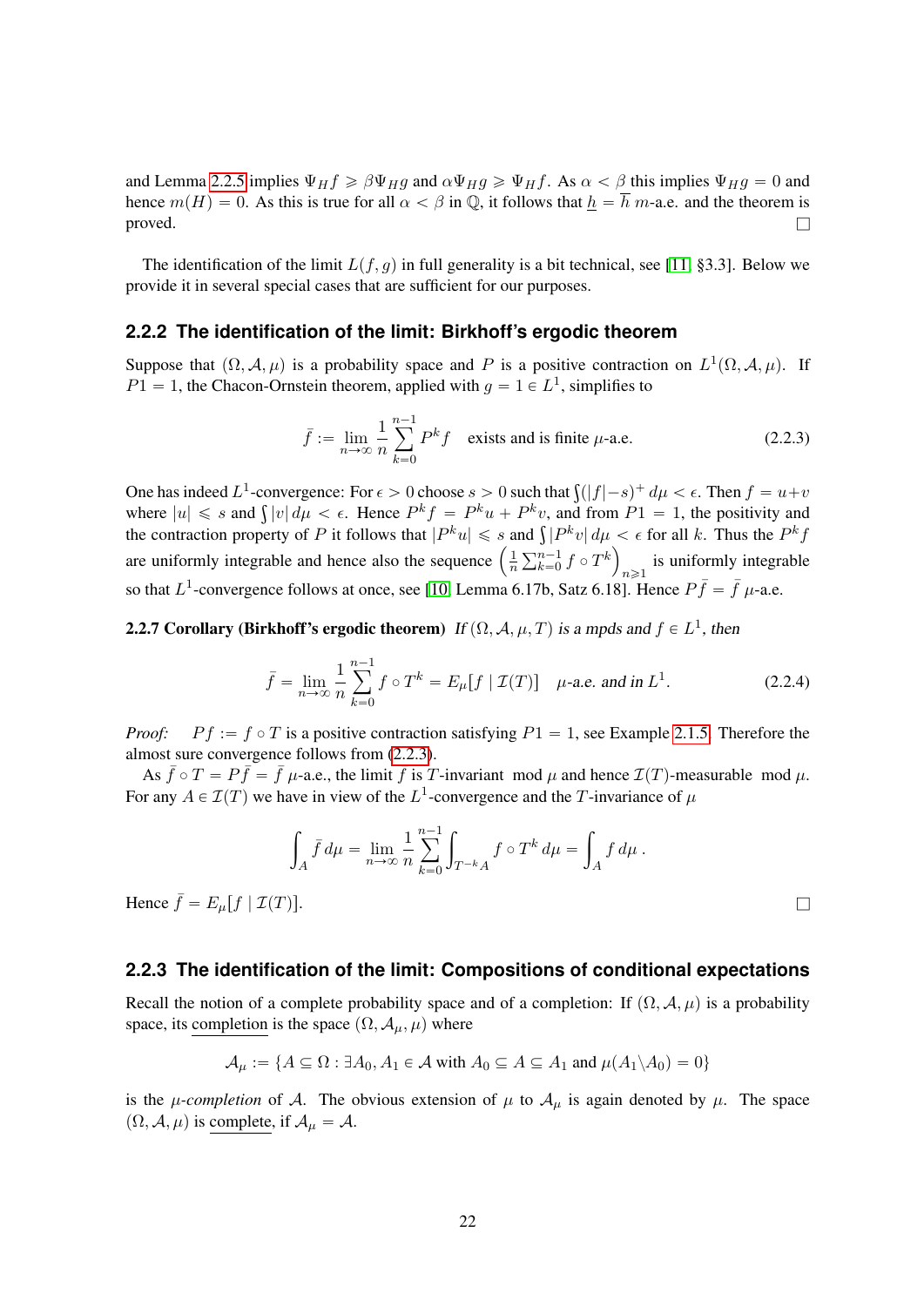and Lemma 2.2.5 implies $\Psi_H f \geqslant \beta \Psi_H g$ and $\alpha \Psi_H g \geqslant \Psi_H f$. As $\alpha < \beta$ this implies $\Psi_H g = 0$ and hence $m(H) = 0$. As this is true for all $\alpha < \beta$ in $\mathbb{Q}$, it follows that $\underline{h} = \overline{h}$ $m$-a.e. and the theorem is proved. □

The identification of the limit $L(f, g)$ in full generality is a bit technical, see [11, §3.3]. Below we provide it in several special cases that are sufficient for our purposes.

### 2.2.2 The identification of the limit: Birkhoff's ergodic theorem

Suppose that $(\Omega, \mathcal{A}, \mu)$ is a probability space and $P$ is a positive contraction on $L^1(\Omega, \mathcal{A}, \mu)$. If $P1 = 1$, the Chacon-Ornstein theorem, applied with $g = 1 \in L^1$, simplifies to

$$\bar{f} := \lim_{n \to \infty} \frac{1}{n} \sum_{k=0}^{n-1} P^k f \quad \text{exists and is finite } \mu\text{-a.e.} \tag{2.2.3}$$

One has indeed $L^1$-convergence: For $\epsilon > 0$ choose $s > 0$ such that $\int (|f| - s)^+ \, d\mu < \epsilon$. Then $f = u + v$ where $|u| \leqslant s$ and $\int |v| \, d\mu < \epsilon$. Hence $P^k f = P^k u + P^k v$, and from $P1 = 1$, the positivity and the contraction property of $P$ it follows that $|P^k u| \leqslant s$ and $\int |P^k v| \, d\mu < \epsilon$ for all $k$. Thus the $P^k f$ are uniformly integrable and hence also the sequence $\left( \frac{1}{n} \sum_{k=0}^{n-1} f \circ T^k \right)_{n \geqslant 1}$ is uniformly integrable so that $L^1$-convergence follows at once, see [10, Lemma 6.17b, Satz 6.18]. Hence $P\bar{f} = \bar{f}$ $\mu$-a.e.

**2.2.7 Corollary (Birkhoff's ergodic theorem)** *If $(\Omega, \mathcal{A}, \mu, T)$ is a mpds and $f \in L^1$, then*

$$\bar{f} = \lim_{n \to \infty} \frac{1}{n} \sum_{k=0}^{n-1} f \circ T^k = E_\mu[f \mid \mathcal{I}(T)] \quad \mu\text{-a.e. and in } L^1. \tag{2.2.4}$$

*Proof:* $Pf := f \circ T$ is a positive contraction satisfying $P1 = 1$, see Example 2.1.5. Therefore the almost sure convergence follows from (2.2.3).

As $\bar{f} \circ T = P\bar{f} = \bar{f}$ $\mu$-a.e., the limit $\bar{f}$ is $T$-invariant mod $\mu$ and hence $\mathcal{I}(T)$-measurable mod $\mu$. For any $A \in \mathcal{I}(T)$ we have in view of the $L^1$-convergence and the $T$-invariance of $\mu$

$$\int_A \bar{f} \, d\mu = \lim_{n \to \infty} \frac{1}{n} \sum_{k=0}^{n-1} \int_{T^{-k}A} f \circ T^k \, d\mu = \int_A f \, d\mu \, .$$

Hence $\bar{f} = E_\mu[f \mid \mathcal{I}(T)]$. □

### 2.2.3 The identification of the limit: Compositions of conditional expectations

Recall the notion of a complete probability space and of a completion: If $(\Omega, \mathcal{A}, \mu)$ is a probability space, its <u>completion</u> is the space $(\Omega, \mathcal{A}_\mu, \mu)$ where

$$\mathcal{A}_\mu := \{A \subseteq \Omega : \exists A_0, A_1 \in \mathcal{A} \text{ with } A_0 \subseteq A \subseteq A_1 \text{ and } \mu(A_1 \backslash A_0) = 0\}$$

is the *$\mu$-completion* of $\mathcal{A}$. The obvious extension of $\mu$ to $\mathcal{A}_\mu$ is again denoted by $\mu$. The space $(\Omega, \mathcal{A}, \mu)$ is <u>complete</u>, if $\mathcal{A}_\mu = \mathcal{A}$.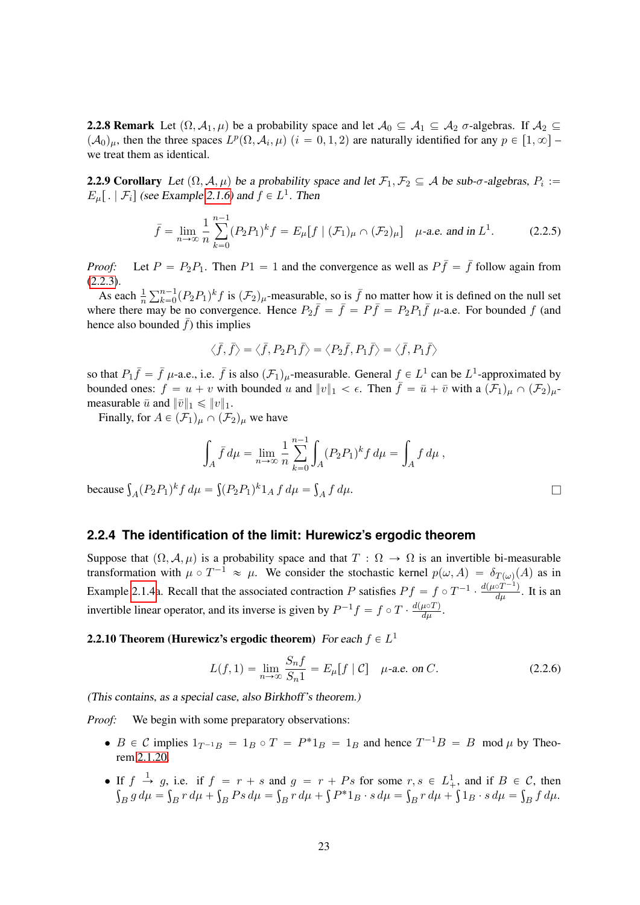**2.2.8 Remark** Let $(\Omega, \mathcal{A}_1, \mu)$ be a probability space and let $\mathcal{A}_0 \subseteq \mathcal{A}_1 \subseteq \mathcal{A}_2$ $\sigma$-algebras. If $\mathcal{A}_2 \subseteq (\mathcal{A}_0)_\mu$, then the three spaces $L^p(\Omega, \mathcal{A}_i, \mu)$ $(i = 0, 1, 2)$ are naturally identified for any $p \in [1, \infty]$ – we treat them as identical.

**2.2.9 Corollary** *Let $(\Omega, \mathcal{A}, \mu)$ be a probability space and let $\mathcal{F}_1, \mathcal{F}_2 \subseteq \mathcal{A}$ be sub-$\sigma$-algebras, $P_i := E_\mu[\,.\,|\,\mathcal{F}_i]$ (see Example 2.1.6) and $f \in L^1$. Then*

$$\bar{f} = \lim_{n\to\infty} \frac{1}{n} \sum_{k=0}^{n-1} (P_2 P_1)^k f = E_\mu[f \mid (\mathcal{F}_1)_\mu \cap (\mathcal{F}_2)_\mu] \quad \mu\text{-a.e. and in } L^1. \tag{2.2.5}$$

*Proof:* Let $P = P_2 P_1$. Then $P1 = 1$ and the convergence as well as $P\bar{f} = \bar{f}$ follow again from (2.2.3).

As each $\frac{1}{n}\sum_{k=0}^{n-1}(P_2P_1)^k f$ is $(\mathcal{F}_2)_\mu$-measurable, so is $\bar{f}$ no matter how it is defined on the null set where there may be no convergence. Hence $P_2\bar{f} = \bar{f} = P\bar{f} = P_2P_1\bar{f}$ $\mu$-a.e. For bounded $f$ (and hence also bounded $\bar{f}$) this implies

$$\langle \bar{f}, \bar{f}\rangle = \langle \bar{f}, P_2P_1\bar{f}\rangle = \langle P_2\bar{f}, P_1\bar{f}\rangle = \langle \bar{f}, P_1\bar{f}\rangle$$

so that $P_1\bar{f} = \bar{f}$ $\mu$-a.e., i.e. $\bar{f}$ is also $(\mathcal{F}_1)_\mu$-measurable. General $f \in L^1$ can be $L^1$-approximated by bounded ones: $f = u + v$ with bounded $u$ and $\|v\|_1 < \epsilon$. Then $\bar{f} = \bar{u} + \bar{v}$ with a $(\mathcal{F}_1)_\mu \cap (\mathcal{F}_2)_\mu$-measurable $\bar{u}$ and $\|\bar{v}\|_1 \leqslant \|v\|_1$.

Finally, for $A \in (\mathcal{F}_1)_\mu \cap (\mathcal{F}_2)_\mu$ we have

$$\int_A \bar{f}\, d\mu = \lim_{n\to\infty} \frac{1}{n} \sum_{k=0}^{n-1} \int_A (P_2P_1)^k f\, d\mu = \int_A f\, d\mu\,,$$

because $\int_A (P_2P_1)^k f\, d\mu = \int (P_2P_1)^k 1_A\, f\, d\mu = \int_A f\, d\mu$. □

### 2.2.4 The identification of the limit: Hurewicz's ergodic theorem

Suppose that $(\Omega, \mathcal{A}, \mu)$ is a probability space and that $T : \Omega \to \Omega$ is an invertible bi-measurable transformation with $\mu \circ T^{-1} \approx \mu$. We consider the stochastic kernel $p(\omega, A) = \delta_{T(\omega)}(A)$ as in Example 2.1.4a. Recall that the associated contraction $P$ satisfies $Pf = f \circ T^{-1} \cdot \frac{d(\mu\circ T^{-1})}{d\mu}$. It is an invertible linear operator, and its inverse is given by $P^{-1}f = f \circ T \cdot \frac{d(\mu\circ T)}{d\mu}$.

**2.2.10 Theorem (Hurewicz's ergodic theorem)** *For each $f \in L^1$*

$$L(f, 1) = \lim_{n\to\infty} \frac{S_n f}{S_n 1} = E_\mu[f \mid \mathcal{C}] \quad \mu\text{-a.e. on } C. \tag{2.2.6}$$

*(This contains, as a special case, also Birkhoff's theorem.)*

*Proof:* We begin with some preparatory observations:

- $B \in \mathcal{C}$ implies $1_{T^{-1}B} = 1_B \circ T = P^*1_B = 1_B$ and hence $T^{-1}B = B \mod \mu$ by Theorem 2.1.20.
- If $f \overset{1}{\to} g$, i.e. if $f = r + s$ and $g = r + Ps$ for some $r, s \in L^1_+$, and if $B \in \mathcal{C}$, then $\int_B g\, d\mu = \int_B r\, d\mu + \int_B Ps\, d\mu = \int_B r\, d\mu + \int P^*1_B \cdot s\, d\mu = \int_B r\, d\mu + \int 1_B \cdot s\, d\mu = \int_B f\, d\mu$.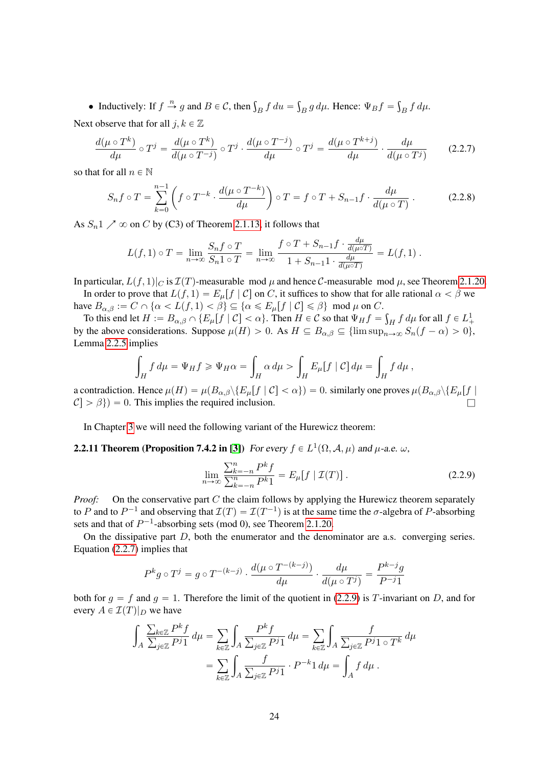- Inductively: If $f \xrightarrow{n} g$ and $B \in \mathcal{C}$, then $\int_B f\, du = \int_B g\, d\mu$. Hence: $\Psi_B f = \int_B f\, d\mu$.

Next observe that for all $j, k \in \mathbb{Z}$

$$\frac{d(\mu \circ T^k)}{d\mu} \circ T^j = \frac{d(\mu \circ T^k)}{d(\mu \circ T^{-j})} \circ T^j \cdot \frac{d(\mu \circ T^{-j})}{d\mu} \circ T^j = \frac{d(\mu \circ T^{k+j})}{d\mu} \cdot \frac{d\mu}{d(\mu \circ T^j)} \tag{2.2.7}$$

so that for all $n \in \mathbb{N}$

$$S_n f \circ T = \sum_{k=0}^{n-1} \left( f \circ T^{-k} \cdot \frac{d(\mu \circ T^{-k})}{d\mu} \right) \circ T = f \circ T + S_{n-1} f \cdot \frac{d\mu}{d(\mu \circ T)} . \tag{2.2.8}$$

As $S_n 1 \nearrow \infty$ on $C$ by (C3) of Theorem 2.1.13, it follows that

$$L(f,1) \circ T = \lim_{n \to \infty} \frac{S_n f \circ T}{S_n 1 \circ T} = \lim_{n \to \infty} \frac{f \circ T + S_{n-1} f \cdot \frac{d\mu}{d(\mu \circ T)}}{1 + S_{n-1} 1 \cdot \frac{d\mu}{d(\mu \circ T)}} = L(f,1) .$$

In particular, $L(f,1)|_C$ is $\mathcal{I}(T)$-measurable mod $\mu$ and hence $\mathcal{C}$-measurable mod $\mu$, see Theorem 2.1.20.

In order to prove that $L(f,1) = E_\mu[f \mid \mathcal{C}]$ on $C$, it suffices to show that for alle rational $\alpha < \beta$ we have $B_{\alpha,\beta} := C \cap \{\alpha < L(f,1) < \beta\} \subseteq \{\alpha \leqslant E_\mu[f \mid \mathcal{C}] \leqslant \beta\}$ mod $\mu$ on $C$.

To this end let $H := B_{\alpha,\beta} \cap \{E_\mu[f \mid \mathcal{C}] < \alpha\}$. Then $H \in \mathcal{C}$ so that $\Psi_H f = \int_H f\, d\mu$ for all $f \in L^1_+$ by the above considerations. Suppose $\mu(H) > 0$. As $H \subseteq B_{\alpha,\beta} \subseteq \{\limsup_{n\to\infty} S_n(f-\alpha) > 0\}$, Lemma 2.2.5 implies

$$\int_H f\, d\mu = \Psi_H f \geqslant \Psi_H \alpha = \int_H \alpha\, d\mu > \int_H E_\mu[f \mid \mathcal{C}]\, d\mu = \int_H f\, d\mu ,$$

a contradiction. Hence $\mu(H) = \mu(B_{\alpha,\beta} \backslash \{E_\mu[f \mid \mathcal{C}] < \alpha\}) = 0$. similarly one proves $\mu(B_{\alpha,\beta} \backslash \{E_\mu[f \mid \mathcal{C}] > \beta\}) = 0$. This implies the required inclusion. □

In Chapter 3 we will need the following variant of the Hurewicz theorem:

**2.2.11 Theorem (Proposition 7.4.2 in [3])** *For every $f \in L^1(\Omega, \mathcal{A}, \mu)$ and $\mu$-a.e. $\omega$,*

$$\lim_{n\to\infty} \frac{\sum_{k=-n}^{n} P^k f}{\sum_{k=-n}^{n} P^k 1} = E_\mu[f \mid \mathcal{I}(T)] . \tag{2.2.9}$$

*Proof:* On the conservative part $C$ the claim follows by applying the Hurewicz theorem separately to $P$ and to $P^{-1}$ and observing that $\mathcal{I}(T) = \mathcal{I}(T^{-1})$ is at the same time the $\sigma$-algebra of $P$-absorbing sets and that of $P^{-1}$-absorbing sets (mod 0), see Theorem 2.1.20.

On the dissipative part $D$, both the enumerator and the denominator are a.s. converging series. Equation (2.2.7) implies that

$$P^k g \circ T^j = g \circ T^{-(k-j)} \cdot \frac{d(\mu \circ T^{-(k-j)})}{d\mu} \cdot \frac{d\mu}{d(\mu \circ T^j)} = \frac{P^{k-j} g}{P^{-j} 1}$$

both for $g = f$ and $g = 1$. Therefore the limit of the quotient in (2.2.9) is $T$-invariant on $D$, and for every $A \in \mathcal{I}(T)|_D$ we have

$$\begin{aligned}
\int_A \frac{\sum_{k\in\mathbb{Z}} P^k f}{\sum_{j\in\mathbb{Z}} P^j 1}\, d\mu &= \sum_{k\in\mathbb{Z}} \int_A \frac{P^k f}{\sum_{j\in\mathbb{Z}} P^j 1}\, d\mu = \sum_{k\in\mathbb{Z}} \int_A \frac{f}{\sum_{j\in\mathbb{Z}} P^j 1 \circ T^k}\, d\mu \\
&= \sum_{k\in\mathbb{Z}} \int_A \frac{f}{\sum_{j\in\mathbb{Z}} P^j 1} \cdot P^{-k} 1\, d\mu = \int_A f\, d\mu .
\end{aligned}$$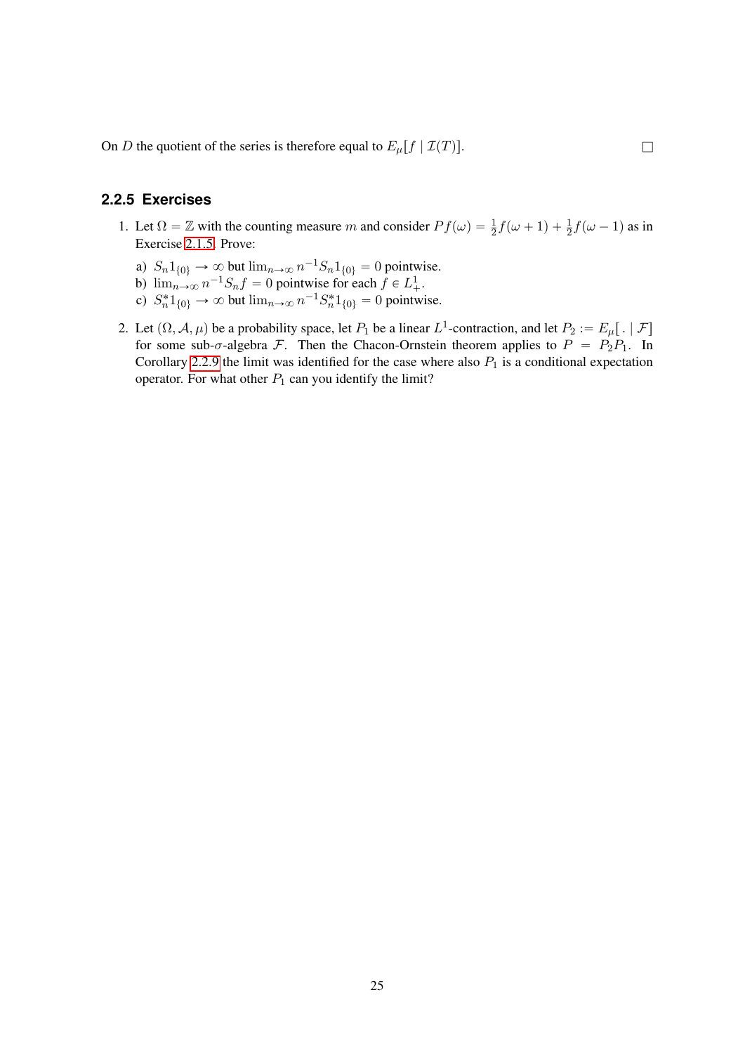On $D$ the quotient of the series is therefore equal to $E_\mu[f \mid \mathcal{I}(T)]$. $\square$

### 2.2.5 Exercises

1. Let $\Omega = \mathbb{Z}$ with the counting measure $m$ and consider $Pf(\omega) = \frac{1}{2}f(\omega+1) + \frac{1}{2}f(\omega-1)$ as in Exercise 2.1.5. Prove:

   a) $S_n 1_{\{0\}} \to \infty$ but $\lim_{n\to\infty} n^{-1} S_n 1_{\{0\}} = 0$ pointwise.
   b) $\lim_{n\to\infty} n^{-1} S_n f = 0$ pointwise for each $f \in L^1_+$.
   c) $S_n^* 1_{\{0\}} \to \infty$ but $\lim_{n\to\infty} n^{-1} S_n^* 1_{\{0\}} = 0$ pointwise.

2. Let $(\Omega, \mathcal{A}, \mu)$ be a probability space, let $P_1$ be a linear $L^1$-contraction, and let $P_2 := E_\mu[\,.\mid \mathcal{F}]$ for some sub-$\sigma$-algebra $\mathcal{F}$. Then the Chacon-Ornstein theorem applies to $P = P_2 P_1$. In Corollary 2.2.9 the limit was identified for the case where also $P_1$ is a conditional expectation operator. For what other $P_1$ can you identify the limit?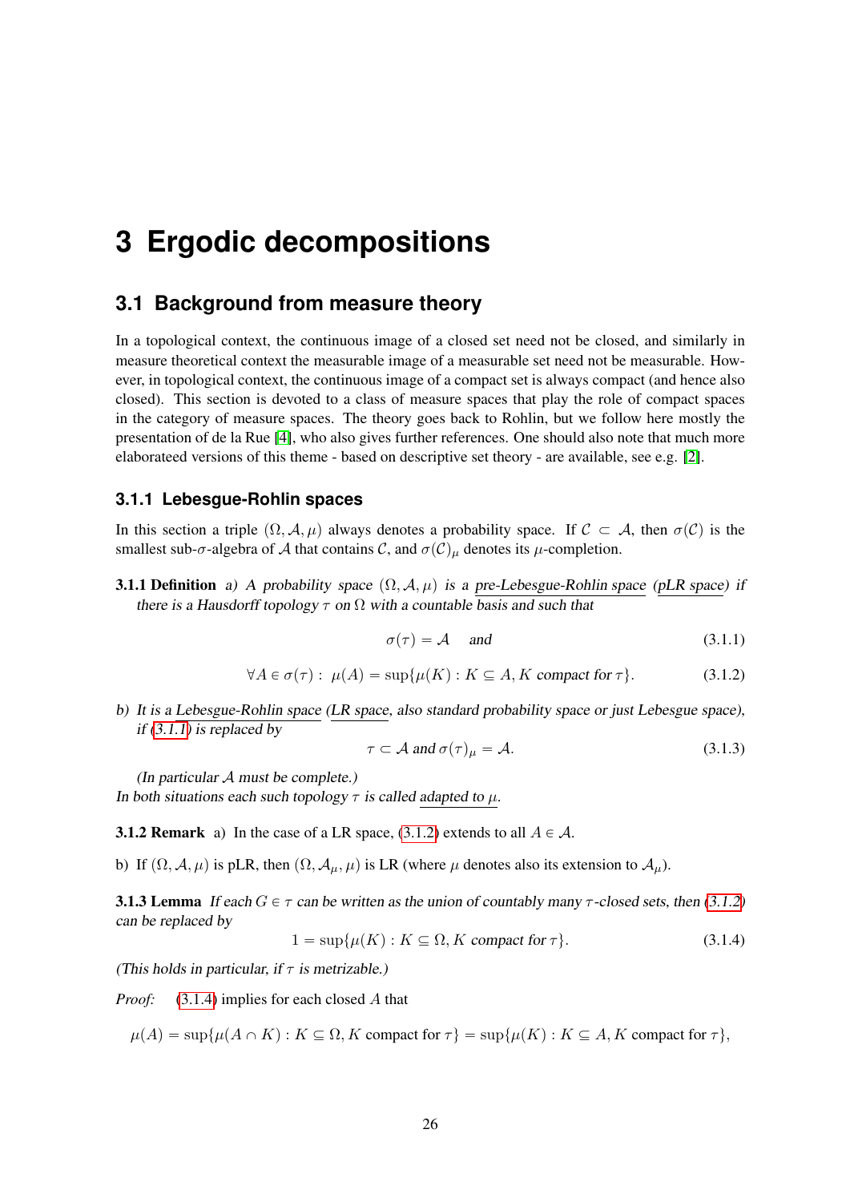# 3 Ergodic decompositions

## 3.1 Background from measure theory

In a topological context, the continuous image of a closed set need not be closed, and similarly in measure theoretical context the measurable image of a measurable set need not be measurable. However, in topological context, the continuous image of a compact set is always compact (and hence also closed). This section is devoted to a class of measure spaces that play the role of compact spaces in the category of measure spaces. The theory goes back to Rohlin, but we follow here mostly the presentation of de la Rue [4], who also gives further references. One should also note that much more elaborateed versions of this theme - based on descriptive set theory - are available, see e.g. [2].

### 3.1.1 Lebesgue-Rohlin spaces

In this section a triple $(\Omega, \mathcal{A}, \mu)$ always denotes a probability space. If $\mathcal{C} \subset \mathcal{A}$, then $\sigma(\mathcal{C})$ is the smallest sub-$\sigma$-algebra of $\mathcal{A}$ that contains $\mathcal{C}$, and $\sigma(\mathcal{C})_\mu$ denotes its $\mu$-completion.

**3.1.1 Definition** *a) A probability space $(\Omega, \mathcal{A}, \mu)$ is a pre-Lebesgue-Rohlin space (pLR space) if there is a Hausdorff topology $\tau$ on $\Omega$ with a countable basis and such that*

$$\sigma(\tau) = \mathcal{A} \quad \text{and} \tag{3.1.1}$$

$$\forall A \in \sigma(\tau): \ \mu(A) = \sup\{\mu(K) : K \subseteq A, K \text{ compact for } \tau\}. \tag{3.1.2}$$

*b) It is a Lebesgue-Rohlin space (LR space, also standard probability space or just Lebesgue space), if (3.1.1) is replaced by*

$$\tau \subset \mathcal{A} \text{ and } \sigma(\tau)_\mu = \mathcal{A}. \tag{3.1.3}$$

*(In particular $\mathcal{A}$ must be complete.)*

*In both situations each such topology $\tau$ is called adapted to $\mu$.*

**3.1.2 Remark** a) In the case of a LR space, (3.1.2) extends to all $A \in \mathcal{A}$.

b) If $(\Omega, \mathcal{A}, \mu)$ is pLR, then $(\Omega, \mathcal{A}_\mu, \mu)$ is LR (where $\mu$ denotes also its extension to $\mathcal{A}_\mu$).

**3.1.3 Lemma** *If each $G \in \tau$ can be written as the union of countably many $\tau$-closed sets, then (3.1.2) can be replaced by*

$$1 = \sup\{\mu(K) : K \subseteq \Omega, K \text{ compact for } \tau\}. \tag{3.1.4}$$

*(This holds in particular, if $\tau$ is metrizable.)*

*Proof:* (3.1.4) implies for each closed $A$ that

$$\mu(A) = \sup\{\mu(A \cap K) : K \subseteq \Omega, K \text{ compact for } \tau\} = \sup\{\mu(K) : K \subseteq A, K \text{ compact for } \tau\},$$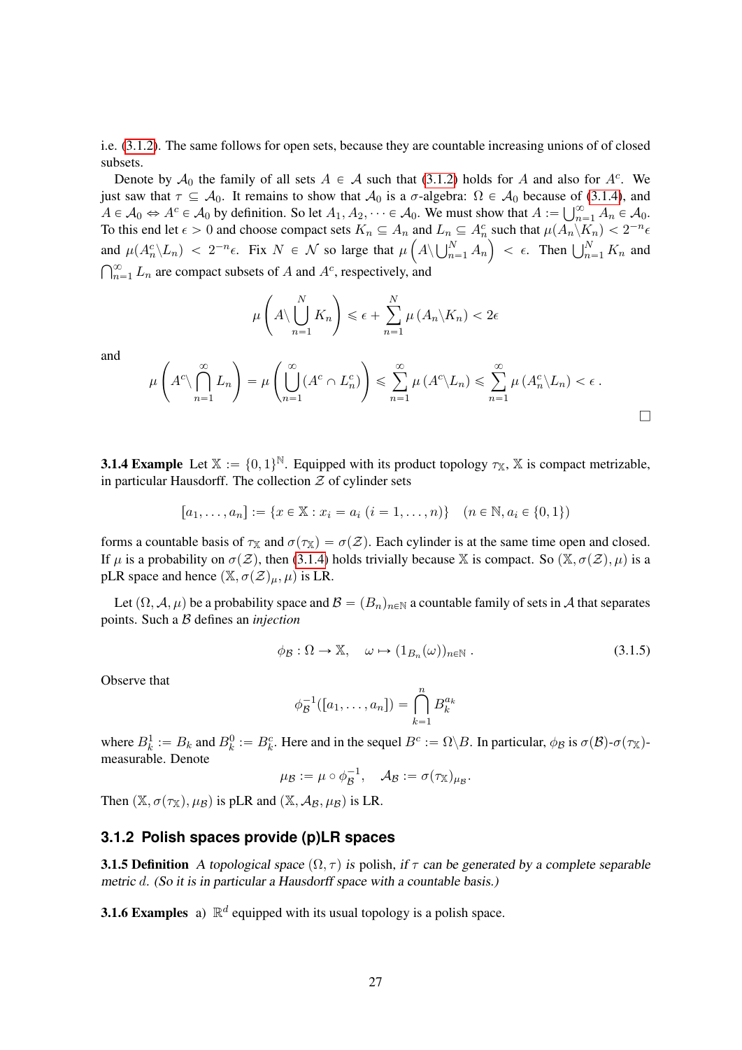i.e. (3.1.2). The same follows for open sets, because they are countable increasing unions of of closed subsets.

Denote by $\mathcal{A}_0$ the family of all sets $A \in \mathcal{A}$ such that (3.1.2) holds for $A$ and also for $A^c$. We just saw that $\tau \subseteq \mathcal{A}_0$. It remains to show that $\mathcal{A}_0$ is a $\sigma$-algebra: $\Omega \in \mathcal{A}_0$ because of (3.1.4), and $A \in \mathcal{A}_0 \Leftrightarrow A^c \in \mathcal{A}_0$ by definition. So let $A_1, A_2, \dots \in \mathcal{A}_0$. We must show that $A := \bigcup_{n=1}^\infty A_n \in \mathcal{A}_0$. To this end let $\epsilon > 0$ and choose compact sets $K_n \subseteq A_n$ and $L_n \subseteq A_n^c$ such that $\mu(A_n \backslash K_n) < 2^{-n}\epsilon$ and $\mu(A_n^c \backslash L_n) < 2^{-n}\epsilon$. Fix $N \in \mathcal{N}$ so large that $\mu\left(A \backslash \bigcup_{n=1}^N A_n\right) < \epsilon$. Then $\bigcup_{n=1}^N K_n$ and $\bigcap_{n=1}^\infty L_n$ are compact subsets of $A$ and $A^c$, respectively, and

$$\mu\left(A \backslash \bigcup_{n=1}^N K_n\right) \leqslant \epsilon + \sum_{n=1}^N \mu\left(A_n \backslash K_n\right) < 2\epsilon$$

and

$$\mu\left(A^c \backslash \bigcap_{n=1}^\infty L_n\right) = \mu\left(\bigcup_{n=1}^\infty (A^c \cap L_n^c)\right) \leqslant \sum_{n=1}^\infty \mu\left(A^c \backslash L_n\right) \leqslant \sum_{n=1}^\infty \mu\left(A_n^c \backslash L_n\right) < \epsilon\,.$$

□

**3.1.4 Example** Let $\mathbb{X} := \{0,1\}^{\mathbb{N}}$. Equipped with its product topology $\tau_{\mathbb{X}}$, $\mathbb{X}$ is compact metrizable, in particular Hausdorff. The collection $\mathcal{Z}$ of cylinder sets

$$[a_1, \dots, a_n] := \{x \in \mathbb{X} : x_i = a_i \ (i = 1, \dots, n)\} \quad (n \in \mathbb{N}, a_i \in \{0,1\})$$

forms a countable basis of $\tau_{\mathbb{X}}$ and $\sigma(\tau_{\mathbb{X}}) = \sigma(\mathcal{Z})$. Each cylinder is at the same time open and closed. If $\mu$ is a probability on $\sigma(\mathcal{Z})$, then (3.1.4) holds trivially because $\mathbb{X}$ is compact. So $(\mathbb{X}, \sigma(\mathcal{Z}), \mu)$ is a pLR space and hence $(\mathbb{X}, \sigma(\mathcal{Z})_\mu, \mu)$ is LR.

Let $(\Omega, \mathcal{A}, \mu)$ be a probability space and $\mathcal{B} = (B_n)_{n \in \mathbb{N}}$ a countable family of sets in $\mathcal{A}$ that separates points. Such a $\mathcal{B}$ defines an *injection*

$$\phi_{\mathcal{B}} : \Omega \to \mathbb{X}, \quad \omega \mapsto (1_{B_n}(\omega))_{n \in \mathbb{N}}\,. \tag{3.1.5}$$

Observe that

$$\phi_{\mathcal{B}}^{-1}([a_1, \dots, a_n]) = \bigcap_{k=1}^n B_k^{a_k}$$

where $B_k^1 := B_k$ and $B_k^0 := B_k^c$. Here and in the sequel $B^c := \Omega \backslash B$. In particular, $\phi_{\mathcal{B}}$ is $\sigma(\mathcal{B})$-$\sigma(\tau_{\mathbb{X}})$-measurable. Denote

$$\mu_{\mathcal{B}} := \mu \circ \phi_{\mathcal{B}}^{-1}, \quad \mathcal{A}_{\mathcal{B}} := \sigma(\tau_{\mathbb{X}})_{\mu_{\mathcal{B}}}.$$

Then $(\mathbb{X}, \sigma(\tau_{\mathbb{X}}), \mu_{\mathcal{B}})$ is pLR and $(\mathbb{X}, \mathcal{A}_{\mathcal{B}}, \mu_{\mathcal{B}})$ is LR.

### 3.1.2 Polish spaces provide (p)LR spaces

**3.1.5 Definition** *A topological space $(\Omega, \tau)$ is polish, if $\tau$ can be generated by a complete separable metric $d$. (So it is in particular a Hausdorff space with a countable basis.)*

**3.1.6 Examples** a) $\mathbb{R}^d$ equipped with its usual topology is a polish space.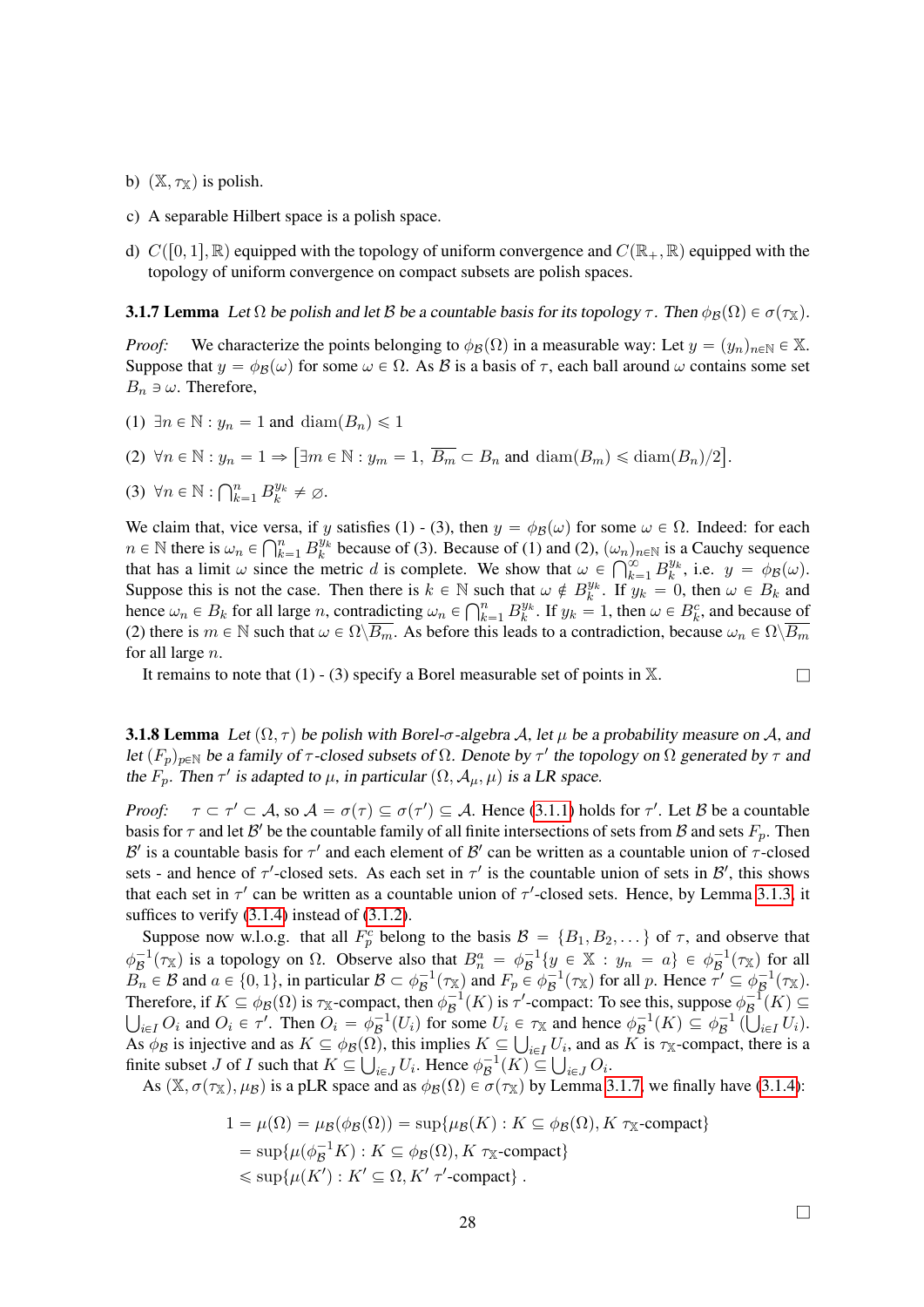b) $(\mathbb{X}, \tau_\mathbb{X})$ is polish.

c) A separable Hilbert space is a polish space.

d) $C([0,1],\mathbb{R})$ equipped with the topology of uniform convergence and $C(\mathbb{R}_+,\mathbb{R})$ equipped with the topology of uniform convergence on compact subsets are polish spaces.

**3.1.7 Lemma** *Let $\Omega$ be polish and let $\mathcal{B}$ be a countable basis for its topology $\tau$. Then $\phi_\mathcal{B}(\Omega) \in \sigma(\tau_\mathbb{X})$.*

*Proof:* We characterize the points belonging to $\phi_\mathcal{B}(\Omega)$ in a measurable way: Let $y = (y_n)_{n\in\mathbb{N}} \in \mathbb{X}$. Suppose that $y = \phi_\mathcal{B}(\omega)$ for some $\omega \in \Omega$. As $\mathcal{B}$ is a basis of $\tau$, each ball around $\omega$ contains some set $B_n \ni \omega$. Therefore,

(1) $\exists n \in \mathbb{N} : y_n = 1$ and $\operatorname{diam}(B_n) \leqslant 1$

(2) $\forall n \in \mathbb{N} : y_n = 1 \Rightarrow \big[\exists m \in \mathbb{N} : y_m = 1,\ \overline{B_m} \subset B_n$ and $\operatorname{diam}(B_m) \leqslant \operatorname{diam}(B_n)/2\big]$.

(3) $\forall n \in \mathbb{N} : \bigcap_{k=1}^n B_k^{y_k} \neq \varnothing$.

We claim that, vice versa, if $y$ satisfies (1) - (3), then $y = \phi_\mathcal{B}(\omega)$ for some $\omega \in \Omega$. Indeed: for each $n \in \mathbb{N}$ there is $\omega_n \in \bigcap_{k=1}^n B_k^{y_k}$ because of (3). Because of (1) and (2), $(\omega_n)_{n\in\mathbb{N}}$ is a Cauchy sequence that has a limit $\omega$ since the metric $d$ is complete. We show that $\omega \in \bigcap_{k=1}^\infty B_k^{y_k}$, i.e. $y = \phi_\mathcal{B}(\omega)$. Suppose this is not the case. Then there is $k \in \mathbb{N}$ such that $\omega \notin B_k^{y_k}$. If $y_k = 0$, then $\omega \in B_k$ and hence $\omega_n \in B_k$ for all large $n$, contradicting $\omega_n \in \bigcap_{k=1}^n B_k^{y_k}$. If $y_k = 1$, then $\omega \in B_k^c$, and because of (2) there is $m \in \mathbb{N}$ such that $\omega \in \Omega\backslash\overline{B_m}$. As before this leads to a contradiction, because $\omega_n \in \Omega\backslash\overline{B_m}$ for all large $n$.

It remains to note that (1) - (3) specify a Borel measurable set of points in $\mathbb{X}$. □

**3.1.8 Lemma** *Let $(\Omega,\tau)$ be polish with Borel-$\sigma$-algebra $\mathcal{A}$, let $\mu$ be a probability measure on $\mathcal{A}$, and let $(F_p)_{p\in\mathbb{N}}$ be a family of $\tau$-closed subsets of $\Omega$. Denote by $\tau'$ the topology on $\Omega$ generated by $\tau$ and the $F_p$. Then $\tau'$ is adapted to $\mu$, in particular $(\Omega, \mathcal{A}_\mu, \mu)$ is a LR space.*

*Proof:* $\tau \subset \tau' \subset \mathcal{A}$, so $\mathcal{A} = \sigma(\tau) \subseteq \sigma(\tau') \subseteq \mathcal{A}$. Hence (3.1.1) holds for $\tau'$. Let $\mathcal{B}$ be a countable basis for $\tau$ and let $\mathcal{B}'$ be the countable family of all finite intersections of sets from $\mathcal{B}$ and sets $F_p$. Then $\mathcal{B}'$ is a countable basis for $\tau'$ and each element of $\mathcal{B}'$ can be written as a countable union of $\tau$-closed sets - and hence of $\tau'$-closed sets. As each set in $\tau'$ is the countable union of sets in $\mathcal{B}'$, this shows that each set in $\tau'$ can be written as a countable union of $\tau'$-closed sets. Hence, by Lemma 3.1.3, it suffices to verify (3.1.4) instead of (3.1.2).

Suppose now w.l.o.g. that all $F_p^c$ belong to the basis $\mathcal{B} = \{B_1, B_2, \dots\}$ of $\tau$, and observe that $\phi_\mathcal{B}^{-1}(\tau_\mathbb{X})$ is a topology on $\Omega$. Observe also that $B_n^a = \phi_\mathcal{B}^{-1}\{y \in \mathbb{X} : y_n = a\} \in \phi_\mathcal{B}^{-1}(\tau_\mathbb{X})$ for all $B_n \in \mathcal{B}$ and $a \in \{0,1\}$, in particular $\mathcal{B} \subset \phi_\mathcal{B}^{-1}(\tau_\mathbb{X})$ and $F_p \in \phi_\mathcal{B}^{-1}(\tau_\mathbb{X})$ for all $p$. Hence $\tau' \subseteq \phi_\mathcal{B}^{-1}(\tau_\mathbb{X})$. Therefore, if $K \subseteq \phi_\mathcal{B}(\Omega)$ is $\tau_\mathbb{X}$-compact, then $\phi_\mathcal{B}^{-1}(K)$ is $\tau'$-compact: To see this, suppose $\phi_\mathcal{B}^{-1}(K) \subseteq \bigcup_{i\in I} O_i$ and $O_i \in \tau'$. Then $O_i = \phi_\mathcal{B}^{-1}(U_i)$ for some $U_i \in \tau_\mathbb{X}$ and hence $\phi_\mathcal{B}^{-1}(K) \subseteq \phi_\mathcal{B}^{-1}\left(\bigcup_{i\in I} U_i\right)$. As $\phi_\mathcal{B}$ is injective and as $K \subseteq \phi_\mathcal{B}(\Omega)$, this implies $K \subseteq \bigcup_{i\in I} U_i$, and as $K$ is $\tau_\mathbb{X}$-compact, there is a finite subset $J$ of $I$ such that $K \subseteq \bigcup_{i\in J} U_i$. Hence $\phi_\mathcal{B}^{-1}(K) \subseteq \bigcup_{i\in J} O_i$.

As $(\mathbb{X}, \sigma(\tau_\mathbb{X}), \mu_\mathcal{B})$ is a pLR space and as $\phi_\mathcal{B}(\Omega) \in \sigma(\tau_\mathbb{X})$ by Lemma 3.1.7, we finally have (3.1.4):

$$\begin{aligned}
1 = \mu(\Omega) = \mu_\mathcal{B}(\phi_\mathcal{B}(\Omega)) &= \sup\{\mu_\mathcal{B}(K) : K \subseteq \phi_\mathcal{B}(\Omega), K\ \tau_\mathbb{X}\text{-compact}\} \\
&= \sup\{\mu(\phi_\mathcal{B}^{-1}K) : K \subseteq \phi_\mathcal{B}(\Omega), K\ \tau_\mathbb{X}\text{-compact}\} \\
&\leqslant \sup\{\mu(K') : K' \subseteq \Omega, K'\ \tau'\text{-compact}\}\ .
\end{aligned}$$

□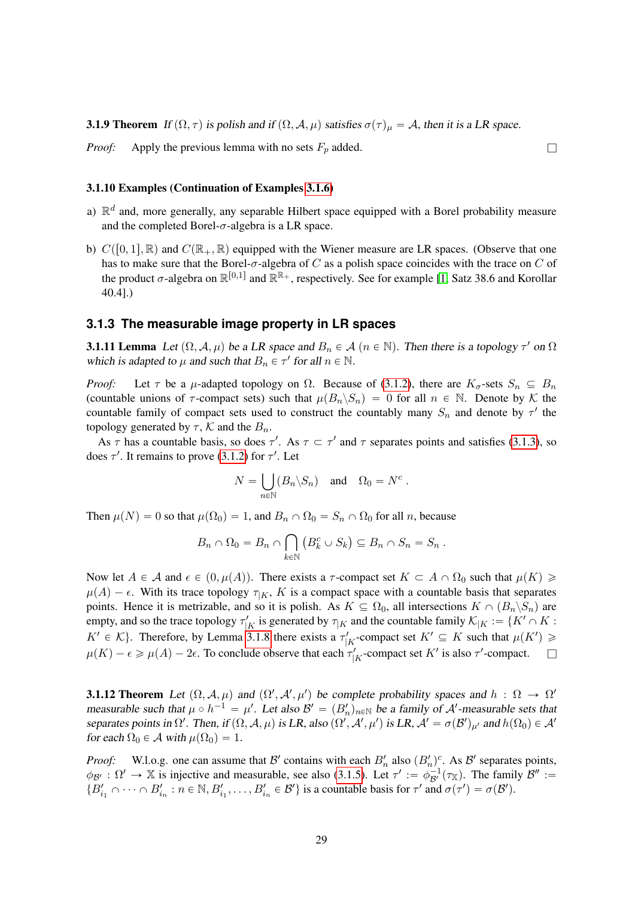**3.1.9 Theorem** *If $(\Omega, \tau)$ is polish and if $(\Omega, \mathcal{A}, \mu)$ satisfies $\sigma(\tau)_\mu = \mathcal{A}$, then it is a LR space.*

*Proof:* Apply the previous lemma with no sets $F_p$ added. □

**3.1.10 Examples (Continuation of Examples 3.1.6)**

a) $\mathbb{R}^d$ and, more generally, any separable Hilbert space equipped with a Borel probability measure and the completed Borel-$\sigma$-algebra is a LR space.

b) $C([0,1], \mathbb{R})$ and $C(\mathbb{R}_+, \mathbb{R})$ equipped with the Wiener measure are LR spaces. (Observe that one has to make sure that the Borel-$\sigma$-algebra of $C$ as a polish space coincides with the trace on $C$ of the product $\sigma$-algebra on $\mathbb{R}^{[0,1]}$ and $\mathbb{R}^{\mathbb{R}_+}$, respectively. See for example [1, Satz 38.6 and Korollar 40.4].)

### 3.1.3 The measurable image property in LR spaces

**3.1.11 Lemma** *Let $(\Omega, \mathcal{A}, \mu)$ be a LR space and $B_n \in \mathcal{A}$ $(n \in \mathbb{N})$. Then there is a topology $\tau'$ on $\Omega$ which is adapted to $\mu$ and such that $B_n \in \tau'$ for all $n \in \mathbb{N}$.*

*Proof:* Let $\tau$ be a $\mu$-adapted topology on $\Omega$. Because of (3.1.2), there are $K_\sigma$-sets $S_n \subseteq B_n$ (countable unions of $\tau$-compact sets) such that $\mu(B_n \backslash S_n) = 0$ for all $n \in \mathbb{N}$. Denote by $\mathcal{K}$ the countable family of compact sets used to construct the countably many $S_n$ and denote by $\tau'$ the topology generated by $\tau$, $\mathcal{K}$ and the $B_n$.

As $\tau$ has a countable basis, so does $\tau'$. As $\tau \subset \tau'$ and $\tau$ separates points and satisfies (3.1.3), so does $\tau'$. It remains to prove (3.1.2) for $\tau'$. Let

$$N = \bigcup_{n \in \mathbb{N}} (B_n \backslash S_n) \quad \text{and} \quad \Omega_0 = N^c \,.$$

Then $\mu(N) = 0$ so that $\mu(\Omega_0) = 1$, and $B_n \cap \Omega_0 = S_n \cap \Omega_0$ for all $n$, because

$$B_n \cap \Omega_0 = B_n \cap \bigcap_{k \in \mathbb{N}} \left(B_k^c \cup S_k\right) \subseteq B_n \cap S_n = S_n \,.$$

Now let $A \in \mathcal{A}$ and $\epsilon \in (0, \mu(A))$. There exists a $\tau$-compact set $K \subset A \cap \Omega_0$ such that $\mu(K) \geqslant \mu(A) - \epsilon$. With its trace topology $\tau_{|K}$, $K$ is a compact space with a countable basis that separates points. Hence it is metrizable, and so it is polish. As $K \subseteq \Omega_0$, all intersections $K \cap (B_n \backslash S_n)$ are empty, and so the trace topology $\tau'_{|K}$ is generated by $\tau_{|K}$ and the countable family $\mathcal{K}_{|K} := \{K' \cap K : K' \in \mathcal{K}\}$. Therefore, by Lemma 3.1.8 there exists a $\tau'_{|K}$-compact set $K' \subseteq K$ such that $\mu(K') \geqslant \mu(K) - \epsilon \geqslant \mu(A) - 2\epsilon$. To conclude observe that each $\tau'_{|K}$-compact set $K'$ is also $\tau'$-compact. □

**3.1.12 Theorem** *Let $(\Omega, \mathcal{A}, \mu)$ and $(\Omega', \mathcal{A}', \mu')$ be complete probability spaces and $h : \Omega \to \Omega'$ measurable such that $\mu \circ h^{-1} = \mu'$. Let also $\mathcal{B}' = (B'_n)_{n \in \mathbb{N}}$ be a family of $\mathcal{A}'$-measurable sets that separates points in $\Omega'$. Then, if $(\Omega, \mathcal{A}, \mu)$ is LR, also $(\Omega', \mathcal{A}', \mu')$ is LR, $\mathcal{A}' = \sigma(\mathcal{B}')_{\mu'}$ and $h(\Omega_0) \in \mathcal{A}'$ for each $\Omega_0 \in \mathcal{A}$ with $\mu(\Omega_0) = 1$.*

*Proof:* W.l.o.g. one can assume that $\mathcal{B}'$ contains with each $B'_n$ also $(B'_n)^c$. As $\mathcal{B}'$ separates points, $\phi_{\mathcal{B}'} : \Omega' \to \mathbb{X}$ is injective and measurable, see also (3.1.5). Let $\tau' := \phi_{\mathcal{B}'}^{-1}(\tau_{\mathbb{X}})$. The family $\mathcal{B}'' := \{B'_{i_1} \cap \cdots \cap B'_{i_n} : n \in \mathbb{N}, B'_{i_1}, \ldots, B'_{i_n} \in \mathcal{B}'\}$ is a countable basis for $\tau'$ and $\sigma(\tau') = \sigma(\mathcal{B}')$.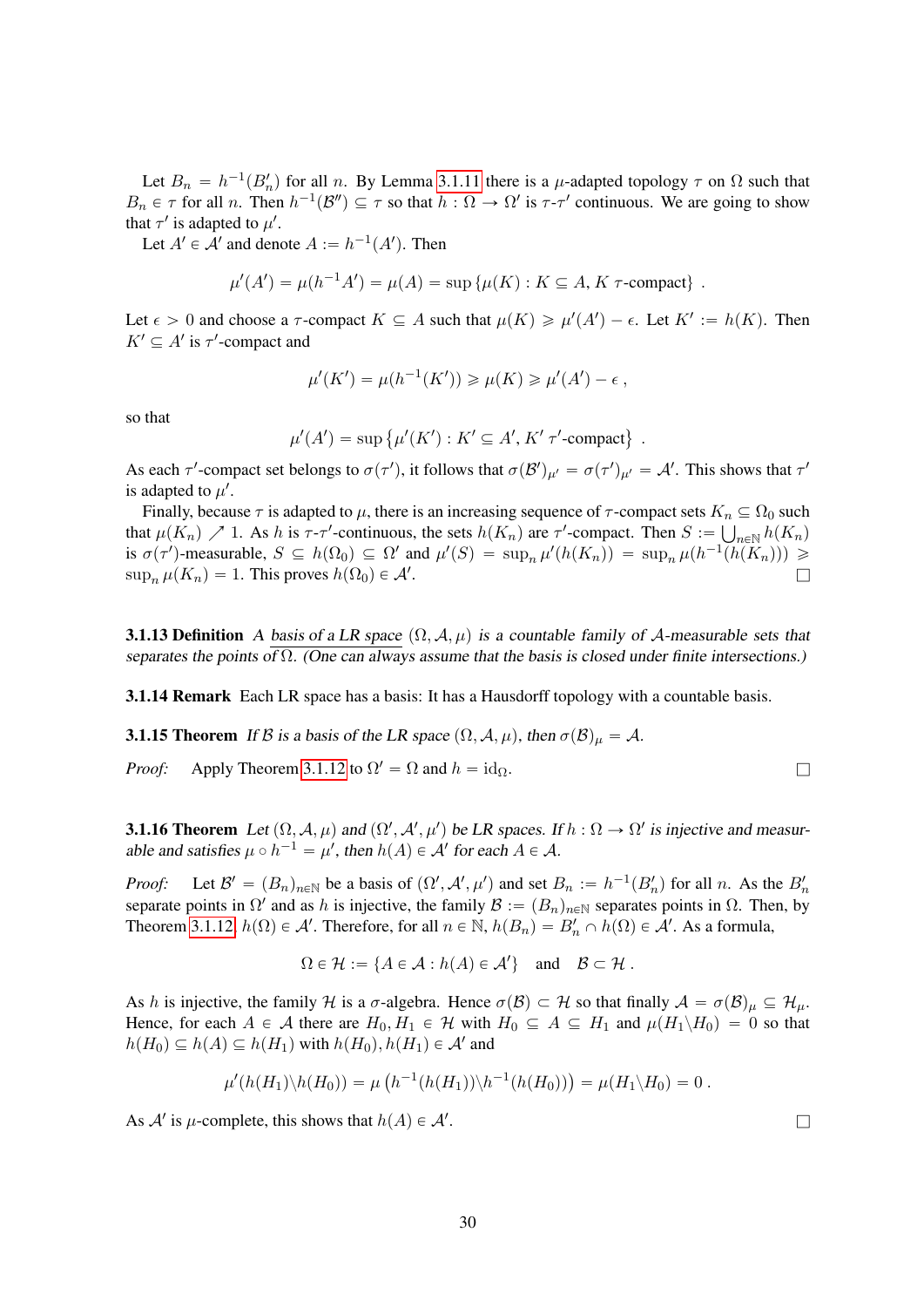Let $B_n = h^{-1}(B'_n)$ for all $n$. By Lemma 3.1.11 there is a $\mu$-adapted topology $\tau$ on $\Omega$ such that $B_n \in \tau$ for all $n$. Then $h^{-1}(\mathcal{B}'') \subseteq \tau$ so that $h : \Omega \to \Omega'$ is $\tau$-$\tau'$ continuous. We are going to show that $\tau'$ is adapted to $\mu'$.

Let $A' \in \mathcal{A}'$ and denote $A := h^{-1}(A')$. Then

$$\mu'(A') = \mu(h^{-1}A') = \mu(A) = \sup\{\mu(K) : K \subseteq A,\, K\ \tau\text{-compact}\}\ .$$

Let $\epsilon > 0$ and choose a $\tau$-compact $K \subseteq A$ such that $\mu(K) \geqslant \mu'(A') - \epsilon$. Let $K' := h(K)$. Then $K' \subseteq A'$ is $\tau'$-compact and

$$\mu'(K') = \mu(h^{-1}(K')) \geqslant \mu(K) \geqslant \mu'(A') - \epsilon\ ,$$

so that

$$\mu'(A') = \sup\left\{\mu'(K') : K' \subseteq A',\, K'\ \tau'\text{-compact}\right\}\ .$$

As each $\tau'$-compact set belongs to $\sigma(\tau')$, it follows that $\sigma(\mathcal{B}')_{\mu'} = \sigma(\tau')_{\mu'} = \mathcal{A}'$. This shows that $\tau'$ is adapted to $\mu'$.

Finally, because $\tau$ is adapted to $\mu$, there is an increasing sequence of $\tau$-compact sets $K_n \subseteq \Omega_0$ such that $\mu(K_n) \nearrow 1$. As $h$ is $\tau$-$\tau'$-continuous, the sets $h(K_n)$ are $\tau'$-compact. Then $S := \bigcup_{n\in\mathbb{N}} h(K_n)$ is $\sigma(\tau')$-measurable, $S \subseteq h(\Omega_0) \subseteq \Omega'$ and $\mu'(S) = \sup_n \mu'(h(K_n)) = \sup_n \mu(h^{-1}(h(K_n))) \geqslant \sup_n \mu(K_n) = 1$. This proves $h(\Omega_0) \in \mathcal{A}'$. □

**3.1.13 Definition** *A basis of a LR space $(\Omega, \mathcal{A}, \mu)$ is a countable family of $\mathcal{A}$-measurable sets that separates the points of $\Omega$. (One can always assume that the basis is closed under finite intersections.)*

**3.1.14 Remark** Each LR space has a basis: It has a Hausdorff topology with a countable basis.

**3.1.15 Theorem** *If $\mathcal{B}$ is a basis of the LR space $(\Omega, \mathcal{A}, \mu)$, then $\sigma(\mathcal{B})_\mu = \mathcal{A}$.*

*Proof:* Apply Theorem 3.1.12 to $\Omega' = \Omega$ and $h = \mathrm{id}_\Omega$. □

**3.1.16 Theorem** *Let $(\Omega, \mathcal{A}, \mu)$ and $(\Omega', \mathcal{A}', \mu')$ be LR spaces. If $h : \Omega \to \Omega'$ is injective and measurable and satisfies $\mu \circ h^{-1} = \mu'$, then $h(A) \in \mathcal{A}'$ for each $A \in \mathcal{A}$.*

*Proof:* Let $\mathcal{B}' = (B_n)_{n\in\mathbb{N}}$ be a basis of $(\Omega', \mathcal{A}', \mu')$ and set $B_n := h^{-1}(B'_n)$ for all $n$. As the $B'_n$ separate points in $\Omega'$ and as $h$ is injective, the family $\mathcal{B} := (B_n)_{n\in\mathbb{N}}$ separates points in $\Omega$. Then, by Theorem 3.1.12, $h(\Omega) \in \mathcal{A}'$. Therefore, for all $n \in \mathbb{N}$, $h(B_n) = B'_n \cap h(\Omega) \in \mathcal{A}'$. As a formula,

$$\Omega \in \mathcal{H} := \{A \in \mathcal{A} : h(A) \in \mathcal{A}'\} \quad \text{and} \quad \mathcal{B} \subset \mathcal{H}\ .$$

As $h$ is injective, the family $\mathcal{H}$ is a $\sigma$-algebra. Hence $\sigma(\mathcal{B}) \subset \mathcal{H}$ so that finally $\mathcal{A} = \sigma(\mathcal{B})_\mu \subseteq \mathcal{H}_\mu$. Hence, for each $A \in \mathcal{A}$ there are $H_0, H_1 \in \mathcal{H}$ with $H_0 \subseteq A \subseteq H_1$ and $\mu(H_1 \backslash H_0) = 0$ so that $h(H_0) \subseteq h(A) \subseteq h(H_1)$ with $h(H_0), h(H_1) \in \mathcal{A}'$ and

$$\mu'(h(H_1) \backslash h(H_0)) = \mu\left(h^{-1}(h(H_1)) \backslash h^{-1}(h(H_0))\right) = \mu(H_1 \backslash H_0) = 0\ .$$

As $\mathcal{A}'$ is $\mu$-complete, this shows that $h(A) \in \mathcal{A}'$. □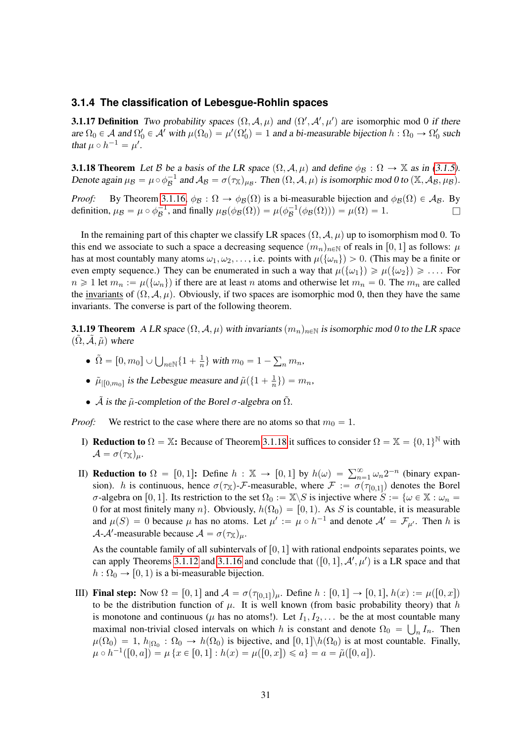### 3.1.4 The classification of Lebesgue-Rohlin spaces

**3.1.17 Definition** *Two probability spaces $(\Omega, \mathcal{A}, \mu)$ and $(\Omega', \mathcal{A}', \mu')$ are isomorphic mod 0 if there are $\Omega_0 \in \mathcal{A}$ and $\Omega_0' \in \mathcal{A}'$ with $\mu(\Omega_0) = \mu'(\Omega_0') = 1$ and a bi-measurable bijection $h : \Omega_0 \to \Omega_0'$ such that $\mu \circ h^{-1} = \mu'$.*

**3.1.18 Theorem** *Let $\mathcal{B}$ be a basis of the LR space $(\Omega, \mathcal{A}, \mu)$ and define $\phi_{\mathcal{B}} : \Omega \to \mathbb{X}$ as in (3.1.5). Denote again $\mu_{\mathcal{B}} = \mu \circ \phi_{\mathcal{B}}^{-1}$ and $\mathcal{A}_{\mathcal{B}} = \sigma(\tau_{\mathbb{X}})_{\mu_{\mathcal{B}}}$. Then $(\Omega, \mathcal{A}, \mu)$ is isomorphic mod 0 to $(\mathbb{X}, \mathcal{A}_{\mathcal{B}}, \mu_{\mathcal{B}})$.*

*Proof:* By Theorem 3.1.16, $\phi_{\mathcal{B}} : \Omega \to \phi_{\mathcal{B}}(\Omega)$ is a bi-measurable bijection and $\phi_{\mathcal{B}}(\Omega) \in \mathcal{A}_{\mathcal{B}}$. By definition, $\mu_{\mathcal{B}} = \mu \circ \phi_{\mathcal{B}}^{-1}$, and finally $\mu_{\mathcal{B}}(\phi_{\mathcal{B}}(\Omega)) = \mu(\phi_{\mathcal{B}}^{-1}(\phi_{\mathcal{B}}(\Omega))) = \mu(\Omega) = 1$. □

In the remaining part of this chapter we classify LR spaces $(\Omega, \mathcal{A}, \mu)$ up to isomorphism mod 0. To this end we associate to such a space a decreasing sequence $(m_n)_{n\in\mathbb{N}}$ of reals in $[0, 1]$ as follows: $\mu$ has at most countably many atoms $\omega_1, \omega_2, \dots$, i.e. points with $\mu(\{\omega_n\}) > 0$. (This may be a finite or even empty sequence.) They can be enumerated in such a way that $\mu(\{\omega_1\}) \geqslant \mu(\{\omega_2\}) \geqslant \dots$. For $n \geqslant 1$ let $m_n := \mu(\{\omega_n\})$ if there are at least $n$ atoms and otherwise let $m_n = 0$. The $m_n$ are called the invariants of $(\Omega, \mathcal{A}, \mu)$. Obviously, if two spaces are isomorphic mod 0, then they have the same invariants. The converse is part of the following theorem.

**3.1.19 Theorem** *A LR space $(\Omega, \mathcal{A}, \mu)$ with invariants $(m_n)_{n\in\mathbb{N}}$ is isomorphic mod 0 to the LR space $(\tilde{\Omega}, \tilde{\mathcal{A}}, \tilde{\mu})$ where*

- *$\tilde{\Omega} = [0, m_0] \cup \bigcup_{n\in\mathbb{N}} \{1 + \frac{1}{n}\}$ with $m_0 = 1 - \sum_n m_n$,*
- *$\tilde{\mu}_{|[0,m_0]}$ is the Lebesgue measure and $\tilde{\mu}(\{1 + \frac{1}{n}\}) = m_n$,*
- *$\tilde{\mathcal{A}}$ is the $\tilde{\mu}$-completion of the Borel $\sigma$-algebra on $\tilde{\Omega}$.*

*Proof:* We restrict to the case where there are no atoms so that $m_0 = 1$.

I) **Reduction to $\Omega = \mathbb{X}$:** Because of Theorem 3.1.18 it suffices to consider $\Omega = \mathbb{X} = \{0, 1\}^{\mathbb{N}}$ with $\mathcal{A} = \sigma(\tau_{\mathbb{X}})_\mu$.

II) **Reduction to $\Omega = [0, 1]$:** Define $h : \mathbb{X} \to [0, 1]$ by $h(\omega) = \sum_{n=1}^{\infty} \omega_n 2^{-n}$ (binary expansion). $h$ is continuous, hence $\sigma(\tau_{\mathbb{X}})$-$\mathcal{F}$-measurable, where $\mathcal{F} := \sigma(\tau_{[0,1]})$ denotes the Borel $\sigma$-algebra on $[0, 1]$. Its restriction to the set $\Omega_0 := \mathbb{X} \backslash S$ is injective where $S := \{\omega \in \mathbb{X} : \omega_n = 0 \text{ for at most finitely many } n\}$. Obviously, $h(\Omega_0) = [0, 1)$. As $S$ is countable, it is measurable and $\mu(S) = 0$ because $\mu$ has no atoms. Let $\mu' := \mu \circ h^{-1}$ and denote $\mathcal{A}' = \mathcal{F}_{\mu'}$. Then $h$ is $\mathcal{A}$-$\mathcal{A}'$-measurable because $\mathcal{A} = \sigma(\tau_{\mathbb{X}})_\mu$.

As the countable family of all subintervals of $[0, 1]$ with rational endpoints separates points, we can apply Theorems 3.1.12 and 3.1.16 and conclude that $([0, 1], \mathcal{A}', \mu')$ is a LR space and that $h : \Omega_0 \to [0, 1)$ is a bi-measurable bijection.

III) **Final step:** Now $\Omega = [0, 1]$ and $\mathcal{A} = \sigma(\tau_{[0,1]})_\mu$. Define $h : [0, 1] \to [0, 1]$, $h(x) := \mu([0, x])$ to be the distribution function of $\mu$. It is well known (from basic probability theory) that $h$ is monotone and continuous ($\mu$ has no atoms!). Let $I_1, I_2, \dots$ be the at most countable many maximal non-trivial closed intervals on which $h$ is constant and denote $\Omega_0 = \bigcup_n I_n$. Then $\mu(\Omega_0) = 1$, $h_{|\Omega_0} : \Omega_0 \to h(\Omega_0)$ is bijective, and $[0, 1] \backslash h(\Omega_0)$ is at most countable. Finally, $\mu \circ h^{-1}([0, a]) = \mu\{x \in [0, 1] : h(x) = \mu([0, x]) \leqslant a\} = a = \tilde{\mu}([0, a])$.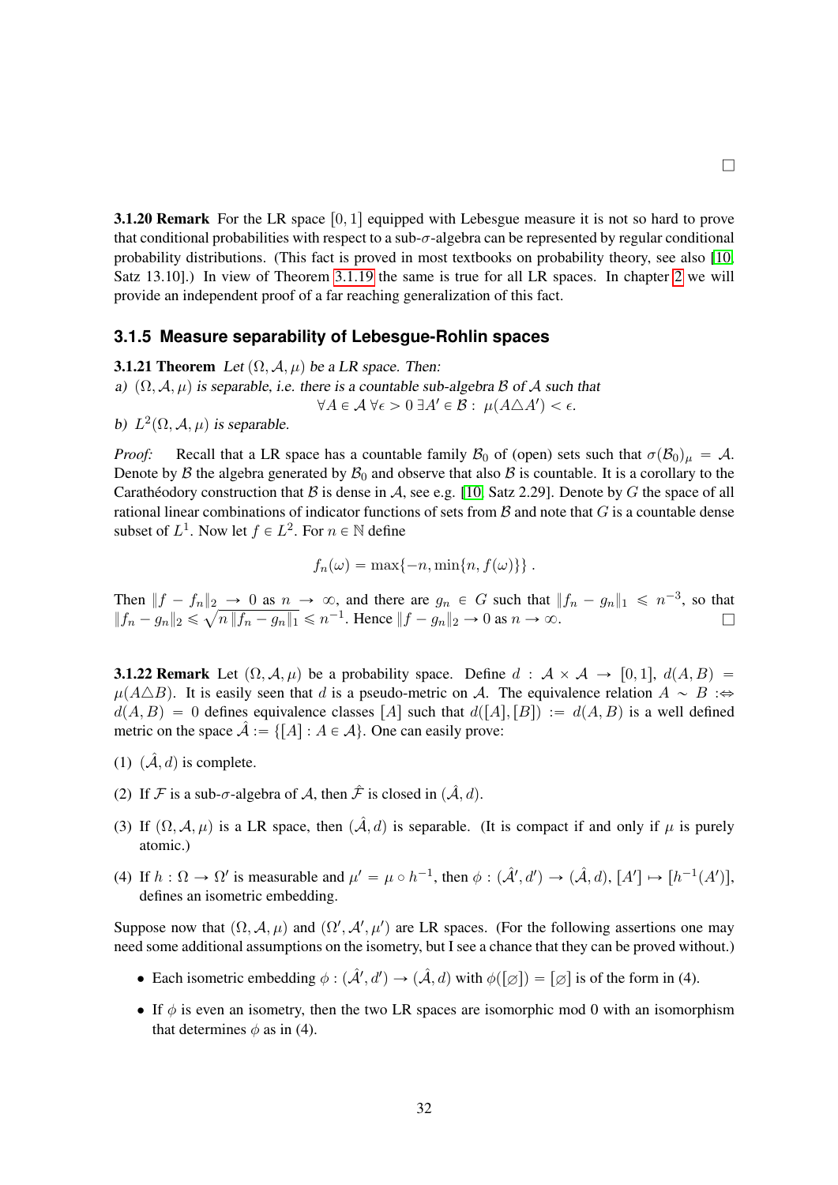□

**3.1.20 Remark** For the LR space $[0,1]$ equipped with Lebesgue measure it is not so hard to prove that conditional probabilities with respect to a sub-$\sigma$-algebra can be represented by regular conditional probability distributions. (This fact is proved in most textbooks on probability theory, see also [10, Satz 13.10].) In view of Theorem 3.1.19 the same is true for all LR spaces. In chapter 2 we will provide an independent proof of a far reaching generalization of this fact.

### 3.1.5 Measure separability of Lebesgue-Rohlin spaces

**3.1.21 Theorem** *Let $(\Omega, \mathcal{A}, \mu)$ be a LR space. Then:*

*a) $(\Omega, \mathcal{A}, \mu)$ is separable, i.e. there is a countable sub-algebra $\mathcal{B}$ of $\mathcal{A}$ such that*

$$\forall A \in \mathcal{A}\ \forall \epsilon > 0\ \exists A' \in \mathcal{B}:\ \mu(A \triangle A') < \epsilon.$$

*b) $L^2(\Omega, \mathcal{A}, \mu)$ is separable.*

*Proof:* Recall that a LR space has a countable family $\mathcal{B}_0$ of (open) sets such that $\sigma(\mathcal{B}_0)_\mu = \mathcal{A}$. Denote by $\mathcal{B}$ the algebra generated by $\mathcal{B}_0$ and observe that also $\mathcal{B}$ is countable. It is a corollary to the Carathéodory construction that $\mathcal{B}$ is dense in $\mathcal{A}$, see e.g. [10, Satz 2.29]. Denote by $G$ the space of all rational linear combinations of indicator functions of sets from $\mathcal{B}$ and note that $G$ is a countable dense subset of $L^1$. Now let $f \in L^2$. For $n \in \mathbb{N}$ define

$$f_n(\omega) = \max\{-n, \min\{n, f(\omega)\}\}\ .$$

Then $\|f - f_n\|_2 \to 0$ as $n \to \infty$, and there are $g_n \in G$ such that $\|f_n - g_n\|_1 \leqslant n^{-3}$, so that $\|f_n - g_n\|_2 \leqslant \sqrt{n\,\|f_n - g_n\|_1} \leqslant n^{-1}$. Hence $\|f - g_n\|_2 \to 0$ as $n \to \infty$. □

**3.1.22 Remark** Let $(\Omega, \mathcal{A}, \mu)$ be a probability space. Define $d : \mathcal{A} \times \mathcal{A} \to [0,1]$, $d(A,B) = \mu(A \triangle B)$. It is easily seen that $d$ is a pseudo-metric on $\mathcal{A}$. The equivalence relation $A \sim B :\Leftrightarrow d(A,B) = 0$ defines equivalence classes $[A]$ such that $d([A],[B]) := d(A,B)$ is a well defined metric on the space $\hat{\mathcal{A}} := \{[A] : A \in \mathcal{A}\}$. One can easily prove:

(1) $(\hat{\mathcal{A}}, d)$ is complete.

(2) If $\mathcal{F}$ is a sub-$\sigma$-algebra of $\mathcal{A}$, then $\hat{\mathcal{F}}$ is closed in $(\hat{\mathcal{A}}, d)$.

(3) If $(\Omega, \mathcal{A}, \mu)$ is a LR space, then $(\hat{\mathcal{A}}, d)$ is separable. (It is compact if and only if $\mu$ is purely atomic.)

(4) If $h : \Omega \to \Omega'$ is measurable and $\mu' = \mu \circ h^{-1}$, then $\phi : (\hat{\mathcal{A}}', d') \to (\hat{\mathcal{A}}, d)$, $[A'] \mapsto [h^{-1}(A')]$, defines an isometric embedding.

Suppose now that $(\Omega, \mathcal{A}, \mu)$ and $(\Omega', \mathcal{A}', \mu')$ are LR spaces. (For the following assertions one may need some additional assumptions on the isometry, but I see a chance that they can be proved without.)

- Each isometric embedding $\phi : (\hat{\mathcal{A}}', d') \to (\hat{\mathcal{A}}, d)$ with $\phi([\varnothing]) = [\varnothing]$ is of the form in (4).
- If $\phi$ is even an isometry, then the two LR spaces are isomorphic mod 0 with an isomorphism that determines $\phi$ as in (4).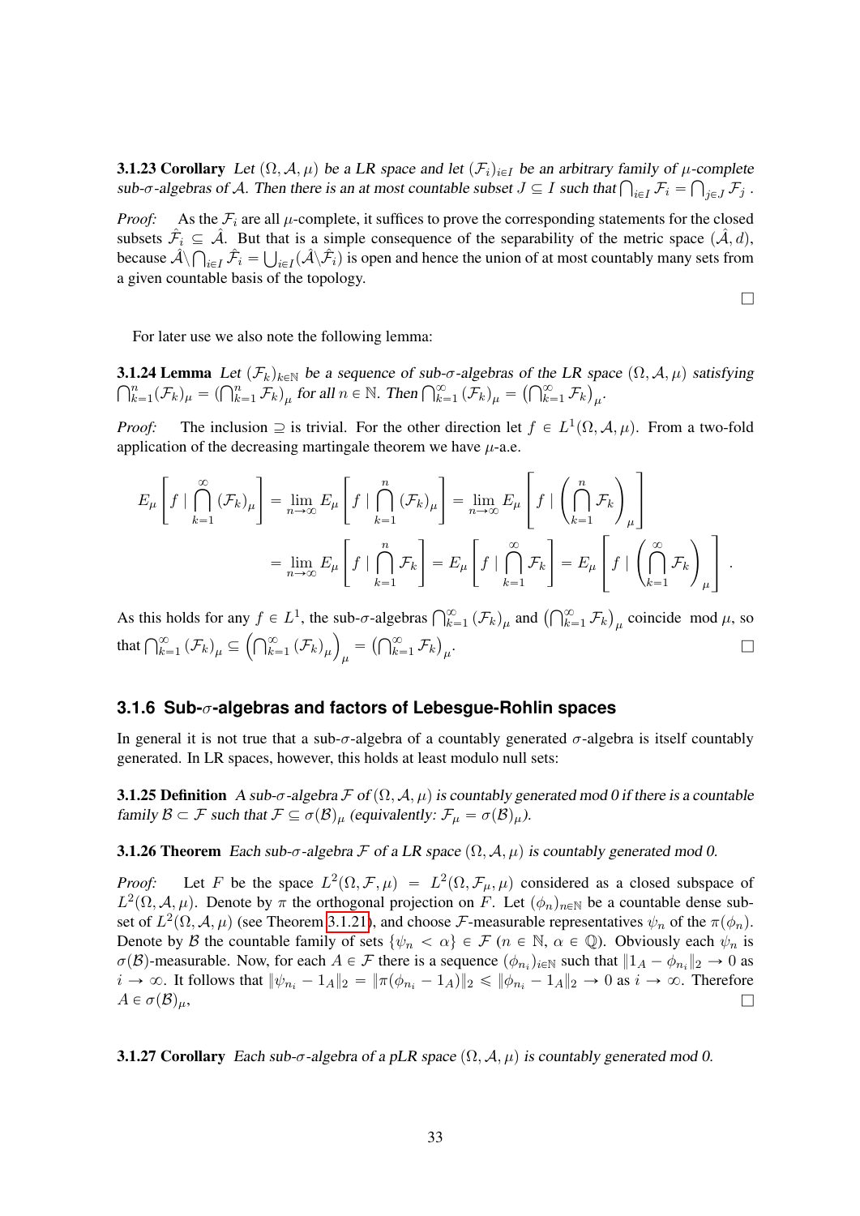**3.1.23 Corollary** *Let $(\Omega, \mathcal{A}, \mu)$ be a LR space and let $(\mathcal{F}_i)_{i\in I}$ be an arbitrary family of $\mu$-complete sub-$\sigma$-algebras of $\mathcal{A}$. Then there is an at most countable subset $J \subseteq I$ such that $\bigcap_{i\in I} \mathcal{F}_i = \bigcap_{j\in J} \mathcal{F}_j$ .*

*Proof:* As the $\mathcal{F}_i$ are all $\mu$-complete, it suffices to prove the corresponding statements for the closed subsets $\hat{\mathcal{F}}_i \subseteq \hat{\mathcal{A}}$. But that is a simple consequence of the separability of the metric space $(\hat{\mathcal{A}}, d)$, because $\hat{\mathcal{A}} \backslash \bigcap_{i\in I} \hat{\mathcal{F}}_i = \bigcup_{i\in I} (\hat{\mathcal{A}} \backslash \hat{\mathcal{F}}_i)$ is open and hence the union of at most countably many sets from a given countable basis of the topology.

□

For later use we also note the following lemma:

**3.1.24 Lemma** *Let $(\mathcal{F}_k)_{k\in\mathbb{N}}$ be a sequence of sub-$\sigma$-algebras of the LR space $(\Omega, \mathcal{A}, \mu)$ satisfying $\bigcap_{k=1}^n (\mathcal{F}_k)_\mu = \left(\bigcap_{k=1}^n \mathcal{F}_k\right)_\mu$ for all $n \in \mathbb{N}$. Then $\bigcap_{k=1}^\infty (\mathcal{F}_k)_\mu = \left(\bigcap_{k=1}^\infty \mathcal{F}_k\right)_\mu$.*

*Proof:* The inclusion $\supseteq$ is trivial. For the other direction let $f \in L^1(\Omega, \mathcal{A}, \mu)$. From a two-fold application of the decreasing martingale theorem we have $\mu$-a.e.

$$
\begin{aligned}
E_\mu\left[f \mid \bigcap_{k=1}^\infty (\mathcal{F}_k)_\mu\right] &= \lim_{n\to\infty} E_\mu\left[f \mid \bigcap_{k=1}^n (\mathcal{F}_k)_\mu\right] = \lim_{n\to\infty} E_\mu\left[f \mid \left(\bigcap_{k=1}^n \mathcal{F}_k\right)_\mu\right] \\
&= \lim_{n\to\infty} E_\mu\left[f \mid \bigcap_{k=1}^n \mathcal{F}_k\right] = E_\mu\left[f \mid \bigcap_{k=1}^\infty \mathcal{F}_k\right] = E_\mu\left[f \mid \left(\bigcap_{k=1}^\infty \mathcal{F}_k\right)_\mu\right] .
\end{aligned}
$$

As this holds for any $f \in L^1$, the sub-$\sigma$-algebras $\bigcap_{k=1}^\infty (\mathcal{F}_k)_\mu$ and $\left(\bigcap_{k=1}^\infty \mathcal{F}_k\right)_\mu$ coincide $\mod \mu$, so that $\bigcap_{k=1}^\infty (\mathcal{F}_k)_\mu \subseteq \left(\bigcap_{k=1}^\infty (\mathcal{F}_k)_\mu\right)_\mu = \left(\bigcap_{k=1}^\infty \mathcal{F}_k\right)_\mu$. □

### 3.1.6 Sub-$\sigma$-algebras and factors of Lebesgue-Rohlin spaces

In general it is not true that a sub-$\sigma$-algebra of a countably generated $\sigma$-algebra is itself countably generated. In LR spaces, however, this holds at least modulo null sets:

**3.1.25 Definition** *A sub-$\sigma$-algebra $\mathcal{F}$ of $(\Omega, \mathcal{A}, \mu)$ is countably generated mod 0 if there is a countable family $\mathcal{B} \subset \mathcal{F}$ such that $\mathcal{F} \subseteq \sigma(\mathcal{B})_\mu$ (equivalently: $\mathcal{F}_\mu = \sigma(\mathcal{B})_\mu$).*

**3.1.26 Theorem** *Each sub-$\sigma$-algebra $\mathcal{F}$ of a LR space $(\Omega, \mathcal{A}, \mu)$ is countably generated mod 0.*

*Proof:* Let $F$ be the space $L^2(\Omega, \mathcal{F}, \mu) = L^2(\Omega, \mathcal{F}_\mu, \mu)$ considered as a closed subspace of $L^2(\Omega, \mathcal{A}, \mu)$. Denote by $\pi$ the orthogonal projection on $F$. Let $(\phi_n)_{n\in\mathbb{N}}$ be a countable dense subset of $L^2(\Omega, \mathcal{A}, \mu)$ (see Theorem 3.1.21), and choose $\mathcal{F}$-measurable representatives $\psi_n$ of the $\pi(\phi_n)$. Denote by $\mathcal{B}$ the countable family of sets $\{\psi_n < \alpha\} \in \mathcal{F}$ ($n \in \mathbb{N}$, $\alpha \in \mathbb{Q}$). Obviously each $\psi_n$ is $\sigma(\mathcal{B})$-measurable. Now, for each $A \in \mathcal{F}$ there is a sequence $(\phi_{n_i})_{i\in\mathbb{N}}$ such that $\|1_A - \phi_{n_i}\|_2 \to 0$ as $i \to \infty$. It follows that $\|\psi_{n_i} - 1_A\|_2 = \|\pi(\phi_{n_i} - 1_A)\|_2 \leqslant \|\phi_{n_i} - 1_A\|_2 \to 0$ as $i \to \infty$. Therefore $A \in \sigma(\mathcal{B})_\mu$, □

**3.1.27 Corollary** *Each sub-$\sigma$-algebra of a pLR space $(\Omega, \mathcal{A}, \mu)$ is countably generated mod 0.*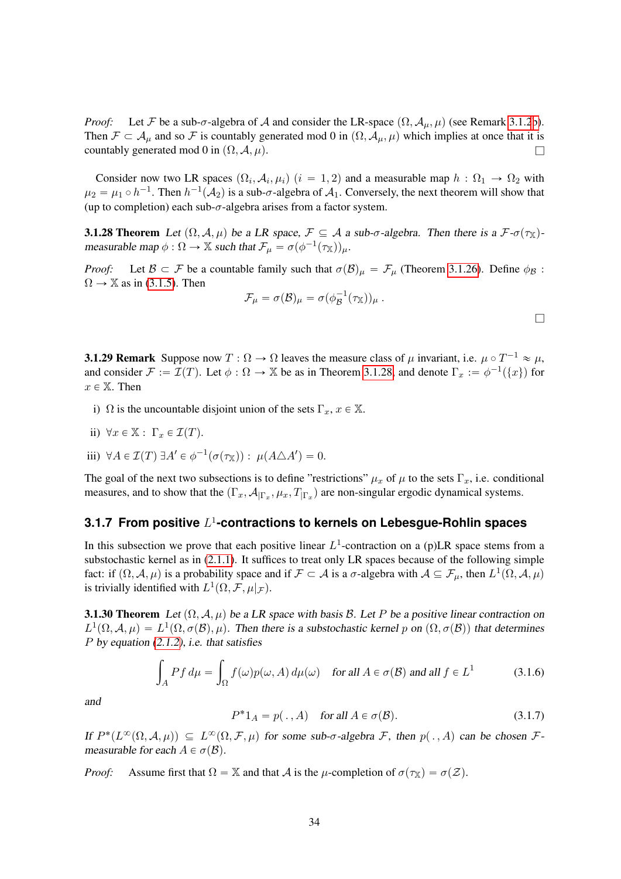*Proof:* Let $\mathcal{F}$ be a sub-$\sigma$-algebra of $\mathcal{A}$ and consider the LR-space $(\Omega, \mathcal{A}_\mu, \mu)$ (see Remark 3.1.2b). Then $\mathcal{F} \subset \mathcal{A}_\mu$ and so $\mathcal{F}$ is countably generated mod 0 in $(\Omega, \mathcal{A}_\mu, \mu)$ which implies at once that it is countably generated mod 0 in $(\Omega, \mathcal{A}, \mu)$. □

Consider now two LR spaces $(\Omega_i, \mathcal{A}_i, \mu_i)$ $(i = 1, 2)$ and a measurable map $h : \Omega_1 \to \Omega_2$ with $\mu_2 = \mu_1 \circ h^{-1}$. Then $h^{-1}(\mathcal{A}_2)$ is a sub-$\sigma$-algebra of $\mathcal{A}_1$. Conversely, the next theorem will show that (up to completion) each sub-$\sigma$-algebra arises from a factor system.

**3.1.28 Theorem** *Let $(\Omega, \mathcal{A}, \mu)$ be a LR space, $\mathcal{F} \subseteq \mathcal{A}$ a sub-$\sigma$-algebra. Then there is a $\mathcal{F}$-$\sigma(\tau_{\mathbb{X}})$-measurable map $\phi : \Omega \to \mathbb{X}$ such that $\mathcal{F}_\mu = \sigma(\phi^{-1}(\tau_{\mathbb{X}}))_\mu$.*

*Proof:* Let $\mathcal{B} \subset \mathcal{F}$ be a countable family such that $\sigma(\mathcal{B})_\mu = \mathcal{F}_\mu$ (Theorem 3.1.26). Define $\phi_{\mathcal{B}} : \Omega \to \mathbb{X}$ as in (3.1.5). Then

$$\mathcal{F}_\mu = \sigma(\mathcal{B})_\mu = \sigma(\phi_{\mathcal{B}}^{-1}(\tau_{\mathbb{X}}))_\mu \,.$$

□

**3.1.29 Remark** Suppose now $T : \Omega \to \Omega$ leaves the measure class of $\mu$ invariant, i.e. $\mu \circ T^{-1} \approx \mu$, and consider $\mathcal{F} := \mathcal{I}(T)$. Let $\phi : \Omega \to \mathbb{X}$ be as in Theorem 3.1.28, and denote $\Gamma_x := \phi^{-1}(\{x\})$ for $x \in \mathbb{X}$. Then

i) $\Omega$ is the uncountable disjoint union of the sets $\Gamma_x$, $x \in \mathbb{X}$.

ii) $\forall x \in \mathbb{X} : \ \Gamma_x \in \mathcal{I}(T)$.

iii) $\forall A \in \mathcal{I}(T) \ \exists A' \in \phi^{-1}(\sigma(\tau_{\mathbb{X}})) : \ \mu(A \triangle A') = 0$.

The goal of the next two subsections is to define "restrictions" $\mu_x$ of $\mu$ to the sets $\Gamma_x$, i.e. conditional measures, and to show that the $(\Gamma_x, \mathcal{A}_{|\Gamma_x}, \mu_x, T_{|\Gamma_x})$ are non-singular ergodic dynamical systems.

### 3.1.7 From positive $L^1$-contractions to kernels on Lebesgue-Rohlin spaces

In this subsection we prove that each positive linear $L^1$-contraction on a (p)LR space stems from a substochastic kernel as in (2.1.1). It suffices to treat only LR spaces because of the following simple fact: if $(\Omega, \mathcal{A}, \mu)$ is a probability space and if $\mathcal{F} \subset \mathcal{A}$ is a $\sigma$-algebra with $\mathcal{A} \subseteq \mathcal{F}_\mu$, then $L^1(\Omega, \mathcal{A}, \mu)$ is trivially identified with $L^1(\Omega, \mathcal{F}, \mu|_{\mathcal{F}})$.

**3.1.30 Theorem** *Let $(\Omega, \mathcal{A}, \mu)$ be a LR space with basis $\mathcal{B}$. Let $P$ be a positive linear contraction on $L^1(\Omega, \mathcal{A}, \mu) = L^1(\Omega, \sigma(\mathcal{B}), \mu)$. Then there is a substochastic kernel $p$ on $(\Omega, \sigma(\mathcal{B}))$ that determines $P$ by equation (2.1.2), i.e. that satisfies*

$$\int_A Pf \, d\mu = \int_\Omega f(\omega) p(\omega, A) \, d\mu(\omega) \quad \text{for all } A \in \sigma(\mathcal{B}) \text{ and all } f \in L^1 \tag{3.1.6}$$

*and*

$$P^* 1_A = p(\,.\,, A) \quad \text{for all } A \in \sigma(\mathcal{B}). \tag{3.1.7}$$

*If $P^*(L^\infty(\Omega, \mathcal{A}, \mu)) \subseteq L^\infty(\Omega, \mathcal{F}, \mu)$ for some sub-$\sigma$-algebra $\mathcal{F}$, then $p(\,.\,, A)$ can be chosen $\mathcal{F}$-measurable for each $A \in \sigma(\mathcal{B})$.*

*Proof:* Assume first that $\Omega = \mathbb{X}$ and that $\mathcal{A}$ is the $\mu$-completion of $\sigma(\tau_{\mathbb{X}}) = \sigma(\mathcal{Z})$.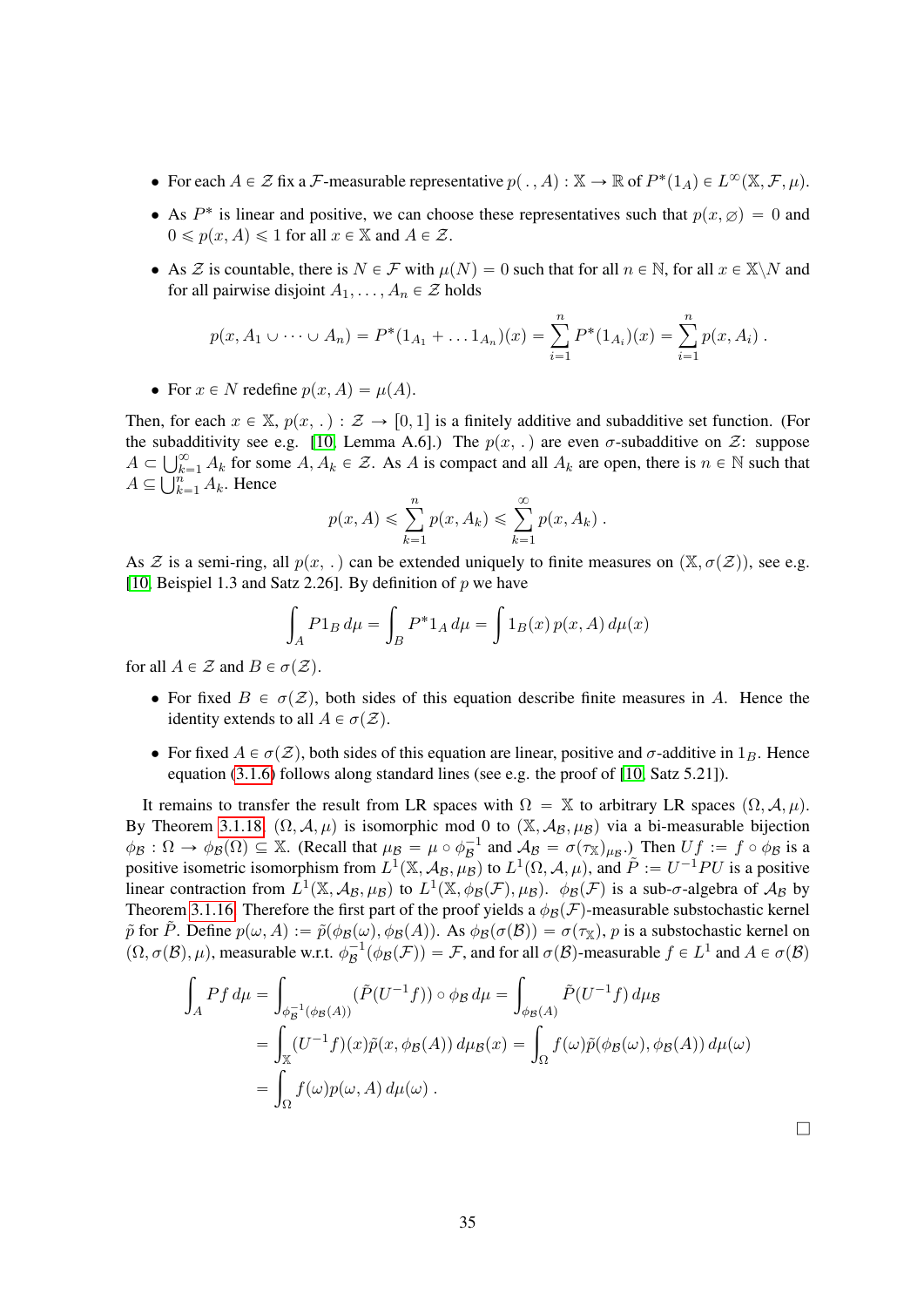- For each $A \in \mathcal{Z}$ fix a $\mathcal{F}$-measurable representative $p(\,.\,, A) : \mathbb{X} \to \mathbb{R}$ of $P^*(1_A) \in L^\infty(\mathbb{X}, \mathcal{F}, \mu)$.
- As $P^*$ is linear and positive, we can choose these representatives such that $p(x, \varnothing) = 0$ and $0 \leqslant p(x, A) \leqslant 1$ for all $x \in \mathbb{X}$ and $A \in \mathcal{Z}$.
- As $\mathcal{Z}$ is countable, there is $N \in \mathcal{F}$ with $\mu(N) = 0$ such that for all $n \in \mathbb{N}$, for all $x \in \mathbb{X}\backslash N$ and for all pairwise disjoint $A_1, \dots, A_n \in \mathcal{Z}$ holds

$$p(x, A_1 \cup \dots \cup A_n) = P^*(1_{A_1} + \dots 1_{A_n})(x) = \sum_{i=1}^{n} P^*(1_{A_i})(x) = \sum_{i=1}^{n} p(x, A_i) \,.$$

- For $x \in N$ redefine $p(x, A) = \mu(A)$.

Then, for each $x \in \mathbb{X}$, $p(x, \,.\,) : \mathcal{Z} \to [0, 1]$ is a finitely additive and subadditive set function. (For the subadditivity see e.g. [10, Lemma A.6].) The $p(x, \,.\,)$ are even $\sigma$-subadditive on $\mathcal{Z}$: suppose $A \subset \bigcup_{k=1}^{\infty} A_k$ for some $A, A_k \in \mathcal{Z}$. As $A$ is compact and all $A_k$ are open, there is $n \in \mathbb{N}$ such that $A \subseteq \bigcup_{k=1}^{n} A_k$. Hence

$$p(x, A) \leqslant \sum_{k=1}^{n} p(x, A_k) \leqslant \sum_{k=1}^{\infty} p(x, A_k) \,.$$

As $\mathcal{Z}$ is a semi-ring, all $p(x, \,.\,)$ can be extended uniquely to finite measures on $(\mathbb{X}, \sigma(\mathcal{Z}))$, see e.g. [10, Beispiel 1.3 and Satz 2.26]. By definition of $p$ we have

$$\int_A P 1_B \, d\mu = \int_B P^* 1_A \, d\mu = \int 1_B(x) \, p(x, A) \, d\mu(x)$$

for all $A \in \mathcal{Z}$ and $B \in \sigma(\mathcal{Z})$.

- For fixed $B \in \sigma(\mathcal{Z})$, both sides of this equation describe finite measures in $A$. Hence the identity extends to all $A \in \sigma(\mathcal{Z})$.
- For fixed $A \in \sigma(\mathcal{Z})$, both sides of this equation are linear, positive and $\sigma$-additive in $1_B$. Hence equation (3.1.6) follows along standard lines (see e.g. the proof of [10, Satz 5.21]).

It remains to transfer the result from LR spaces with $\Omega = \mathbb{X}$ to arbitrary LR spaces $(\Omega, \mathcal{A}, \mu)$. By Theorem 3.1.18, $(\Omega, \mathcal{A}, \mu)$ is isomorphic mod 0 to $(\mathbb{X}, \mathcal{A}_{\mathcal{B}}, \mu_{\mathcal{B}})$ via a bi-measurable bijection $\phi_{\mathcal{B}} : \Omega \to \phi_{\mathcal{B}}(\Omega) \subseteq \mathbb{X}$. (Recall that $\mu_{\mathcal{B}} = \mu \circ \phi_{\mathcal{B}}^{-1}$ and $\mathcal{A}_{\mathcal{B}} = \sigma(\tau_{\mathbb{X}})_{\mu_{\mathcal{B}}}$.) Then $Uf := f \circ \phi_{\mathcal{B}}$ is a positive isometric isomorphism from $L^1(\mathbb{X}, \mathcal{A}_{\mathcal{B}}, \mu_{\mathcal{B}})$ to $L^1(\Omega, \mathcal{A}, \mu)$, and $\tilde{P} := U^{-1}PU$ is a positive linear contraction from $L^1(\mathbb{X}, \mathcal{A}_{\mathcal{B}}, \mu_{\mathcal{B}})$ to $L^1(\mathbb{X}, \phi_{\mathcal{B}}(\mathcal{F}), \mu_{\mathcal{B}})$. $\phi_{\mathcal{B}}(\mathcal{F})$ is a sub-$\sigma$-algebra of $\mathcal{A}_{\mathcal{B}}$ by Theorem 3.1.16. Therefore the first part of the proof yields a $\phi_{\mathcal{B}}(\mathcal{F})$-measurable substochastic kernel $\tilde{p}$ for $\tilde{P}$. Define $p(\omega, A) := \tilde{p}(\phi_{\mathcal{B}}(\omega), \phi_{\mathcal{B}}(A))$. As $\phi_{\mathcal{B}}(\sigma(\mathcal{B})) = \sigma(\tau_{\mathbb{X}})$, $p$ is a substochastic kernel on $(\Omega, \sigma(\mathcal{B}), \mu)$, measurable w.r.t. $\phi_{\mathcal{B}}^{-1}(\phi_{\mathcal{B}}(\mathcal{F})) = \mathcal{F}$, and for all $\sigma(\mathcal{B})$-measurable $f \in L^1$ and $A \in \sigma(\mathcal{B})$

$$\begin{aligned}
\int_A Pf \, d\mu &= \int_{\phi_{\mathcal{B}}^{-1}(\phi_{\mathcal{B}}(A))} (\tilde{P}(U^{-1}f)) \circ \phi_{\mathcal{B}} \, d\mu = \int_{\phi_{\mathcal{B}}(A)} \tilde{P}(U^{-1}f) \, d\mu_{\mathcal{B}} \\
&= \int_{\mathbb{X}} (U^{-1}f)(x) \tilde{p}(x, \phi_{\mathcal{B}}(A)) \, d\mu_{\mathcal{B}}(x) = \int_{\Omega} f(\omega) \tilde{p}(\phi_{\mathcal{B}}(\omega), \phi_{\mathcal{B}}(A)) \, d\mu(\omega) \\
&= \int_{\Omega} f(\omega) p(\omega, A) \, d\mu(\omega) \,.
\end{aligned}$$

□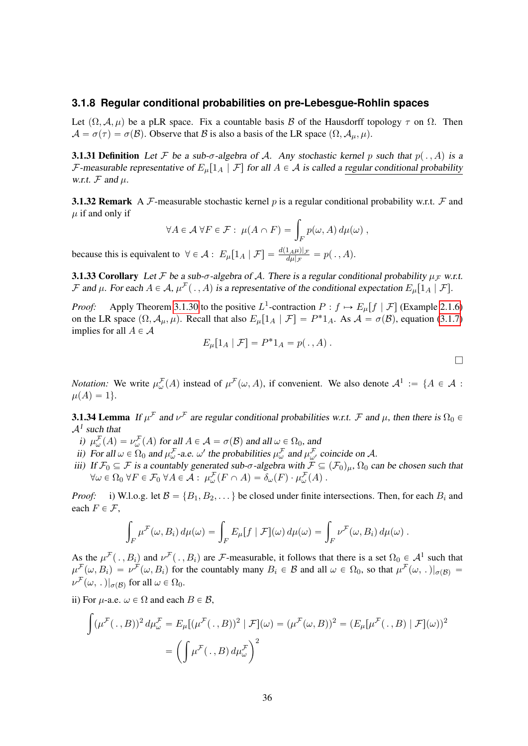### 3.1.8 Regular conditional probabilities on pre-Lebesgue-Rohlin spaces

Let $(\Omega, \mathcal{A}, \mu)$ be a pLR space. Fix a countable basis $\mathcal{B}$ of the Hausdorff topology $\tau$ on $\Omega$. Then $\mathcal{A} = \sigma(\tau) = \sigma(\mathcal{B})$. Observe that $\mathcal{B}$ is also a basis of the LR space $(\Omega, \mathcal{A}_\mu, \mu)$.

**3.1.31 Definition** *Let $\mathcal{F}$ be a sub-$\sigma$-algebra of $\mathcal{A}$. Any stochastic kernel $p$ such that $p(\,.\,, A)$ is a $\mathcal{F}$-measurable representative of $E_\mu[1_A \mid \mathcal{F}]$ for all $A \in \mathcal{A}$ is called a* <u>*regular conditional probability*</u> *w.r.t. $\mathcal{F}$ and $\mu$.*

**3.1.32 Remark** A $\mathcal{F}$-measurable stochastic kernel $p$ is a regular conditional probability w.r.t. $\mathcal{F}$ and $\mu$ if and only if

$$\forall A \in \mathcal{A}\ \forall F \in \mathcal{F}:\ \mu(A \cap F) = \int_F p(\omega, A)\, d\mu(\omega)\ ,$$

because this is equivalent to $\forall \in \mathcal{A}:\ E_\mu[1_A \mid \mathcal{F}] = \frac{d(1_A\mu)|_\mathcal{F}}{d\mu|_\mathcal{F}} = p(\,.\,, A)$.

**3.1.33 Corollary** *Let $\mathcal{F}$ be a sub-$\sigma$-algebra of $\mathcal{A}$. There is a regular conditional probability $\mu_\mathcal{F}$ w.r.t. $\mathcal{F}$ and $\mu$. For each $A \in \mathcal{A}$, $\mu^\mathcal{F}(\,.\,, A)$ is a representative of the conditional expectation $E_\mu[1_A \mid \mathcal{F}]$.*

*Proof:* Apply Theorem 3.1.30 to the positive $L^1$-contraction $P: f \mapsto E_\mu[f \mid \mathcal{F}]$ (Example 2.1.6) on the LR space $(\Omega, \mathcal{A}_\mu, \mu)$. Recall that also $E_\mu[1_A \mid \mathcal{F}] = P^* 1_A$. As $\mathcal{A} = \sigma(\mathcal{B})$, equation (3.1.7) implies for all $A \in \mathcal{A}$

$$E_\mu[1_A \mid \mathcal{F}] = P^* 1_A = p(\,.\,, A)\ .$$

□

*Notation:* We write $\mu^\mathcal{F}_\omega(A)$ instead of $\mu^\mathcal{F}(\omega, A)$, if convenient. We also denote $\mathcal{A}^1 := \{A \in \mathcal{A} : \mu(A) = 1\}$.

**3.1.34 Lemma** *If $\mu^\mathcal{F}$ and $\nu^\mathcal{F}$ are regular conditional probabilities w.r.t. $\mathcal{F}$ and $\mu$, then there is $\Omega_0 \in \mathcal{A}^1$ such that*

*i) $\mu^\mathcal{F}_\omega(A) = \nu^\mathcal{F}_\omega(A)$ for all $A \in \mathcal{A} = \sigma(\mathcal{B})$ and all $\omega \in \Omega_0$, and*

*ii) For all $\omega \in \Omega_0$ and $\mu^\mathcal{F}_\omega$-a.e. $\omega'$ the probabilities $\mu^\mathcal{F}_\omega$ and $\mu^\mathcal{F}_{\omega'}$ coincide on $\mathcal{A}$.*

*iii) If $\mathcal{F}_0 \subseteq \mathcal{F}$ is a countably generated sub-$\sigma$-algebra with $\mathcal{F} \subseteq (\mathcal{F}_0)_\mu$, $\Omega_0$ can be chosen such that $\forall \omega \in \Omega_0\ \forall F \in \mathcal{F}_0\ \forall A \in \mathcal{A}:\ \mu^\mathcal{F}_\omega(F \cap A) = \delta_\omega(F) \cdot \mu^\mathcal{F}_\omega(A)$.*

*Proof:* i) W.l.o.g. let $\mathcal{B} = \{B_1, B_2, \dots\}$ be closed under finite intersections. Then, for each $B_i$ and each $F \in \mathcal{F}$,

$$\int_F \mu^\mathcal{F}(\omega, B_i)\, d\mu(\omega) = \int_F E_\mu[f \mid \mathcal{F}](\omega)\, d\mu(\omega) = \int_F \nu^\mathcal{F}(\omega, B_i)\, d\mu(\omega)\ .$$

As the $\mu^\mathcal{F}(\,.\,, B_i)$ and $\nu^\mathcal{F}(\,.\,, B_i)$ are $\mathcal{F}$-measurable, it follows that there is a set $\Omega_0 \in \mathcal{A}^1$ such that $\mu^\mathcal{F}(\omega, B_i) = \nu^\mathcal{F}(\omega, B_i)$ for the countably many $B_i \in \mathcal{B}$ and all $\omega \in \Omega_0$, so that $\mu^\mathcal{F}(\omega, .)|_{\sigma(\mathcal{B})} = \nu^\mathcal{F}(\omega, .)|_{\sigma(\mathcal{B})}$ for all $\omega \in \Omega_0$.

ii) For $\mu$-a.e. $\omega \in \Omega$ and each $B \in \mathcal{B}$,

$$\begin{aligned}
\int (\mu^\mathcal{F}(\,.\,, B))^2\, d\mu^\mathcal{F}_\omega &= E_\mu[(\mu^\mathcal{F}(\,.\,, B))^2 \mid \mathcal{F}](\omega) = (\mu^\mathcal{F}(\omega, B))^2 = (E_\mu[\mu^\mathcal{F}(\,.\,, B) \mid \mathcal{F}](\omega))^2 \\
&= \left(\int \mu^\mathcal{F}(\,.\,, B)\, d\mu^\mathcal{F}_\omega\right)^2
\end{aligned}$$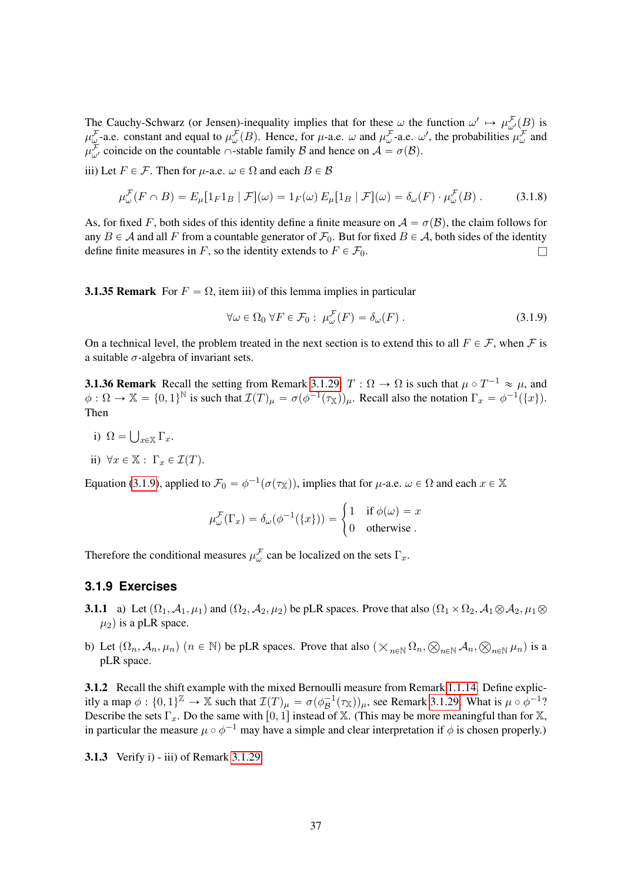The Cauchy-Schwarz (or Jensen)-inequality implies that for these $\omega$ the function $\omega' \mapsto \mu^{\mathcal{F}}_{\omega'}(B)$ is $\mu^{\mathcal{F}}_{\omega}$-a.e. constant and equal to $\mu^{\mathcal{F}}_{\omega}(B)$. Hence, for $\mu$-a.e. $\omega$ and $\mu^{\mathcal{F}}_{\omega}$-a.e. $\omega'$, the probabilities $\mu^{\mathcal{F}}_{\omega}$ and $\mu^{\mathcal{F}}_{\omega'}$ coincide on the countable $\cap$-stable family $\mathcal{B}$ and hence on $\mathcal{A} = \sigma(\mathcal{B})$.

iii) Let $F \in \mathcal{F}$. Then for $\mu$-a.e. $\omega \in \Omega$ and each $B \in \mathcal{B}$

$$\mu^{\mathcal{F}}_{\omega}(F \cap B) = E_\mu[1_F 1_B \mid \mathcal{F}](\omega) = 1_F(\omega)\, E_\mu[1_B \mid \mathcal{F}](\omega) = \delta_\omega(F) \cdot \mu^{\mathcal{F}}_{\omega}(B)\,. \tag{3.1.8}$$

As, for fixed $F$, both sides of this identity define a finite measure on $\mathcal{A} = \sigma(\mathcal{B})$, the claim follows for any $B \in \mathcal{A}$ and all $F$ from a countable generator of $\mathcal{F}_0$. But for fixed $B \in \mathcal{A}$, both sides of the identity define finite measures in $F$, so the identity extends to $F \in \mathcal{F}_0$. □

**3.1.35 Remark** For $F = \Omega$, item iii) of this lemma implies in particular

$$\forall \omega \in \Omega_0\ \forall F \in \mathcal{F}_0 :\ \mu^{\mathcal{F}}_{\omega}(F) = \delta_\omega(F)\,. \tag{3.1.9}$$

On a technical level, the problem treated in the next section is to extend this to all $F \in \mathcal{F}$, when $\mathcal{F}$ is a suitable $\sigma$-algebra of invariant sets.

**3.1.36 Remark** Recall the setting from Remark 3.1.29: $T : \Omega \to \Omega$ is such that $\mu \circ T^{-1} \approx \mu$, and $\phi : \Omega \to \mathbb{X} = \{0,1\}^{\mathbb{N}}$ is such that $\mathcal{I}(T)_\mu = \sigma(\phi^{-1}(\tau_{\mathbb{X}}))_\mu$. Recall also the notation $\Gamma_x = \phi^{-1}(\{x\})$. Then

i) $\Omega = \bigcup_{x \in \mathbb{X}} \Gamma_x$.

ii) $\forall x \in \mathbb{X} :\ \Gamma_x \in \mathcal{I}(T)$.

Equation (3.1.9), applied to $\mathcal{F}_0 = \phi^{-1}(\sigma(\tau_{\mathbb{X}}))$, implies that for $\mu$-a.e. $\omega \in \Omega$ and each $x \in \mathbb{X}$

$$\mu^{\mathcal{F}}_{\omega}(\Gamma_x) = \delta_\omega(\phi^{-1}(\{x\})) = \begin{cases} 1 & \text{if } \phi(\omega) = x \\ 0 & \text{otherwise}\,. \end{cases}$$

Therefore the conditional measures $\mu^{\mathcal{F}}_{\omega}$ can be localized on the sets $\Gamma_x$.

### 3.1.9 Exercises

**3.1.1** a) Let $(\Omega_1, \mathcal{A}_1, \mu_1)$ and $(\Omega_2, \mathcal{A}_2, \mu_2)$ be pLR spaces. Prove that also $(\Omega_1 \times \Omega_2, \mathcal{A}_1 \otimes \mathcal{A}_2, \mu_1 \otimes \mu_2)$ is a pLR space.

b) Let $(\Omega_n, \mathcal{A}_n, \mu_n)$ $(n \in \mathbb{N})$ be pLR spaces. Prove that also $(\times_{n\in\mathbb{N}} \Omega_n, \bigotimes_{n\in\mathbb{N}} \mathcal{A}_n, \bigotimes_{n\in\mathbb{N}} \mu_n)$ is a pLR space.

**3.1.2** Recall the shift example with the mixed Bernoulli measure from Remark 1.1.14. Define explicitly a map $\phi : \{0,1\}^{\mathbb{Z}} \to \mathbb{X}$ such that $\mathcal{I}(T)_\mu = \sigma(\phi_{\mathcal{B}}^{-1}(\tau_{\mathbb{X}}))_\mu$, see Remark 3.1.29. What is $\mu \circ \phi^{-1}$? Describe the sets $\Gamma_x$. Do the same with $[0,1]$ instead of $\mathbb{X}$. (This may be more meaningful than for $\mathbb{X}$, in particular the measure $\mu \circ \phi^{-1}$ may have a simple and clear interpretation if $\phi$ is chosen properly.)

**3.1.3** Verify i) - iii) of Remark 3.1.29.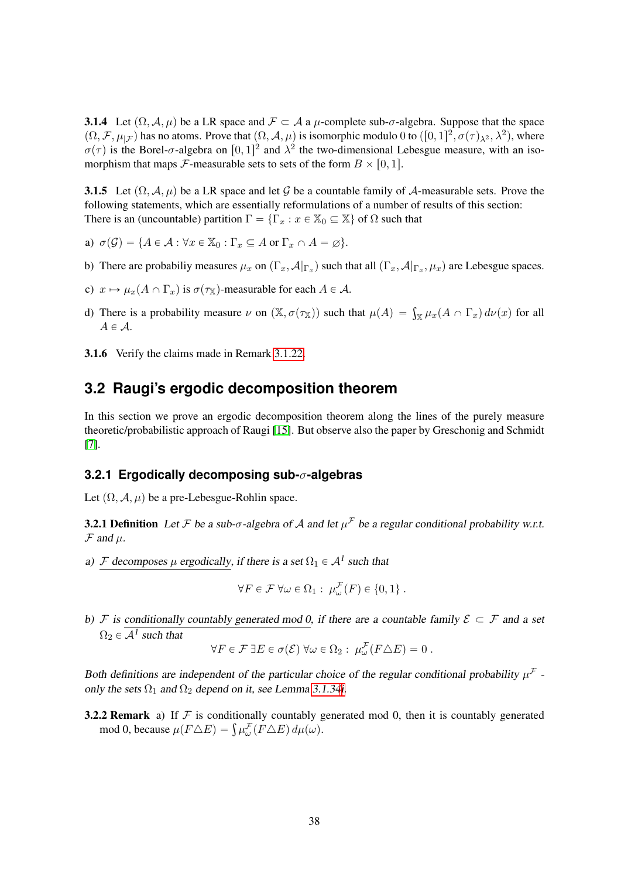**3.1.4** Let $(\Omega, \mathcal{A}, \mu)$ be a LR space and $\mathcal{F} \subset \mathcal{A}$ a $\mu$-complete sub-$\sigma$-algebra. Suppose that the space $(\Omega, \mathcal{F}, \mu_{|\mathcal{F}})$ has no atoms. Prove that $(\Omega, \mathcal{A}, \mu)$ is isomorphic modulo 0 to $([0,1]^2, \sigma(\tau)_{\lambda^2}, \lambda^2)$, where $\sigma(\tau)$ is the Borel-$\sigma$-algebra on $[0,1]^2$ and $\lambda^2$ the two-dimensional Lebesgue measure, with an isomorphism that maps $\mathcal{F}$-measurable sets to sets of the form $B \times [0,1]$.

**3.1.5** Let $(\Omega, \mathcal{A}, \mu)$ be a LR space and let $\mathcal{G}$ be a countable family of $\mathcal{A}$-measurable sets. Prove the following statements, which are essentially reformulations of a number of results of this section: There is an (uncountable) partition $\Gamma = \{\Gamma_x : x \in \mathbb{X}_0 \subseteq \mathbb{X}\}$ of $\Omega$ such that

a) $\sigma(\mathcal{G}) = \{A \in \mathcal{A} : \forall x \in \mathbb{X}_0 : \Gamma_x \subseteq A \text{ or } \Gamma_x \cap A = \varnothing\}$.

b) There are probabiliy measures $\mu_x$ on $(\Gamma_x, \mathcal{A}|_{\Gamma_x})$ such that all $(\Gamma_x, \mathcal{A}|_{\Gamma_x}, \mu_x)$ are Lebesgue spaces.

c) $x \mapsto \mu_x(A \cap \Gamma_x)$ is $\sigma(\tau_{\mathbb{X}})$-measurable for each $A \in \mathcal{A}$.

d) There is a probability measure $\nu$ on $(\mathbb{X}, \sigma(\tau_{\mathbb{X}}))$ such that $\mu(A) = \int_{\mathbb{X}} \mu_x(A \cap \Gamma_x)\, d\nu(x)$ for all $A \in \mathcal{A}$.

**3.1.6** Verify the claims made in Remark 3.1.22.

## 3.2 Raugi's ergodic decomposition theorem

In this section we prove an ergodic decomposition theorem along the lines of the purely measure theoretic/probabilistic approach of Raugi [15]. But observe also the paper by Greschonig and Schmidt [7].

### 3.2.1 Ergodically decomposing sub-$\sigma$-algebras

Let $(\Omega, \mathcal{A}, \mu)$ be a pre-Lebesgue-Rohlin space.

**3.2.1 Definition** *Let $\mathcal{F}$ be a sub-$\sigma$-algebra of $\mathcal{A}$ and let $\mu^{\mathcal{F}}$ be a regular conditional probability w.r.t. $\mathcal{F}$ and $\mu$.*

*a) <u>$\mathcal{F}$ decomposes $\mu$ ergodically</u>, if there is a set $\Omega_1 \in \mathcal{A}^1$ such that*

$$\forall F \in \mathcal{F}\ \forall \omega \in \Omega_1 :\ \mu^{\mathcal{F}}_\omega(F) \in \{0,1\}\ .$$

*b) $\mathcal{F}$ is <u>conditionally countably generated mod 0</u>, if there are a countable family $\mathcal{E} \subset \mathcal{F}$ and a set $\Omega_2 \in \mathcal{A}^1$ such that*

$$\forall F \in \mathcal{F}\ \exists E \in \sigma(\mathcal{E})\ \forall \omega \in \Omega_2 :\ \mu^{\mathcal{F}}_\omega(F \triangle E) = 0\ .$$

*Both definitions are independent of the particular choice of the regular conditional probability $\mu^{\mathcal{F}}$ - only the sets $\Omega_1$ and $\Omega_2$ depend on it, see Lemma 3.1.34f.*

**3.2.2 Remark** a) If $\mathcal{F}$ is conditionally countably generated mod 0, then it is countably generated mod 0, because $\mu(F \triangle E) = \int \mu^{\mathcal{F}}_\omega(F \triangle E)\, d\mu(\omega)$.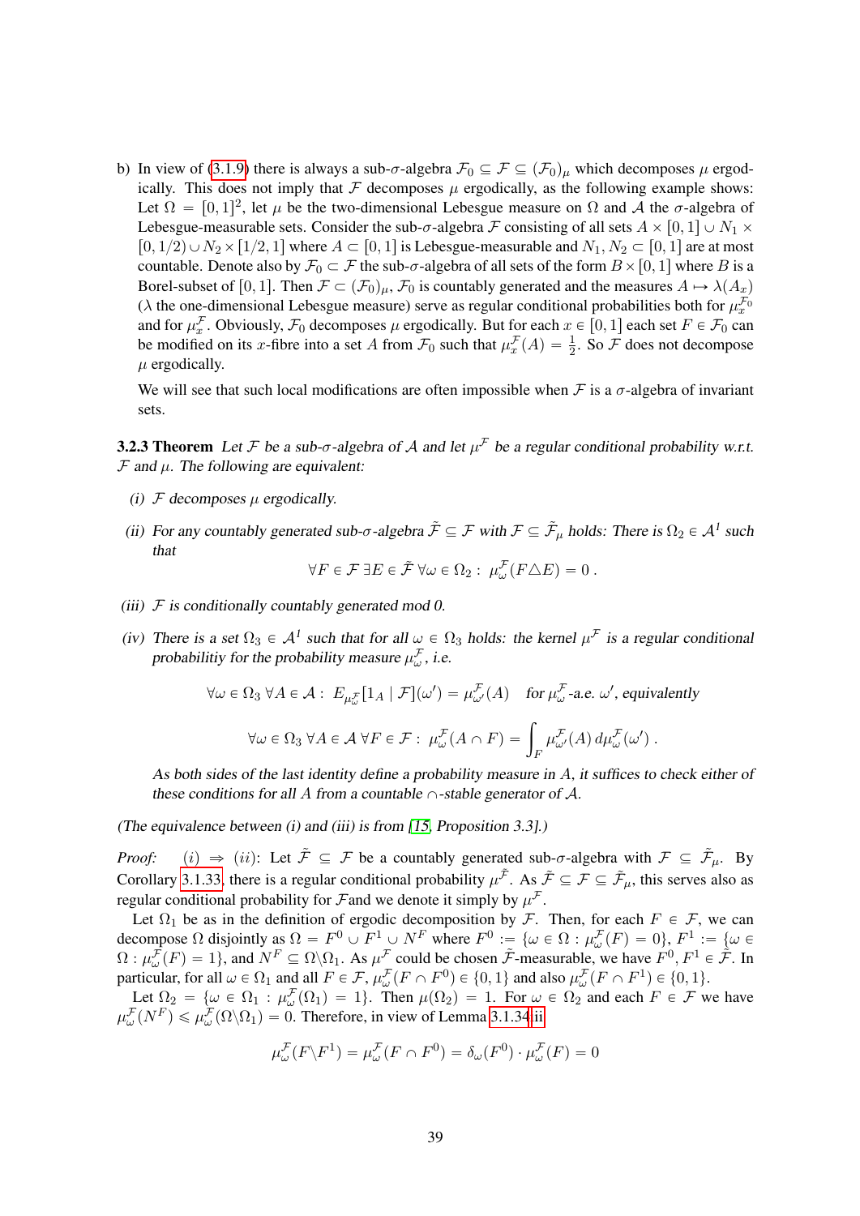b) In view of (3.1.9) there is always a sub-$\sigma$-algebra $\mathcal{F}_0 \subseteq \mathcal{F} \subseteq (\mathcal{F}_0)_\mu$ which decomposes $\mu$ ergodically. This does not imply that $\mathcal{F}$ decomposes $\mu$ ergodically, as the following example shows: Let $\Omega = [0,1]^2$, let $\mu$ be the two-dimensional Lebesgue measure on $\Omega$ and $\mathcal{A}$ the $\sigma$-algebra of Lebesgue-measurable sets. Consider the sub-$\sigma$-algebra $\mathcal{F}$ consisting of all sets $A \times [0,1] \cup N_1 \times [0,1/2) \cup N_2 \times [1/2,1]$ where $A \subset [0,1]$ is Lebesgue-measurable and $N_1, N_2 \subset [0,1]$ are at most countable. Denote also by $\mathcal{F}_0 \subset \mathcal{F}$ the sub-$\sigma$-algebra of all sets of the form $B \times [0,1]$ where $B$ is a Borel-subset of $[0,1]$. Then $\mathcal{F} \subset (\mathcal{F}_0)_\mu$, $\mathcal{F}_0$ is countably generated and the measures $A \mapsto \lambda(A_x)$ ($\lambda$ the one-dimensional Lebesgue measure) serve as regular conditional probabilities both for $\mu_x^{\mathcal{F}_0}$ and for $\mu_x^{\mathcal{F}}$. Obviously, $\mathcal{F}_0$ decomposes $\mu$ ergodically. But for each $x \in [0,1]$ each set $F \in \mathcal{F}_0$ can be modified on its $x$-fibre into a set $A$ from $\mathcal{F}_0$ such that $\mu_x^{\mathcal{F}}(A) = \frac{1}{2}$. So $\mathcal{F}$ does not decompose $\mu$ ergodically.

We will see that such local modifications are often impossible when $\mathcal{F}$ is a $\sigma$-algebra of invariant sets.

**3.2.3 Theorem** *Let $\mathcal{F}$ be a sub-$\sigma$-algebra of $\mathcal{A}$ and let $\mu^{\mathcal{F}}$ be a regular conditional probability w.r.t. $\mathcal{F}$ and $\mu$. The following are equivalent:*

*(i) $\mathcal{F}$ decomposes $\mu$ ergodically.*

*(ii) For any countably generated sub-$\sigma$-algebra $\tilde{\mathcal{F}} \subseteq \mathcal{F}$ with $\mathcal{F} \subseteq \tilde{\mathcal{F}}_\mu$ holds: There is $\Omega_2 \in \mathcal{A}^1$ such that*

$$\forall F \in \mathcal{F}\ \exists E \in \tilde{\mathcal{F}}\ \forall \omega \in \Omega_2 :\ \mu_\omega^{\mathcal{F}}(F \triangle E) = 0\ .$$

*(iii) $\mathcal{F}$ is conditionally countably generated mod 0.*

*(iv) There is a set $\Omega_3 \in \mathcal{A}^1$ such that for all $\omega \in \Omega_3$ holds: the kernel $\mu^{\mathcal{F}}$ is a regular conditional probabilitiy for the probability measure $\mu_\omega^{\mathcal{F}}$, i.e.*

$$\forall \omega \in \Omega_3\ \forall A \in \mathcal{A} :\ E_{\mu_\omega^{\mathcal{F}}}[1_A \mid \mathcal{F}](\omega') = \mu_{\omega'}^{\mathcal{F}}(A) \quad \text{for } \mu_\omega^{\mathcal{F}}\text{-a.e. } \omega', \text{ equivalently}$$

$$\forall \omega \in \Omega_3\ \forall A \in \mathcal{A}\ \forall F \in \mathcal{F} :\ \mu_\omega^{\mathcal{F}}(A \cap F) = \int_F \mu_{\omega'}^{\mathcal{F}}(A)\, d\mu_\omega^{\mathcal{F}}(\omega')\ .$$

*As both sides of the last identity define a probability measure in $A$, it suffices to check either of these conditions for all $A$ from a countable $\cap$-stable generator of $\mathcal{A}$.*

*(The equivalence between (i) and (iii) is from [15, Proposition 3.3].)*

*Proof:* $(i) \Rightarrow (ii)$: Let $\tilde{\mathcal{F}} \subseteq \mathcal{F}$ be a countably generated sub-$\sigma$-algebra with $\mathcal{F} \subseteq \tilde{\mathcal{F}}_\mu$. By Corollary 3.1.33, there is a regular conditional probability $\mu^{\tilde{\mathcal{F}}}$. As $\tilde{\mathcal{F}} \subseteq \mathcal{F} \subseteq \tilde{\mathcal{F}}_\mu$, this serves also as regular conditional probability for $\mathcal{F}$and we denote it simply by $\mu^{\mathcal{F}}$.

Let $\Omega_1$ be as in the definition of ergodic decomposition by $\mathcal{F}$. Then, for each $F \in \mathcal{F}$, we can decompose $\Omega$ disjointly as $\Omega = F^0 \cup F^1 \cup N^F$ where $F^0 := \{\omega \in \Omega : \mu_\omega^{\mathcal{F}}(F) = 0\}$, $F^1 := \{\omega \in \Omega : \mu_\omega^{\mathcal{F}}(F) = 1\}$, and $N^F \subseteq \Omega \backslash \Omega_1$. As $\mu^{\mathcal{F}}$ could be chosen $\tilde{\mathcal{F}}$-measurable, we have $F^0, F^1 \in \tilde{\mathcal{F}}$. In particular, for all $\omega \in \Omega_1$ and all $F \in \mathcal{F}$, $\mu_\omega^{\mathcal{F}}(F \cap F^0) \in \{0,1\}$ and also $\mu_\omega^{\mathcal{F}}(F \cap F^1) \in \{0,1\}$.

Let $\Omega_2 = \{\omega \in \Omega_1 : \mu_\omega^{\mathcal{F}}(\Omega_1) = 1\}$. Then $\mu(\Omega_2) = 1$. For $\omega \in \Omega_2$ and each $F \in \mathcal{F}$ we have $\mu_\omega^{\mathcal{F}}(N^F) \leqslant \mu_\omega^{\mathcal{F}}(\Omega \backslash \Omega_1) = 0$. Therefore, in view of Lemma 3.1.34ii

$$\mu_\omega^{\mathcal{F}}(F \backslash F^1) = \mu_\omega^{\mathcal{F}}(F \cap F^0) = \delta_\omega(F^0) \cdot \mu_\omega^{\mathcal{F}}(F) = 0$$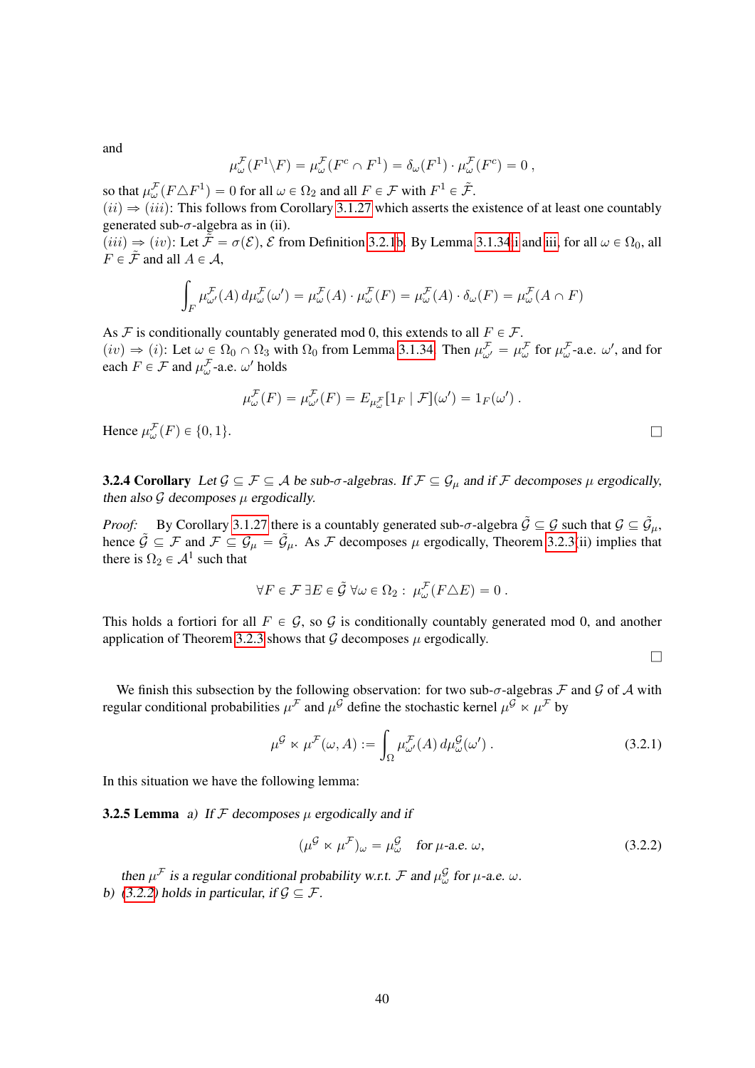and

$$\mu_\omega^{\mathcal{F}}(F^1 \backslash F) = \mu_\omega^{\mathcal{F}}(F^c \cap F^1) = \delta_\omega(F^1) \cdot \mu_\omega^{\mathcal{F}}(F^c) = 0 \,,$$

so that $\mu_\omega^{\mathcal{F}}(F \triangle F^1) = 0$ for all $\omega \in \Omega_2$ and all $F \in \mathcal{F}$ with $F^1 \in \tilde{\mathcal{F}}$.

$(ii) \Rightarrow (iii)$: This follows from Corollary 3.1.27 which asserts the existence of at least one countably generated sub-$\sigma$-algebra as in (ii).

$(iii) \Rightarrow (iv)$: Let $\tilde{\mathcal{F}} = \sigma(\mathcal{E})$, $\mathcal{E}$ from Definition 3.2.1b. By Lemma 3.1.34i and iii, for all $\omega \in \Omega_0$, all $F \in \tilde{\mathcal{F}}$ and all $A \in \mathcal{A}$,

$$\int_F \mu_{\omega'}^{\mathcal{F}}(A) \, d\mu_\omega^{\mathcal{F}}(\omega') = \mu_\omega^{\mathcal{F}}(A) \cdot \mu_\omega^{\mathcal{F}}(F) = \mu_\omega^{\mathcal{F}}(A) \cdot \delta_\omega(F) = \mu_\omega^{\mathcal{F}}(A \cap F)$$

As $\mathcal{F}$ is conditionally countably generated mod 0, this extends to all $F \in \mathcal{F}$.

$(iv) \Rightarrow (i)$: Let $\omega \in \Omega_0 \cap \Omega_3$ with $\Omega_0$ from Lemma 3.1.34. Then $\mu_{\omega'}^{\mathcal{F}} = \mu_\omega^{\mathcal{F}}$ for $\mu_\omega^{\mathcal{F}}$-a.e. $\omega'$, and for each $F \in \mathcal{F}$ and $\mu_\omega^{\mathcal{F}}$-a.e. $\omega'$ holds

$$\mu_\omega^{\mathcal{F}}(F) = \mu_{\omega'}^{\mathcal{F}}(F) = E_{\mu_\omega^{\mathcal{F}}}[1_F \mid \mathcal{F}](\omega') = 1_F(\omega') \,.$$

Hence $\mu_\omega^{\mathcal{F}}(F) \in \{0, 1\}$. □

**3.2.4 Corollary** *Let $\mathcal{G} \subseteq \mathcal{F} \subseteq \mathcal{A}$ be sub-$\sigma$-algebras. If $\mathcal{F} \subseteq \mathcal{G}_\mu$ and if $\mathcal{F}$ decomposes $\mu$ ergodically, then also $\mathcal{G}$ decomposes $\mu$ ergodically.*

*Proof:* By Corollary 3.1.27 there is a countably generated sub-$\sigma$-algebra $\tilde{\mathcal{G}} \subseteq \mathcal{G}$ such that $\mathcal{G} \subseteq \tilde{\mathcal{G}}_\mu$, hence $\tilde{\mathcal{G}} \subseteq \mathcal{F}$ and $\mathcal{F} \subseteq \mathcal{G}_\mu = \tilde{\mathcal{G}}_\mu$. As $\mathcal{F}$ decomposes $\mu$ ergodically, Theorem 3.2.3(ii) implies that there is $\Omega_2 \in \mathcal{A}^1$ such that

$$\forall F \in \mathcal{F} \; \exists E \in \tilde{\mathcal{G}} \; \forall \omega \in \Omega_2 : \; \mu_\omega^{\mathcal{F}}(F \triangle E) = 0 \,.$$

This holds a fortiori for all $F \in \mathcal{G}$, so $\mathcal{G}$ is conditionally countably generated mod 0, and another application of Theorem 3.2.3 shows that $\mathcal{G}$ decomposes $\mu$ ergodically. □

We finish this subsection by the following observation: for two sub-$\sigma$-algebras $\mathcal{F}$ and $\mathcal{G}$ of $\mathcal{A}$ with regular conditional probabilities $\mu^{\mathcal{F}}$ and $\mu^{\mathcal{G}}$ define the stochastic kernel $\mu^{\mathcal{G}} \ltimes \mu^{\mathcal{F}}$ by

$$\mu^{\mathcal{G}} \ltimes \mu^{\mathcal{F}}(\omega, A) := \int_\Omega \mu_{\omega'}^{\mathcal{F}}(A) \, d\mu_\omega^{\mathcal{G}}(\omega') \,. \tag{3.2.1}$$

In this situation we have the following lemma:

**3.2.5 Lemma** *a) If $\mathcal{F}$ decomposes $\mu$ ergodically and if*

$$(\mu^{\mathcal{G}} \ltimes \mu^{\mathcal{F}})_\omega = \mu_\omega^{\mathcal{G}} \quad \text{for } \mu\text{-a.e. } \omega, \tag{3.2.2}$$

*then $\mu^{\mathcal{F}}$ is a regular conditional probability w.r.t. $\mathcal{F}$ and $\mu_\omega^{\mathcal{G}}$ for $\mu$-a.e. $\omega$.*

*b) (3.2.2) holds in particular, if $\mathcal{G} \subseteq \mathcal{F}$.*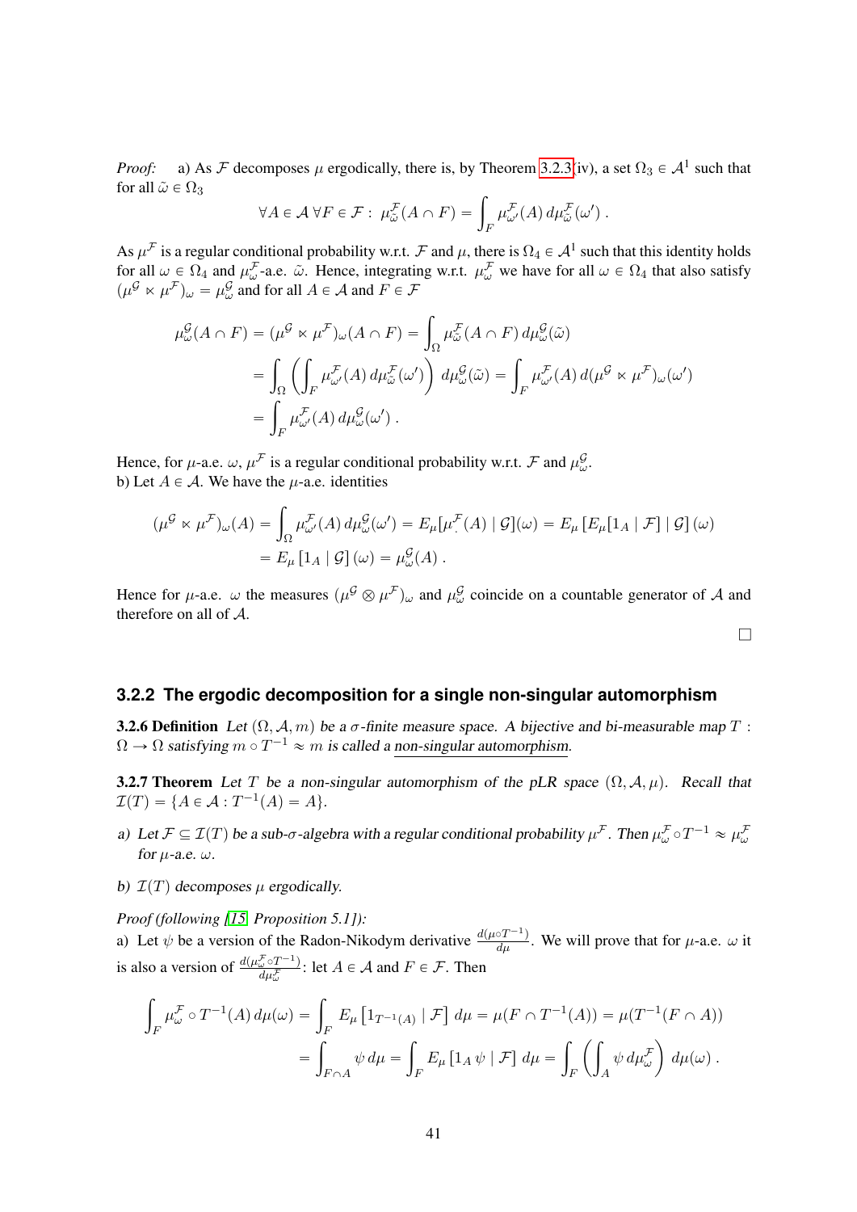*Proof:* a) As $\mathcal{F}$ decomposes $\mu$ ergodically, there is, by Theorem 3.2.3(iv), a set $\Omega_3 \in \mathcal{A}^1$ such that for all $\tilde{\omega} \in \Omega_3$

$$\forall A \in \mathcal{A}\ \forall F \in \mathcal{F}:\ \mu^{\mathcal{F}}_{\tilde{\omega}}(A \cap F) = \int_F \mu^{\mathcal{F}}_{\omega'}(A)\, d\mu^{\mathcal{F}}_{\tilde{\omega}}(\omega')\ .$$

As $\mu^{\mathcal{F}}$ is a regular conditional probability w.r.t. $\mathcal{F}$ and $\mu$, there is $\Omega_4 \in \mathcal{A}^1$ such that this identity holds for all $\omega \in \Omega_4$ and $\mu^{\mathcal{F}}_{\omega}$-a.e. $\tilde{\omega}$. Hence, integrating w.r.t. $\mu^{\mathcal{F}}_{\omega}$ we have for all $\omega \in \Omega_4$ that also satisfy $(\mu^{\mathcal{G}} \ltimes \mu^{\mathcal{F}})_{\omega} = \mu^{\mathcal{G}}_{\omega}$ and for all $A \in \mathcal{A}$ and $F \in \mathcal{F}$

$$\begin{aligned}
\mu^{\mathcal{G}}_{\omega}(A \cap F) &= (\mu^{\mathcal{G}} \ltimes \mu^{\mathcal{F}})_{\omega}(A \cap F) = \int_{\Omega} \mu^{\mathcal{F}}_{\tilde{\omega}}(A \cap F)\, d\mu^{\mathcal{G}}_{\omega}(\tilde{\omega}) \\
&= \int_{\Omega} \left( \int_F \mu^{\mathcal{F}}_{\omega'}(A)\, d\mu^{\mathcal{F}}_{\tilde{\omega}}(\omega') \right) d\mu^{\mathcal{G}}_{\omega}(\tilde{\omega}) = \int_F \mu^{\mathcal{F}}_{\omega'}(A)\, d(\mu^{\mathcal{G}} \ltimes \mu^{\mathcal{F}})_{\omega}(\omega') \\
&= \int_F \mu^{\mathcal{F}}_{\omega'}(A)\, d\mu^{\mathcal{G}}_{\omega}(\omega')\ .
\end{aligned}$$

Hence, for $\mu$-a.e. $\omega$, $\mu^{\mathcal{F}}$ is a regular conditional probability w.r.t. $\mathcal{F}$ and $\mu^{\mathcal{G}}_{\omega}$.
b) Let $A \in \mathcal{A}$. We have the $\mu$-a.e. identities

$$\begin{aligned}
(\mu^{\mathcal{G}} \ltimes \mu^{\mathcal{F}})_{\omega}(A) &= \int_{\Omega} \mu^{\mathcal{F}}_{\omega'}(A)\, d\mu^{\mathcal{G}}_{\omega}(\omega') = E_{\mu}[\mu^{\mathcal{F}}_{\cdot}(A) \mid \mathcal{G}](\omega) = E_{\mu}\left[E_{\mu}[1_A \mid \mathcal{F}] \mid \mathcal{G}\right](\omega) \\
&= E_{\mu}\left[1_A \mid \mathcal{G}\right](\omega) = \mu^{\mathcal{G}}_{\omega}(A)\ .
\end{aligned}$$

Hence for $\mu$-a.e. $\omega$ the measures $(\mu^{\mathcal{G}} \otimes \mu^{\mathcal{F}})_{\omega}$ and $\mu^{\mathcal{G}}_{\omega}$ coincide on a countable generator of $\mathcal{A}$ and therefore on all of $\mathcal{A}$.

□

### 3.2.2 The ergodic decomposition for a single non-singular automorphism

**3.2.6 Definition** *Let $(\Omega, \mathcal{A}, m)$ be a $\sigma$-finite measure space. A bijective and bi-measurable map $T : \Omega \to \Omega$ satisfying $m \circ T^{-1} \approx m$ is called a non-singular automorphism.*

**3.2.7 Theorem** *Let $T$ be a non-singular automorphism of the pLR space $(\Omega, \mathcal{A}, \mu)$. Recall that $\mathcal{I}(T) = \{A \in \mathcal{A} : T^{-1}(A) = A\}$.*

*a) Let $\mathcal{F} \subseteq \mathcal{I}(T)$ be a sub-$\sigma$-algebra with a regular conditional probability $\mu^{\mathcal{F}}$. Then $\mu^{\mathcal{F}}_{\omega} \circ T^{-1} \approx \mu^{\mathcal{F}}_{\omega}$ for $\mu$-a.e. $\omega$.*

*b) $\mathcal{I}(T)$ decomposes $\mu$ ergodically.*

*Proof (following [15, Proposition 5.1]):*
a) Let $\psi$ be a version of the Radon-Nikodym derivative $\frac{d(\mu \circ T^{-1})}{d\mu}$. We will prove that for $\mu$-a.e. $\omega$ it is also a version of $\frac{d(\mu^{\mathcal{F}}_{\omega} \circ T^{-1})}{d\mu^{\mathcal{F}}_{\omega}}$: let $A \in \mathcal{A}$ and $F \in \mathcal{F}$. Then

$$\begin{aligned}
\int_F \mu^{\mathcal{F}}_{\omega} \circ T^{-1}(A)\, d\mu(\omega) &= \int_F E_{\mu}\left[1_{T^{-1}(A)} \mid \mathcal{F}\right] d\mu = \mu(F \cap T^{-1}(A)) = \mu(T^{-1}(F \cap A)) \\
&= \int_{F \cap A} \psi\, d\mu = \int_F E_{\mu}\left[1_A\, \psi \mid \mathcal{F}\right] d\mu = \int_F \left( \int_A \psi\, d\mu^{\mathcal{F}}_{\omega} \right) d\mu(\omega)\ .
\end{aligned}$$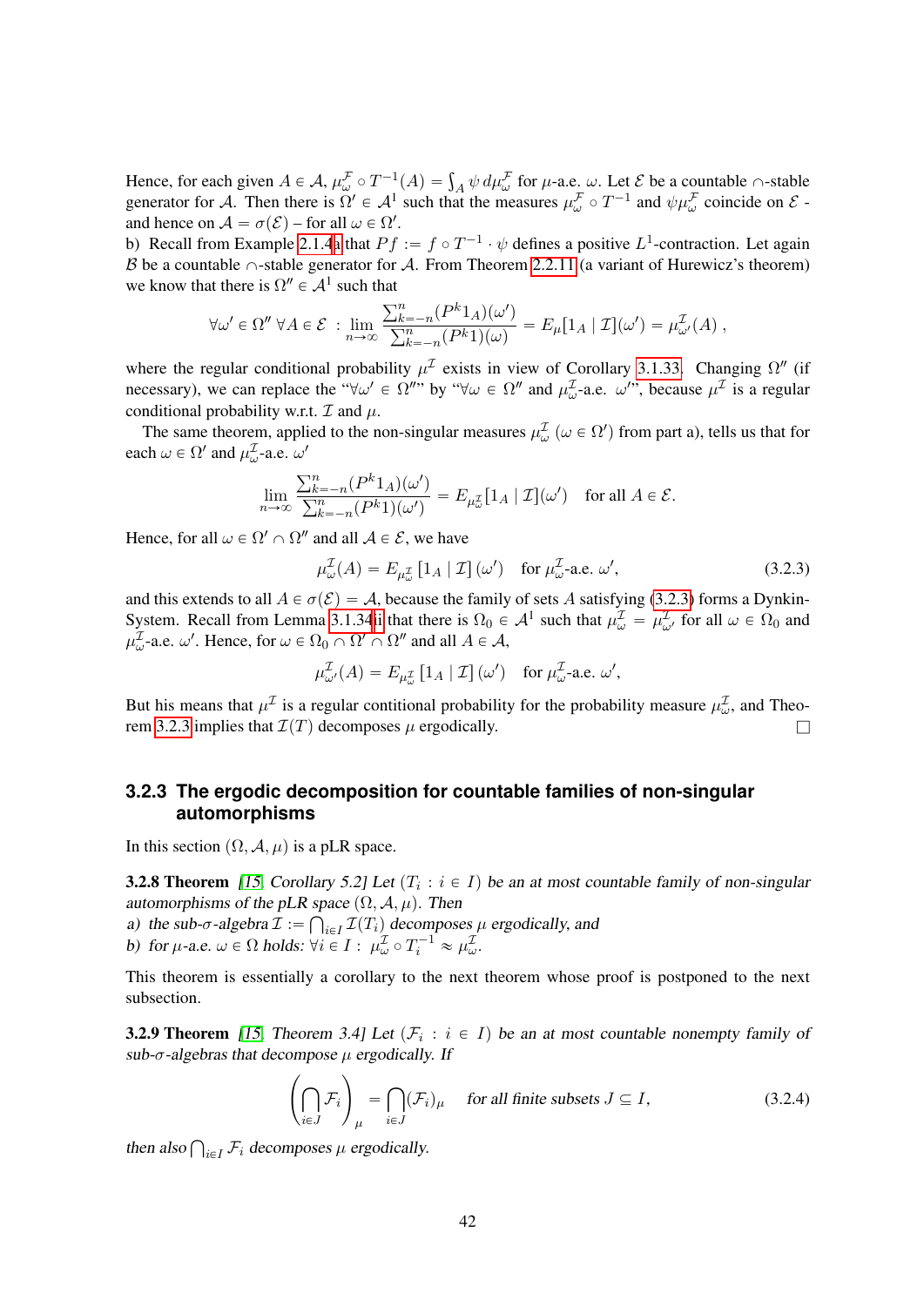Hence, for each given $A \in \mathcal{A}$, $\mu_\omega^{\mathcal{F}} \circ T^{-1}(A) = \int_A \psi \, d\mu_\omega^{\mathcal{F}}$ for $\mu$-a.e. $\omega$. Let $\mathcal{E}$ be a countable $\cap$-stable generator for $\mathcal{A}$. Then there is $\Omega' \in \mathcal{A}^1$ such that the measures $\mu_\omega^{\mathcal{F}} \circ T^{-1}$ and $\psi\mu_\omega^{\mathcal{F}}$ coincide on $\mathcal{E}$ - and hence on $\mathcal{A} = \sigma(\mathcal{E})$ – for all $\omega \in \Omega'$.

b) Recall from Example 2.1.4a that $Pf := f \circ T^{-1} \cdot \psi$ defines a positive $L^1$-contraction. Let again $\mathcal{B}$ be a countable $\cap$-stable generator for $\mathcal{A}$. From Theorem 2.2.11 (a variant of Hurewicz's theorem) we know that there is $\Omega'' \in \mathcal{A}^1$ such that

$$\forall \omega' \in \Omega'' \; \forall A \in \mathcal{E} \; : \lim_{n\to\infty} \frac{\sum_{k=-n}^{n}(P^k 1_A)(\omega')}{\sum_{k=-n}^{n}(P^k 1)(\omega)} = E_\mu[1_A \mid \mathcal{I}](\omega') = \mu_{\omega'}^{\mathcal{I}}(A) \, ,$$

where the regular conditional probability $\mu^{\mathcal{I}}$ exists in view of Corollary 3.1.33. Changing $\Omega''$ (if necessary), we can replace the "$\forall \omega' \in \Omega''$" by "$\forall \omega \in \Omega''$ and $\mu_\omega^{\mathcal{I}}$-a.e. $\omega'$", because $\mu^{\mathcal{I}}$ is a regular conditional probability w.r.t. $\mathcal{I}$ and $\mu$.

The same theorem, applied to the non-singular measures $\mu_\omega^{\mathcal{I}}$ ($\omega \in \Omega'$) from part a), tells us that for each $\omega \in \Omega'$ and $\mu_\omega^{\mathcal{I}}$-a.e. $\omega'$

$$\lim_{n\to\infty} \frac{\sum_{k=-n}^{n}(P^k 1_A)(\omega')}{\sum_{k=-n}^{n}(P^k 1)(\omega')} = E_{\mu_\omega^{\mathcal{I}}}[1_A \mid \mathcal{I}](\omega') \quad \text{for all } A \in \mathcal{E}.$$

Hence, for all $\omega \in \Omega' \cap \Omega''$ and all $\mathcal{A} \in \mathcal{E}$, we have

$$\mu_\omega^{\mathcal{I}}(A) = E_{\mu_\omega^{\mathcal{I}}}\left[1_A \mid \mathcal{I}\right](\omega') \quad \text{for } \mu_\omega^{\mathcal{I}}\text{-a.e. } \omega', \tag{3.2.3}$$

and this extends to all $A \in \sigma(\mathcal{E}) = \mathcal{A}$, because the family of sets $A$ satisfying (3.2.3) forms a Dynkin-System. Recall from Lemma 3.1.34i that there is $\Omega_0 \in \mathcal{A}^1$ such that $\mu_\omega^{\mathcal{I}} = \mu_{\omega'}^{\mathcal{I}}$ for all $\omega \in \Omega_0$ and $\mu_\omega^{\mathcal{I}}$-a.e. $\omega'$. Hence, for $\omega \in \Omega_0 \cap \Omega' \cap \Omega''$ and all $A \in \mathcal{A}$,

$$\mu_{\omega'}^{\mathcal{I}}(A) = E_{\mu_\omega^{\mathcal{I}}}\left[1_A \mid \mathcal{I}\right](\omega') \quad \text{for } \mu_\omega^{\mathcal{I}}\text{-a.e. } \omega',$$

But his means that $\mu^{\mathcal{I}}$ is a regular contitional probability for the probability measure $\mu_\omega^{\mathcal{I}}$, and Theorem 3.2.3 implies that $\mathcal{I}(T)$ decomposes $\mu$ ergodically. $\square$

### 3.2.3 The ergodic decomposition for countable families of non-singular automorphisms

In this section $(\Omega, \mathcal{A}, \mu)$ is a pLR space.

**3.2.8 Theorem** *[15, Corollary 5.2] Let $(T_i : i \in I)$ be an at most countable family of non-singular automorphisms of the pLR space $(\Omega, \mathcal{A}, \mu)$. Then*
*a) the sub-$\sigma$-algebra $\mathcal{I} := \bigcap_{i\in I} \mathcal{I}(T_i)$ decomposes $\mu$ ergodically, and*
*b) for $\mu$-a.e. $\omega \in \Omega$ holds: $\forall i \in I : \; \mu_\omega^{\mathcal{I}} \circ T_i^{-1} \approx \mu_\omega^{\mathcal{I}}$.*

This theorem is essentially a corollary to the next theorem whose proof is postponed to the next subsection.

**3.2.9 Theorem** *[15, Theorem 3.4] Let $(\mathcal{F}_i : i \in I)$ be an at most countable nonempty family of sub-$\sigma$-algebras that decompose $\mu$ ergodically. If*

$$\left(\bigcap_{i\in J} \mathcal{F}_i\right)_\mu = \bigcap_{i\in J} (\mathcal{F}_i)_\mu \quad \text{for all finite subsets } J \subseteq I, \tag{3.2.4}$$

*then also $\bigcap_{i\in I} \mathcal{F}_i$ decomposes $\mu$ ergodically.*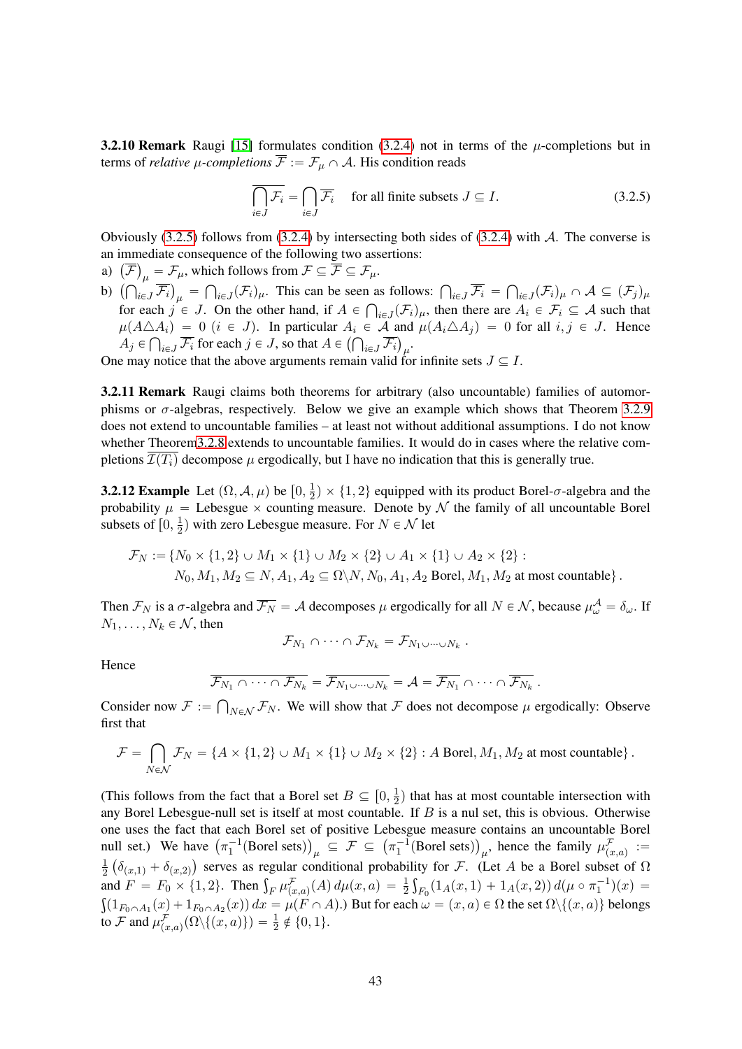**3.2.10 Remark** Raugi [15] formulates condition (3.2.4) not in terms of the $\mu$-completions but in terms of *relative $\mu$-completions* $\overline{\mathcal{F}} := \mathcal{F}_\mu \cap \mathcal{A}$. His condition reads

$$\overline{\bigcap_{i\in J} \mathcal{F}_i} = \bigcap_{i\in J} \overline{\mathcal{F}_i} \quad \text{for all finite subsets } J \subseteq I. \tag{3.2.5}$$

Obviously (3.2.5) follows from (3.2.4) by intersecting both sides of (3.2.4) with $\mathcal{A}$. The converse is an immediate consequence of the following two assertions:

a) $\left(\overline{\mathcal{F}}\right)_\mu = \mathcal{F}_\mu$, which follows from $\mathcal{F} \subseteq \overline{\mathcal{F}} \subseteq \mathcal{F}_\mu$.

b) $\left(\bigcap_{i\in J} \overline{\mathcal{F}_i}\right)_\mu = \bigcap_{i\in J} (\mathcal{F}_i)_\mu$. This can be seen as follows: $\bigcap_{i\in J} \overline{\mathcal{F}_i} = \bigcap_{i\in J} (\mathcal{F}_i)_\mu \cap \mathcal{A} \subseteq (\mathcal{F}_j)_\mu$ for each $j \in J$. On the other hand, if $A \in \bigcap_{i\in J}(\mathcal{F}_i)_\mu$, then there are $A_i \in \mathcal{F}_i \subseteq \mathcal{A}$ such that $\mu(A \triangle A_i) = 0$ $(i \in J)$. In particular $A_i \in \mathcal{A}$ and $\mu(A_i \triangle A_j) = 0$ for all $i, j \in J$. Hence $A_j \in \bigcap_{i\in J} \overline{\mathcal{F}_i}$ for each $j \in J$, so that $A \in \left(\bigcap_{i\in J} \overline{\mathcal{F}_i}\right)_\mu$.

One may notice that the above arguments remain valid for infinite sets $J \subseteq I$.

**3.2.11 Remark** Raugi claims both theorems for arbitrary (also uncountable) families of automorphisms or $\sigma$-algebras, respectively. Below we give an example which shows that Theorem 3.2.9 does not extend to uncountable families – at least not without additional assumptions. I do not know whether Theorem 3.2.8 extends to uncountable families. It would do in cases where the relative completions $\overline{\mathcal{I}(T_i)}$ decompose $\mu$ ergodically, but I have no indication that this is generally true.

**3.2.12 Example** Let $(\Omega, \mathcal{A}, \mu)$ be $[0, \frac{1}{2}) \times \{1, 2\}$ equipped with its product Borel-$\sigma$-algebra and the probability $\mu$ = Lebesgue $\times$ counting measure. Denote by $\mathcal{N}$ the family of all uncountable Borel subsets of $[0, \frac{1}{2})$ with zero Lebesgue measure. For $N \in \mathcal{N}$ let

$$\begin{aligned}\mathcal{F}_N := \{ & N_0 \times \{1,2\} \cup M_1 \times \{1\} \cup M_2 \times \{2\} \cup A_1 \times \{1\} \cup A_2 \times \{2\} : \\ & N_0, M_1, M_2 \subseteq N, A_1, A_2 \subseteq \Omega \backslash N, N_0, A_1, A_2 \text{ Borel}, M_1, M_2 \text{ at most countable}\}.\end{aligned}$$

Then $\mathcal{F}_N$ is a $\sigma$-algebra and $\overline{\mathcal{F}_N} = \mathcal{A}$ decomposes $\mu$ ergodically for all $N \in \mathcal{N}$, because $\mu_\omega^{\mathcal{A}} = \delta_\omega$. If $N_1, \dots, N_k \in \mathcal{N}$, then

$$\mathcal{F}_{N_1} \cap \dots \cap \mathcal{F}_{N_k} = \mathcal{F}_{N_1 \cup \dots \cup N_k}.$$

Hence

$$\overline{\mathcal{F}_{N_1} \cap \dots \cap \mathcal{F}_{N_k}} = \overline{\mathcal{F}_{N_1 \cup \dots \cup N_k}} = \mathcal{A} = \overline{\mathcal{F}_{N_1}} \cap \dots \cap \overline{\mathcal{F}_{N_k}}.$$

Consider now $\mathcal{F} := \bigcap_{N\in\mathcal{N}} \mathcal{F}_N$. We will show that $\mathcal{F}$ does not decompose $\mu$ ergodically: Observe first that

$$\mathcal{F} = \bigcap_{N\in\mathcal{N}} \mathcal{F}_N = \{A \times \{1,2\} \cup M_1 \times \{1\} \cup M_2 \times \{2\} : A \text{ Borel}, M_1, M_2 \text{ at most countable}\}.$$

(This follows from the fact that a Borel set $B \subseteq [0, \frac{1}{2})$ that has at most countable intersection with any Borel Lebesgue-null set is itself at most countable. If $B$ is a nul set, this is obvious. Otherwise one uses the fact that each Borel set of positive Lebesgue measure contains an uncountable Borel null set.) We have $\left(\pi_1^{-1}(\text{Borel sets})\right)_\mu \subseteq \mathcal{F} \subseteq \left(\pi_1^{-1}(\text{Borel sets})\right)_\mu$, hence the family $\mu_{(x,a)}^{\mathcal{F}} := \frac{1}{2}\left(\delta_{(x,1)} + \delta_{(x,2)}\right)$ serves as regular conditional probability for $\mathcal{F}$. (Let $A$ be a Borel subset of $\Omega$ and $F = F_0 \times \{1, 2\}$. Then $\int_F \mu_{(x,a)}^{\mathcal{F}}(A)\, d\mu(x,a) = \frac{1}{2}\int_{F_0}(1_A(x,1) + 1_A(x,2))\, d(\mu \circ \pi_1^{-1})(x) = \int(1_{F_0 \cap A_1}(x) + 1_{F_0 \cap A_2}(x))\, dx = \mu(F \cap A)$.) But for each $\omega = (x, a) \in \Omega$ the set $\Omega \backslash \{(x, a)\}$ belongs to $\mathcal{F}$ and $\mu_{(x,a)}^{\mathcal{F}}(\Omega \backslash \{(x, a)\}) = \frac{1}{2} \notin \{0, 1\}$.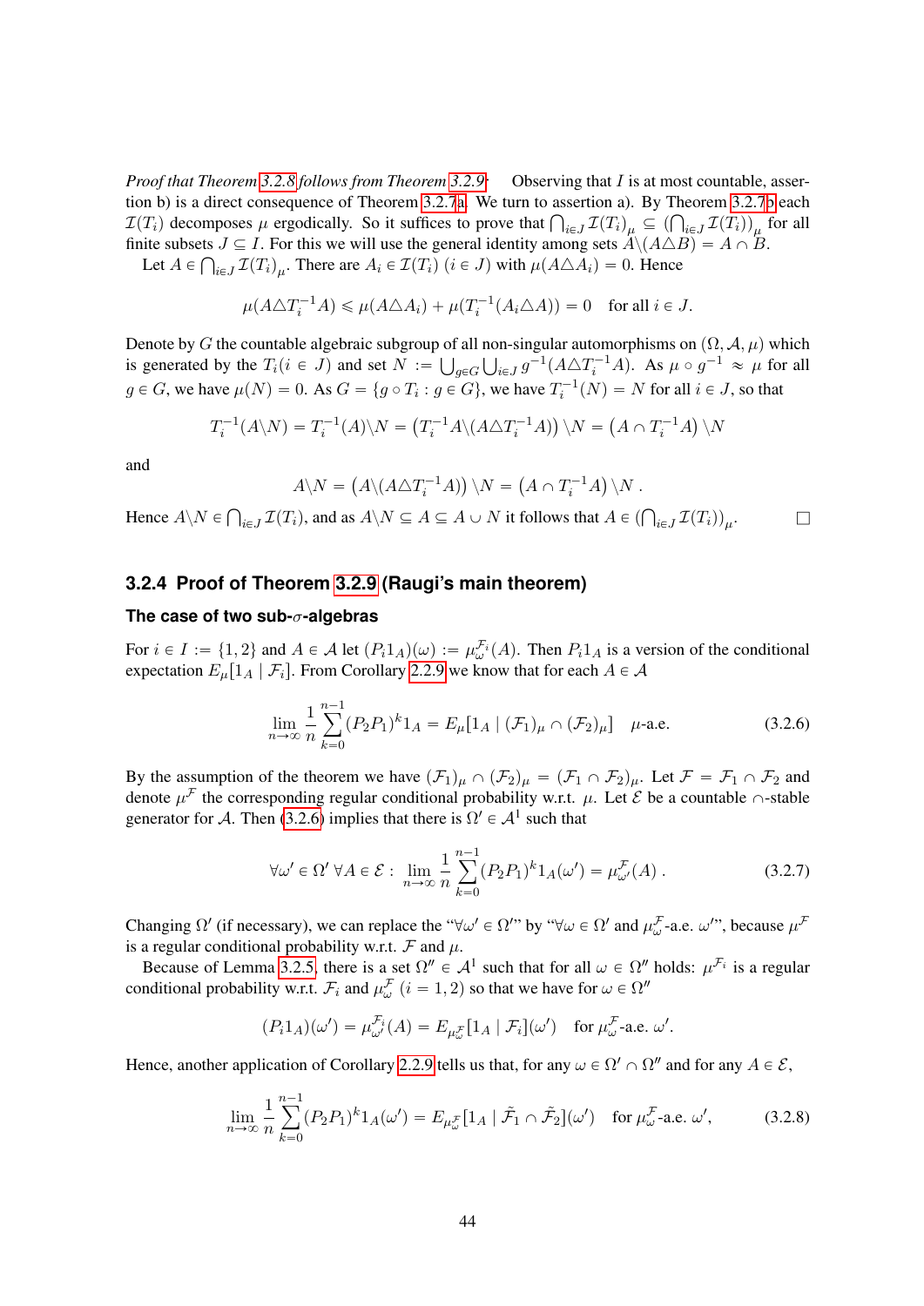*Proof that Theorem 3.2.8 follows from Theorem 3.2.9:* Observing that $I$ is at most countable, assertion b) is a direct consequence of Theorem 3.2.7a. We turn to assertion a). By Theorem 3.2.7b each $\mathcal{I}(T_i)$ decomposes $\mu$ ergodically. So it suffices to prove that $\bigcap_{i\in J}\mathcal{I}(T_i)_\mu \subseteq \left(\bigcap_{i\in J}\mathcal{I}(T_i)\right)_\mu$ for all finite subsets $J \subseteq I$. For this we will use the general identity among sets $A\backslash(A\triangle B) = A \cap B$.

Let $A \in \bigcap_{i\in J}\mathcal{I}(T_i)_\mu$. There are $A_i \in \mathcal{I}(T_i)$ $(i \in J)$ with $\mu(A\triangle A_i) = 0$. Hence

$$\mu(A\triangle T_i^{-1}A) \leqslant \mu(A\triangle A_i) + \mu(T_i^{-1}(A_i\triangle A)) = 0 \quad \text{for all } i \in J.$$

Denote by $G$ the countable algebraic subgroup of all non-singular automorphisms on $(\Omega, \mathcal{A}, \mu)$ which is generated by the $T_i (i \in J)$ and set $N := \bigcup_{g\in G}\bigcup_{i\in J} g^{-1}(A\triangle T_i^{-1}A)$. As $\mu \circ g^{-1} \approx \mu$ for all $g \in G$, we have $\mu(N) = 0$. As $G = \{g \circ T_i : g \in G\}$, we have $T_i^{-1}(N) = N$ for all $i \in J$, so that

$$T_i^{-1}(A\backslash N) = T_i^{-1}(A)\backslash N = \left(T_i^{-1}A\backslash(A\triangle T_i^{-1}A)\right)\backslash N = \left(A \cap T_i^{-1}A\right)\backslash N$$

and

$$A\backslash N = \left(A\backslash(A\triangle T_i^{-1}A)\right)\backslash N = \left(A \cap T_i^{-1}A\right)\backslash N\,.$$

Hence $A\backslash N \in \bigcap_{i\in J}\mathcal{I}(T_i)$, and as $A\backslash N \subseteq A \subseteq A \cup N$ it follows that $A \in \left(\bigcap_{i\in J}\mathcal{I}(T_i)\right)_\mu$. □

### 3.2.4 Proof of Theorem 3.2.9 (Raugi's main theorem)

#### The case of two sub-$\sigma$-algebras

For $i \in I := \{1, 2\}$ and $A \in \mathcal{A}$ let $(P_i 1_A)(\omega) := \mu_\omega^{\mathcal{F}_i}(A)$. Then $P_i 1_A$ is a version of the conditional expectation $E_\mu[1_A \mid \mathcal{F}_i]$. From Corollary 2.2.9 we know that for each $A \in \mathcal{A}$

$$\lim_{n\to\infty}\frac{1}{n}\sum_{k=0}^{n-1}(P_2P_1)^k 1_A = E_\mu[1_A \mid (\mathcal{F}_1)_\mu \cap (\mathcal{F}_2)_\mu] \quad \mu\text{-a.e.} \tag{3.2.6}$$

By the assumption of the theorem we have $(\mathcal{F}_1)_\mu \cap (\mathcal{F}_2)_\mu = (\mathcal{F}_1 \cap \mathcal{F}_2)_\mu$. Let $\mathcal{F} = \mathcal{F}_1 \cap \mathcal{F}_2$ and denote $\mu^{\mathcal{F}}$ the corresponding regular conditional probability w.r.t. $\mu$. Let $\mathcal{E}$ be a countable $\cap$-stable generator for $\mathcal{A}$. Then (3.2.6) implies that there is $\Omega' \in \mathcal{A}^1$ such that

$$\forall \omega' \in \Omega'\ \forall A \in \mathcal{E}:\ \lim_{n\to\infty}\frac{1}{n}\sum_{k=0}^{n-1}(P_2P_1)^k 1_A(\omega') = \mu_{\omega'}^{\mathcal{F}}(A)\,. \tag{3.2.7}$$

Changing $\Omega'$ (if necessary), we can replace the "$\forall\omega' \in \Omega'$" by "$\forall\omega \in \Omega'$ and $\mu_\omega^{\mathcal{F}}$-a.e. $\omega'$", because $\mu^{\mathcal{F}}$ is a regular conditional probability w.r.t. $\mathcal{F}$ and $\mu$.

Because of Lemma 3.2.5, there is a set $\Omega'' \in \mathcal{A}^1$ such that for all $\omega \in \Omega''$ holds: $\mu^{\mathcal{F}_i}$ is a regular conditional probability w.r.t. $\mathcal{F}_i$ and $\mu_\omega^{\mathcal{F}}$ $(i = 1, 2)$ so that we have for $\omega \in \Omega''$

$$(P_i 1_A)(\omega') = \mu_{\omega'}^{\mathcal{F}_i}(A) = E_{\mu_\omega^{\mathcal{F}}}[1_A \mid \mathcal{F}_i](\omega') \quad \text{for } \mu_\omega^{\mathcal{F}}\text{-a.e. } \omega'.$$

Hence, another application of Corollary 2.2.9 tells us that, for any $\omega \in \Omega' \cap \Omega''$ and for any $A \in \mathcal{E}$,

$$\lim_{n\to\infty}\frac{1}{n}\sum_{k=0}^{n-1}(P_2P_1)^k 1_A(\omega') = E_{\mu_\omega^{\mathcal{F}}}[1_A \mid \tilde{\mathcal{F}}_1 \cap \tilde{\mathcal{F}}_2](\omega') \quad \text{for } \mu_\omega^{\mathcal{F}}\text{-a.e. } \omega', \tag{3.2.8}$$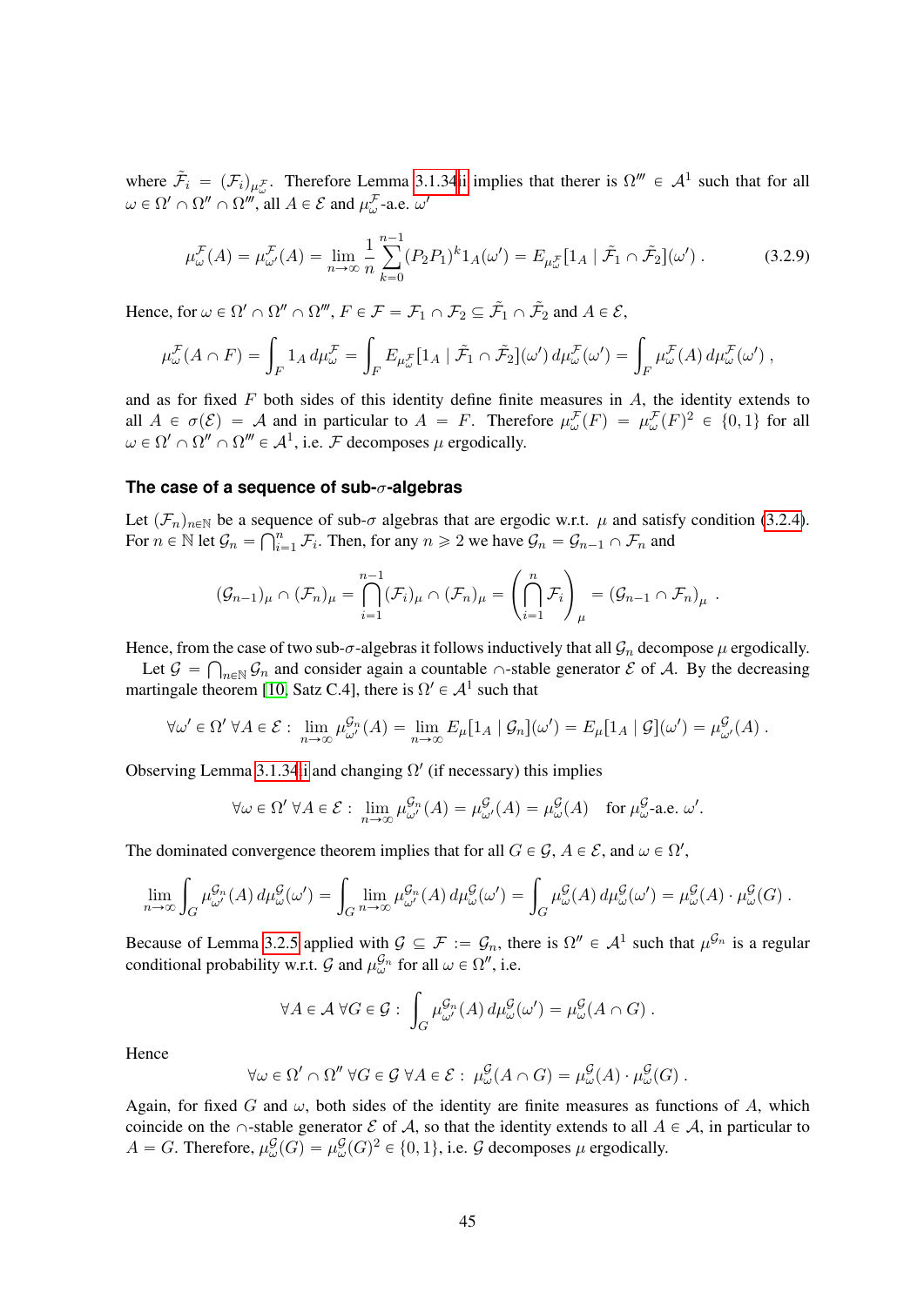where $\tilde{\mathcal{F}}_i = (\mathcal{F}_i)_{\mu_\omega^{\mathcal{F}}}$. Therefore Lemma 3.1.34ii implies that therer is $\Omega''' \in \mathcal{A}^1$ such that for all $\omega \in \Omega' \cap \Omega'' \cap \Omega'''$, all $A \in \mathcal{E}$ and $\mu_\omega^{\mathcal{F}}$-a.e. $\omega'$

$$\mu_\omega^{\mathcal{F}}(A) = \mu_{\omega'}^{\mathcal{F}}(A) = \lim_{n\to\infty} \frac{1}{n} \sum_{k=0}^{n-1} (P_2 P_1)^k 1_A(\omega') = E_{\mu_\omega^{\mathcal{F}}}[1_A \mid \tilde{\mathcal{F}}_1 \cap \tilde{\mathcal{F}}_2](\omega') \,. \tag{3.2.9}$$

Hence, for $\omega \in \Omega' \cap \Omega'' \cap \Omega'''$, $F \in \mathcal{F} = \mathcal{F}_1 \cap \mathcal{F}_2 \subseteq \tilde{\mathcal{F}}_1 \cap \tilde{\mathcal{F}}_2$ and $A \in \mathcal{E}$,

$$\mu_\omega^{\mathcal{F}}(A \cap F) = \int_F 1_A \, d\mu_\omega^{\mathcal{F}} = \int_F E_{\mu_\omega^{\mathcal{F}}}[1_A \mid \tilde{\mathcal{F}}_1 \cap \tilde{\mathcal{F}}_2](\omega') \, d\mu_\omega^{\mathcal{F}}(\omega') = \int_F \mu_\omega^{\mathcal{F}}(A) \, d\mu_\omega^{\mathcal{F}}(\omega') \,,$$

and as for fixed $F$ both sides of this identity define finite measures in $A$, the identity extends to all $A \in \sigma(\mathcal{E}) = \mathcal{A}$ and in particular to $A = F$. Therefore $\mu_\omega^{\mathcal{F}}(F) = \mu_\omega^{\mathcal{F}}(F)^2 \in \{0,1\}$ for all $\omega \in \Omega' \cap \Omega'' \cap \Omega''' \in \mathcal{A}^1$, i.e. $\mathcal{F}$ decomposes $\mu$ ergodically.

### The case of a sequence of sub-$\sigma$-algebras

Let $(\mathcal{F}_n)_{n\in\mathbb{N}}$ be a sequence of sub-$\sigma$ algebras that are ergodic w.r.t. $\mu$ and satisfy condition (3.2.4). For $n \in \mathbb{N}$ let $\mathcal{G}_n = \bigcap_{i=1}^n \mathcal{F}_i$. Then, for any $n \geqslant 2$ we have $\mathcal{G}_n = \mathcal{G}_{n-1} \cap \mathcal{F}_n$ and

$$(\mathcal{G}_{n-1})_\mu \cap (\mathcal{F}_n)_\mu = \bigcap_{i=1}^{n-1} (\mathcal{F}_i)_\mu \cap (\mathcal{F}_n)_\mu = \left( \bigcap_{i=1}^{n} \mathcal{F}_i \right)_\mu = (\mathcal{G}_{n-1} \cap \mathcal{F}_n)_\mu \,.$$

Hence, from the case of two sub-$\sigma$-algebras it follows inductively that all $\mathcal{G}_n$ decompose $\mu$ ergodically.

Let $\mathcal{G} = \bigcap_{n\in\mathbb{N}} \mathcal{G}_n$ and consider again a countable $\cap$-stable generator $\mathcal{E}$ of $\mathcal{A}$. By the decreasing martingale theorem [10, Satz C.4], there is $\Omega' \in \mathcal{A}^1$ such that

$$\forall \omega' \in \Omega' \; \forall A \in \mathcal{E} : \lim_{n\to\infty} \mu_{\omega'}^{\mathcal{G}_n}(A) = \lim_{n\to\infty} E_\mu[1_A \mid \mathcal{G}_n](\omega') = E_\mu[1_A \mid \mathcal{G}](\omega') = \mu_{\omega'}^{\mathcal{G}}(A) \,.$$

Observing Lemma 3.1.34ii and changing $\Omega'$ (if necessary) this implies

$$\forall \omega \in \Omega' \; \forall A \in \mathcal{E} : \lim_{n\to\infty} \mu_{\omega'}^{\mathcal{G}_n}(A) = \mu_{\omega'}^{\mathcal{G}}(A) = \mu_\omega^{\mathcal{G}}(A) \quad \text{for } \mu_\omega^{\mathcal{G}}\text{-a.e. } \omega'.$$

The dominated convergence theorem implies that for all $G \in \mathcal{G}$, $A \in \mathcal{E}$, and $\omega \in \Omega'$,

$$\lim_{n\to\infty} \int_G \mu_{\omega'}^{\mathcal{G}_n}(A) \, d\mu_\omega^{\mathcal{G}}(\omega') = \int_G \lim_{n\to\infty} \mu_{\omega'}^{\mathcal{G}_n}(A) \, d\mu_\omega^{\mathcal{G}}(\omega') = \int_G \mu_\omega^{\mathcal{G}}(A) \, d\mu_\omega^{\mathcal{G}}(\omega') = \mu_\omega^{\mathcal{G}}(A) \cdot \mu_\omega^{\mathcal{G}}(G) \,.$$

Because of Lemma 3.2.5 applied with $\mathcal{G} \subseteq \mathcal{F} := \mathcal{G}_n$, there is $\Omega'' \in \mathcal{A}^1$ such that $\mu^{\mathcal{G}_n}$ is a regular conditional probability w.r.t. $\mathcal{G}$ and $\mu_\omega^{\mathcal{G}_n}$ for all $\omega \in \Omega''$, i.e.

$$\forall A \in \mathcal{A} \; \forall G \in \mathcal{G} : \int_G \mu_{\omega'}^{\mathcal{G}_n}(A) \, d\mu_\omega^{\mathcal{G}}(\omega') = \mu_\omega^{\mathcal{G}}(A \cap G) \,.$$

Hence

$$\forall \omega \in \Omega' \cap \Omega'' \; \forall G \in \mathcal{G} \; \forall A \in \mathcal{E} : \mu_\omega^{\mathcal{G}}(A \cap G) = \mu_\omega^{\mathcal{G}}(A) \cdot \mu_\omega^{\mathcal{G}}(G) \,.$$

Again, for fixed $G$ and $\omega$, both sides of the identity are finite measures as functions of $A$, which coincide on the $\cap$-stable generator $\mathcal{E}$ of $\mathcal{A}$, so that the identity extends to all $A \in \mathcal{A}$, in particular to $A = G$. Therefore, $\mu_\omega^{\mathcal{G}}(G) = \mu_\omega^{\mathcal{G}}(G)^2 \in \{0,1\}$, i.e. $\mathcal{G}$ decomposes $\mu$ ergodically.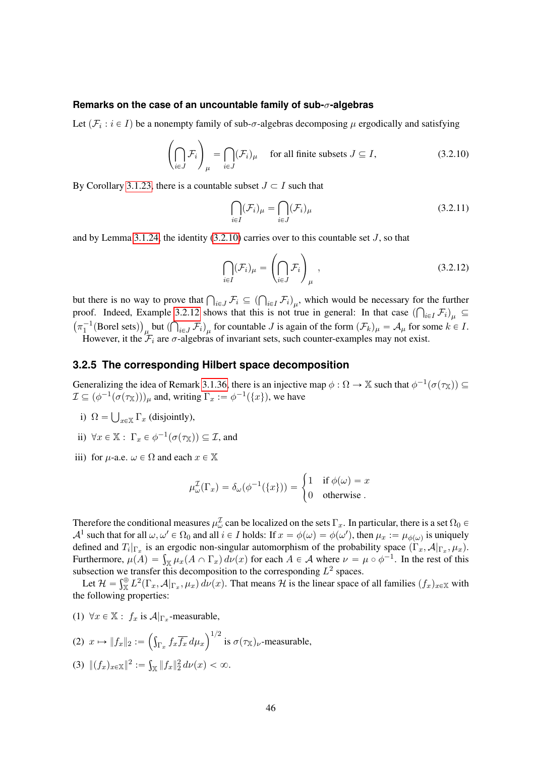#### Remarks on the case of an uncountable family of sub-$\sigma$-algebras

Let $(\mathcal{F}_i : i \in I)$ be a nonempty family of sub-$\sigma$-algebras decomposing $\mu$ ergodically and satisfying

$$\left(\bigcap_{i\in J}\mathcal{F}_i\right)_\mu = \bigcap_{i\in J}(\mathcal{F}_i)_\mu \quad \text{for all finite subsets } J \subseteq I, \tag{3.2.10}$$

By Corollary 3.1.23, there is a countable subset $J \subset I$ such that

$$\bigcap_{i\in I}(\mathcal{F}_i)_\mu = \bigcap_{i\in J}(\mathcal{F}_i)_\mu \tag{3.2.11}$$

and by Lemma 3.1.24, the identity (3.2.10) carries over to this countable set $J$, so that

$$\bigcap_{i\in I}(\mathcal{F}_i)_\mu = \left(\bigcap_{i\in J}\mathcal{F}_i\right)_\mu , \tag{3.2.12}$$

but there is no way to prove that $\bigcap_{i\in J}\mathcal{F}_i \subseteq \left(\bigcap_{i\in I}\mathcal{F}_i\right)_\mu$, which would be necessary for the further proof. Indeed, Example 3.2.12 shows that this is not true in general: In that case $\left(\bigcap_{i\in I}\mathcal{F}_i\right)_\mu \subseteq \left(\pi_1^{-1}(\text{Borel sets})\right)_\mu$ but $\left(\bigcap_{i\in J}\mathcal{F}_i\right)_\mu$ for countable $J$ is again of the form $(\mathcal{F}_k)_\mu = \mathcal{A}_\mu$ for some $k \in I$. However, it the $\mathcal{F}_i$ are $\sigma$-algebras of invariant sets, such counter-examples may not exist.

### 3.2.5 The corresponding Hilbert space decomposition

Generalizing the idea of Remark 3.1.36, there is an injective map $\phi : \Omega \to \mathbb{X}$ such that $\phi^{-1}(\sigma(\tau_{\mathbb{X}})) \subseteq \mathcal{I} \subseteq (\phi^{-1}(\sigma(\tau_{\mathbb{X}})))_\mu$ and, writing $\Gamma_x := \phi^{-1}(\{x\})$, we have

i) $\Omega = \bigcup_{x\in\mathbb{X}}\Gamma_x$ (disjointly),

ii) $\forall x \in \mathbb{X} : \ \Gamma_x \in \phi^{-1}(\sigma(\tau_{\mathbb{X}})) \subseteq \mathcal{I}$, and

iii) for $\mu$-a.e. $\omega \in \Omega$ and each $x \in \mathbb{X}$

$$\mu_\omega^{\mathcal{I}}(\Gamma_x) = \delta_\omega(\phi^{-1}(\{x\})) = \begin{cases} 1 & \text{if } \phi(\omega) = x \\ 0 & \text{otherwise .} \end{cases}$$

Therefore the conditional measures $\mu_\omega^{\mathcal{I}}$ can be localized on the sets $\Gamma_x$. In particular, there is a set $\Omega_0 \in \mathcal{A}^1$ such that for all $\omega, \omega' \in \Omega_0$ and all $i \in I$ holds: If $x = \phi(\omega) = \phi(\omega')$, then $\mu_x := \mu_{\phi(\omega)}$ is uniquely defined and $T_i|_{\Gamma_x}$ is an ergodic non-singular automorphism of the probability space $(\Gamma_x, \mathcal{A}|_{\Gamma_x}, \mu_x)$. Furthermore, $\mu(A) = \int_{\mathbb{X}} \mu_x(A \cap \Gamma_x)\, d\nu(x)$ for each $A \in \mathcal{A}$ where $\nu = \mu \circ \phi^{-1}$. In the rest of this subsection we transfer this decomposition to the corresponding $L^2$ spaces.

Let $\mathcal{H} = \int_{\mathbb{X}}^{\oplus} L^2(\Gamma_x, \mathcal{A}|_{\Gamma_x}, \mu_x)\, d\nu(x)$. That means $\mathcal{H}$ is the linear space of all families $(f_x)_{x\in\mathbb{X}}$ with the following properties:

(1) $\forall x \in \mathbb{X} : \ f_x$ is $\mathcal{A}|_{\Gamma_x}$-measurable,

(2) $x \mapsto \|f_x\|_2 := \left(\int_{\Gamma_x} f_x \overline{f_x}\, d\mu_x\right)^{1/2}$ is $\sigma(\tau_{\mathbb{X}})_\nu$-measurable,

(3) $\|(f_x)_{x\in\mathbb{X}}\|^2 := \int_{\mathbb{X}} \|f_x\|_2^2\, d\nu(x) < \infty$.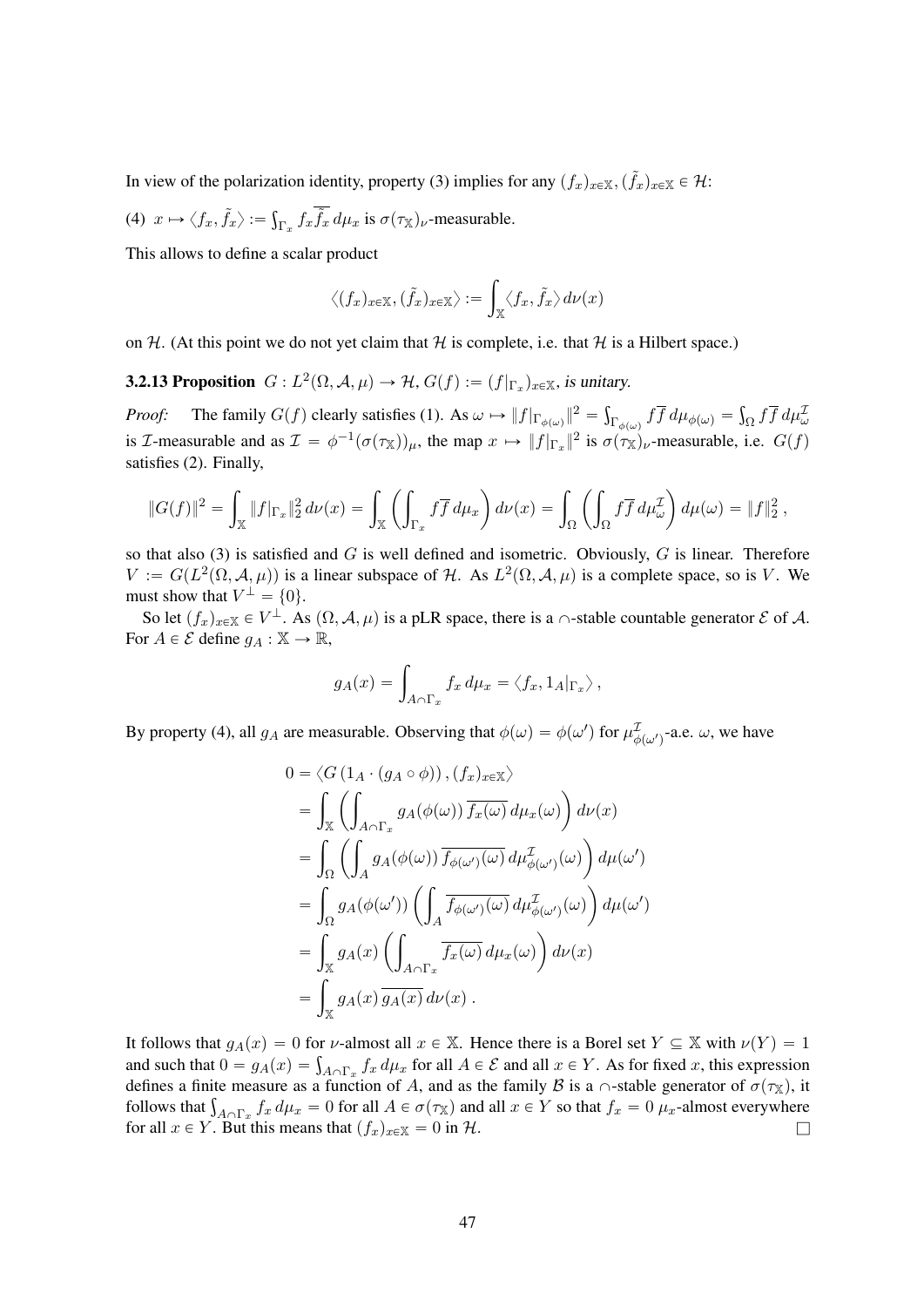In view of the polarization identity, property (3) implies for any $(f_x)_{x\in\mathbb{X}}, (\tilde{f}_x)_{x\in\mathbb{X}} \in \mathcal{H}$:

(4) $x \mapsto \langle f_x, \tilde{f}_x\rangle := \int_{\Gamma_x} f_x \overline{\tilde{f}_x}\, d\mu_x$ is $\sigma(\tau_{\mathbb{X}})_\nu$-measurable.

This allows to define a scalar product

$$\langle (f_x)_{x\in\mathbb{X}}, (\tilde{f}_x)_{x\in\mathbb{X}}\rangle := \int_{\mathbb{X}} \langle f_x, \tilde{f}_x\rangle\, d\nu(x)$$

on $\mathcal{H}$. (At this point we do not yet claim that $\mathcal{H}$ is complete, i.e. that $\mathcal{H}$ is a Hilbert space.)

**3.2.13 Proposition** $G : L^2(\Omega, \mathcal{A}, \mu) \to \mathcal{H}$, $G(f) := (f|_{\Gamma_x})_{x\in\mathbb{X}}$, *is unitary.*

*Proof:* The family $G(f)$ clearly satisfies (1). As $\omega \mapsto \|f|_{\Gamma_{\phi(\omega)}}\|^2 = \int_{\Gamma_{\phi(\omega)}} f\overline{f}\, d\mu_{\phi(\omega)} = \int_\Omega f\overline{f}\, d\mu^{\mathcal{I}}_\omega$ is $\mathcal{I}$-measurable and as $\mathcal{I} = \phi^{-1}(\sigma(\tau_{\mathbb{X}}))_\mu$, the map $x \mapsto \|f|_{\Gamma_x}\|^2$ is $\sigma(\tau_{\mathbb{X}})_\nu$-measurable, i.e. $G(f)$ satisfies (2). Finally,

$$\|G(f)\|^2 = \int_{\mathbb{X}} \|f|_{\Gamma_x}\|_2^2\, d\nu(x) = \int_{\mathbb{X}} \left(\int_{\Gamma_x} f\overline{f}\, d\mu_x\right) d\nu(x) = \int_\Omega \left(\int_\Omega f\overline{f}\, d\mu^{\mathcal{I}}_\omega\right) d\mu(\omega) = \|f\|_2^2\,,$$

so that also (3) is satisfied and $G$ is well defined and isometric. Obviously, $G$ is linear. Therefore $V := G(L^2(\Omega, \mathcal{A}, \mu))$ is a linear subspace of $\mathcal{H}$. As $L^2(\Omega, \mathcal{A}, \mu)$ is a complete space, so is $V$. We must show that $V^\perp = \{0\}$.

So let $(f_x)_{x\in\mathbb{X}} \in V^\perp$. As $(\Omega, \mathcal{A}, \mu)$ is a pLR space, there is a $\cap$-stable countable generator $\mathcal{E}$ of $\mathcal{A}$. For $A \in \mathcal{E}$ define $g_A : \mathbb{X} \to \mathbb{R}$,

$$g_A(x) = \int_{A\cap\Gamma_x} f_x\, d\mu_x = \langle f_x, 1_A|_{\Gamma_x}\rangle\,,$$

By property (4), all $g_A$ are measurable. Observing that $\phi(\omega) = \phi(\omega')$ for $\mu^{\mathcal{I}}_{\phi(\omega')}$-a.e. $\omega$, we have

$$\begin{aligned}
0 &= \langle G\left(1_A \cdot (g_A \circ \phi)\right), (f_x)_{x\in\mathbb{X}}\rangle \\
&= \int_{\mathbb{X}} \left(\int_{A\cap\Gamma_x} g_A(\phi(\omega))\, \overline{f_x(\omega)}\, d\mu_x(\omega)\right) d\nu(x) \\
&= \int_\Omega \left(\int_A g_A(\phi(\omega))\, \overline{f_{\phi(\omega')}(\omega)}\, d\mu^{\mathcal{I}}_{\phi(\omega')}(\omega)\right) d\mu(\omega') \\
&= \int_\Omega g_A(\phi(\omega')) \left(\int_A \overline{f_{\phi(\omega')}(\omega)}\, d\mu^{\mathcal{I}}_{\phi(\omega')}(\omega)\right) d\mu(\omega') \\
&= \int_{\mathbb{X}} g_A(x) \left(\int_{A\cap\Gamma_x} \overline{f_x(\omega)}\, d\mu_x(\omega)\right) d\nu(x) \\
&= \int_{\mathbb{X}} g_A(x)\, \overline{g_A(x)}\, d\nu(x)\,.
\end{aligned}$$

It follows that $g_A(x) = 0$ for $\nu$-almost all $x \in \mathbb{X}$. Hence there is a Borel set $Y \subseteq \mathbb{X}$ with $\nu(Y) = 1$ and such that $0 = g_A(x) = \int_{A\cap\Gamma_x} f_x\, d\mu_x$ for all $A \in \mathcal{E}$ and all $x \in Y$. As for fixed $x$, this expression defines a finite measure as a function of $A$, and as the family $\mathcal{B}$ is a $\cap$-stable generator of $\sigma(\tau_{\mathbb{X}})$, it follows that $\int_{A\cap\Gamma_x} f_x\, d\mu_x = 0$ for all $A \in \sigma(\tau_{\mathbb{X}})$ and all $x \in Y$ so that $f_x = 0$ $\mu_x$-almost everywhere for all $x \in Y$. But this means that $(f_x)_{x\in\mathbb{X}} = 0$ in $\mathcal{H}$. □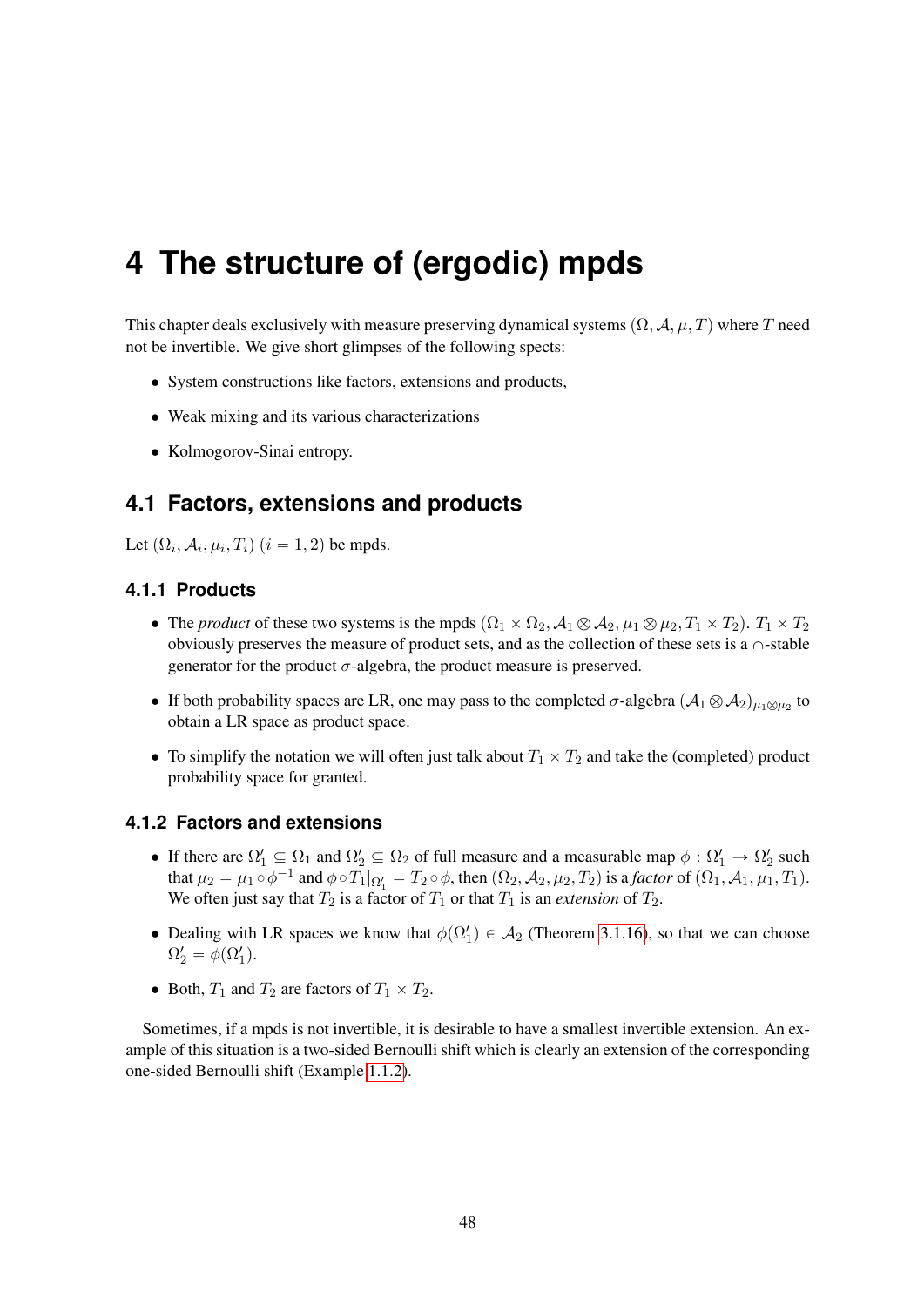# 4 The structure of (ergodic) mpds

This chapter deals exclusively with measure preserving dynamical systems $(\Omega, \mathcal{A}, \mu, T)$ where $T$ need not be invertible. We give short glimpses of the following spects:

- System constructions like factors, extensions and products,
- Weak mixing and its various characterizations
- Kolmogorov-Sinai entropy.

## 4.1 Factors, extensions and products

Let $(\Omega_i, \mathcal{A}_i, \mu_i, T_i)$ $(i = 1, 2)$ be mpds.

### 4.1.1 Products

- The *product* of these two systems is the mpds $(\Omega_1 \times \Omega_2, \mathcal{A}_1 \otimes \mathcal{A}_2, \mu_1 \otimes \mu_2, T_1 \times T_2)$. $T_1 \times T_2$ obviously preserves the measure of product sets, and as the collection of these sets is a $\cap$-stable generator for the product $\sigma$-algebra, the product measure is preserved.
- If both probability spaces are LR, one may pass to the completed $\sigma$-algebra $(\mathcal{A}_1 \otimes \mathcal{A}_2)_{\mu_1 \otimes \mu_2}$ to obtain a LR space as product space.
- To simplify the notation we will often just talk about $T_1 \times T_2$ and take the (completed) product probability space for granted.

### 4.1.2 Factors and extensions

- If there are $\Omega_1' \subseteq \Omega_1$ and $\Omega_2' \subseteq \Omega_2$ of full measure and a measurable map $\phi : \Omega_1' \to \Omega_2'$ such that $\mu_2 = \mu_1 \circ \phi^{-1}$ and $\phi \circ T_1|_{\Omega_1'} = T_2 \circ \phi$, then $(\Omega_2, \mathcal{A}_2, \mu_2, T_2)$ is a *factor* of $(\Omega_1, \mathcal{A}_1, \mu_1, T_1)$. We often just say that $T_2$ is a factor of $T_1$ or that $T_1$ is an *extension* of $T_2$.
- Dealing with LR spaces we know that $\phi(\Omega_1') \in \mathcal{A}_2$ (Theorem 3.1.16), so that we can choose $\Omega_2' = \phi(\Omega_1')$.
- Both, $T_1$ and $T_2$ are factors of $T_1 \times T_2$.

Sometimes, if a mpds is not invertible, it is desirable to have a smallest invertible extension. An example of this situation is a two-sided Bernoulli shift which is clearly an extension of the corresponding one-sided Bernoulli shift (Example 1.1.2).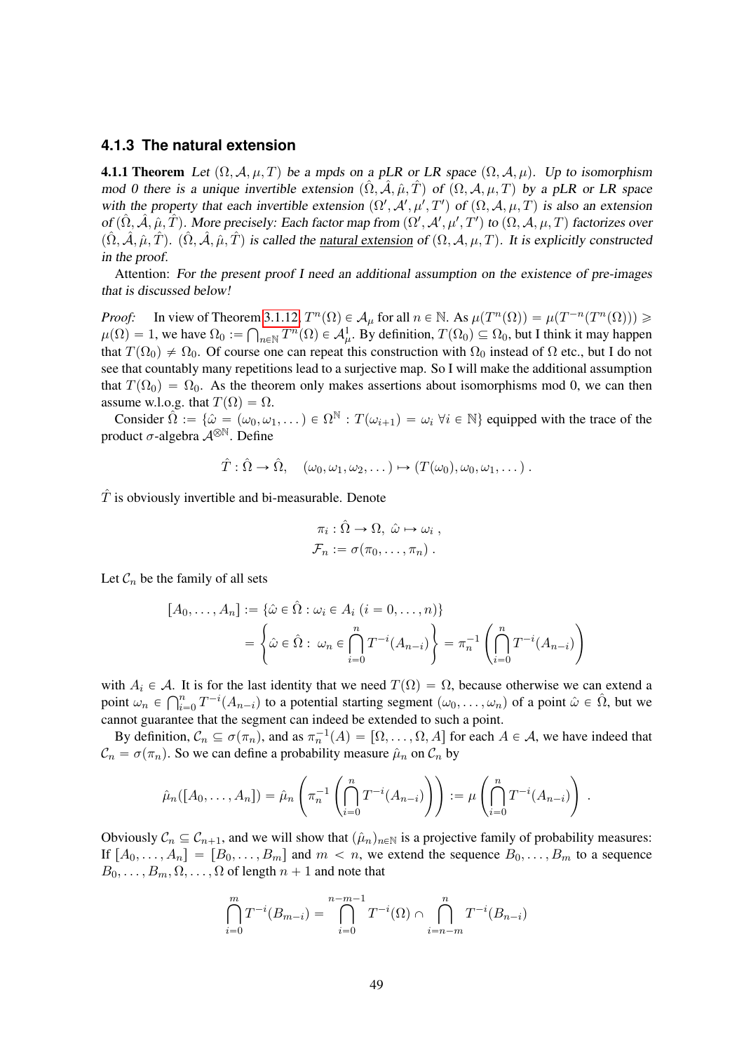### 4.1.3 The natural extension

**4.1.1 Theorem** *Let $(\Omega, \mathcal{A}, \mu, T)$ be a mpds on a pLR or LR space $(\Omega, \mathcal{A}, \mu)$. Up to isomorphism mod 0 there is a unique invertible extension $(\hat{\Omega}, \hat{\mathcal{A}}, \hat{\mu}, \hat{T})$ of $(\Omega, \mathcal{A}, \mu, T)$ by a pLR or LR space with the property that each invertible extension $(\Omega', \mathcal{A}', \mu', T')$ of $(\Omega, \mathcal{A}, \mu, T)$ is also an extension of $(\hat{\Omega}, \hat{\mathcal{A}}, \hat{\mu}, \hat{T})$. More precisely: Each factor map from $(\Omega', \mathcal{A}', \mu', T')$ to $(\Omega, \mathcal{A}, \mu, T)$ factorizes over $(\hat{\Omega}, \hat{\mathcal{A}}, \hat{\mu}, \hat{T})$. $(\hat{\Omega}, \hat{\mathcal{A}}, \hat{\mu}, \hat{T})$ is called the natural extension of $(\Omega, \mathcal{A}, \mu, T)$. It is explicitly constructed in the proof.*

Attention: *For the present proof I need an additional assumption on the existence of pre-images that is discussed below!*

*Proof:* In view of Theorem 3.1.12, $T^n(\Omega) \in \mathcal{A}_\mu$ for all $n \in \mathbb{N}$. As $\mu(T^n(\Omega)) = \mu(T^{-n}(T^n(\Omega))) \geqslant \mu(\Omega) = 1$, we have $\Omega_0 := \bigcap_{n\in\mathbb{N}} T^n(\Omega) \in \mathcal{A}_\mu^1$. By definition, $T(\Omega_0) \subseteq \Omega_0$, but I think it may happen that $T(\Omega_0) \neq \Omega_0$. Of course one can repeat this construction with $\Omega_0$ instead of $\Omega$ etc., but I do not see that countably many repetitions lead to a surjective map. So I will make the additional assumption that $T(\Omega_0) = \Omega_0$. As the theorem only makes assertions about isomorphisms mod 0, we can then assume w.l.o.g. that $T(\Omega) = \Omega$.

Consider $\hat{\Omega} := \{\hat{\omega} = (\omega_0, \omega_1, \dots) \in \Omega^{\mathbb{N}} : T(\omega_{i+1}) = \omega_i \ \forall i \in \mathbb{N}\}$ equipped with the trace of the product $\sigma$-algebra $\mathcal{A}^{\otimes\mathbb{N}}$. Define

$$\hat{T} : \hat{\Omega} \to \hat{\Omega}, \quad (\omega_0, \omega_1, \omega_2, \dots) \mapsto (T(\omega_0), \omega_0, \omega_1, \dots)\ .$$

$\hat{T}$ is obviously invertible and bi-measurable. Denote

$$\pi_i : \hat{\Omega} \to \Omega,\ \hat{\omega} \mapsto \omega_i\ ,$$
$$\mathcal{F}_n := \sigma(\pi_0, \dots, \pi_n)\ .$$

Let $\mathcal{C}_n$ be the family of all sets

$$[A_0, \dots, A_n] := \{\hat{\omega} \in \hat{\Omega} : \omega_i \in A_i\ (i = 0, \dots, n)\} = \left\{\hat{\omega} \in \hat{\Omega} :\ \omega_n \in \bigcap_{i=0}^n T^{-i}(A_{n-i})\right\} = \pi_n^{-1}\left(\bigcap_{i=0}^n T^{-i}(A_{n-i})\right)$$

with $A_i \in \mathcal{A}$. It is for the last identity that we need $T(\Omega) = \Omega$, because otherwise we can extend a point $\omega_n \in \bigcap_{i=0}^n T^{-i}(A_{n-i})$ to a potential starting segment $(\omega_0, \dots, \omega_n)$ of a point $\hat{\omega} \in \hat{\Omega}$, but we cannot guarantee that the segment can indeed be extended to such a point.

By definition, $\mathcal{C}_n \subseteq \sigma(\pi_n)$, and as $\pi_n^{-1}(A) = [\Omega, \dots, \Omega, A]$ for each $A \in \mathcal{A}$, we have indeed that $\mathcal{C}_n = \sigma(\pi_n)$. So we can define a probability measure $\hat{\mu}_n$ on $\mathcal{C}_n$ by

$$\hat{\mu}_n([A_0, \dots, A_n]) = \hat{\mu}_n\left(\pi_n^{-1}\left(\bigcap_{i=0}^n T^{-i}(A_{n-i})\right)\right) := \mu\left(\bigcap_{i=0}^n T^{-i}(A_{n-i})\right)\ .$$

Obviously $\mathcal{C}_n \subseteq \mathcal{C}_{n+1}$, and we will show that $(\hat{\mu}_n)_{n\in\mathbb{N}}$ is a projective family of probability measures: If $[A_0, \dots, A_n] = [B_0, \dots, B_m]$ and $m < n$, we extend the sequence $B_0, \dots, B_m$ to a sequence $B_0, \dots, B_m, \Omega, \dots, \Omega$ of length $n + 1$ and note that

$$\bigcap_{i=0}^m T^{-i}(B_{m-i}) = \bigcap_{i=0}^{n-m-1} T^{-i}(\Omega) \cap \bigcap_{i=n-m}^n T^{-i}(B_{n-i})$$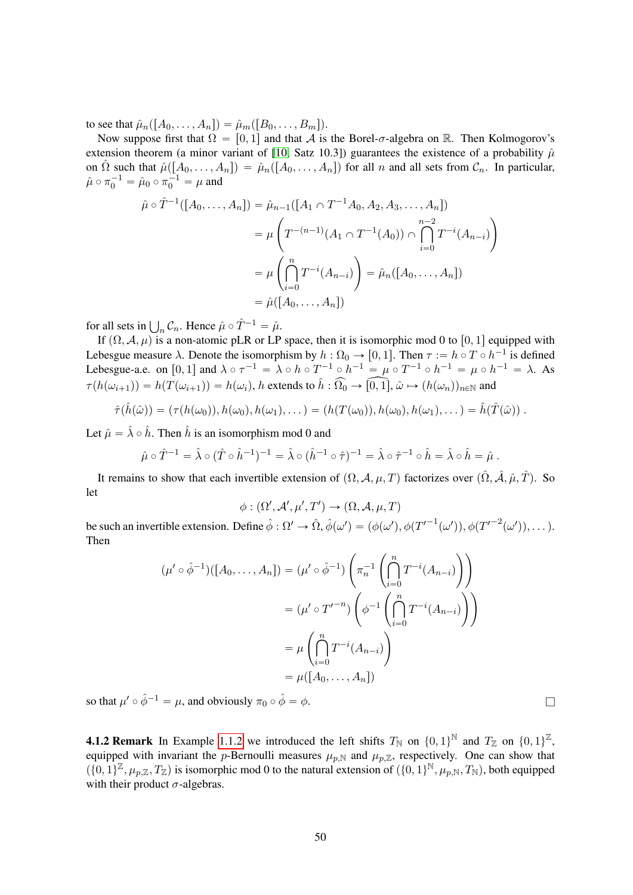to see that $\hat{\mu}_n([A_0, \dots, A_n]) = \hat{\mu}_m([B_0, \dots, B_m])$.

Now suppose first that $\Omega = [0,1]$ and that $\mathcal{A}$ is the Borel-$\sigma$-algebra on $\mathbb{R}$. Then Kolmogorov's extension theorem (a minor variant of [10, Satz 10.3]) guarantees the existence of a probability $\hat{\mu}$ on $\hat{\Omega}$ such that $\hat{\mu}([A_0, \dots, A_n]) = \hat{\mu}_n([A_0, \dots, A_n])$ for all $n$ and all sets from $\mathcal{C}_n$. In particular, $\hat{\mu} \circ \pi_0^{-1} = \hat{\mu}_0 \circ \pi_0^{-1} = \mu$ and

$$
\begin{aligned}
\hat{\mu} \circ \hat{T}^{-1}([A_0, \dots, A_n]) &= \hat{\mu}_{n-1}([A_1 \cap T^{-1}A_0, A_2, A_3, \dots, A_n]) \\
&= \mu\left(T^{-(n-1)}(A_1 \cap T^{-1}(A_0)) \cap \bigcap_{i=0}^{n-2} T^{-i}(A_{n-i})\right) \\
&= \mu\left(\bigcap_{i=0}^{n} T^{-i}(A_{n-i})\right) = \hat{\mu}_n([A_0, \dots, A_n]) \\
&= \hat{\mu}([A_0, \dots, A_n])
\end{aligned}
$$

for all sets in $\bigcup_n \mathcal{C}_n$. Hence $\hat{\mu} \circ \hat{T}^{-1} = \hat{\mu}$.

If $(\Omega, \mathcal{A}, \mu)$ is a non-atomic pLR or LP space, then it is isomorphic mod 0 to $[0,1]$ equipped with Lebesgue measure $\lambda$. Denote the isomorphism by $h : \Omega_0 \to [0,1]$. Then $\tau := h \circ T \circ h^{-1}$ is defined Lebesgue-a.e. on $[0,1]$ and $\lambda \circ \tau^{-1} = \lambda \circ h \circ T^{-1} \circ h^{-1} = \mu \circ T^{-1} \circ h^{-1} = \mu \circ h^{-1} = \lambda$. As $\tau(h(\omega_{i+1})) = h(T(\omega_{i+1})) = h(\omega_i)$, $h$ extends to $\hat{h} : \widehat{\Omega_0} \to \widehat{[0,1]}$, $\hat{\omega} \mapsto (h(\omega_n))_{n \in \mathbb{N}}$ and

$$
\hat{\tau}(\hat{h}(\hat{\omega})) = (\tau(h(\omega_0)), h(\omega_0), h(\omega_1), \dots) = (h(T(\omega_0)), h(\omega_0), h(\omega_1), \dots) = \hat{h}(\hat{T}(\hat{\omega}))\ .
$$

Let $\hat{\mu} = \hat{\lambda} \circ \hat{h}$. Then $\hat{h}$ is an isomorphism mod 0 and

$$
\hat{\mu} \circ \hat{T}^{-1} = \hat{\lambda} \circ (\hat{T} \circ \hat{h}^{-1})^{-1} = \hat{\lambda} \circ (\hat{h}^{-1} \circ \hat{\tau})^{-1} = \hat{\lambda} \circ \hat{\tau}^{-1} \circ \hat{h} = \hat{\lambda} \circ \hat{h} = \hat{\mu}\ .
$$

It remains to show that each invertible extension of $(\Omega, \mathcal{A}, \mu, T)$ factorizes over $(\hat{\Omega}, \hat{\mathcal{A}}, \hat{\mu}, \hat{T})$. So let

$$
\phi : (\Omega', \mathcal{A}', \mu', T') \to (\Omega, \mathcal{A}, \mu, T)
$$

be such an invertible extension. Define $\hat{\phi} : \Omega' \to \hat{\Omega}$, $\hat{\phi}(\omega') = (\phi(\omega'), \phi({T'}^{-1}(\omega')), \phi({T'}^{-2}(\omega')), \dots)$. Then

$$
\begin{aligned}
(\mu' \circ \hat{\phi}^{-1})([A_0, \dots, A_n]) &= (\mu' \circ \hat{\phi}^{-1})\left(\pi_n^{-1}\left(\bigcap_{i=0}^{n} T^{-i}(A_{n-i})\right)\right) \\
&= (\mu' \circ {T'}^{-n})\left(\phi^{-1}\left(\bigcap_{i=0}^{n} T^{-i}(A_{n-i})\right)\right) \\
&= \mu\left(\bigcap_{i=0}^{n} T^{-i}(A_{n-i})\right) \\
&= \mu([A_0, \dots, A_n])
\end{aligned}
$$

so that $\mu' \circ \hat{\phi}^{-1} = \mu$, and obviously $\pi_0 \circ \hat{\phi} = \phi$. □

**4.1.2 Remark** In Example 1.1.2 we introduced the left shifts $T_{\mathbb{N}}$ on $\{0,1\}^{\mathbb{N}}$ and $T_{\mathbb{Z}}$ on $\{0,1\}^{\mathbb{Z}}$, equipped with invariant the $p$-Bernoulli measures $\mu_{p,\mathbb{N}}$ and $\mu_{p,\mathbb{Z}}$, respectively. One can show that $(\{0,1\}^{\mathbb{Z}}, \mu_{p,\mathbb{Z}}, T_{\mathbb{Z}})$ is isomorphic mod 0 to the natural extension of $(\{0,1\}^{\mathbb{N}}, \mu_{p,\mathbb{N}}, T_{\mathbb{N}})$, both equipped with their product $\sigma$-algebras.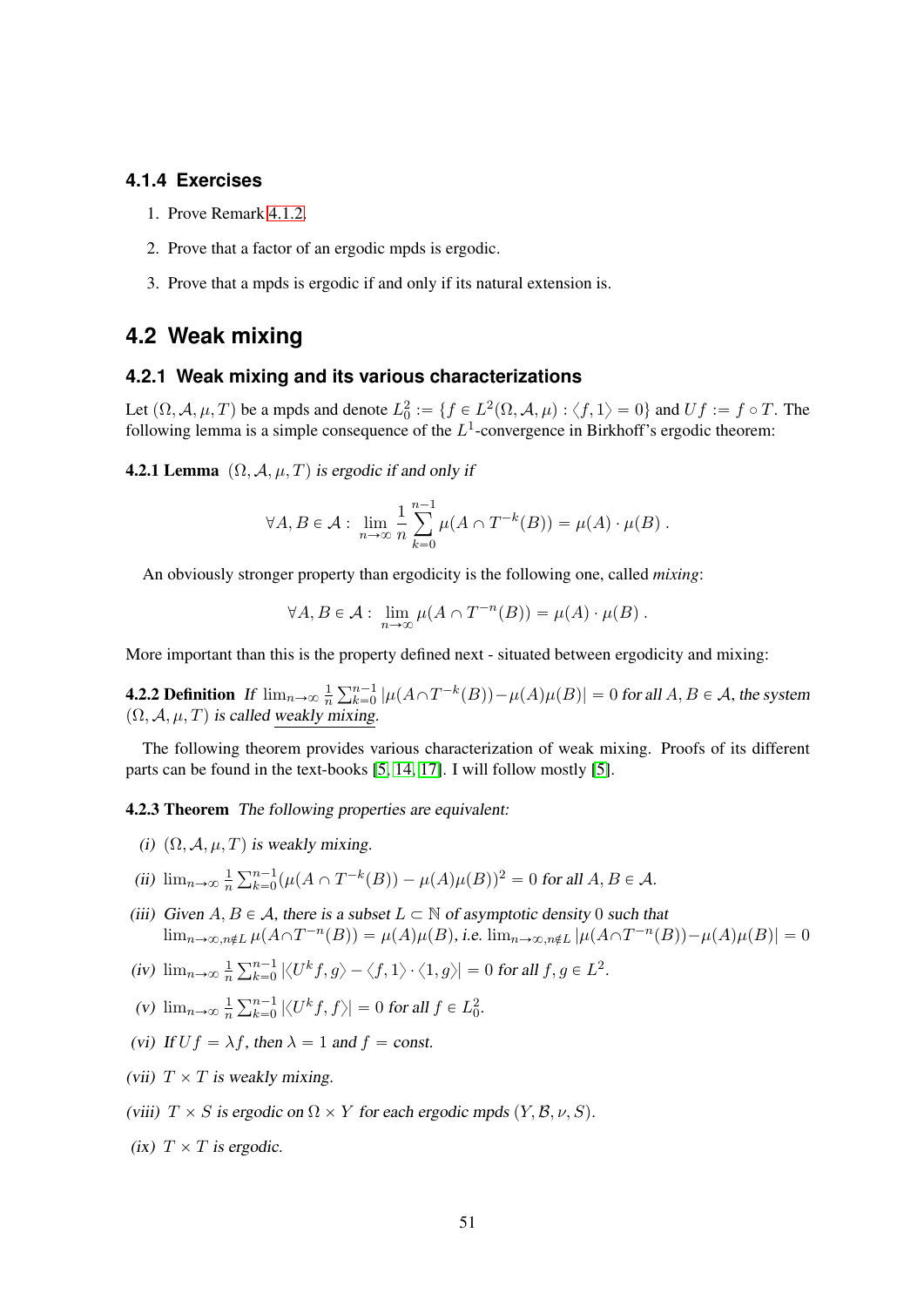### 4.1.4 Exercises

1. Prove Remark 4.1.2.
2. Prove that a factor of an ergodic mpds is ergodic.
3. Prove that a mpds is ergodic if and only if its natural extension is.

## 4.2 Weak mixing

### 4.2.1 Weak mixing and its various characterizations

Let $(\Omega, \mathcal{A}, \mu, T)$ be a mpds and denote $L_0^2 := \{f \in L^2(\Omega, \mathcal{A}, \mu) : \langle f, 1 \rangle = 0\}$ and $Uf := f \circ T$. The following lemma is a simple consequence of the $L^1$-convergence in Birkhoff's ergodic theorem:

**4.2.1 Lemma** *$(\Omega, \mathcal{A}, \mu, T)$ is ergodic if and only if*

$$\forall A, B \in \mathcal{A} : \lim_{n \to \infty} \frac{1}{n} \sum_{k=0}^{n-1} \mu(A \cap T^{-k}(B)) = \mu(A) \cdot \mu(B) \ .$$

An obviously stronger property than ergodicity is the following one, called *mixing*:

$$\forall A, B \in \mathcal{A} : \lim_{n \to \infty} \mu(A \cap T^{-n}(B)) = \mu(A) \cdot \mu(B) \ .$$

More important than this is the property defined next - situated between ergodicity and mixing:

**4.2.2 Definition** *If $\lim_{n\to\infty} \frac{1}{n} \sum_{k=0}^{n-1} |\mu(A \cap T^{-k}(B)) - \mu(A)\mu(B)| = 0$ for all $A, B \in \mathcal{A}$, the system $(\Omega, \mathcal{A}, \mu, T)$ is called weakly mixing.*

The following theorem provides various characterization of weak mixing. Proofs of its different parts can be found in the text-books [5, 14, 17]. I will follow mostly [5].

**4.2.3 Theorem** *The following properties are equivalent:*

*(i)* $(\Omega, \mathcal{A}, \mu, T)$ *is weakly mixing.*

*(ii)* $\lim_{n\to\infty} \frac{1}{n} \sum_{k=0}^{n-1} (\mu(A \cap T^{-k}(B)) - \mu(A)\mu(B))^2 = 0$ *for all* $A, B \in \mathcal{A}$.

*(iii) Given* $A, B \in \mathcal{A}$, *there is a subset* $L \subset \mathbb{N}$ *of asymptotic density* $0$ *such that* $\lim_{n\to\infty, n\notin L} \mu(A \cap T^{-n}(B)) = \mu(A)\mu(B)$, *i.e.* $\lim_{n\to\infty, n\notin L} |\mu(A \cap T^{-n}(B)) - \mu(A)\mu(B)| = 0$

*(iv)* $\lim_{n\to\infty} \frac{1}{n} \sum_{k=0}^{n-1} |\langle U^k f, g \rangle - \langle f, 1 \rangle \cdot \langle 1, g \rangle| = 0$ *for all* $f, g \in L^2$.

*(v)* $\lim_{n\to\infty} \frac{1}{n} \sum_{k=0}^{n-1} |\langle U^k f, f \rangle| = 0$ *for all* $f \in L_0^2$.

*(vi) If* $Uf = \lambda f$, *then* $\lambda = 1$ *and* $f = const$.

*(vii)* $T \times T$ *is weakly mixing.*

*(viii)* $T \times S$ *is ergodic on* $\Omega \times Y$ *for each ergodic mpds* $(Y, \mathcal{B}, \nu, S)$.

*(ix)* $T \times T$ *is ergodic.*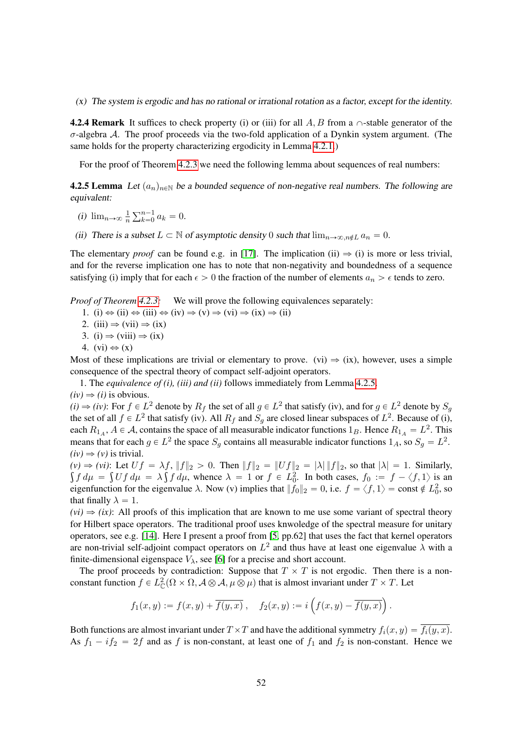*(x) The system is ergodic and has no rational or irrational rotation as a factor, except for the identity.*

**4.2.4 Remark** It suffices to check property (i) or (iii) for all $A, B$ from a $\cap$-stable generator of the $\sigma$-algebra $\mathcal{A}$. The proof proceeds via the two-fold application of a Dynkin system argument. (The same holds for the property characterizing ergodicity in Lemma 4.2.1.)

For the proof of Theorem 4.2.3 we need the following lemma about sequences of real numbers:

**4.2.5 Lemma** *Let $(a_n)_{n\in\mathbb{N}}$ be a bounded sequence of non-negative real numbers. The following are equivalent:*

*(i)* $\lim_{n\to\infty}\frac{1}{n}\sum_{k=0}^{n-1}a_k = 0$.

*(ii) There is a subset $L \subset \mathbb{N}$ of asymptotic density $0$ such that $\lim_{n\to\infty, n\notin L} a_n = 0$.*

The elementary *proof* can be found e.g. in [17]. The implication (ii) $\Rightarrow$ (i) is more or less trivial, and for the reverse implication one has to note that non-negativity and boundedness of a sequence satisfying (i) imply that for each $\epsilon > 0$ the fraction of the number of elements $a_n > \epsilon$ tends to zero.

*Proof of Theorem 4.2.3:* We will prove the following equivalences separately:

1. (i) $\Leftrightarrow$ (ii) $\Leftrightarrow$ (iii) $\Leftrightarrow$ (iv) $\Rightarrow$ (v) $\Rightarrow$ (vi) $\Rightarrow$ (ix) $\Rightarrow$ (ii)
2. (iii) $\Rightarrow$ (vii) $\Rightarrow$ (ix)
3. (i) $\Rightarrow$ (viii) $\Rightarrow$ (ix)
4. (vi) $\Leftrightarrow$ (x)

Most of these implications are trivial or elementary to prove. (vi) $\Rightarrow$ (ix), however, uses a simple consequence of the spectral theory of compact self-adjoint operators.

1. The *equivalence of (i), (iii) and (ii)* follows immediately from Lemma 4.2.5.

*(iv) $\Rightarrow$ (i)* is obvious.

*(i) $\Rightarrow$ (iv)*: For $f \in L^2$ denote by $R_f$ the set of all $g \in L^2$ that satisfy (iv), and for $g \in L^2$ denote by $S_g$ the set of all $f \in L^2$ that satisfy (iv). All $R_f$ and $S_g$ are closed linear subspaces of $L^2$. Because of (i), each $R_{1_A}, A \in \mathcal{A}$, contains the space of all measurable indicator functions $1_B$. Hence $R_{1_A} = L^2$. This means that for each $g \in L^2$ the space $S_g$ contains all measurable indicator functions $1_A$, so $S_g = L^2$.

*(iv) $\Rightarrow$ (v)* is trivial.

*(v) $\Rightarrow$ (vi)*: Let $Uf = \lambda f$, $\|f\|_2 > 0$. Then $\|f\|_2 = \|Uf\|_2 = |\lambda|\,\|f\|_2$, so that $|\lambda| = 1$. Similarly, $\int f\,d\mu = \int Uf\,d\mu = \lambda \int f\,d\mu$, whence $\lambda = 1$ or $f \in L^2_0$. In both cases, $f_0 := f - \langle f, 1\rangle$ is an eigenfunction for the eigenvalue $\lambda$. Now (v) implies that $\|f_0\|_2 = 0$, i.e. $f = \langle f, 1\rangle = \text{const} \notin L^2_0$, so that finally $\lambda = 1$.

*(vi) $\Rightarrow$ (ix)*: All proofs of this implication that are known to me use some variant of spectral theory for Hilbert space operators. The traditional proof uses knwoledge of the spectral measure for unitary operators, see e.g. [14]. Here I present a proof from [5, pp.62] that uses the fact that kernel operators are non-trivial self-adjoint compact operators on $L^2$ and thus have at least one eigenvalue $\lambda$ with a finite-dimensional eigenspace $V_\lambda$, see [6] for a precise and short account.

The proof proceeds by contradiction: Suppose that $T \times T$ is not ergodic. Then there is a non-constant function $f \in L^2_{\mathbb{C}}(\Omega \times \Omega, \mathcal{A} \otimes \mathcal{A}, \mu \otimes \mu)$ that is almost invariant under $T \times T$. Let

$$f_1(x,y) := f(x,y) + \overline{f(y,x)}\,, \quad f_2(x,y) := i\left(f(x,y) - \overline{f(y,x)}\right).$$

Both functions are almost invariant under $T \times T$ and have the additional symmetry $f_i(x,y) = \overline{f_i(y,x)}$. As $f_1 - if_2 = 2f$ and as $f$ is non-constant, at least one of $f_1$ and $f_2$ is non-constant. Hence we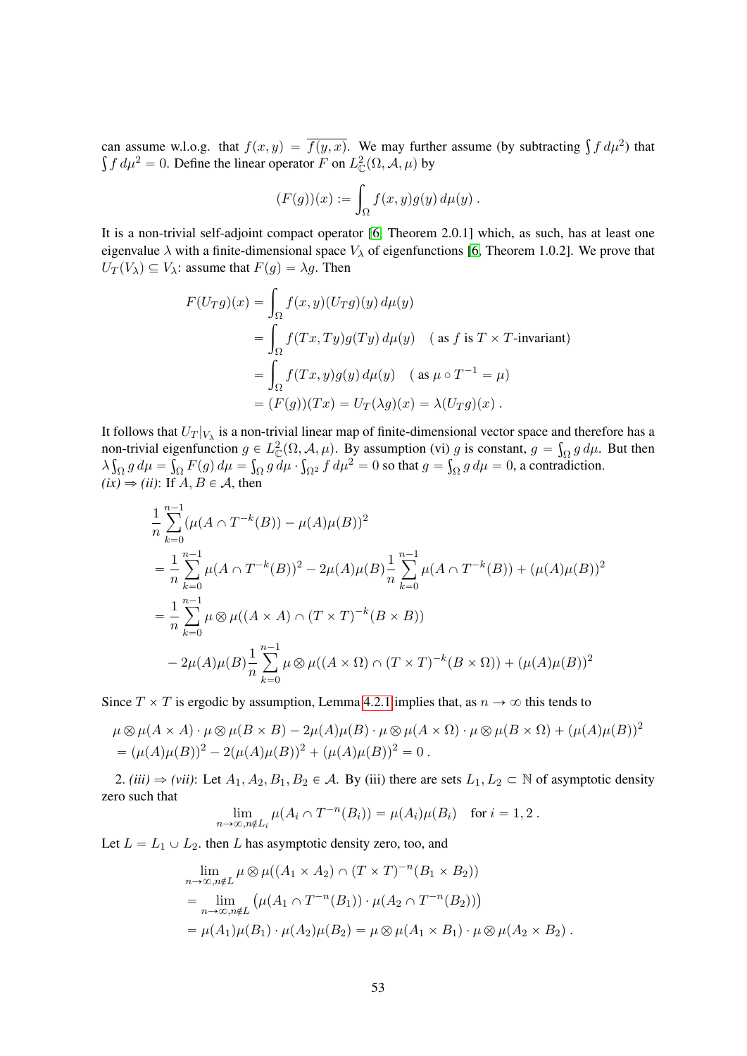can assume w.l.o.g. that $f(x,y) = \overline{f(y,x)}$. We may further assume (by subtracting $\int f\,d\mu^2$) that $\int f\,d\mu^2 = 0$. Define the linear operator $F$ on $L^2_{\mathbb{C}}(\Omega, \mathcal{A}, \mu)$ by

$$(F(g))(x) := \int_\Omega f(x,y) g(y)\,d\mu(y)\ .$$

It is a non-trivial self-adjoint compact operator [6, Theorem 2.0.1] which, as such, has at least one eigenvalue $\lambda$ with a finite-dimensional space $V_\lambda$ of eigenfunctions [6, Theorem 1.0.2]. We prove that $U_T(V_\lambda) \subseteq V_\lambda$: assume that $F(g) = \lambda g$. Then

$$\begin{aligned}
F(U_T g)(x) &= \int_\Omega f(x,y)(U_T g)(y)\,d\mu(y) \\
&= \int_\Omega f(Tx,Ty) g(Ty)\,d\mu(y) \quad (\text{ as } f \text{ is } T\times T\text{-invariant}) \\
&= \int_\Omega f(Tx,y) g(y)\,d\mu(y) \quad (\text{ as } \mu\circ T^{-1} = \mu) \\
&= (F(g))(Tx) = U_T(\lambda g)(x) = \lambda (U_T g)(x)\ .
\end{aligned}$$

It follows that $U_T|_{V_\lambda}$ is a non-trivial linear map of finite-dimensional vector space and therefore has a non-trivial eigenfunction $g \in L^2_{\mathbb{C}}(\Omega, \mathcal{A}, \mu)$. By assumption (vi) $g$ is constant, $g = \int_\Omega g\,d\mu$. But then $\lambda \int_\Omega g\,d\mu = \int_\Omega F(g)\,d\mu = \int_\Omega g\,d\mu \cdot \int_{\Omega^2} f\,d\mu^2 = 0$ so that $g = \int_\Omega g\,d\mu = 0$, a contradiction.

*(ix)* $\Rightarrow$ *(ii)*: If $A, B \in \mathcal{A}$, then

$$\begin{aligned}
&\frac{1}{n}\sum_{k=0}^{n-1} (\mu(A\cap T^{-k}(B)) - \mu(A)\mu(B))^2 \\
&= \frac{1}{n}\sum_{k=0}^{n-1} \mu(A\cap T^{-k}(B))^2 - 2\mu(A)\mu(B)\frac{1}{n}\sum_{k=0}^{n-1}\mu(A\cap T^{-k}(B)) + (\mu(A)\mu(B))^2 \\
&= \frac{1}{n}\sum_{k=0}^{n-1} \mu\otimes\mu((A\times A)\cap (T\times T)^{-k}(B\times B)) \\
&\quad - 2\mu(A)\mu(B)\frac{1}{n}\sum_{k=0}^{n-1}\mu\otimes\mu((A\times\Omega)\cap(T\times T)^{-k}(B\times\Omega)) + (\mu(A)\mu(B))^2
\end{aligned}$$

Since $T\times T$ is ergodic by assumption, Lemma 4.2.1 implies that, as $n\to\infty$ this tends to

$$\begin{aligned}
&\mu\otimes\mu(A\times A)\cdot\mu\otimes\mu(B\times B) - 2\mu(A)\mu(B)\cdot\mu\otimes\mu(A\times\Omega)\cdot\mu\otimes\mu(B\times\Omega) + (\mu(A)\mu(B))^2 \\
&= (\mu(A)\mu(B))^2 - 2(\mu(A)\mu(B))^2 + (\mu(A)\mu(B))^2 = 0\ .
\end{aligned}$$

2. *(iii)* $\Rightarrow$ *(vii)*: Let $A_1, A_2, B_1, B_2 \in \mathcal{A}$. By (iii) there are sets $L_1, L_2 \subset \mathbb{N}$ of asymptotic density zero such that

$$\lim_{n\to\infty, n\notin L_i} \mu(A_i \cap T^{-n}(B_i)) = \mu(A_i)\mu(B_i) \quad \text{for } i = 1,2\ .$$

Let $L = L_1 \cup L_2$. then $L$ has asymptotic density zero, too, and

$$\begin{aligned}
&\lim_{n\to\infty, n\notin L} \mu\otimes\mu((A_1\times A_2)\cap(T\times T)^{-n}(B_1\times B_2)) \\
&= \lim_{n\to\infty, n\notin L} \left(\mu(A_1\cap T^{-n}(B_1))\cdot\mu(A_2\cap T^{-n}(B_2))\right) \\
&= \mu(A_1)\mu(B_1)\cdot\mu(A_2)\mu(B_2) = \mu\otimes\mu(A_1\times B_1)\cdot\mu\otimes\mu(A_2\times B_2)\ .
\end{aligned}$$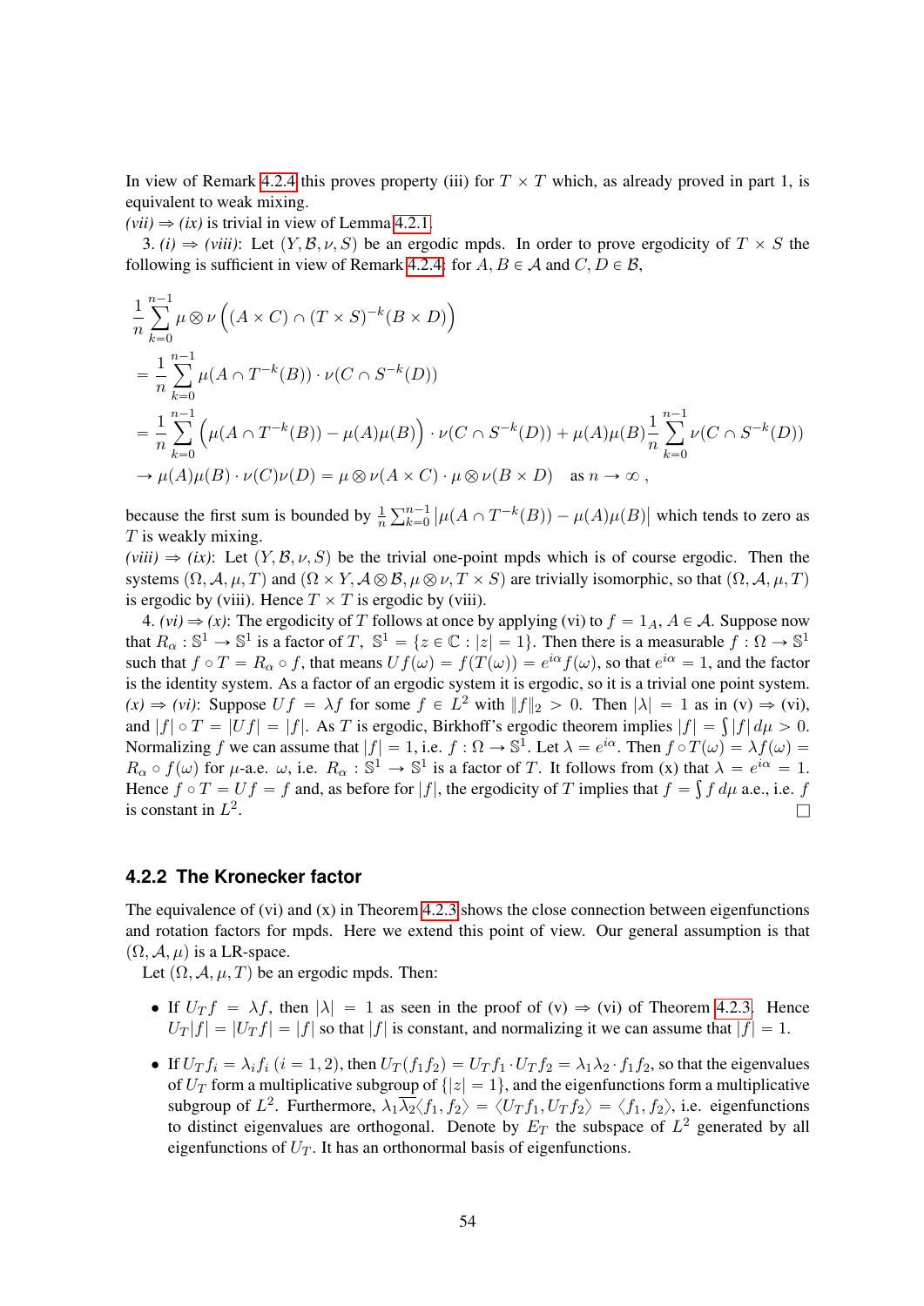In view of Remark 4.2.4 this proves property (iii) for $T \times T$ which, as already proved in part 1, is equivalent to weak mixing.

*(vii)* $\Rightarrow$ *(ix)* is trivial in view of Lemma 4.2.1.

3. *(i)* $\Rightarrow$ *(viii)*: Let $(Y, \mathcal{B}, \nu, S)$ be an ergodic mpds. In order to prove ergodicity of $T \times S$ the following is sufficient in view of Remark 4.2.4: for $A, B \in \mathcal{A}$ and $C, D \in \mathcal{B}$,

$$
\begin{aligned}
&\frac{1}{n}\sum_{k=0}^{n-1} \mu\otimes\nu\left((A\times C)\cap(T\times S)^{-k}(B\times D)\right) \\
&= \frac{1}{n}\sum_{k=0}^{n-1} \mu(A\cap T^{-k}(B))\cdot\nu(C\cap S^{-k}(D)) \\
&= \frac{1}{n}\sum_{k=0}^{n-1}\left(\mu(A\cap T^{-k}(B))-\mu(A)\mu(B)\right)\cdot\nu(C\cap S^{-k}(D)) + \mu(A)\mu(B)\frac{1}{n}\sum_{k=0}^{n-1}\nu(C\cap S^{-k}(D)) \\
&\to \mu(A)\mu(B)\cdot\nu(C)\nu(D) = \mu\otimes\nu(A\times C)\cdot\mu\otimes\nu(B\times D) \quad \text{as } n\to\infty\,,
\end{aligned}
$$

because the first sum is bounded by $\frac{1}{n}\sum_{k=0}^{n-1}\left|\mu(A\cap T^{-k}(B))-\mu(A)\mu(B)\right|$ which tends to zero as $T$ is weakly mixing.

*(viii)* $\Rightarrow$ *(ix)*: Let $(Y, \mathcal{B}, \nu, S)$ be the trivial one-point mpds which is of course ergodic. Then the systems $(\Omega, \mathcal{A}, \mu, T)$ and $(\Omega\times Y, \mathcal{A}\otimes\mathcal{B}, \mu\otimes\nu, T\times S)$ are trivially isomorphic, so that $(\Omega, \mathcal{A}, \mu, T)$ is ergodic by (viii). Hence $T\times T$ is ergodic by (viii).

4. *(vi)* $\Rightarrow$ *(x)*: The ergodicity of $T$ follows at once by applying (vi) to $f = 1_A$, $A \in \mathcal{A}$. Suppose now that $R_\alpha : \mathbb{S}^1 \to \mathbb{S}^1$ is a factor of $T$, $\mathbb{S}^1 = \{z\in\mathbb{C} : |z| = 1\}$. Then there is a measurable $f : \Omega \to \mathbb{S}^1$ such that $f\circ T = R_\alpha\circ f$, that means $Uf(\omega) = f(T(\omega)) = e^{i\alpha}f(\omega)$, so that $e^{i\alpha} = 1$, and the factor is the identity system. As a factor of an ergodic system it is ergodic, so it is a trivial one point system.

*(x)* $\Rightarrow$ *(vi)*: Suppose $Uf = \lambda f$ for some $f\in L^2$ with $\|f\|_2 > 0$. Then $|\lambda| = 1$ as in (v) $\Rightarrow$ (vi), and $|f|\circ T = |Uf| = |f|$. As $T$ is ergodic, Birkhoff's ergodic theorem implies $|f| = \int|f|\,d\mu > 0$. Normalizing $f$ we can assume that $|f| = 1$, i.e. $f : \Omega \to \mathbb{S}^1$. Let $\lambda = e^{i\alpha}$. Then $f\circ T(\omega) = \lambda f(\omega) = R_\alpha\circ f(\omega)$ for $\mu$-a.e. $\omega$, i.e. $R_\alpha : \mathbb{S}^1 \to \mathbb{S}^1$ is a factor of $T$. It follows from (x) that $\lambda = e^{i\alpha} = 1$. Hence $f\circ T = Uf = f$ and, as before for $|f|$, the ergodicity of $T$ implies that $f = \int f\,d\mu$ a.e., i.e. $f$ is constant in $L^2$. □

### 4.2.2 The Kronecker factor

The equivalence of (vi) and (x) in Theorem 4.2.3 shows the close connection between eigenfunctions and rotation factors for mpds. Here we extend this point of view. Our general assumption is that $(\Omega, \mathcal{A}, \mu)$ is a LR-space.

Let $(\Omega, \mathcal{A}, \mu, T)$ be an ergodic mpds. Then:

- If $U_T f = \lambda f$, then $|\lambda| = 1$ as seen in the proof of (v) $\Rightarrow$ (vi) of Theorem 4.2.3. Hence $U_T|f| = |U_T f| = |f|$ so that $|f|$ is constant, and normalizing it we can assume that $|f| = 1$.
- If $U_T f_i = \lambda_i f_i$ $(i = 1, 2)$, then $U_T(f_1 f_2) = U_T f_1 \cdot U_T f_2 = \lambda_1\lambda_2 \cdot f_1 f_2$, so that the eigenvalues of $U_T$ form a multiplicative subgroup of $\{|z| = 1\}$, and the eigenfunctions form a multiplicative subgroup of $L^2$. Furthermore, $\lambda_1\overline{\lambda_2}\langle f_1, f_2\rangle = \langle U_T f_1, U_T f_2\rangle = \langle f_1, f_2\rangle$, i.e. eigenfunctions to distinct eigenvalues are orthogonal. Denote by $E_T$ the subspace of $L^2$ generated by all eigenfunctions of $U_T$. It has an orthonormal basis of eigenfunctions.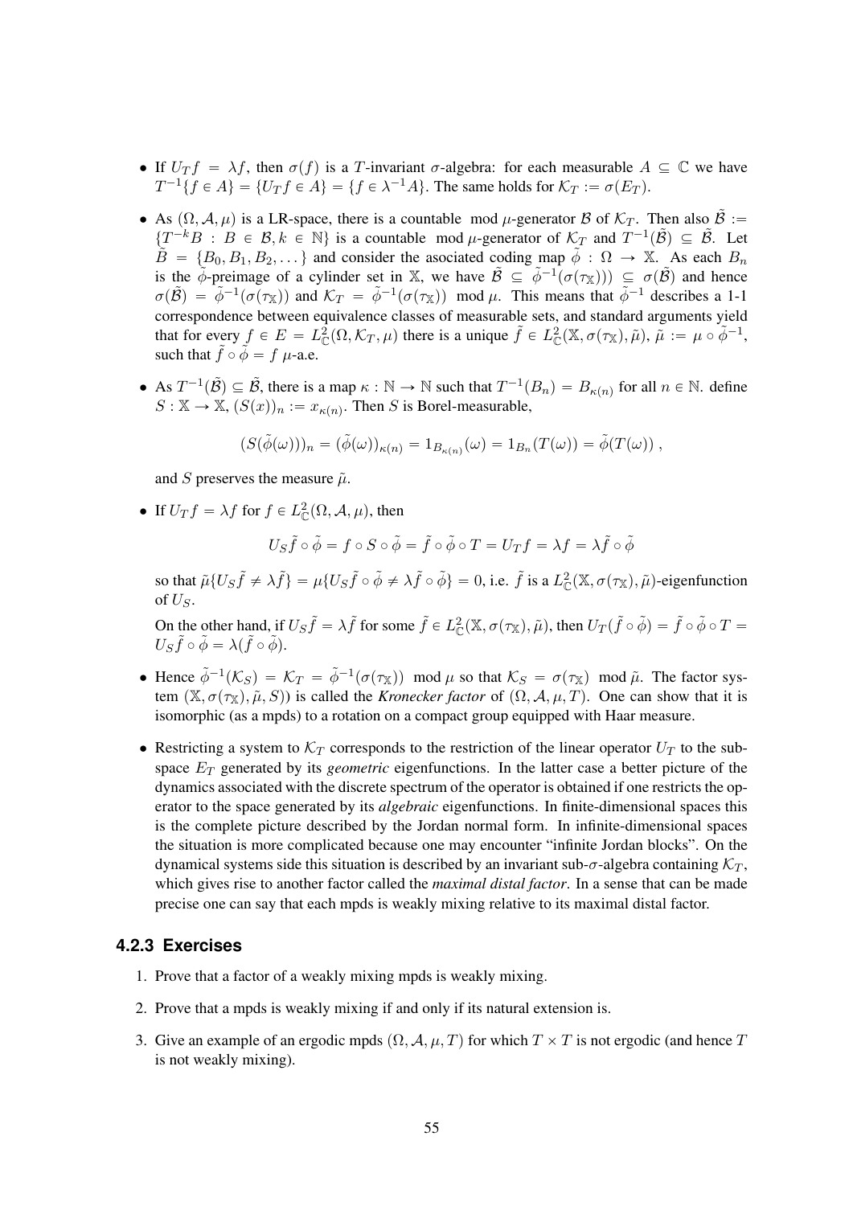- If $U_T f = \lambda f$, then $\sigma(f)$ is a $T$-invariant $\sigma$-algebra: for each measurable $A \subseteq \mathbb{C}$ we have $T^{-1}\{f \in A\} = \{U_T f \in A\} = \{f \in \lambda^{-1}A\}$. The same holds for $\mathcal{K}_T := \sigma(E_T)$.

- As $(\Omega, \mathcal{A}, \mu)$ is a LR-space, there is a countable $\mod \mu$-generator $\mathcal{B}$ of $\mathcal{K}_T$. Then also $\tilde{\mathcal{B}} := \{T^{-k}B : B \in \mathcal{B}, k \in \mathbb{N}\}$ is a countable $\mod \mu$-generator of $\mathcal{K}_T$ and $T^{-1}(\tilde{\mathcal{B}}) \subseteq \tilde{\mathcal{B}}$. Let $\tilde{B} = \{B_0, B_1, B_2, \dots\}$ and consider the asociated coding map $\tilde{\phi} : \Omega \to \mathbb{X}$. As each $B_n$ is the $\tilde{\phi}$-preimage of a cylinder set in $\mathbb{X}$, we have $\tilde{\mathcal{B}} \subseteq \tilde{\phi}^{-1}(\sigma(\tau_{\mathbb{X}}))) \subseteq \sigma(\tilde{\mathcal{B}})$ and hence $\sigma(\tilde{\mathcal{B}}) = \tilde{\phi}^{-1}(\sigma(\tau_{\mathbb{X}}))$ and $\mathcal{K}_T = \tilde{\phi}^{-1}(\sigma(\tau_{\mathbb{X}})) \mod \mu$. This means that $\tilde{\phi}^{-1}$ describes a 1-1 correspondence between equivalence classes of measurable sets, and standard arguments yield that for every $f \in E = L^2_{\mathbb{C}}(\Omega, \mathcal{K}_T, \mu)$ there is a unique $\tilde{f} \in L^2_{\mathbb{C}}(\mathbb{X}, \sigma(\tau_{\mathbb{X}}), \tilde{\mu})$, $\tilde{\mu} := \mu \circ \tilde{\phi}^{-1}$, such that $\tilde{f} \circ \tilde{\phi} = f$ $\mu$-a.e.

- As $T^{-1}(\tilde{\mathcal{B}}) \subseteq \tilde{\mathcal{B}}$, there is a map $\kappa : \mathbb{N} \to \mathbb{N}$ such that $T^{-1}(B_n) = B_{\kappa(n)}$ for all $n \in \mathbb{N}$. define $S : \mathbb{X} \to \mathbb{X}$, $(S(x))_n := x_{\kappa(n)}$. Then $S$ is Borel-measurable,

$$(S(\tilde{\phi}(\omega)))_n = (\tilde{\phi}(\omega))_{\kappa(n)} = 1_{B_{\kappa(n)}}(\omega) = 1_{B_n}(T(\omega)) = \tilde{\phi}(T(\omega)) \; ,$$

and $S$ preserves the measure $\tilde{\mu}$.

- If $U_T f = \lambda f$ for $f \in L^2_{\mathbb{C}}(\Omega, \mathcal{A}, \mu)$, then

$$U_S \tilde{f} \circ \tilde{\phi} = f \circ S \circ \tilde{\phi} = \tilde{f} \circ \tilde{\phi} \circ T = U_T f = \lambda f = \lambda \tilde{f} \circ \tilde{\phi}$$

so that $\tilde{\mu}\{U_S \tilde{f} \neq \lambda \tilde{f}\} = \mu\{U_S \tilde{f} \circ \tilde{\phi} \neq \lambda \tilde{f} \circ \tilde{\phi}\} = 0$, i.e. $\tilde{f}$ is a $L^2_{\mathbb{C}}(\mathbb{X}, \sigma(\tau_{\mathbb{X}}), \tilde{\mu})$-eigenfunction of $U_S$.

On the other hand, if $U_S \tilde{f} = \lambda \tilde{f}$ for some $\tilde{f} \in L^2_{\mathbb{C}}(\mathbb{X}, \sigma(\tau_{\mathbb{X}}), \tilde{\mu})$, then $U_T(\tilde{f} \circ \tilde{\phi}) = \tilde{f} \circ \tilde{\phi} \circ T = U_S \tilde{f} \circ \tilde{\phi} = \lambda(\tilde{f} \circ \tilde{\phi})$.

- Hence $\tilde{\phi}^{-1}(\mathcal{K}_S) = \mathcal{K}_T = \tilde{\phi}^{-1}(\sigma(\tau_{\mathbb{X}})) \mod \mu$ so that $\mathcal{K}_S = \sigma(\tau_{\mathbb{X}}) \mod \tilde{\mu}$. The factor system $(\mathbb{X}, \sigma(\tau_{\mathbb{X}}), \tilde{\mu}, S))$ is called the *Kronecker factor* of $(\Omega, \mathcal{A}, \mu, T)$. One can show that it is isomorphic (as a mpds) to a rotation on a compact group equipped with Haar measure.

- Restricting a system to $\mathcal{K}_T$ corresponds to the restriction of the linear operator $U_T$ to the subspace $E_T$ generated by its *geometric* eigenfunctions. In the latter case a better picture of the dynamics associated with the discrete spectrum of the operator is obtained if one restricts the operator to the space generated by its *algebraic* eigenfunctions. In finite-dimensional spaces this is the complete picture described by the Jordan normal form. In infinite-dimensional spaces the situation is more complicated because one may encounter "infinite Jordan blocks". On the dynamical systems side this situation is described by an invariant sub-$\sigma$-algebra containing $\mathcal{K}_T$, which gives rise to another factor called the *maximal distal factor*. In a sense that can be made precise one can say that each mpds is weakly mixing relative to its maximal distal factor.

### 4.2.3 Exercises

1. Prove that a factor of a weakly mixing mpds is weakly mixing.

2. Prove that a mpds is weakly mixing if and only if its natural extension is.

3. Give an example of an ergodic mpds $(\Omega, \mathcal{A}, \mu, T)$ for which $T \times T$ is not ergodic (and hence $T$ is not weakly mixing).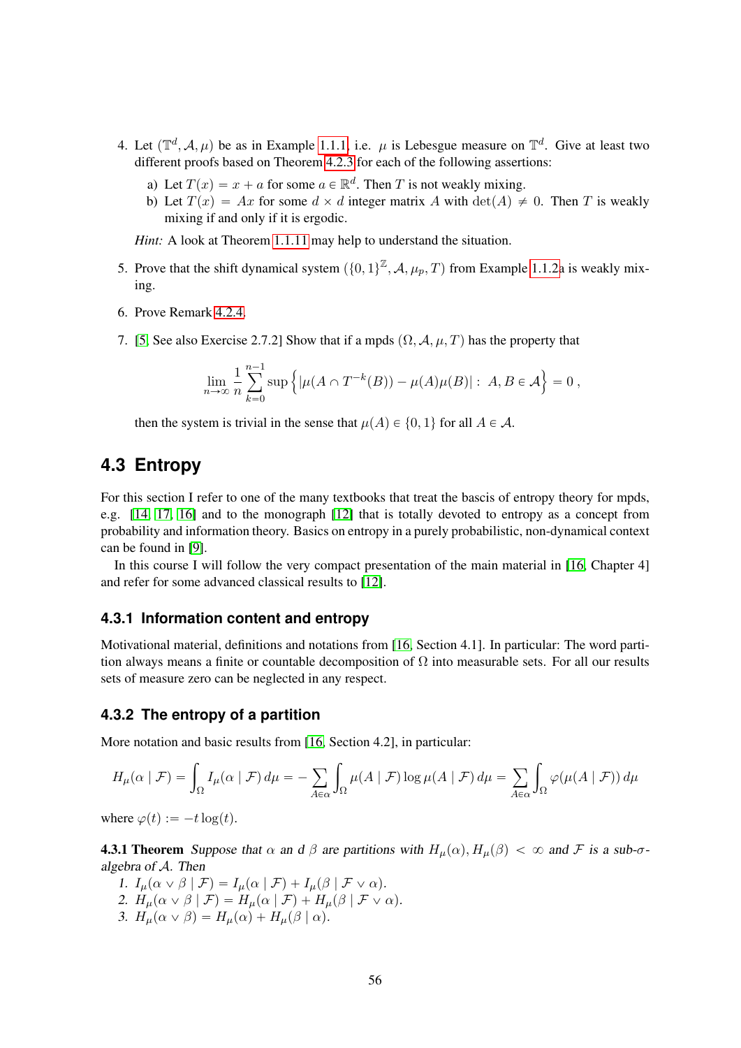4. Let $(\mathbb{T}^d, \mathcal{A}, \mu)$ be as in Example 1.1.1, i.e. $\mu$ is Lebesgue measure on $\mathbb{T}^d$. Give at least two different proofs based on Theorem 4.2.3 for each of the following assertions:

   a) Let $T(x) = x + a$ for some $a \in \mathbb{R}^d$. Then $T$ is not weakly mixing.

   b) Let $T(x) = Ax$ for some $d \times d$ integer matrix $A$ with $\det(A) \neq 0$. Then $T$ is weakly mixing if and only if it is ergodic.

   *Hint:* A look at Theorem 1.1.11 may help to understand the situation.

5. Prove that the shift dynamical system $(\{0,1\}^{\mathbb{Z}}, \mathcal{A}, \mu_p, T)$ from Example 1.1.2a is weakly mixing.

6. Prove Remark 4.2.4.

7. [5, See also Exercise 2.7.2] Show that if a mpds $(\Omega, \mathcal{A}, \mu, T)$ has the property that

$$\lim_{n\to\infty} \frac{1}{n} \sum_{k=0}^{n-1} \sup\left\{|\mu(A \cap T^{-k}(B)) - \mu(A)\mu(B)| : A, B \in \mathcal{A}\right\} = 0\,,$$

   then the system is trivial in the sense that $\mu(A) \in \{0,1\}$ for all $A \in \mathcal{A}$.

## 4.3 Entropy

For this section I refer to one of the many textbooks that treat the bascis of entropy theory for mpds, e.g. [14, 17, 16] and to the monograph [12] that is totally devoted to entropy as a concept from probability and information theory. Basics on entropy in a purely probabilistic, non-dynamical context can be found in [9].

In this course I will follow the very compact presentation of the main material in [16, Chapter 4] and refer for some advanced classical results to [12].

### 4.3.1 Information content and entropy

Motivational material, definitions and notations from [16, Section 4.1]. In particular: The word partition always means a finite or countable decomposition of $\Omega$ into measurable sets. For all our results sets of measure zero can be neglected in any respect.

### 4.3.2 The entropy of a partition

More notation and basic results from [16, Section 4.2], in particular:

$$H_\mu(\alpha \mid \mathcal{F}) = \int_\Omega I_\mu(\alpha \mid \mathcal{F})\, d\mu = -\sum_{A\in\alpha} \int_\Omega \mu(A \mid \mathcal{F}) \log \mu(A \mid \mathcal{F})\, d\mu = \sum_{A\in\alpha} \int_\Omega \varphi(\mu(A \mid \mathcal{F}))\, d\mu$$

where $\varphi(t) := -t\log(t)$.

**4.3.1 Theorem** *Suppose that $\alpha$ an d $\beta$ are partitions with $H_\mu(\alpha), H_\mu(\beta) < \infty$ and $\mathcal{F}$ is a sub-$\sigma$-algebra of $\mathcal{A}$. Then*

1. $I_\mu(\alpha \vee \beta \mid \mathcal{F}) = I_\mu(\alpha \mid \mathcal{F}) + I_\mu(\beta \mid \mathcal{F} \vee \alpha)$.
2. $H_\mu(\alpha \vee \beta \mid \mathcal{F}) = H_\mu(\alpha \mid \mathcal{F}) + H_\mu(\beta \mid \mathcal{F} \vee \alpha)$.
3. $H_\mu(\alpha \vee \beta) = H_\mu(\alpha) + H_\mu(\beta \mid \alpha)$.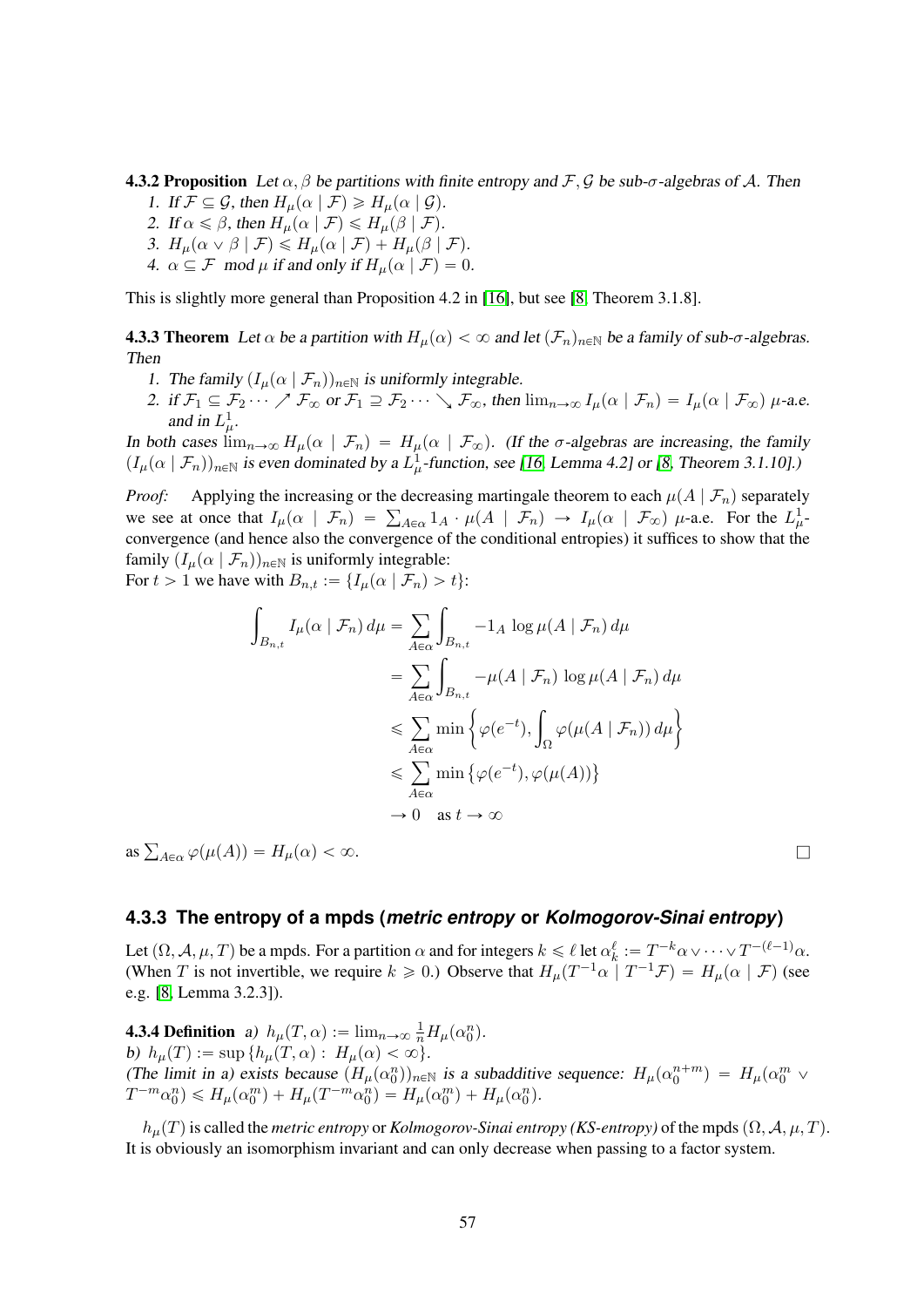**4.3.2 Proposition** *Let $\alpha, \beta$ be partitions with finite entropy and $\mathcal{F}, \mathcal{G}$ be sub-$\sigma$-algebras of $\mathcal{A}$. Then*

1. *If $\mathcal{F} \subseteq \mathcal{G}$, then $H_\mu(\alpha \mid \mathcal{F}) \geqslant H_\mu(\alpha \mid \mathcal{G})$.*
2. *If $\alpha \leqslant \beta$, then $H_\mu(\alpha \mid \mathcal{F}) \leqslant H_\mu(\beta \mid \mathcal{F})$.*
3. *$H_\mu(\alpha \vee \beta \mid \mathcal{F}) \leqslant H_\mu(\alpha \mid \mathcal{F}) + H_\mu(\beta \mid \mathcal{F})$.*
4. *$\alpha \subseteq \mathcal{F} \mod \mu$ if and only if $H_\mu(\alpha \mid \mathcal{F}) = 0$.*

This is slightly more general than Proposition 4.2 in [16], but see [8, Theorem 3.1.8].

**4.3.3 Theorem** *Let $\alpha$ be a partition with $H_\mu(\alpha) < \infty$ and let $(\mathcal{F}_n)_{n\in\mathbb{N}}$ be a family of sub-$\sigma$-algebras. Then*

1. *The family $(I_\mu(\alpha \mid \mathcal{F}_n))_{n\in\mathbb{N}}$ is uniformly integrable.*
2. *if $\mathcal{F}_1 \subseteq \mathcal{F}_2 \cdots \nearrow \mathcal{F}_\infty$ or $\mathcal{F}_1 \supseteq \mathcal{F}_2 \cdots \searrow \mathcal{F}_\infty$, then $\lim_{n\to\infty} I_\mu(\alpha \mid \mathcal{F}_n) = I_\mu(\alpha \mid \mathcal{F}_\infty)$ $\mu$-a.e. and in $L^1_\mu$.*

*In both cases $\lim_{n\to\infty} H_\mu(\alpha \mid \mathcal{F}_n) = H_\mu(\alpha \mid \mathcal{F}_\infty)$. (If the $\sigma$-algebras are increasing, the family $(I_\mu(\alpha \mid \mathcal{F}_n))_{n\in\mathbb{N}}$ is even dominated by a $L^1_\mu$-function, see [16, Lemma 4.2] or [8, Theorem 3.1.10].)*

*Proof:* Applying the increasing or the decreasing martingale theorem to each $\mu(A \mid \mathcal{F}_n)$ separately we see at once that $I_\mu(\alpha \mid \mathcal{F}_n) = \sum_{A\in\alpha} 1_A \cdot \mu(A \mid \mathcal{F}_n) \to I_\mu(\alpha \mid \mathcal{F}_\infty)$ $\mu$-a.e. For the $L^1_\mu$-convergence (and hence also the convergence of the conditional entropies) it suffices to show that the family $(I_\mu(\alpha \mid \mathcal{F}_n))_{n\in\mathbb{N}}$ is uniformly integrable:
For $t > 1$ we have with $B_{n,t} := \{I_\mu(\alpha \mid \mathcal{F}_n) > t\}$:

$$
\begin{aligned}
\int_{B_{n,t}} I_\mu(\alpha \mid \mathcal{F}_n)\, d\mu &= \sum_{A\in\alpha} \int_{B_{n,t}} -1_A \log \mu(A \mid \mathcal{F}_n)\, d\mu \\
&= \sum_{A\in\alpha} \int_{B_{n,t}} -\mu(A \mid \mathcal{F}_n) \log \mu(A \mid \mathcal{F}_n)\, d\mu \\
&\leqslant \sum_{A\in\alpha} \min\left\{\varphi(e^{-t}), \int_\Omega \varphi(\mu(A \mid \mathcal{F}_n))\, d\mu\right\} \\
&\leqslant \sum_{A\in\alpha} \min\left\{\varphi(e^{-t}), \varphi(\mu(A))\right\} \\
&\to 0 \quad \text{as } t \to \infty
\end{aligned}
$$

as $\sum_{A\in\alpha} \varphi(\mu(A)) = H_\mu(\alpha) < \infty$. $\square$

### 4.3.3 The entropy of a mpds (*metric entropy* or *Kolmogorov-Sinai entropy*)

Let $(\Omega, \mathcal{A}, \mu, T)$ be a mpds. For a partition $\alpha$ and for integers $k \leqslant \ell$ let $\alpha_k^\ell := T^{-k}\alpha \vee \cdots \vee T^{-(\ell-1)}\alpha$. (When $T$ is not invertible, we require $k \geqslant 0$.) Observe that $H_\mu(T^{-1}\alpha \mid T^{-1}\mathcal{F}) = H_\mu(\alpha \mid \mathcal{F})$ (see e.g. [8, Lemma 3.2.3]).

**4.3.4 Definition** *a)* $h_\mu(T, \alpha) := \lim_{n\to\infty} \frac{1}{n} H_\mu(\alpha_0^n)$.
*b)* $h_\mu(T) := \sup\{h_\mu(T, \alpha) : H_\mu(\alpha) < \infty\}$.
*(The limit in a) exists because $(H_\mu(\alpha_0^n))_{n\in\mathbb{N}}$ is a subadditive sequence: $H_\mu(\alpha_0^{n+m}) = H_\mu(\alpha_0^m \vee T^{-m}\alpha_0^n) \leqslant H_\mu(\alpha_0^m) + H_\mu(T^{-m}\alpha_0^n) = H_\mu(\alpha_0^m) + H_\mu(\alpha_0^n)$.*

$h_\mu(T)$ is called the *metric entropy* or *Kolmogorov-Sinai entropy (KS-entropy)* of the mpds $(\Omega, \mathcal{A}, \mu, T)$. It is obviously an isomorphism invariant and can only decrease when passing to a factor system.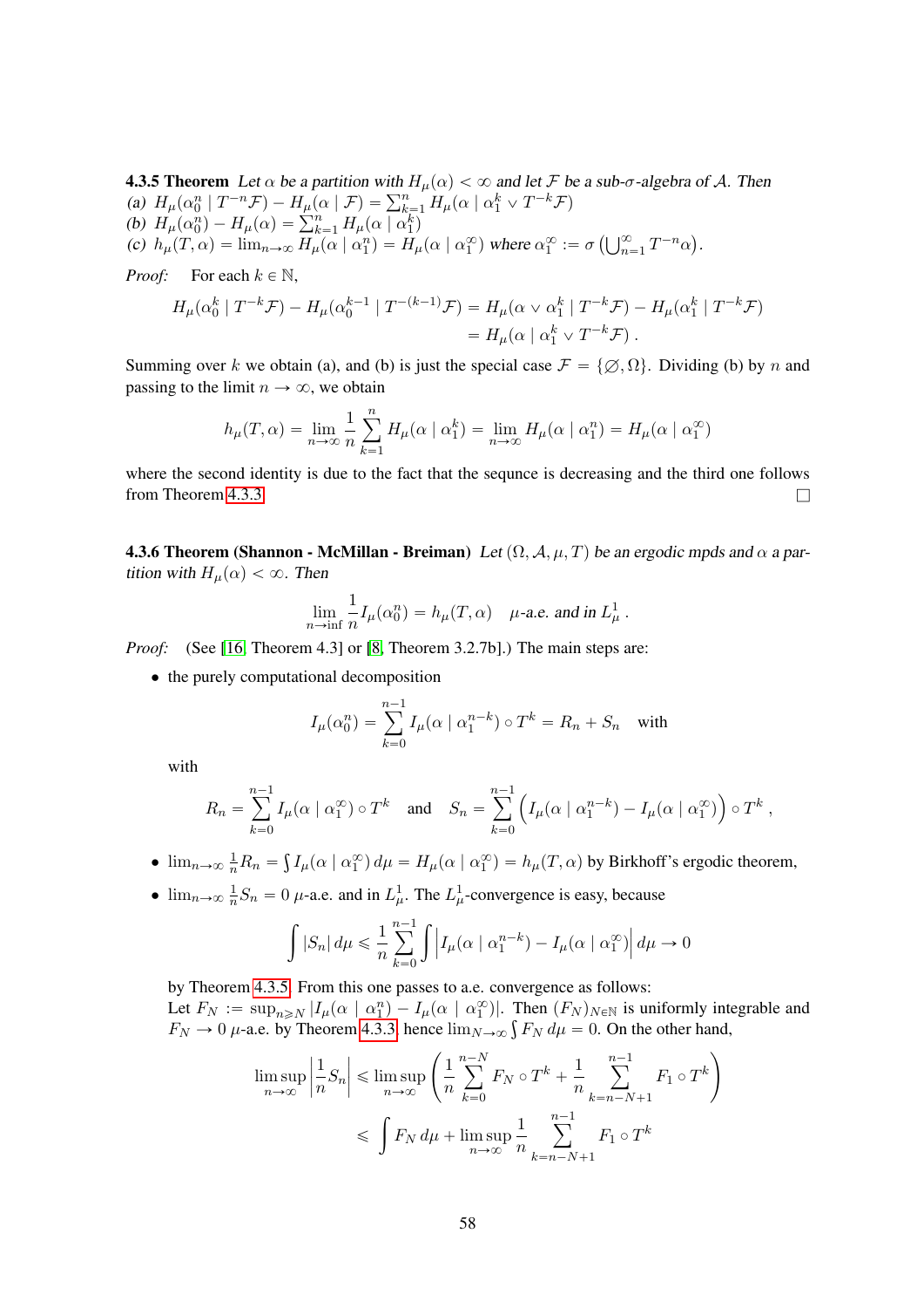**4.3.5 Theorem** *Let $\alpha$ be a partition with $H_\mu(\alpha) < \infty$ and let $\mathcal{F}$ be a sub-$\sigma$-algebra of $\mathcal{A}$. Then*
*(a)* $H_\mu(\alpha_0^n \mid T^{-n}\mathcal{F}) - H_\mu(\alpha \mid \mathcal{F}) = \sum_{k=1}^n H_\mu(\alpha \mid \alpha_1^k \vee T^{-k}\mathcal{F})$
*(b)* $H_\mu(\alpha_0^n) - H_\mu(\alpha) = \sum_{k=1}^n H_\mu(\alpha \mid \alpha_1^k)$
*(c)* $h_\mu(T, \alpha) = \lim_{n\to\infty} H_\mu(\alpha \mid \alpha_1^n) = H_\mu(\alpha \mid \alpha_1^\infty)$ *where* $\alpha_1^\infty := \sigma\left(\bigcup_{n=1}^\infty T^{-n}\alpha\right)$.

*Proof:* For each $k \in \mathbb{N}$,

$$H_\mu(\alpha_0^k \mid T^{-k}\mathcal{F}) - H_\mu(\alpha_0^{k-1} \mid T^{-(k-1)}\mathcal{F}) = H_\mu(\alpha \vee \alpha_1^k \mid T^{-k}\mathcal{F}) - H_\mu(\alpha_1^k \mid T^{-k}\mathcal{F})$$
$$= H_\mu(\alpha \mid \alpha_1^k \vee T^{-k}\mathcal{F}) .$$

Summing over $k$ we obtain (a), and (b) is just the special case $\mathcal{F} = \{\varnothing, \Omega\}$. Dividing (b) by $n$ and passing to the limit $n \to \infty$, we obtain

$$h_\mu(T, \alpha) = \lim_{n\to\infty} \frac{1}{n} \sum_{k=1}^n H_\mu(\alpha \mid \alpha_1^k) = \lim_{n\to\infty} H_\mu(\alpha \mid \alpha_1^n) = H_\mu(\alpha \mid \alpha_1^\infty)$$

where the second identity is due to the fact that the sequnce is decreasing and the third one follows from Theorem 4.3.3. □

**4.3.6 Theorem (Shannon - McMillan - Breiman)** *Let $(\Omega, \mathcal{A}, \mu, T)$ be an ergodic mpds and $\alpha$ a partition with $H_\mu(\alpha) < \infty$. Then*

$$\lim_{n\to\inf} \frac{1}{n} I_\mu(\alpha_0^n) = h_\mu(T, \alpha) \quad \mu\text{-a.e. and in } L^1_\mu .$$

*Proof:* (See [16, Theorem 4.3] or [8, Theorem 3.2.7b].) The main steps are:

- the purely computational decomposition

$$I_\mu(\alpha_0^n) = \sum_{k=0}^{n-1} I_\mu(\alpha \mid \alpha_1^{n-k}) \circ T^k = R_n + S_n \quad \text{with}$$

  with

$$R_n = \sum_{k=0}^{n-1} I_\mu(\alpha \mid \alpha_1^\infty) \circ T^k \quad \text{and} \quad S_n = \sum_{k=0}^{n-1} \left( I_\mu(\alpha \mid \alpha_1^{n-k}) - I_\mu(\alpha \mid \alpha_1^\infty) \right) \circ T^k ,$$

- $\lim_{n\to\infty} \frac{1}{n} R_n = \int I_\mu(\alpha \mid \alpha_1^\infty)\, d\mu = H_\mu(\alpha \mid \alpha_1^\infty) = h_\mu(T, \alpha)$ by Birkhoff's ergodic theorem,
- $\lim_{n\to\infty} \frac{1}{n} S_n = 0$ $\mu$-a.e. and in $L^1_\mu$. The $L^1_\mu$-convergence is easy, because

$$\int |S_n|\, d\mu \leqslant \frac{1}{n} \sum_{k=0}^{n-1} \int \left| I_\mu(\alpha \mid \alpha_1^{n-k}) - I_\mu(\alpha \mid \alpha_1^\infty) \right| d\mu \to 0$$

  by Theorem 4.3.5. From this one passes to a.e. convergence as follows:
  Let $F_N := \sup_{n \geqslant N} |I_\mu(\alpha \mid \alpha_1^n) - I_\mu(\alpha \mid \alpha_1^\infty)|$. Then $(F_N)_{N\in\mathbb{N}}$ is uniformly integrable and $F_N \to 0$ $\mu$-a.e. by Theorem 4.3.3 hence $\lim_{N\to\infty} \int F_N\, d\mu = 0$. On the other hand,

$$\limsup_{n\to\infty} \left| \frac{1}{n} S_n \right| \leqslant \limsup_{n\to\infty} \left( \frac{1}{n} \sum_{k=0}^{n-N} F_N \circ T^k + \frac{1}{n} \sum_{k=n-N+1}^{n-1} F_1 \circ T^k \right)$$
$$\leqslant \int F_N\, d\mu + \limsup_{n\to\infty} \frac{1}{n} \sum_{k=n-N+1}^{n-1} F_1 \circ T^k$$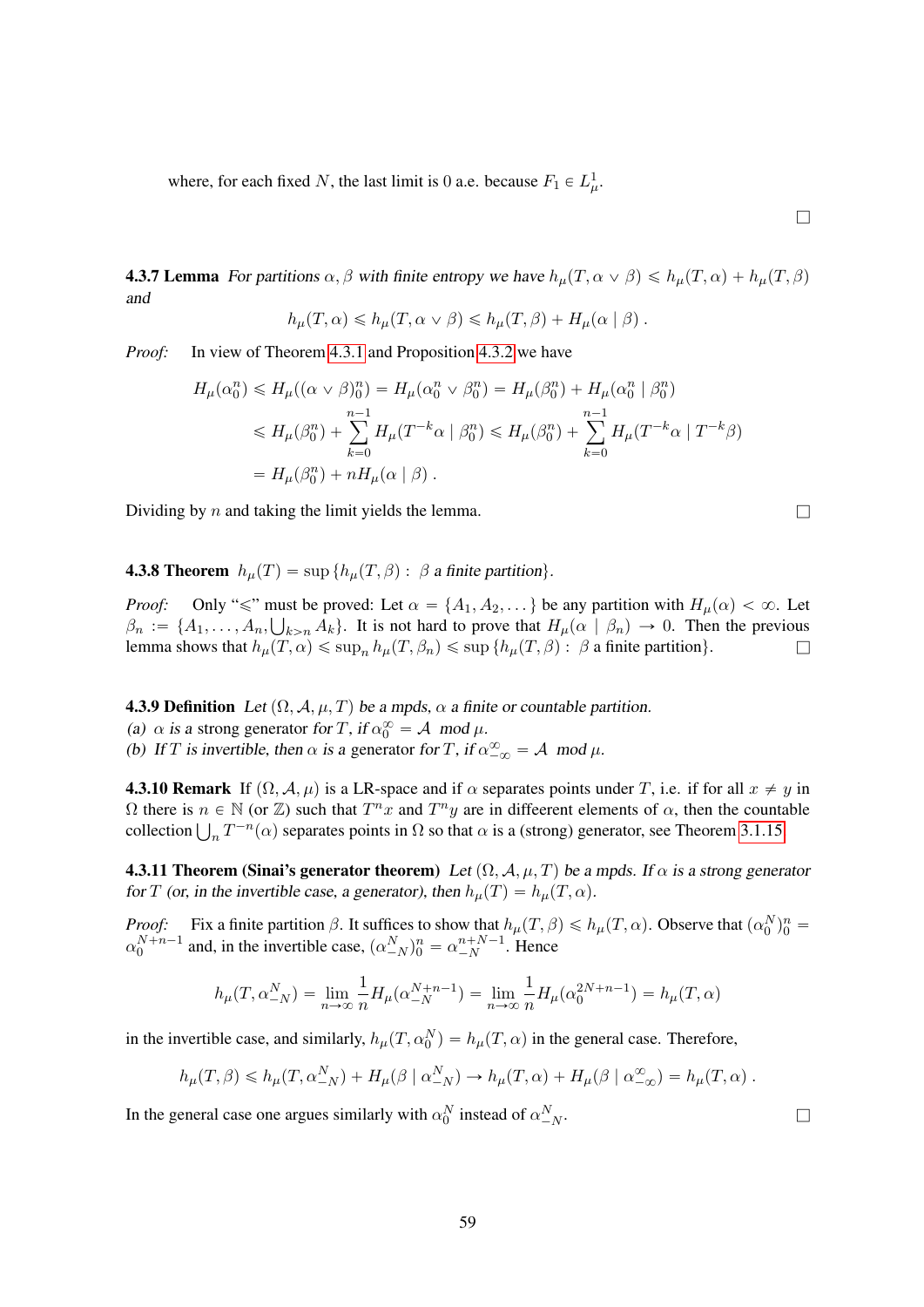where, for each fixed $N$, the last limit is 0 a.e. because $F_1 \in L^1_\mu$.

□

**4.3.7 Lemma** *For partitions $\alpha, \beta$ with finite entropy we have $h_\mu(T, \alpha \vee \beta) \leqslant h_\mu(T, \alpha) + h_\mu(T, \beta)$ and*

$$h_\mu(T, \alpha) \leqslant h_\mu(T, \alpha \vee \beta) \leqslant h_\mu(T, \beta) + H_\mu(\alpha \mid \beta)\ .$$

*Proof:* In view of Theorem 4.3.1 and Proposition 4.3.2 we have

$$\begin{aligned}
H_\mu(\alpha_0^n) &\leqslant H_\mu((\alpha \vee \beta)_0^n) = H_\mu(\alpha_0^n \vee \beta_0^n) = H_\mu(\beta_0^n) + H_\mu(\alpha_0^n \mid \beta_0^n) \\
&\leqslant H_\mu(\beta_0^n) + \sum_{k=0}^{n-1} H_\mu(T^{-k}\alpha \mid \beta_0^n) \leqslant H_\mu(\beta_0^n) + \sum_{k=0}^{n-1} H_\mu(T^{-k}\alpha \mid T^{-k}\beta) \\
&= H_\mu(\beta_0^n) + nH_\mu(\alpha \mid \beta)\ .
\end{aligned}$$

Dividing by $n$ and taking the limit yields the lemma. □

**4.3.8 Theorem** $h_\mu(T) = \sup\{h_\mu(T, \beta) :\ \beta$ *a finite partition*$\}$.

*Proof:* Only "$\leqslant$" must be proved: Let $\alpha = \{A_1, A_2, \dots\}$ be any partition with $H_\mu(\alpha) < \infty$. Let $\beta_n := \{A_1, \dots, A_n, \bigcup_{k>n} A_k\}$. It is not hard to prove that $H_\mu(\alpha \mid \beta_n) \to 0$. Then the previous lemma shows that $h_\mu(T, \alpha) \leqslant \sup_n h_\mu(T, \beta_n) \leqslant \sup\{h_\mu(T, \beta) :\ \beta$ a finite partition$\}$. □

**4.3.9 Definition** *Let $(\Omega, \mathcal{A}, \mu, T)$ be a mpds, $\alpha$ a finite or countable partition.*
*(a) $\alpha$ is a* strong generator *for $T$, if $\alpha_0^\infty = \mathcal{A} \mod \mu$.*
*(b) If $T$ is invertible, then $\alpha$ is a* generator *for $T$, if $\alpha_{-\infty}^\infty = \mathcal{A} \mod \mu$.*

**4.3.10 Remark** If $(\Omega, \mathcal{A}, \mu)$ is a LR-space and if $\alpha$ separates points under $T$, i.e. if for all $x \neq y$ in $\Omega$ there is $n \in \mathbb{N}$ (or $\mathbb{Z}$) such that $T^n x$ and $T^n y$ are in diffeerent elements of $\alpha$, then the countable collection $\bigcup_n T^{-n}(\alpha)$ separates points in $\Omega$ so that $\alpha$ is a (strong) generator, see Theorem 3.1.15.

**4.3.11 Theorem (Sinai's generator theorem)** *Let $(\Omega, \mathcal{A}, \mu, T)$ be a mpds. If $\alpha$ is a strong generator for $T$ (or, in the invertible case, a generator), then $h_\mu(T) = h_\mu(T, \alpha)$.*

*Proof:* Fix a finite partition $\beta$. It suffices to show that $h_\mu(T, \beta) \leqslant h_\mu(T, \alpha)$. Observe that $(\alpha_0^N)_0^n = \alpha_0^{N+n-1}$ and, in the invertible case, $(\alpha_{-N}^N)_0^n = \alpha_{-N}^{n+N-1}$. Hence

$$h_\mu(T, \alpha_{-N}^N) = \lim_{n\to\infty} \frac{1}{n} H_\mu(\alpha_{-N}^{N+n-1}) = \lim_{n\to\infty} \frac{1}{n} H_\mu(\alpha_0^{2N+n-1}) = h_\mu(T, \alpha)$$

in the invertible case, and similarly, $h_\mu(T, \alpha_0^N) = h_\mu(T, \alpha)$ in the general case. Therefore,

$$h_\mu(T, \beta) \leqslant h_\mu(T, \alpha_{-N}^N) + H_\mu(\beta \mid \alpha_{-N}^N) \to h_\mu(T, \alpha) + H_\mu(\beta \mid \alpha_{-\infty}^\infty) = h_\mu(T, \alpha)\ .$$

In the general case one argues similarly with $\alpha_0^N$ instead of $\alpha_{-N}^N$. □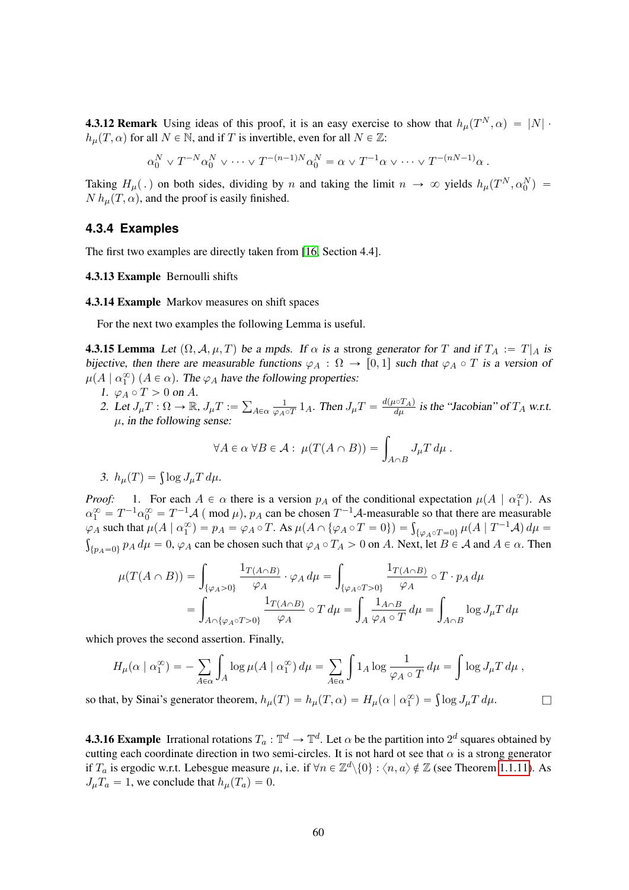**4.3.12 Remark** Using ideas of this proof, it is an easy exercise to show that $h_\mu(T^N, \alpha) = |N| \cdot h_\mu(T, \alpha)$ for all $N \in \mathbb{N}$, and if $T$ is invertible, even for all $N \in \mathbb{Z}$:

$$\alpha_0^N \vee T^{-N}\alpha_0^N \vee \cdots \vee T^{-(n-1)N}\alpha_0^N = \alpha \vee T^{-1}\alpha \vee \cdots \vee T^{-(nN-1)}\alpha\,.$$

Taking $H_\mu(\,.\,)$ on both sides, dividing by $n$ and taking the limit $n \to \infty$ yields $h_\mu(T^N, \alpha_0^N) = N\, h_\mu(T, \alpha)$, and the proof is easily finished.

### 4.3.4 Examples

The first two examples are directly taken from [16, Section 4.4].

**4.3.13 Example** Bernoulli shifts

**4.3.14 Example** Markov measures on shift spaces

For the next two examples the following Lemma is useful.

**4.3.15 Lemma** *Let $(\Omega, \mathcal{A}, \mu, T)$ be a mpds. If $\alpha$ is a* strong *generator for $T$ and if $T_A := T|_A$ is bijective, then there are measurable functions $\varphi_A : \Omega \to [0, 1]$ such that $\varphi_A \circ T$ is a version of $\mu(A \mid \alpha_1^\infty)$ $(A \in \alpha)$. The $\varphi_A$ have the following properties:*

1. *$\varphi_A \circ T > 0$ on $A$.*
2. *Let $J_\mu T : \Omega \to \mathbb{R}$, $J_\mu T := \sum_{A\in\alpha} \frac{1}{\varphi_A \circ T} 1_A$. Then $J_\mu T = \frac{d(\mu\circ T_A)}{d\mu}$ is the "Jacobian" of $T_A$ w.r.t. $\mu$, in the following sense:*

$$\forall A \in \alpha\ \forall B \in \mathcal{A} :\ \mu(T(A \cap B)) = \int_{A\cap B} J_\mu T \, d\mu\,.$$

3. *$h_\mu(T) = \int \log J_\mu T\, d\mu$.*

*Proof:* 1. For each $A \in \alpha$ there is a version $p_A$ of the conditional expectation $\mu(A \mid \alpha_1^\infty)$. As $\alpha_1^\infty = T^{-1}\alpha_0^\infty = T^{-1}\mathcal{A}$ ( mod $\mu$), $p_A$ can be chosen $T^{-1}\mathcal{A}$-measurable so that there are measurable $\varphi_A$ such that $\mu(A \mid \alpha_1^\infty) = p_A = \varphi_A \circ T$. As $\mu(A \cap \{\varphi_A \circ T = 0\}) = \int_{\{\varphi_A\circ T = 0\}} \mu(A \mid T^{-1}\mathcal{A})\, d\mu = \int_{\{p_A = 0\}} p_A \, d\mu = 0$, $\varphi_A$ can be chosen such that $\varphi_A \circ T_A > 0$ on $A$. Next, let $B \in \mathcal{A}$ and $A \in \alpha$. Then

$$\begin{aligned}
\mu(T(A \cap B)) &= \int_{\{\varphi_A > 0\}} \frac{1_{T(A\cap B)}}{\varphi_A} \cdot \varphi_A \, d\mu = \int_{\{\varphi_A \circ T > 0\}} \frac{1_{T(A\cap B)}}{\varphi_A} \circ T \cdot p_A \, d\mu \\
&= \int_{A\cap\{\varphi_A\circ T > 0\}} \frac{1_{T(A\cap B)}}{\varphi_A} \circ T \, d\mu = \int_A \frac{1_{A\cap B}}{\varphi_A \circ T}\, d\mu = \int_{A\cap B} \log J_\mu T \, d\mu
\end{aligned}$$

which proves the second assertion. Finally,

$$H_\mu(\alpha \mid \alpha_1^\infty) = -\sum_{A\in\alpha} \int_A \log \mu(A \mid \alpha_1^\infty)\, d\mu = \sum_{A\in\alpha} \int 1_A \log \frac{1}{\varphi_A \circ T}\, d\mu = \int \log J_\mu T \, d\mu\,,$$

so that, by Sinai's generator theorem, $h_\mu(T) = h_\mu(T, \alpha) = H_\mu(\alpha \mid \alpha_1^\infty) = \int \log J_\mu T\, d\mu$. □

**4.3.16 Example** Irrational rotations $T_a : \mathbb{T}^d \to \mathbb{T}^d$. Let $\alpha$ be the partition into $2^d$ squares obtained by cutting each coordinate direction in two semi-circles. It is not hard ot see that $\alpha$ is a strong generator if $T_a$ is ergodic w.r.t. Lebesgue measure $\mu$, i.e. if $\forall n \in \mathbb{Z}^d \backslash \{0\} : \langle n, a \rangle \notin \mathbb{Z}$ (see Theorem 1.1.11). As $J_\mu T_a = 1$, we conclude that $h_\mu(T_a) = 0$.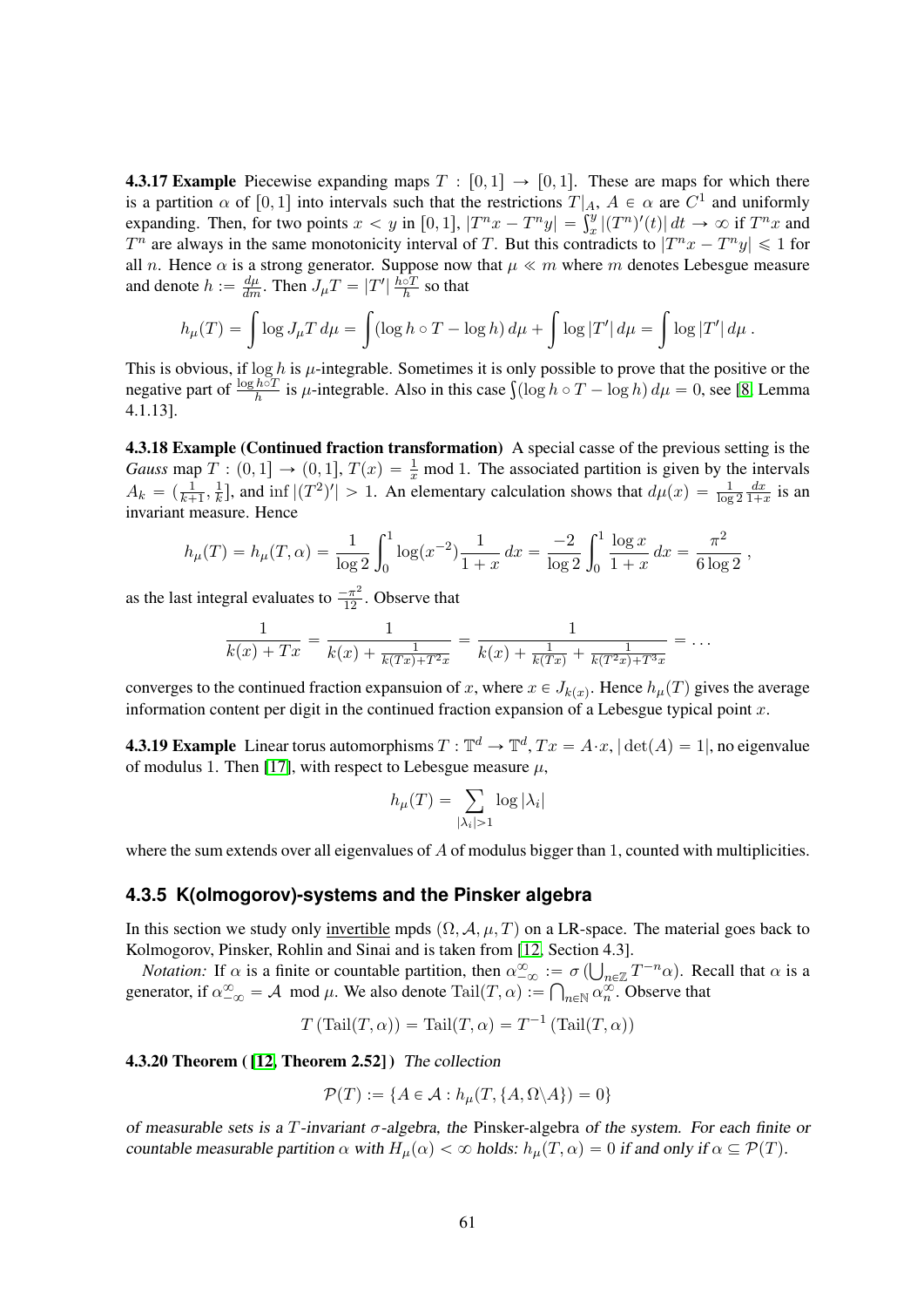**4.3.17 Example** Piecewise expanding maps $T : [0,1] \to [0,1]$. These are maps for which there is a partition $\alpha$ of $[0,1]$ into intervals such that the restrictions $T|_A$, $A \in \alpha$ are $C^1$ and uniformly expanding. Then, for two points $x < y$ in $[0,1]$, $|T^n x - T^n y| = \int_x^y |(T^n)'(t)|\,dt \to \infty$ if $T^n x$ and $T^n$ are always in the same monotonicity interval of $T$. But this contradicts to $|T^n x - T^n y| \leqslant 1$ for all $n$. Hence $\alpha$ is a strong generator. Suppose now that $\mu \ll m$ where $m$ denotes Lebesgue measure and denote $h := \frac{d\mu}{dm}$. Then $J_\mu T = |T'|\,\frac{h\circ T}{h}$ so that

$$h_\mu(T) = \int \log J_\mu T\,d\mu = \int (\log h \circ T - \log h)\,d\mu + \int \log |T'|\,d\mu = \int \log |T'|\,d\mu\,.$$

This is obvious, if $\log h$ is $\mu$-integrable. Sometimes it is only possible to prove that the positive or the negative part of $\frac{\log h\circ T}{h}$ is $\mu$-integrable. Also in this case $\int (\log h \circ T - \log h)\,d\mu = 0$, see [8, Lemma 4.1.13].

**4.3.18 Example (Continued fraction transformation)** A special casse of the previous setting is the *Gauss* map $T : (0,1] \to (0,1]$, $T(x) = \frac{1}{x} \bmod 1$. The associated partition is given by the intervals $A_k = (\frac{1}{k+1}, \frac{1}{k}]$, and $\inf |(T^2)'| > 1$. An elementary calculation shows that $d\mu(x) = \frac{1}{\log 2}\frac{dx}{1+x}$ is an invariant measure. Hence

$$h_\mu(T) = h_\mu(T,\alpha) = \frac{1}{\log 2}\int_0^1 \log(x^{-2})\frac{1}{1+x}\,dx = \frac{-2}{\log 2}\int_0^1 \frac{\log x}{1+x}\,dx = \frac{\pi^2}{6\log 2}\,,$$

as the last integral evaluates to $\frac{-\pi^2}{12}$. Observe that

$$\frac{1}{k(x) + Tx} = \frac{1}{k(x) + \frac{1}{k(Tx)+T^2 x}} = \frac{1}{k(x) + \frac{1}{k(Tx)} + \frac{1}{k(T^2x)+T^3x}} = \dots$$

converges to the continued fraction expansuion of $x$, where $x \in J_{k(x)}$. Hence $h_\mu(T)$ gives the average information content per digit in the continued fraction expansion of a Lebesgue typical point $x$.

**4.3.19 Example** Linear torus automorphisms $T : \mathbb{T}^d \to \mathbb{T}^d$, $Tx = A\cdot x$, $|\det(A) = 1|$, no eigenvalue of modulus 1. Then [17], with respect to Lebesgue measure $\mu$,

$$h_\mu(T) = \sum_{|\lambda_i|>1} \log|\lambda_i|$$

where the sum extends over all eigenvalues of $A$ of modulus bigger than 1, counted with multiplicities.

### 4.3.5 K(olmogorov)-systems and the Pinsker algebra

In this section we study only invertible mpds $(\Omega, \mathcal{A}, \mu, T)$ on a LR-space. The material goes back to Kolmogorov, Pinsker, Rohlin and Sinai and is taken from [12, Section 4.3].

*Notation:* If $\alpha$ is a finite or countable partition, then $\alpha_{-\infty}^{\infty} := \sigma\left(\bigcup_{n\in\mathbb{Z}} T^{-n}\alpha\right)$. Recall that $\alpha$ is a generator, if $\alpha_{-\infty}^{\infty} = \mathcal{A} \mod \mu$. We also denote $\mathrm{Tail}(T,\alpha) := \bigcap_{n\in\mathbb{N}} \alpha_n^{\infty}$. Observe that

$$T\left(\mathrm{Tail}(T,\alpha)\right) = \mathrm{Tail}(T,\alpha) = T^{-1}\left(\mathrm{Tail}(T,\alpha)\right)$$

**4.3.20 Theorem ( [12, Theorem 2.52] )** *The collection*

$$\mathcal{P}(T) := \{A \in \mathcal{A} : h_\mu(T, \{A, \Omega\backslash A\}) = 0\}$$

*of measurable sets is a $T$-invariant $\sigma$-algebra, the* Pinsker-algebra *of the system. For each finite or countable measurable partition $\alpha$ with $H_\mu(\alpha) < \infty$ holds: $h_\mu(T,\alpha) = 0$ if and only if $\alpha \subseteq \mathcal{P}(T)$.*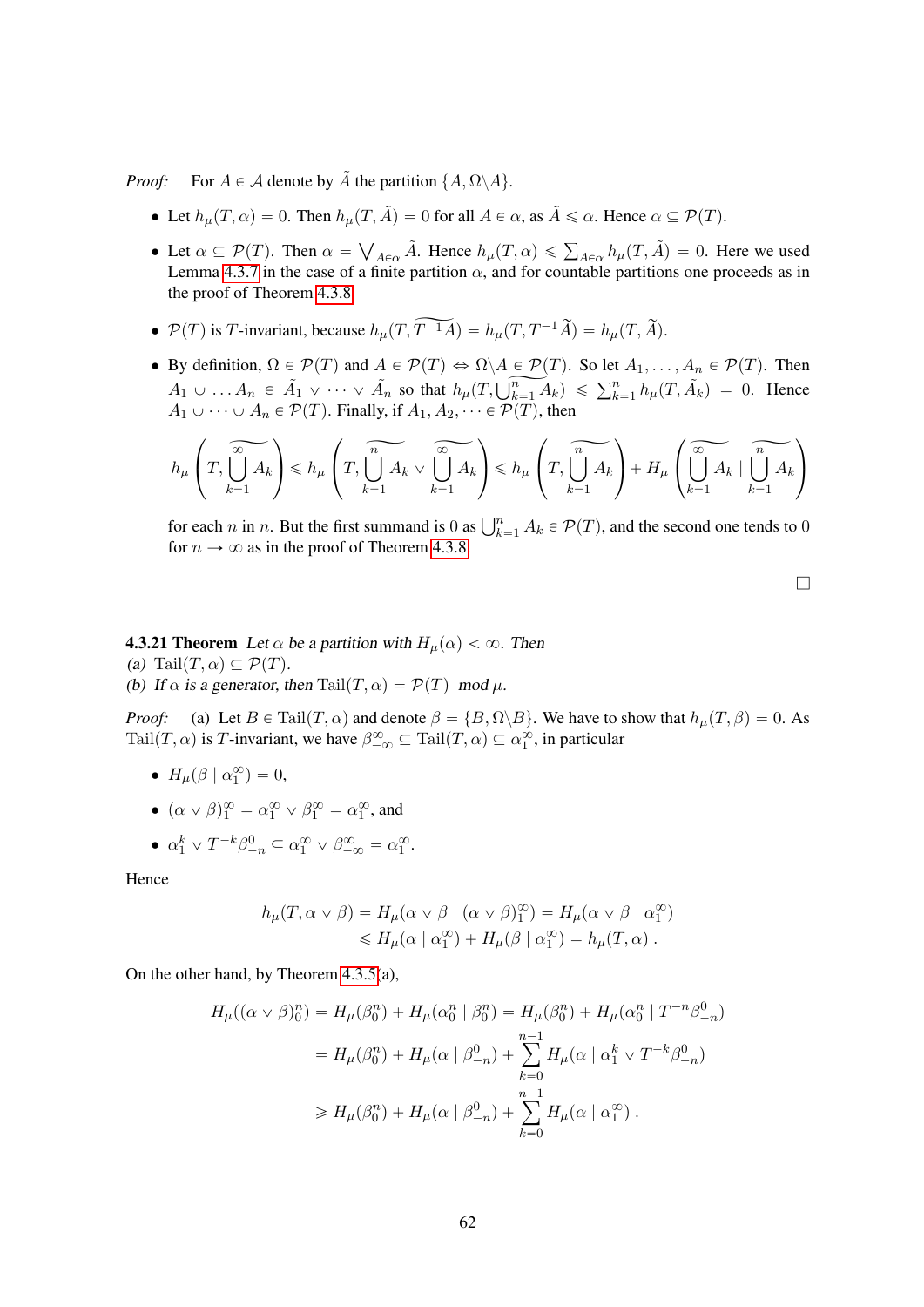*Proof:* For $A \in \mathcal{A}$ denote by $\tilde{A}$ the partition $\{A, \Omega\backslash A\}$.

- Let $h_\mu(T,\alpha) = 0$. Then $h_\mu(T,\tilde{A}) = 0$ for all $A \in \alpha$, as $\tilde{A} \leqslant \alpha$. Hence $\alpha \subseteq \mathcal{P}(T)$.
- Let $\alpha \subseteq \mathcal{P}(T)$. Then $\alpha = \bigvee_{A\in\alpha} \tilde{A}$. Hence $h_\mu(T,\alpha) \leqslant \sum_{A\in\alpha} h_\mu(T,\tilde{A}) = 0$. Here we used Lemma 4.3.7 in the case of a finite partition $\alpha$, and for countable partitions one proceeds as in the proof of Theorem 4.3.8.
- $\mathcal{P}(T)$ is $T$-invariant, because $h_\mu(T,\widetilde{T^{-1}A}) = h_\mu(T,T^{-1}\tilde{A}) = h_\mu(T,\tilde{A})$.
- By definition, $\Omega \in \mathcal{P}(T)$ and $A \in \mathcal{P}(T) \Leftrightarrow \Omega\backslash A \in \mathcal{P}(T)$. So let $A_1,\dots,A_n \in \mathcal{P}(T)$. Then $A_1 \cup \dots A_n \in \tilde{A}_1 \vee \dots \vee \tilde{A}_n$ so that $h_\mu(T,\widetilde{\bigcup_{k=1}^n A_k}) \leqslant \sum_{k=1}^n h_\mu(T,\tilde{A}_k) = 0$. Hence $A_1 \cup \dots \cup A_n \in \mathcal{P}(T)$. Finally, if $A_1, A_2, \dots \in \mathcal{P}(T)$, then

$$h_\mu\left(T,\widetilde{\bigcup_{k=1}^{\infty} A_k}\right) \leqslant h_\mu\left(T,\widetilde{\bigcup_{k=1}^{n} A_k} \vee \widetilde{\bigcup_{k=1}^{\infty} A_k}\right) \leqslant h_\mu\left(T,\widetilde{\bigcup_{k=1}^{n} A_k}\right) + H_\mu\left(\widetilde{\bigcup_{k=1}^{\infty} A_k} \mid \widetilde{\bigcup_{k=1}^{n} A_k}\right)$$

  for each $n$ in $n$. But the first summand is 0 as $\bigcup_{k=1}^n A_k \in \mathcal{P}(T)$, and the second one tends to 0 for $n \to \infty$ as in the proof of Theorem 4.3.8.

□

**4.3.21 Theorem** *Let $\alpha$ be a partition with $H_\mu(\alpha) < \infty$. Then*
*(a) $\mathrm{Tail}(T,\alpha) \subseteq \mathcal{P}(T)$.*
*(b) If $\alpha$ is a generator, then $\mathrm{Tail}(T,\alpha) = \mathcal{P}(T) \mod \mu$.*

*Proof:* (a) Let $B \in \mathrm{Tail}(T,\alpha)$ and denote $\beta = \{B, \Omega\backslash B\}$. We have to show that $h_\mu(T,\beta) = 0$. As $\mathrm{Tail}(T,\alpha)$ is $T$-invariant, we have $\beta_{-\infty}^{\infty} \subseteq \mathrm{Tail}(T,\alpha) \subseteq \alpha_1^\infty$, in particular

- $H_\mu(\beta \mid \alpha_1^\infty) = 0$,
- $(\alpha \vee \beta)_1^\infty = \alpha_1^\infty \vee \beta_1^\infty = \alpha_1^\infty$, and
- $\alpha_1^k \vee T^{-k}\beta_{-n}^0 \subseteq \alpha_1^\infty \vee \beta_{-\infty}^\infty = \alpha_1^\infty$.

Hence

$$\begin{aligned} h_\mu(T,\alpha\vee\beta) &= H_\mu(\alpha\vee\beta \mid (\alpha\vee\beta)_1^\infty) = H_\mu(\alpha\vee\beta \mid \alpha_1^\infty) \\ &\leqslant H_\mu(\alpha \mid \alpha_1^\infty) + H_\mu(\beta \mid \alpha_1^\infty) = h_\mu(T,\alpha)\ . \end{aligned}$$

On the other hand, by Theorem 4.3.5(a),

$$\begin{aligned} H_\mu((\alpha\vee\beta)_0^n) &= H_\mu(\beta_0^n) + H_\mu(\alpha_0^n \mid \beta_0^n) = H_\mu(\beta_0^n) + H_\mu(\alpha_0^n \mid T^{-n}\beta_{-n}^0) \\ &= H_\mu(\beta_0^n) + H_\mu(\alpha \mid \beta_{-n}^0) + \sum_{k=0}^{n-1} H_\mu(\alpha \mid \alpha_1^k \vee T^{-k}\beta_{-n}^0) \\ &\geqslant H_\mu(\beta_0^n) + H_\mu(\alpha \mid \beta_{-n}^0) + \sum_{k=0}^{n-1} H_\mu(\alpha \mid \alpha_1^\infty)\ . \end{aligned}$$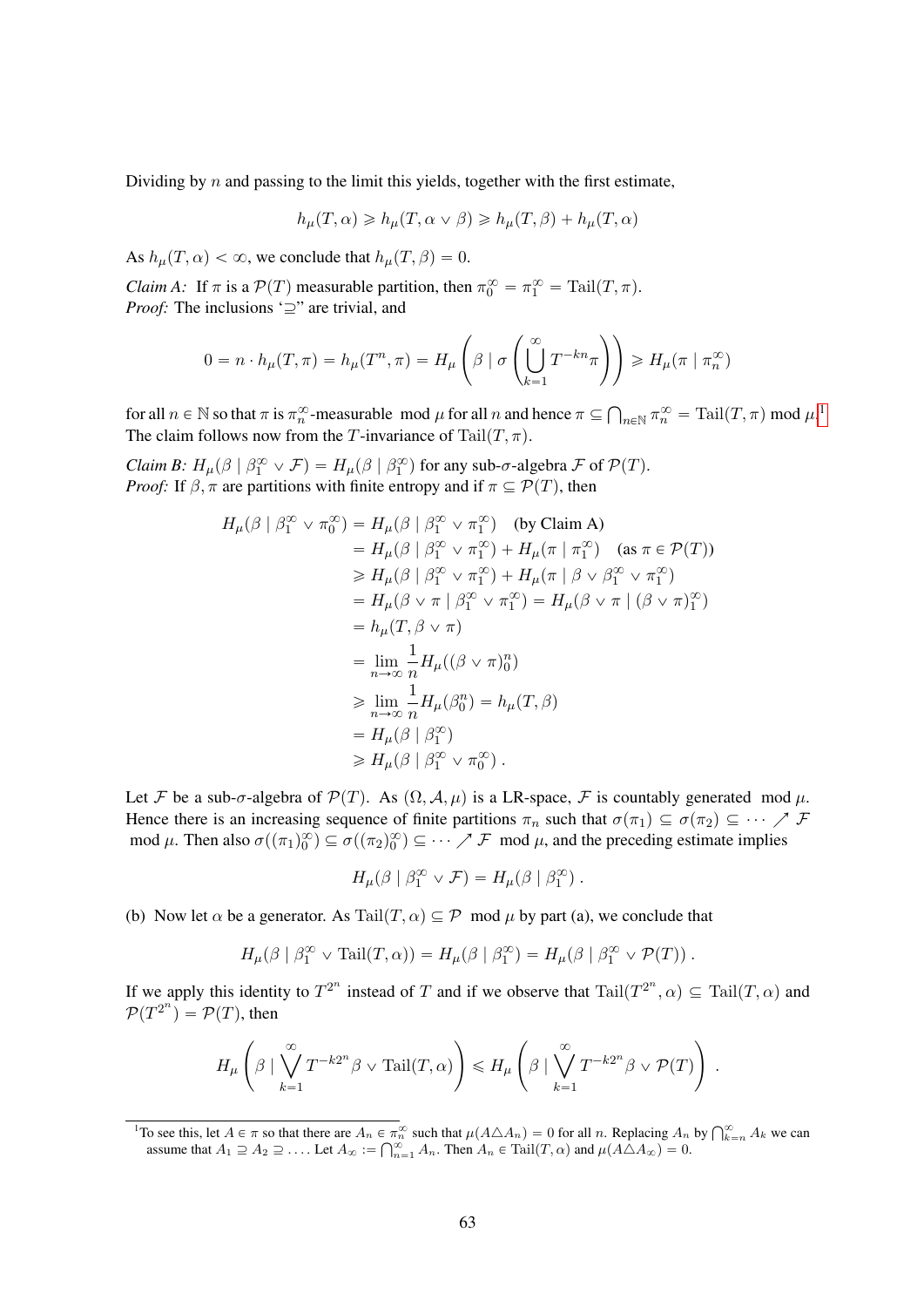Dividing by $n$ and passing to the limit this yields, together with the first estimate,

$$h_\mu(T,\alpha) \geqslant h_\mu(T,\alpha \vee \beta) \geqslant h_\mu(T,\beta) + h_\mu(T,\alpha)$$

As $h_\mu(T,\alpha) < \infty$, we conclude that $h_\mu(T,\beta) = 0$.

*Claim A:* If $\pi$ is a $\mathcal{P}(T)$ measurable partition, then $\pi_0^\infty = \pi_1^\infty = \mathrm{Tail}(T,\pi)$.
*Proof:* The inclusions '$\supseteq$' are trivial, and

$$0 = n \cdot h_\mu(T,\pi) = h_\mu(T^n,\pi) = H_\mu\left(\beta \mid \sigma\left(\bigcup_{k=1}^\infty T^{-kn}\pi\right)\right) \geqslant H_\mu(\pi \mid \pi_n^\infty)$$

for all $n \in \mathbb{N}$ so that $\pi$ is $\pi_n^\infty$-measurable mod $\mu$ for all $n$ and hence $\pi \subseteq \bigcap_{n\in\mathbb{N}} \pi_n^\infty = \mathrm{Tail}(T,\pi)$ mod $\mu$.[1] The claim follows now from the $T$-invariance of $\mathrm{Tail}(T,\pi)$.

*Claim B:* $H_\mu(\beta \mid \beta_1^\infty \vee \mathcal{F}) = H_\mu(\beta \mid \beta_1^\infty)$ for any sub-$\sigma$-algebra $\mathcal{F}$ of $\mathcal{P}(T)$.
*Proof:* If $\beta, \pi$ are partitions with finite entropy and if $\pi \subseteq \mathcal{P}(T)$, then

$$\begin{aligned}
H_\mu(\beta \mid \beta_1^\infty \vee \pi_0^\infty) &= H_\mu(\beta \mid \beta_1^\infty \vee \pi_1^\infty) \quad \text{(by Claim A)}\\
&= H_\mu(\beta \mid \beta_1^\infty \vee \pi_1^\infty) + H_\mu(\pi \mid \pi_1^\infty) \quad (\text{as } \pi \in \mathcal{P}(T))\\
&\geqslant H_\mu(\beta \mid \beta_1^\infty \vee \pi_1^\infty) + H_\mu(\pi \mid \beta \vee \beta_1^\infty \vee \pi_1^\infty)\\
&= H_\mu(\beta \vee \pi \mid \beta_1^\infty \vee \pi_1^\infty) = H_\mu(\beta \vee \pi \mid (\beta \vee \pi)_1^\infty)\\
&= h_\mu(T, \beta \vee \pi)\\
&= \lim_{n\to\infty} \frac{1}{n} H_\mu((\beta \vee \pi)_0^n)\\
&\geqslant \lim_{n\to\infty} \frac{1}{n} H_\mu(\beta_0^n) = h_\mu(T,\beta)\\
&= H_\mu(\beta \mid \beta_1^\infty)\\
&\geqslant H_\mu(\beta \mid \beta_1^\infty \vee \pi_0^\infty)\,.
\end{aligned}$$

Let $\mathcal{F}$ be a sub-$\sigma$-algebra of $\mathcal{P}(T)$. As $(\Omega,\mathcal{A},\mu)$ is a LR-space, $\mathcal{F}$ is countably generated mod $\mu$. Hence there is an increasing sequence of finite partitions $\pi_n$ such that $\sigma(\pi_1) \subseteq \sigma(\pi_2) \subseteq \dots \nearrow \mathcal{F}$ mod $\mu$. Then also $\sigma((\pi_1)_0^\infty) \subseteq \sigma((\pi_2)_0^\infty) \subseteq \dots \nearrow \mathcal{F}$ mod $\mu$, and the preceding estimate implies

$$H_\mu(\beta \mid \beta_1^\infty \vee \mathcal{F}) = H_\mu(\beta \mid \beta_1^\infty)\,.$$

(b) Now let $\alpha$ be a generator. As $\mathrm{Tail}(T,\alpha) \subseteq \mathcal{P}$ mod $\mu$ by part (a), we conclude that

$$H_\mu(\beta \mid \beta_1^\infty \vee \mathrm{Tail}(T,\alpha)) = H_\mu(\beta \mid \beta_1^\infty) = H_\mu(\beta \mid \beta_1^\infty \vee \mathcal{P}(T))\,.$$

If we apply this identity to $T^{2^n}$ instead of $T$ and if we observe that $\mathrm{Tail}(T^{2^n},\alpha) \subseteq \mathrm{Tail}(T,\alpha)$ and $\mathcal{P}(T^{2^n}) = \mathcal{P}(T)$, then

$$H_\mu\left(\beta \mid \bigvee_{k=1}^\infty T^{-k2^n}\beta \vee \mathrm{Tail}(T,\alpha)\right) \leqslant H_\mu\left(\beta \mid \bigvee_{k=1}^\infty T^{-k2^n}\beta \vee \mathcal{P}(T)\right)\,.$$

[1] To see this, let $A \in \pi$ so that there are $A_n \in \pi_n^\infty$ such that $\mu(A \triangle A_n) = 0$ for all $n$. Replacing $A_n$ by $\bigcap_{k=n}^\infty A_k$ we can assume that $A_1 \supseteq A_2 \supseteq \dots$. Let $A_\infty := \bigcap_{n=1}^\infty A_n$. Then $A_n \in \mathrm{Tail}(T,\alpha)$ and $\mu(A \triangle A_\infty) = 0$.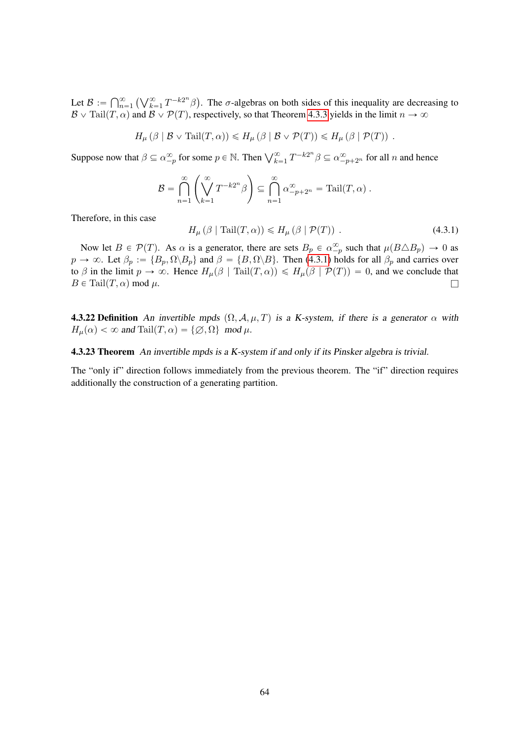Let $\mathcal{B} := \bigcap_{n=1}^{\infty} \left( \bigvee_{k=1}^{\infty} T^{-k2^n} \beta \right)$. The $\sigma$-algebras on both sides of this inequality are decreasing to $\mathcal{B} \vee \operatorname{Tail}(T, \alpha)$ and $\mathcal{B} \vee \mathcal{P}(T)$, respectively, so that Theorem 4.3.3 yields in the limit $n \to \infty$

$$H_\mu \left( \beta \mid \mathcal{B} \vee \operatorname{Tail}(T, \alpha) \right) \leqslant H_\mu \left( \beta \mid \mathcal{B} \vee \mathcal{P}(T) \right) \leqslant H_\mu \left( \beta \mid \mathcal{P}(T) \right) .$$

Suppose now that $\beta \subseteq \alpha_{-p}^{\infty}$ for some $p \in \mathbb{N}$. Then $\bigvee_{k=1}^{\infty} T^{-k2^n} \beta \subseteq \alpha_{-p+2^n}^{\infty}$ for all $n$ and hence

$$\mathcal{B} = \bigcap_{n=1}^{\infty} \left( \bigvee_{k=1}^{\infty} T^{-k2^n} \beta \right) \subseteq \bigcap_{n=1}^{\infty} \alpha_{-p+2^n}^{\infty} = \operatorname{Tail}(T, \alpha) .$$

Therefore, in this case

$$H_\mu \left( \beta \mid \operatorname{Tail}(T, \alpha) \right) \leqslant H_\mu \left( \beta \mid \mathcal{P}(T) \right) . \tag{4.3.1}$$

Now let $B \in \mathcal{P}(T)$. As $\alpha$ is a generator, there are sets $B_p \in \alpha_{-p}^{\infty}$ such that $\mu(B \triangle B_p) \to 0$ as $p \to \infty$. Let $\beta_p := \{B_p, \Omega \backslash B_p\}$ and $\beta = \{B, \Omega \backslash B\}$. Then (4.3.1) holds for all $\beta_p$ and carries over to $\beta$ in the limit $p \to \infty$. Hence $H_\mu(\beta \mid \operatorname{Tail}(T, \alpha)) \leqslant H_\mu(\beta \mid \mathcal{P}(T)) = 0$, and we conclude that $B \in \operatorname{Tail}(T, \alpha) \bmod \mu$. □

**4.3.22 Definition** *An invertible mpds $(\Omega, \mathcal{A}, \mu, T)$ is a K-system, if there is a generator $\alpha$ with $H_\mu(\alpha) < \infty$ and $\operatorname{Tail}(T, \alpha) = \{\varnothing, \Omega\} \bmod \mu$.*

**4.3.23 Theorem** *An invertible mpds is a K-system if and only if its Pinsker algebra is trivial.*

The "only if" direction follows immediately from the previous theorem. The "if" direction requires additionally the construction of a generating partition.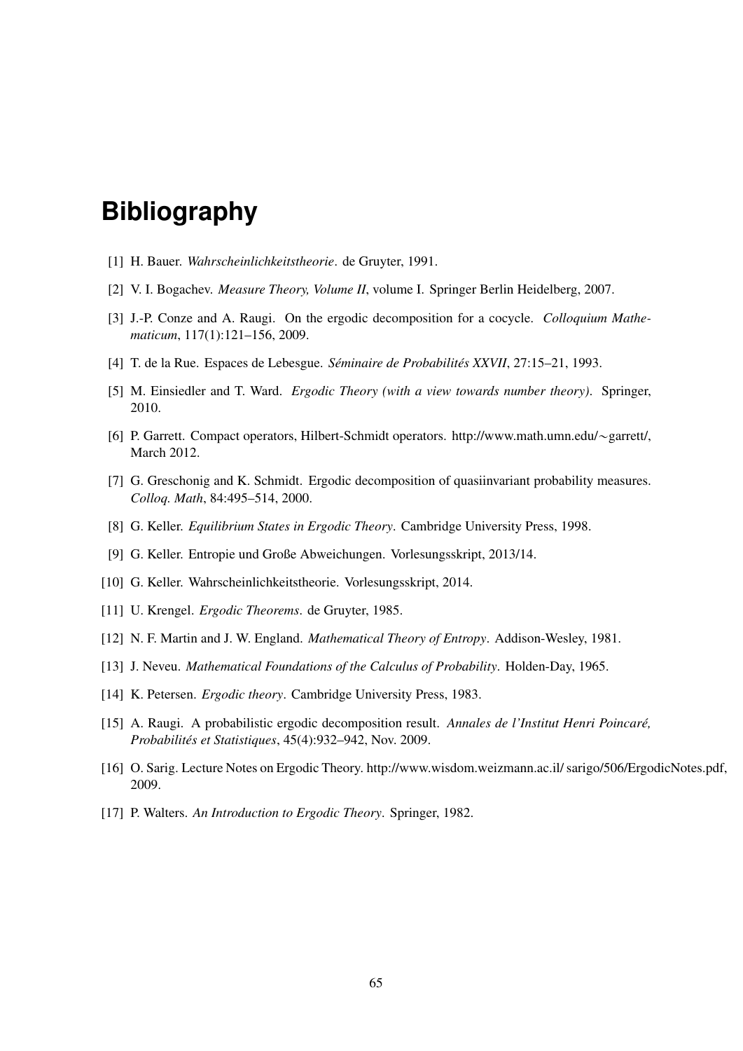# Bibliography

[1] H. Bauer. *Wahrscheinlichkeitstheorie*. de Gruyter, 1991.

[2] V. I. Bogachev. *Measure Theory, Volume II*, volume I. Springer Berlin Heidelberg, 2007.

[3] J.-P. Conze and A. Raugi. On the ergodic decomposition for a cocycle. *Colloquium Mathematicum*, 117(1):121–156, 2009.

[4] T. de la Rue. Espaces de Lebesgue. *Séminaire de Probabilités XXVII*, 27:15–21, 1993.

[5] M. Einsiedler and T. Ward. *Ergodic Theory (with a view towards number theory)*. Springer, 2010.

[6] P. Garrett. Compact operators, Hilbert-Schmidt operators. http://www.math.umn.edu/∼garrett/, March 2012.

[7] G. Greschonig and K. Schmidt. Ergodic decomposition of quasiinvariant probability measures. *Colloq. Math*, 84:495–514, 2000.

[8] G. Keller. *Equilibrium States in Ergodic Theory*. Cambridge University Press, 1998.

[9] G. Keller. Entropie und Große Abweichungen. Vorlesungsskript, 2013/14.

[10] G. Keller. Wahrscheinlichkeitstheorie. Vorlesungsskript, 2014.

[11] U. Krengel. *Ergodic Theorems*. de Gruyter, 1985.

[12] N. F. Martin and J. W. England. *Mathematical Theory of Entropy*. Addison-Wesley, 1981.

[13] J. Neveu. *Mathematical Foundations of the Calculus of Probability*. Holden-Day, 1965.

[14] K. Petersen. *Ergodic theory*. Cambridge University Press, 1983.

[15] A. Raugi. A probabilistic ergodic decomposition result. *Annales de l'Institut Henri Poincaré, Probabilités et Statistiques*, 45(4):932–942, Nov. 2009.

[16] O. Sarig. Lecture Notes on Ergodic Theory. http://www.wisdom.weizmann.ac.il/ sarigo/506/ErgodicNotes.pdf, 2009.

[17] P. Walters. *An Introduction to Ergodic Theory*. Springer, 1982.